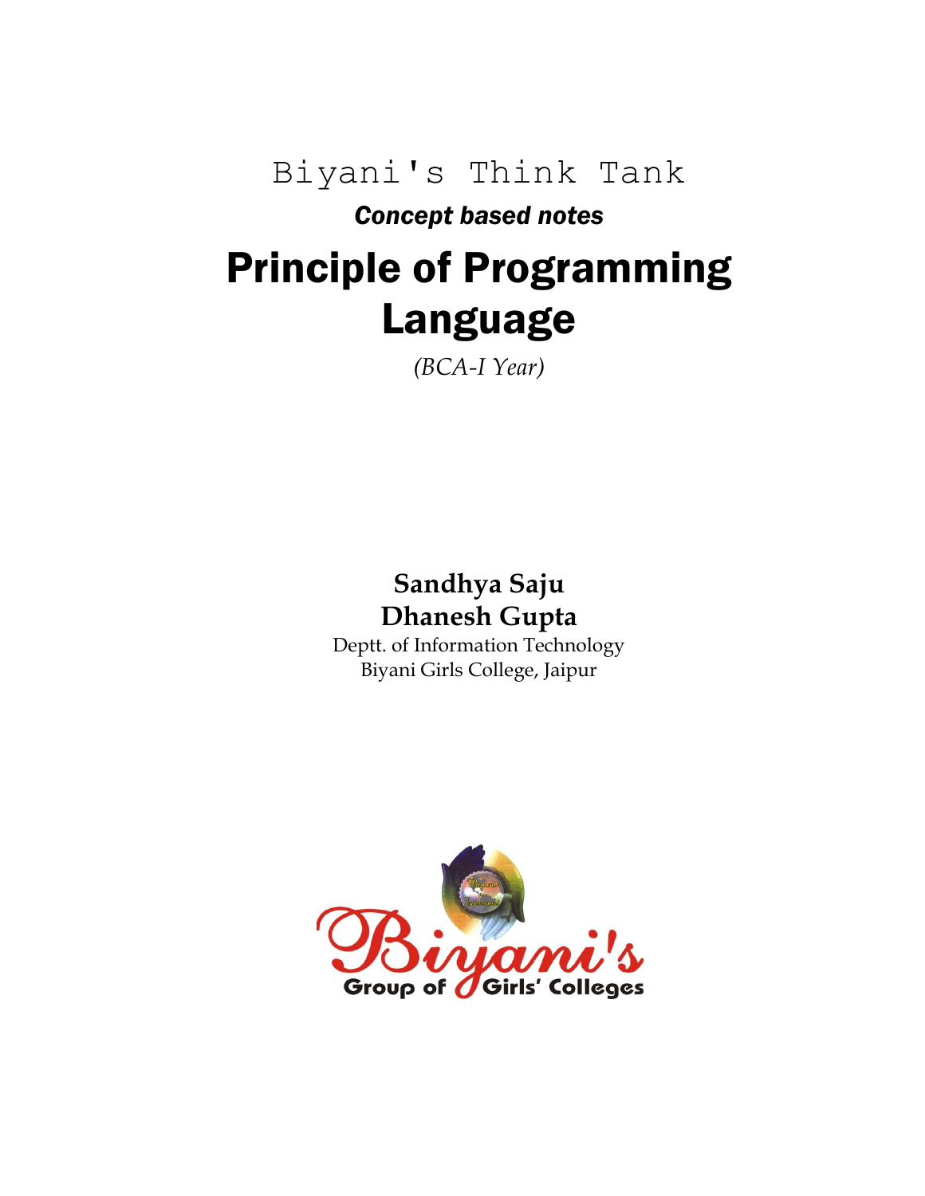Biyani's Think Tank

***Concept based notes***

# Principle of Programming Language

*(BCA-I Year)*

**Sandhya Saju**
**Dhanesh Gupta**
Deptt. of Information Technology
Biyani Girls College, Jaipur

Biyani's
Group of Girls' Colleges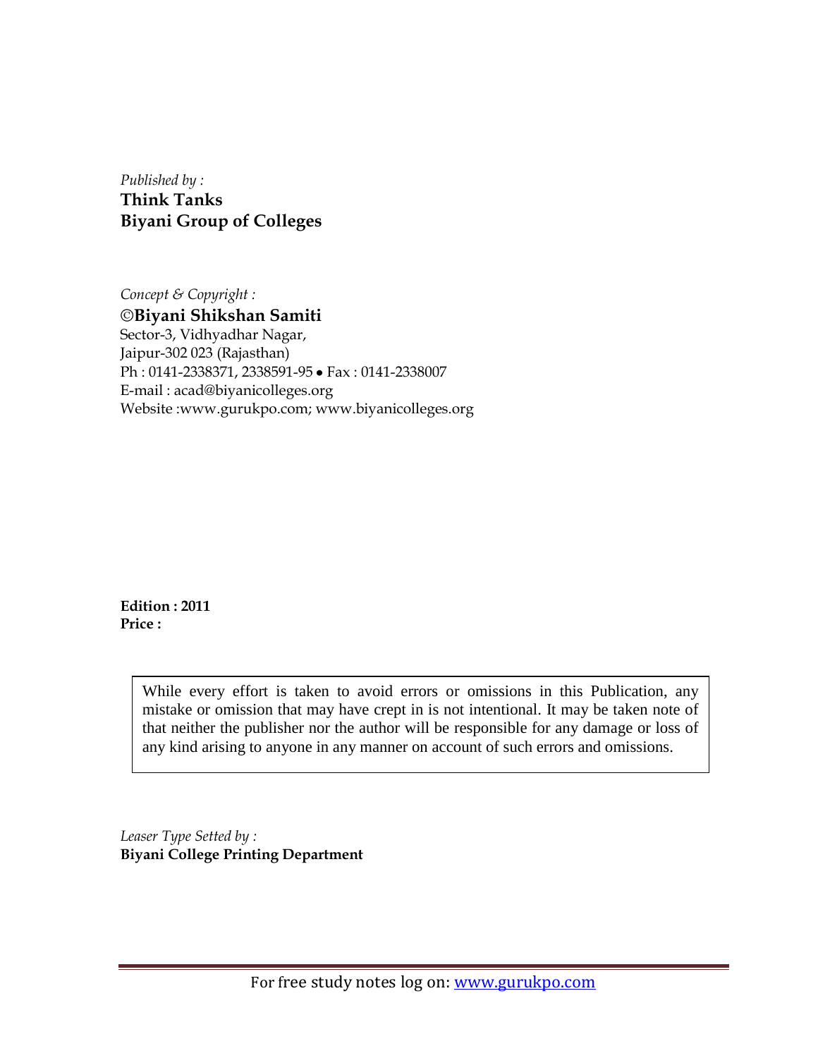*Published by :*

**Think Tanks**
**Biyani Group of Colleges**

*Concept & Copyright :*

**©Biyani Shikshan Samiti**
Sector-3, Vidhyadhar Nagar,
Jaipur-302 023 (Rajasthan)
Ph : 0141-2338371, 2338591-95 • Fax : 0141-2338007
E-mail : acad@biyanicolleges.org
Website :www.gurukpo.com; www.biyanicolleges.org

**Edition : 2011**
**Price :**

While every effort is taken to avoid errors or omissions in this Publication, any mistake or omission that may have crept in is not intentional. It may be taken note of that neither the publisher nor the author will be responsible for any damage or loss of any kind arising to anyone in any manner on account of such errors and omissions.

*Leaser Type Setted by :*
**Biyani College Printing Department**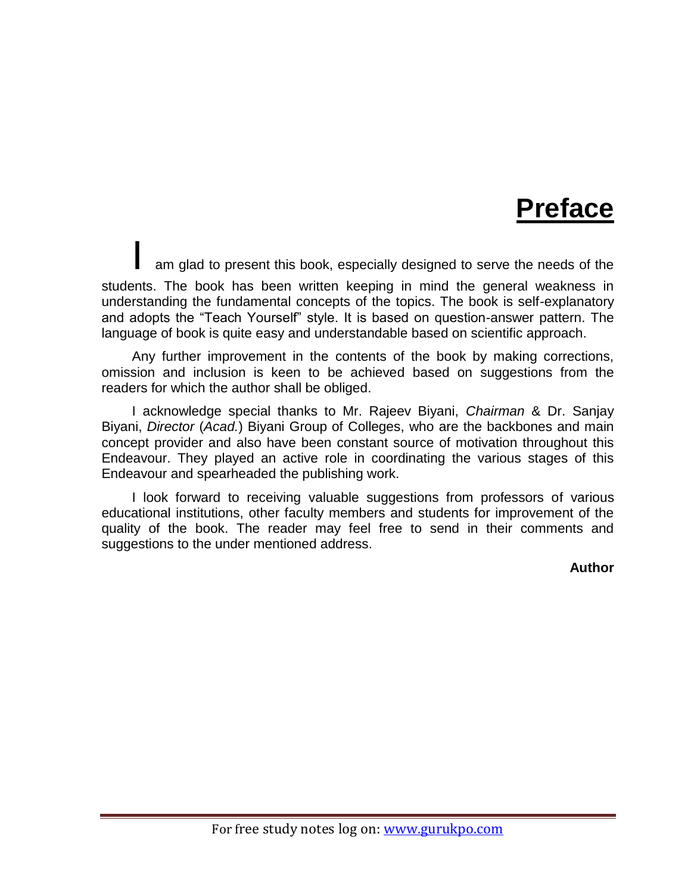# **Preface**

I am glad to present this book, especially designed to serve the needs of the students. The book has been written keeping in mind the general weakness in understanding the fundamental concepts of the topics. The book is self-explanatory and adopts the "Teach Yourself" style. It is based on question-answer pattern. The language of book is quite easy and understandable based on scientific approach.

Any further improvement in the contents of the book by making corrections, omission and inclusion is keen to be achieved based on suggestions from the readers for which the author shall be obliged.

I acknowledge special thanks to Mr. Rajeev Biyani, *Chairman* & Dr. Sanjay Biyani, *Director* (*Acad.*) Biyani Group of Colleges, who are the backbones and main concept provider and also have been constant source of motivation throughout this Endeavour. They played an active role in coordinating the various stages of this Endeavour and spearheaded the publishing work.

I look forward to receiving valuable suggestions from professors of various educational institutions, other faculty members and students for improvement of the quality of the book. The reader may feel free to send in their comments and suggestions to the under mentioned address.

**Author**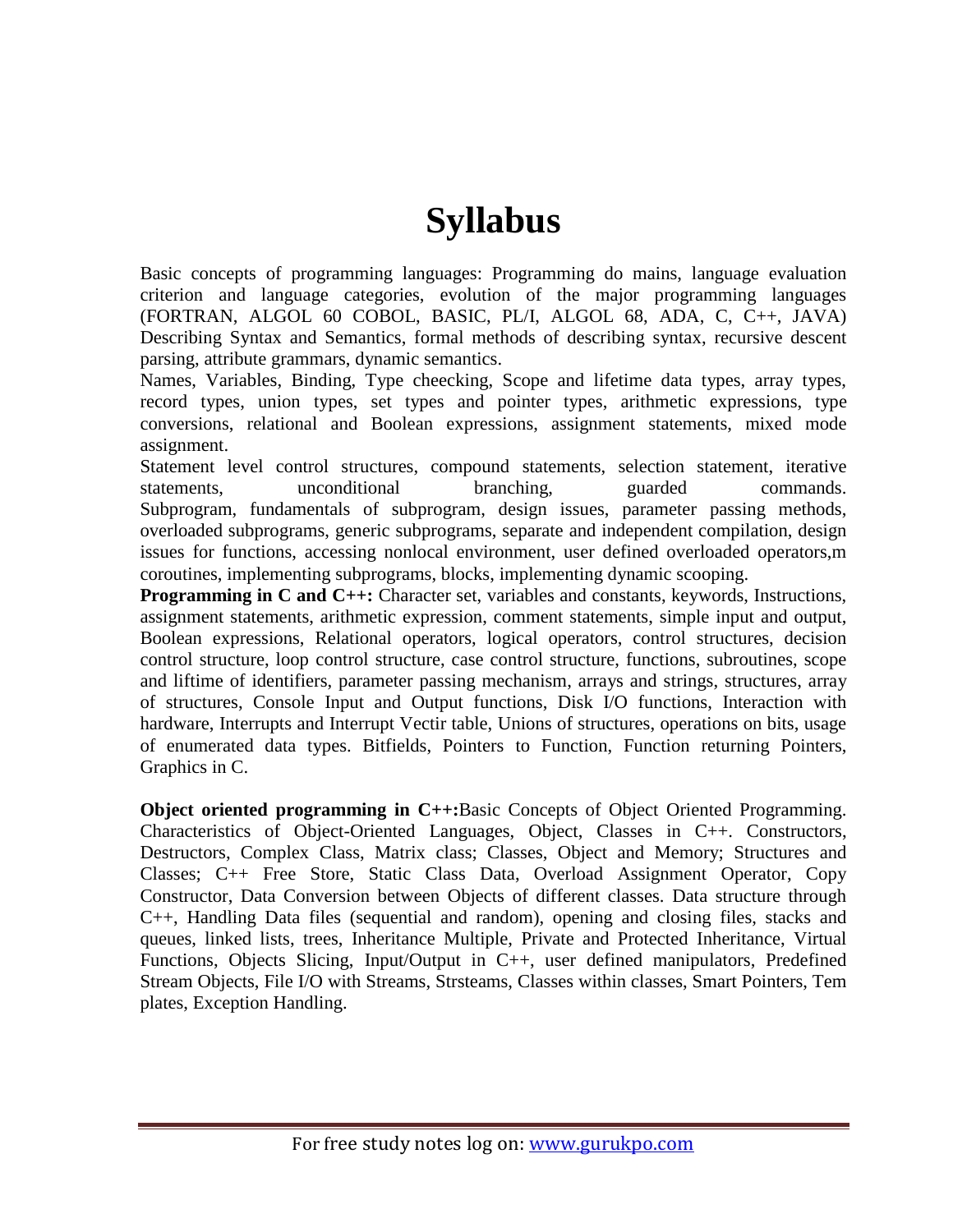# Syllabus

Basic concepts of programming languages: Programming do mains, language evaluation criterion and language categories, evolution of the major programming languages (FORTRAN, ALGOL 60 COBOL, BASIC, PL/I, ALGOL 68, ADA, C, C++, JAVA) Describing Syntax and Semantics, formal methods of describing syntax, recursive descent parsing, attribute grammars, dynamic semantics.

Names, Variables, Binding, Type cheecking, Scope and lifetime data types, array types, record types, union types, set types and pointer types, arithmetic expressions, type conversions, relational and Boolean expressions, assignment statements, mixed mode assignment.

Statement level control structures, compound statements, selection statement, iterative statements, unconditional branching, guarded commands. Subprogram, fundamentals of subprogram, design issues, parameter passing methods, overloaded subprograms, generic subprograms, separate and independent compilation, design issues for functions, accessing nonlocal environment, user defined overloaded operators,m coroutines, implementing subprograms, blocks, implementing dynamic scooping.

**Programming in C and C++:** Character set, variables and constants, keywords, Instructions, assignment statements, arithmetic expression, comment statements, simple input and output, Boolean expressions, Relational operators, logical operators, control structures, decision control structure, loop control structure, case control structure, functions, subroutines, scope and liftime of identifiers, parameter passing mechanism, arrays and strings, structures, array of structures, Console Input and Output functions, Disk I/O functions, Interaction with hardware, Interrupts and Interrupt Vectir table, Unions of structures, operations on bits, usage of enumerated data types. Bitfields, Pointers to Function, Function returning Pointers, Graphics in C.

**Object oriented programming in C++:**Basic Concepts of Object Oriented Programming. Characteristics of Object-Oriented Languages, Object, Classes in C++. Constructors, Destructors, Complex Class, Matrix class; Classes, Object and Memory; Structures and Classes; C++ Free Store, Static Class Data, Overload Assignment Operator, Copy Constructor, Data Conversion between Objects of different classes. Data structure through C++, Handling Data files (sequential and random), opening and closing files, stacks and queues, linked lists, trees, Inheritance Multiple, Private and Protected Inheritance, Virtual Functions, Objects Slicing, Input/Output in C++, user defined manipulators, Predefined Stream Objects, File I/O with Streams, Strsteams, Classes within classes, Smart Pointers, Tem plates, Exception Handling.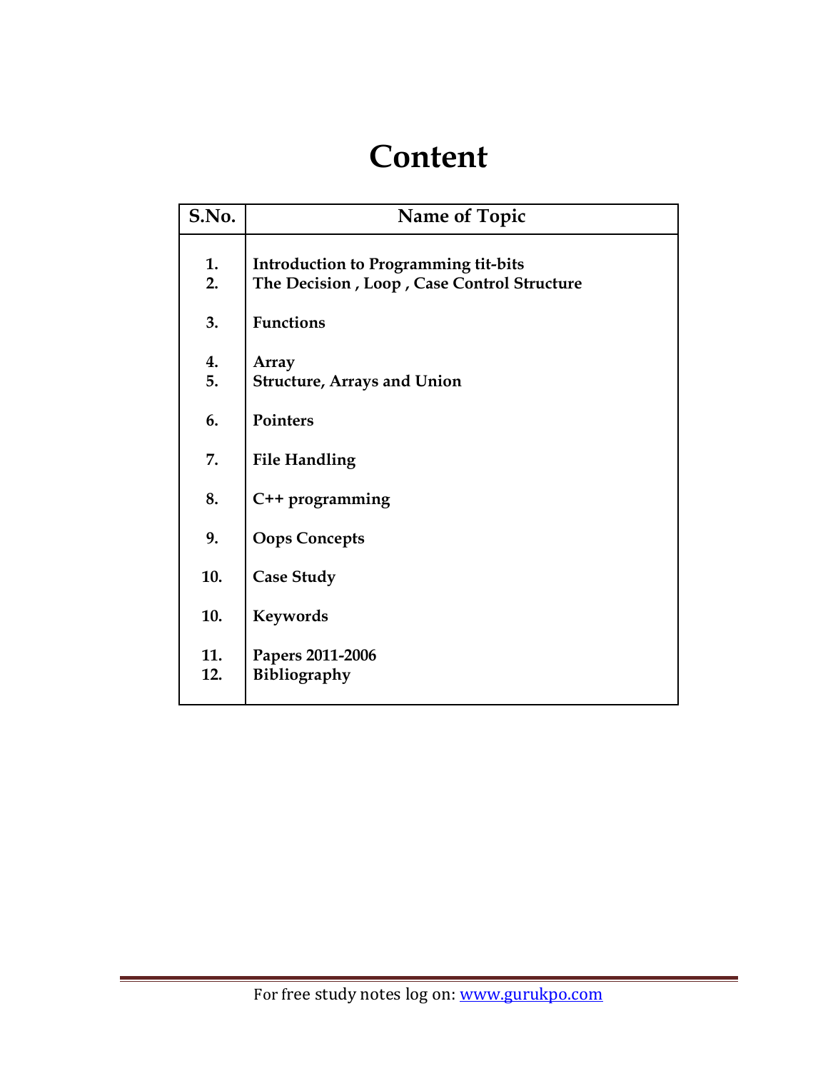# Content

| S.No. | Name of Topic |
|---|---|
| 1. | Introduction to Programming tit-bits |
| 2. | The Decision , Loop , Case Control Structure |
| 3. | Functions |
| 4. | Array |
| 5. | Structure, Arrays and Union |
| 6. | Pointers |
| 7. | File Handling |
| 8. | C++ programming |
| 9. | Oops Concepts |
| 10. | Case Study |
| 10. | Keywords |
| 11. | Papers 2011-2006 |
| 12. | Bibliography |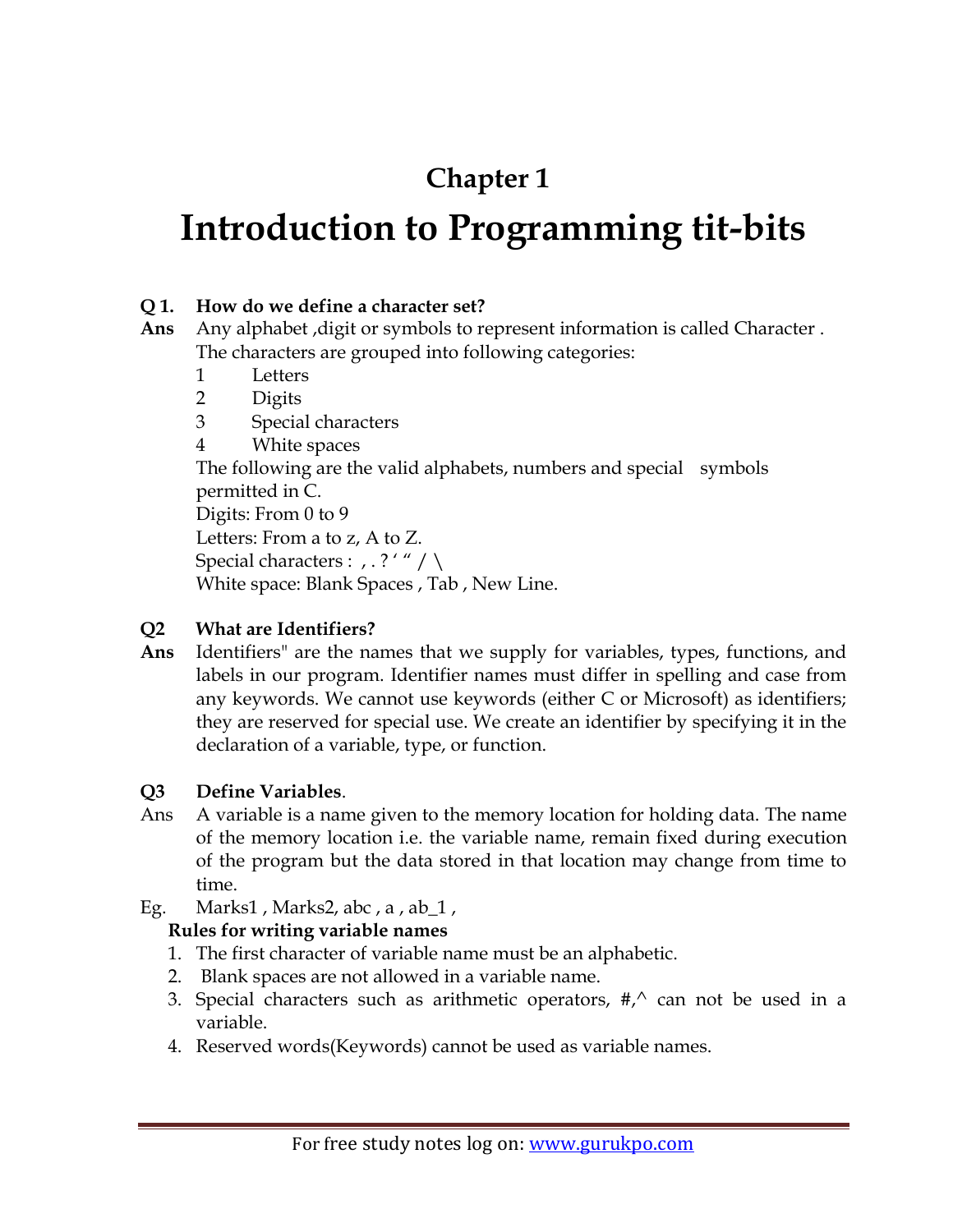## Chapter 1

# Introduction to Programming tit-bits

**Q 1. How do we define a character set?**

**Ans** Any alphabet ,digit or symbols to represent information is called Character . The characters are grouped into following categories:

1 Letters
2 Digits
3 Special characters
4 White spaces

The following are the valid alphabets, numbers and special symbols permitted in C.

Digits: From 0 to 9

Letters: From a to z, A to Z.

Special characters : , . ? ' " / \

White space: Blank Spaces , Tab , New Line.

**Q2 What are Identifiers?**

**Ans** Identifiers" are the names that we supply for variables, types, functions, and labels in our program. Identifier names must differ in spelling and case from any keywords. We cannot use keywords (either C or Microsoft) as identifiers; they are reserved for special use. We create an identifier by specifying it in the declaration of a variable, type, or function.

**Q3 Define Variables**.

Ans A variable is a name given to the memory location for holding data. The name of the memory location i.e. the variable name, remain fixed during execution of the program but the data stored in that location may change from time to time.

Eg. Marks1 , Marks2, abc , a , ab_1 ,

**Rules for writing variable names**

1. The first character of variable name must be an alphabetic.
2. Blank spaces are not allowed in a variable name.
3. Special characters such as arithmetic operators, #,^ can not be used in a variable.
4. Reserved words(Keywords) cannot be used as variable names.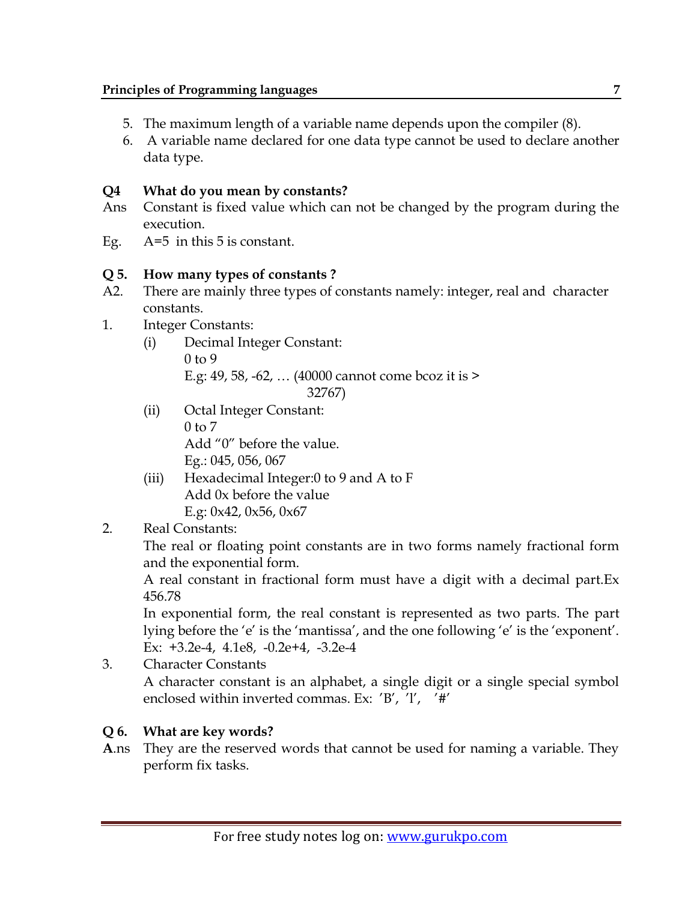5. The maximum length of a variable name depends upon the compiler (8).
6. A variable name declared for one data type cannot be used to declare another data type.

**Q4 What do you mean by constants?**

Ans Constant is fixed value which can not be changed by the program during the execution.

Eg. A=5 in this 5 is constant.

**Q 5. How many types of constants ?**

A2. There are mainly three types of constants namely: integer, real and character constants.

1. Integer Constants:
   - (i) Decimal Integer Constant:
     0 to 9
     E.g: 49, 58, -62, … (40000 cannot come bcoz it is > 32767)
   - (ii) Octal Integer Constant:
     0 to 7
     Add "0" before the value.
     Eg.: 045, 056, 067
   - (iii) Hexadecimal Integer:0 to 9 and A to F
     Add 0x before the value
     E.g: 0x42, 0x56, 0x67
2. Real Constants:
   The real or floating point constants are in two forms namely fractional form and the exponential form.
   A real constant in fractional form must have a digit with a decimal part.Ex 456.78
   In exponential form, the real constant is represented as two parts. The part lying before the 'e' is the 'mantissa', and the one following 'e' is the 'exponent'.
   Ex: +3.2e-4, 4.1e8, -0.2e+4, -3.2e-4
3. Character Constants
   A character constant is an alphabet, a single digit or a single special symbol enclosed within inverted commas. Ex: 'B', 'l', '#'

**Q 6. What are key words?**

**A**.ns They are the reserved words that cannot be used for naming a variable. They perform fix tasks.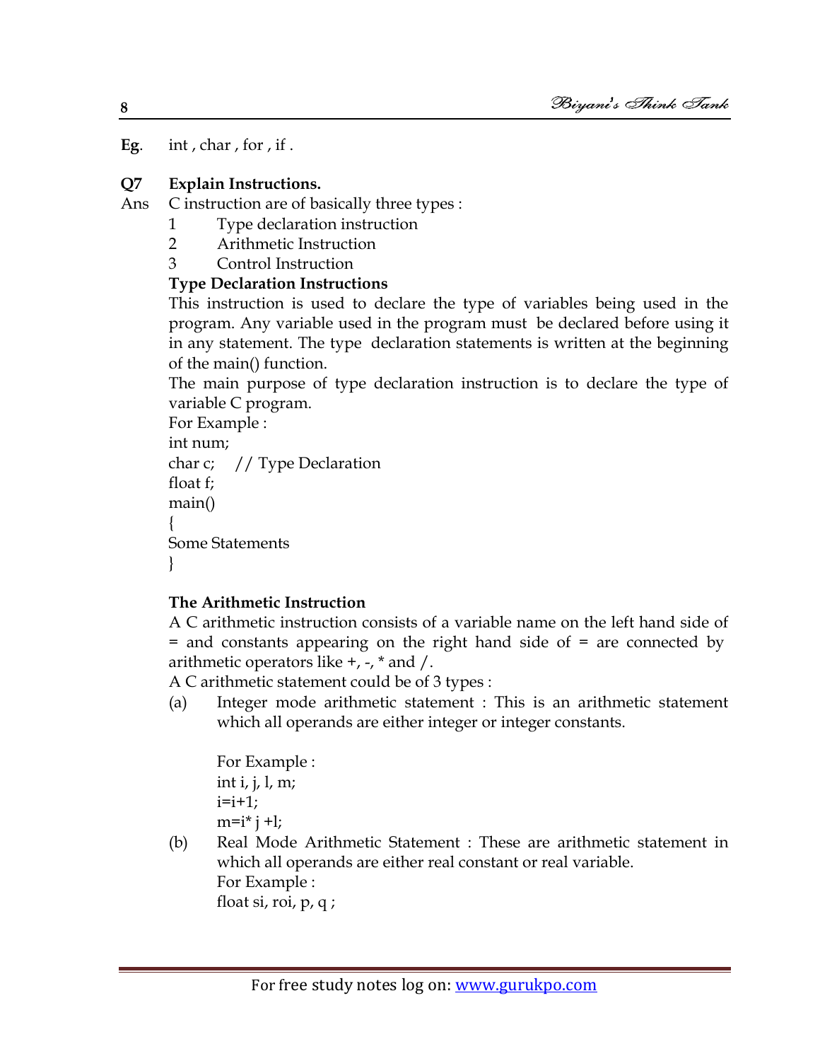**Eg**. int , char , for , if .

**Q7 Explain Instructions.**

Ans C instruction are of basically three types :

1. Type declaration instruction
2. Arithmetic Instruction
3. Control Instruction

**Type Declaration Instructions**

This instruction is used to declare the type of variables being used in the program. Any variable used in the program must be declared before using it in any statement. The type declaration statements is written at the beginning of the main() function.

The main purpose of type declaration instruction is to declare the type of variable C program.

For Example :

```
int num;
char c;    // Type Declaration
float f;
main()
{
Some Statements
}
```

**The Arithmetic Instruction**

A C arithmetic instruction consists of a variable name on the left hand side of = and constants appearing on the right hand side of = are connected by arithmetic operators like +, -, * and /.

A C arithmetic statement could be of 3 types :

(a) Integer mode arithmetic statement : This is an arithmetic statement which all operands are either integer or integer constants.

For Example :

```
int i, j, l, m;
i=i+1;
m=i* j +l;
```

(b) Real Mode Arithmetic Statement : These are arithmetic statement in which all operands are either real constant or real variable.

For Example :

```
float si, roi, p, q ;
```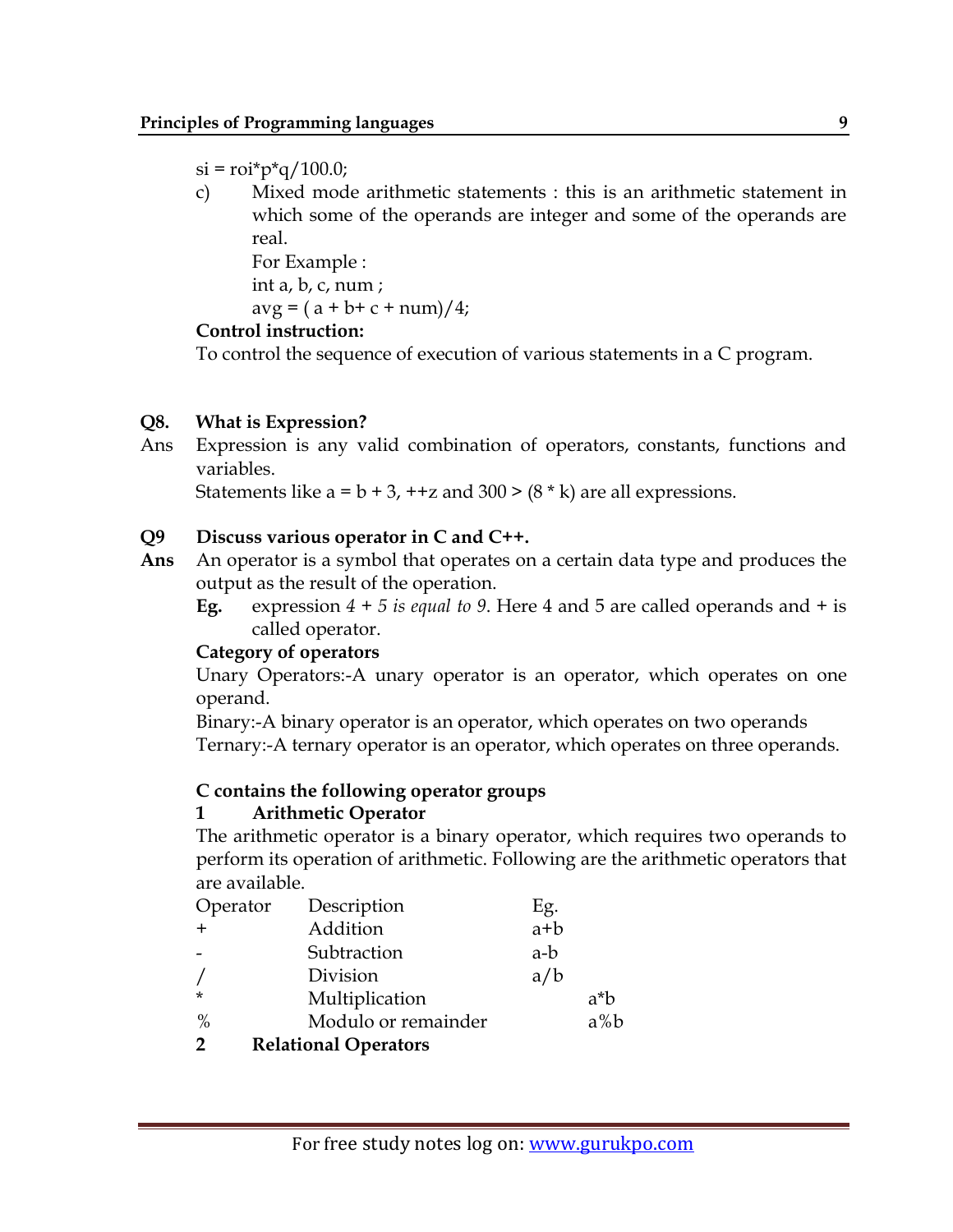si = roi*p*q/100.0;

c) Mixed mode arithmetic statements : this is an arithmetic statement in which some of the operands are integer and some of the operands are real.

For Example :

int a, b, c, num ;

avg = ( a + b+ c + num)/4;

**Control instruction:**

To control the sequence of execution of various statements in a C program.

**Q8. What is Expression?**

Ans Expression is any valid combination of operators, constants, functions and variables.

Statements like a = b + 3, ++z and 300 > (8 * k) are all expressions.

**Q9 Discuss various operator in C and C++.**

**Ans** An operator is a symbol that operates on a certain data type and produces the output as the result of the operation.

**Eg.** expression *4 + 5 is equal to 9*. Here 4 and 5 are called operands and + is called operator.

**Category of operators**

Unary Operators:-A unary operator is an operator, which operates on one operand.

Binary:-A binary operator is an operator, which operates on two operands

Ternary:-A ternary operator is an operator, which operates on three operands.

**C contains the following operator groups**

**1 Arithmetic Operator**

The arithmetic operator is a binary operator, which requires two operands to perform its operation of arithmetic. Following are the arithmetic operators that are available.

| Operator | Description | Eg. |
|---|---|---|
| + | Addition | a+b |
| - | Subtraction | a-b |
| / | Division | a/b |
| * | Multiplication | a*b |
| % | Modulo or remainder | a%b |

**2 Relational Operators**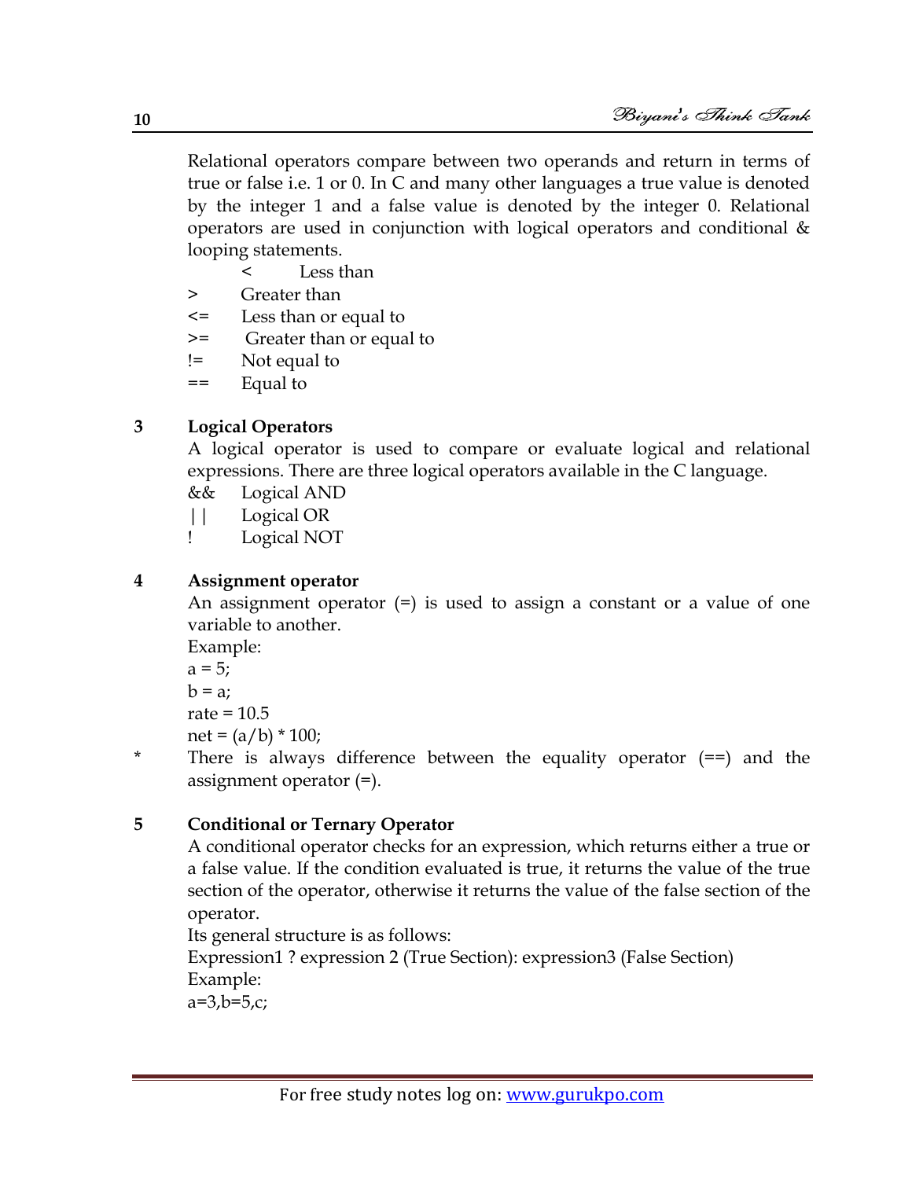Relational operators compare between two operands and return in terms of true or false i.e. 1 or 0. In C and many other languages a true value is denoted by the integer 1 and a false value is denoted by the integer 0. Relational operators are used in conjunction with logical operators and conditional & looping statements.

| Operator | Meaning |
|---|---|
| < | Less than |
| > | Greater than |
| <= | Less than or equal to |
| >= | Greater than or equal to |
| != | Not equal to |
| == | Equal to |

**3 Logical Operators**

A logical operator is used to compare or evaluate logical and relational expressions. There are three logical operators available in the C language.

| Operator | Meaning |
|---|---|
| && | Logical AND |
| \|\| | Logical OR |
| ! | Logical NOT |

**4 Assignment operator**

An assignment operator (=) is used to assign a constant or a value of one variable to another.

Example:

```
a = 5;
b = a;
rate = 10.5
net = (a/b) * 100;
```

* There is always difference between the equality operator (==) and the assignment operator (=).

**5 Conditional or Ternary Operator**

A conditional operator checks for an expression, which returns either a true or a false value. If the condition evaluated is true, it returns the value of the true section of the operator, otherwise it returns the value of the false section of the operator.

Its general structure is as follows:

Expression1 ? expression 2 (True Section): expression3 (False Section)

Example:

```
a=3,b=5,c;
```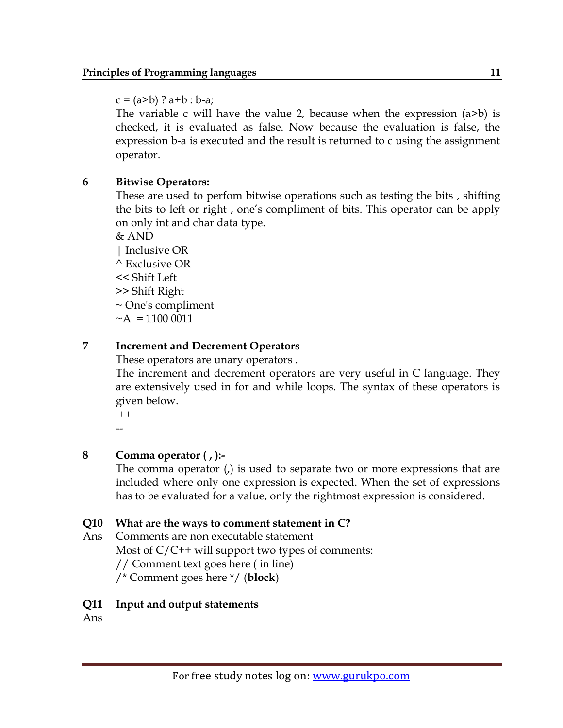c = (a>b) ? a+b : b-a;

The variable c will have the value 2, because when the expression (a>b) is checked, it is evaluated as false. Now because the evaluation is false, the expression b-a is executed and the result is returned to c using the assignment operator.

**6 Bitwise Operators:**

These are used to perfom bitwise operations such as testing the bits , shifting the bits to left or right , one's compliment of bits. This operator can be apply on only int and char data type.

& AND

| Inclusive OR

^ Exclusive OR

<< Shift Left

>> Shift Right

~ One's compliment

~A = 1100 0011

**7 Increment and Decrement Operators**

These operators are unary operators .

The increment and decrement operators are very useful in C language. They are extensively used in for and while loops. The syntax of these operators is given below.

++

--

**8 Comma operator ( , ):-**

The comma operator (,) is used to separate two or more expressions that are included where only one expression is expected. When the set of expressions has to be evaluated for a value, only the rightmost expression is considered.

**Q10 What are the ways to comment statement in C?**

Ans Comments are non executable statement

Most of C/C++ will support two types of comments:

// Comment text goes here ( in line)

/* Comment goes here */ (**block**)

**Q11 Input and output statements**

Ans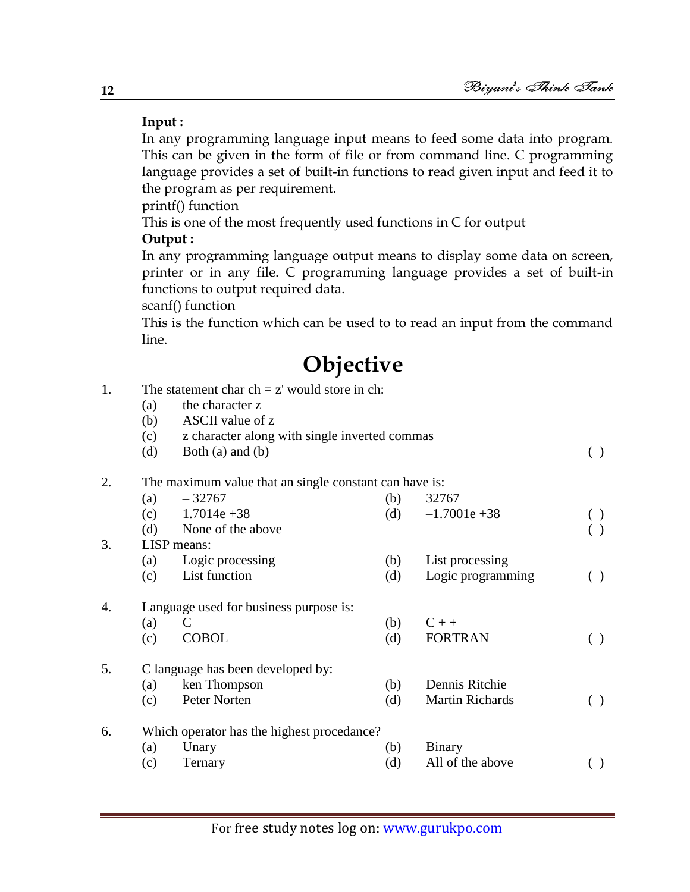**Input :**

In any programming language input means to feed some data into program. This can be given in the form of file or from command line. C programming language provides a set of built-in functions to read given input and feed it to the program as per requirement.

printf() function

This is one of the most frequently used functions in C for output

**Output :**

In any programming language output means to display some data on screen, printer or in any file. C programming language provides a set of built-in functions to output required data.

scanf() function

This is the function which can be used to to read an input from the command line.

# Objective

1. The statement char ch = z' would store in ch:
   (a) the character z
   (b) ASCII value of z
   (c) z character along with single inverted commas
   (d) Both (a) and (b) ( )

2. The maximum value that an single constant can have is:
   (a) – 32767 (b) 32767
   (c) 1.7014e +38 (d) –1.7001e +38 ( )
   (d) None of the above ( )

3. LISP means:
   (a) Logic processing (b) List processing
   (c) List function (d) Logic programming ( )

4. Language used for business purpose is:
   (a) C (b) C + +
   (c) COBOL (d) FORTRAN ( )

5. C language has been developed by:
   (a) ken Thompson (b) Dennis Ritchie
   (c) Peter Norten (d) Martin Richards ( )

6. Which operator has the highest procedance?
   (a) Unary (b) Binary
   (c) Ternary (d) All of the above ( )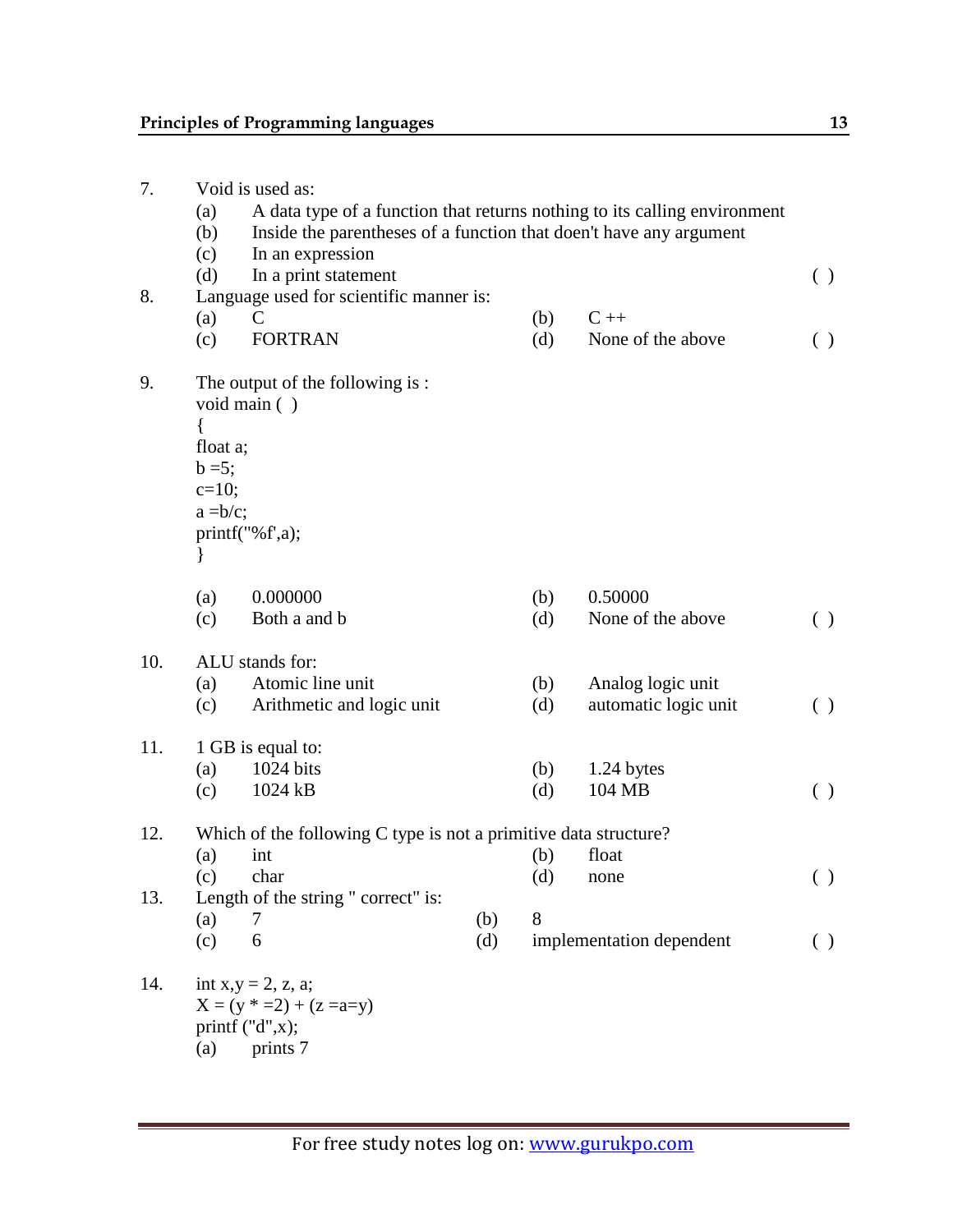7. Void is used as:
   - (a) A data type of a function that returns nothing to its calling environment
   - (b) Inside the parentheses of a function that doen't have any argument
   - (c) In an expression
   - (d) In a print statement ( )

8. Language used for scientific manner is:
   - (a) C (b) C ++
   - (c) FORTRAN (d) None of the above ( )

9. The output of the following is :

```
void main ( )
{
float a;
b =5;
c=10;
a =b/c;
printf("%f',a);
}
```

   - (a) 0.000000 (b) 0.50000
   - (c) Both a and b (d) None of the above ( )

10. ALU stands for:
    - (a) Atomic line unit (b) Analog logic unit
    - (c) Arithmetic and logic unit (d) automatic logic unit ( )

11. 1 GB is equal to:
    - (a) 1024 bits (b) 1.24 bytes
    - (c) 1024 kB (d) 104 MB ( )

12. Which of the following C type is not a primitive data structure?
    - (a) int (b) float
    - (c) char (d) none ( )

13. Length of the string " correct" is:
    - (a) 7 (b) 8
    - (c) 6 (d) implementation dependent ( )

14. 
```
int x,y = 2, z, a;
X = (y * =2) + (z =a=y)
printf ("d",x);
```

    - (a) prints 7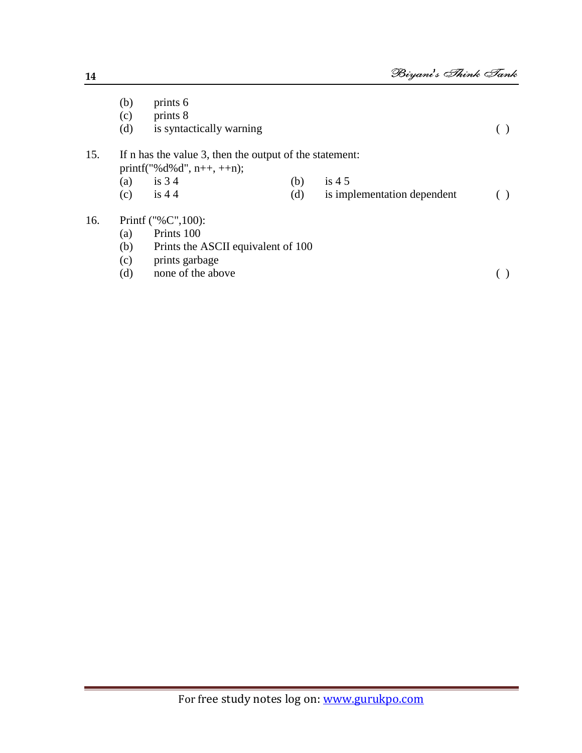(b) prints 6
(c) prints 8
(d) is syntactically warning ( )

15. If n has the value 3, then the output of the statement:
printf("%d%d", n++, ++n);
(a) is 3 4 (b) is 4 5
(c) is 4 4 (d) is implementation dependent ( )

16. Printf ("%C",100):
(a) Prints 100
(b) Prints the ASCII equivalent of 100
(c) prints garbage
(d) none of the above ( )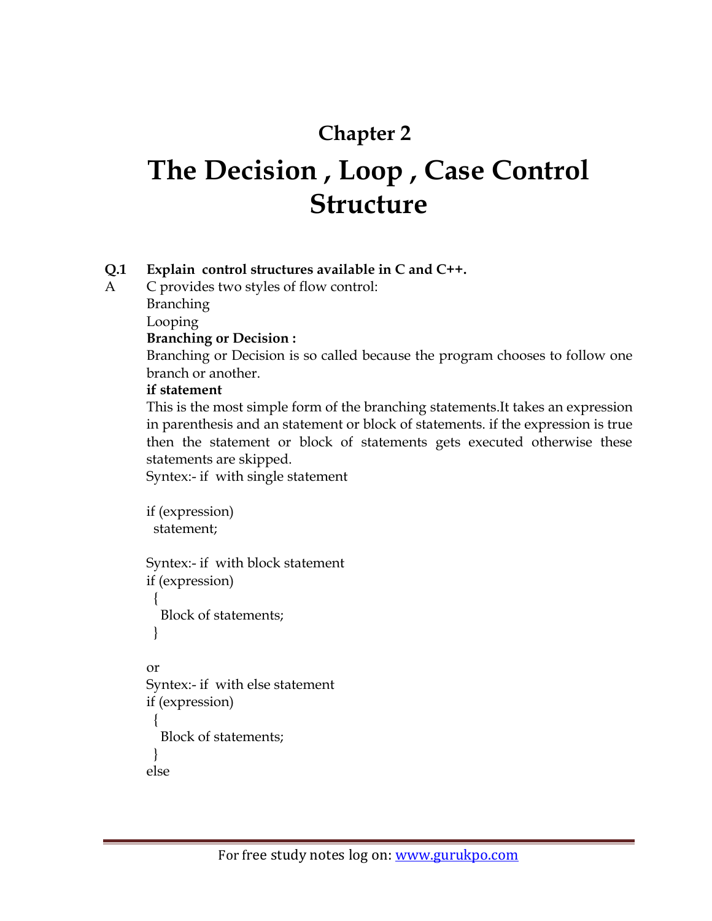# Chapter 2

# The Decision , Loop , Case Control Structure

**Q.1 Explain control structures available in C and C++.**

A C provides two styles of flow control:

Branching

Looping

**Branching or Decision :**

Branching or Decision is so called because the program chooses to follow one branch or another.

**if statement**

This is the most simple form of the branching statements.It takes an expression in parenthesis and an statement or block of statements. if the expression is true then the statement or block of statements gets executed otherwise these statements are skipped.

Syntex:- if with single statement

```
if (expression)
  statement;
```

Syntex:- if with block statement

```
if (expression)
  {
   Block of statements;
  }
```

or

Syntex:- if with else statement

```
if (expression)
  {
   Block of statements;
  }
else
```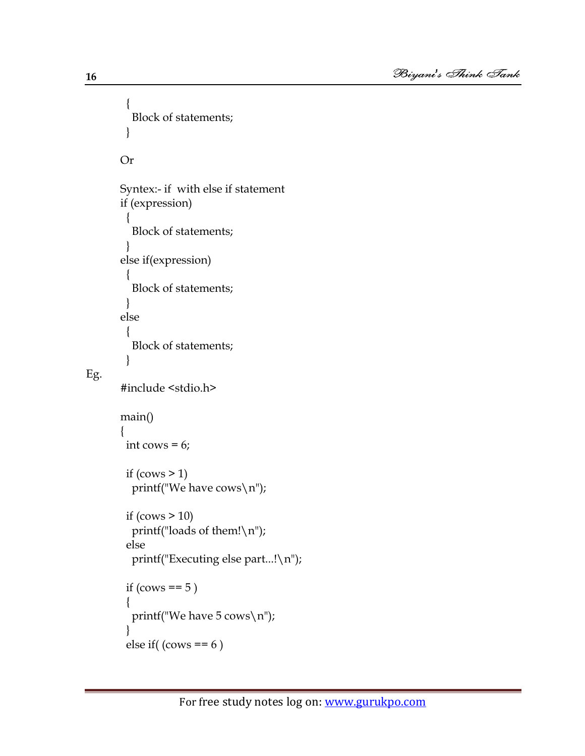```
  {
    Block of statements;
  }
```

Or

Syntex:- if with else if statement

```
if (expression)
  {
    Block of statements;
  }
else if(expression)
  {
    Block of statements;
  }
else
  {
    Block of statements;
  }
```

Eg.

```
#include <stdio.h>

main()
{
  int cows = 6;

  if (cows > 1)
    printf("We have cows\n");

  if (cows > 10)
    printf("loads of them!\n");
  else
    printf("Executing else part...!\n");

  if (cows == 5 )
  {
    printf("We have 5 cows\n");
  }
  else if( (cows == 6 )
```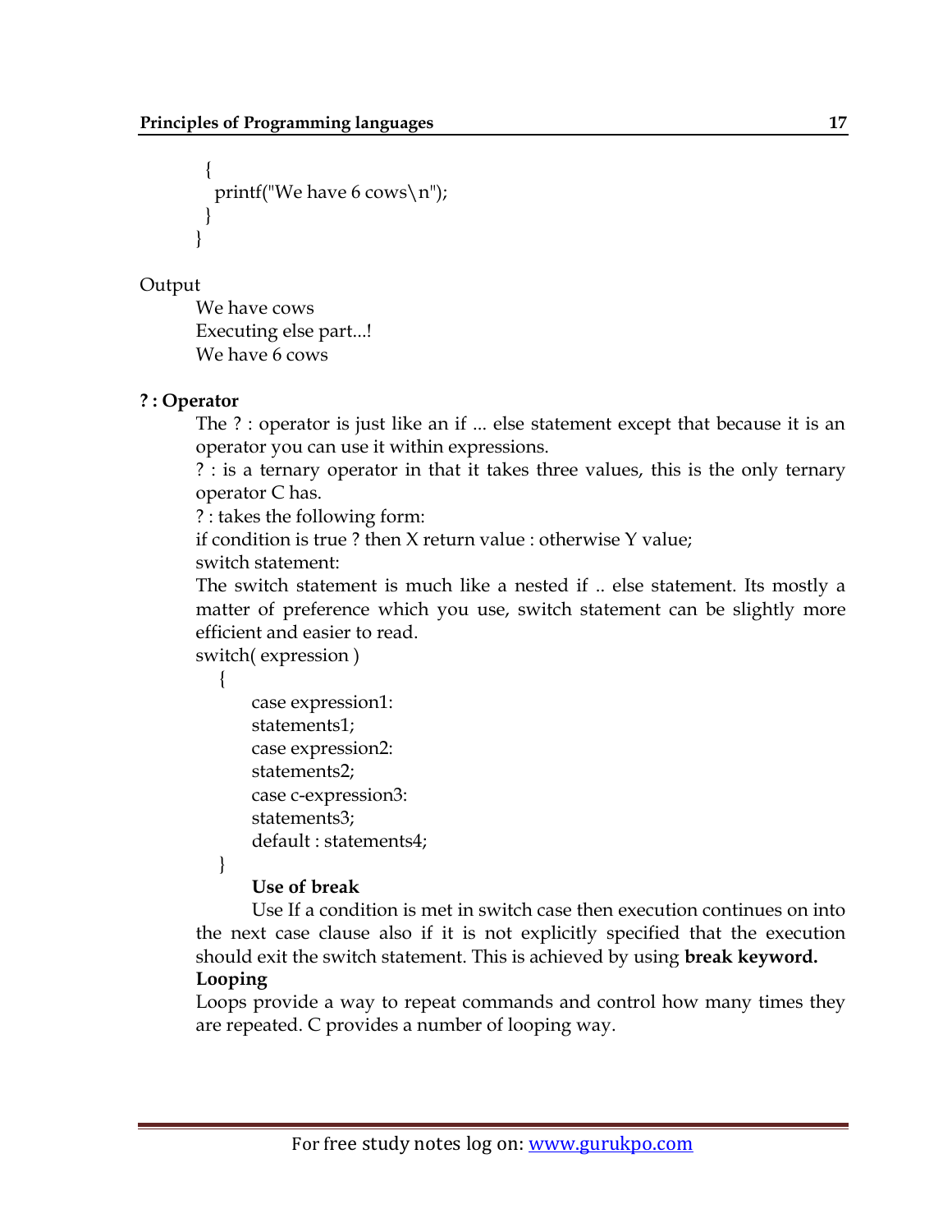```
 {
  printf("We have 6 cows\n");
 }
}
```

Output

```
We have cows
Executing else part...!
We have 6 cows
```

**? : Operator**

The ? : operator is just like an if ... else statement except that because it is an operator you can use it within expressions.

? : is a ternary operator in that it takes three values, this is the only ternary operator C has.

? : takes the following form:

if condition is true ? then X return value : otherwise Y value;

switch statement:

The switch statement is much like a nested if .. else statement. Its mostly a matter of preference which you use, switch statement can be slightly more efficient and easier to read.

```
switch( expression )
   {
      case expression1:
      statements1;
      case expression2:
      statements2;
      case c-expression3:
      statements3;
      default : statements4;
   }
```

**Use of break**

Use If a condition is met in switch case then execution continues on into the next case clause also if it is not explicitly specified that the execution should exit the switch statement. This is achieved by using **break keyword.**

**Looping**

Loops provide a way to repeat commands and control how many times they are repeated. C provides a number of looping way.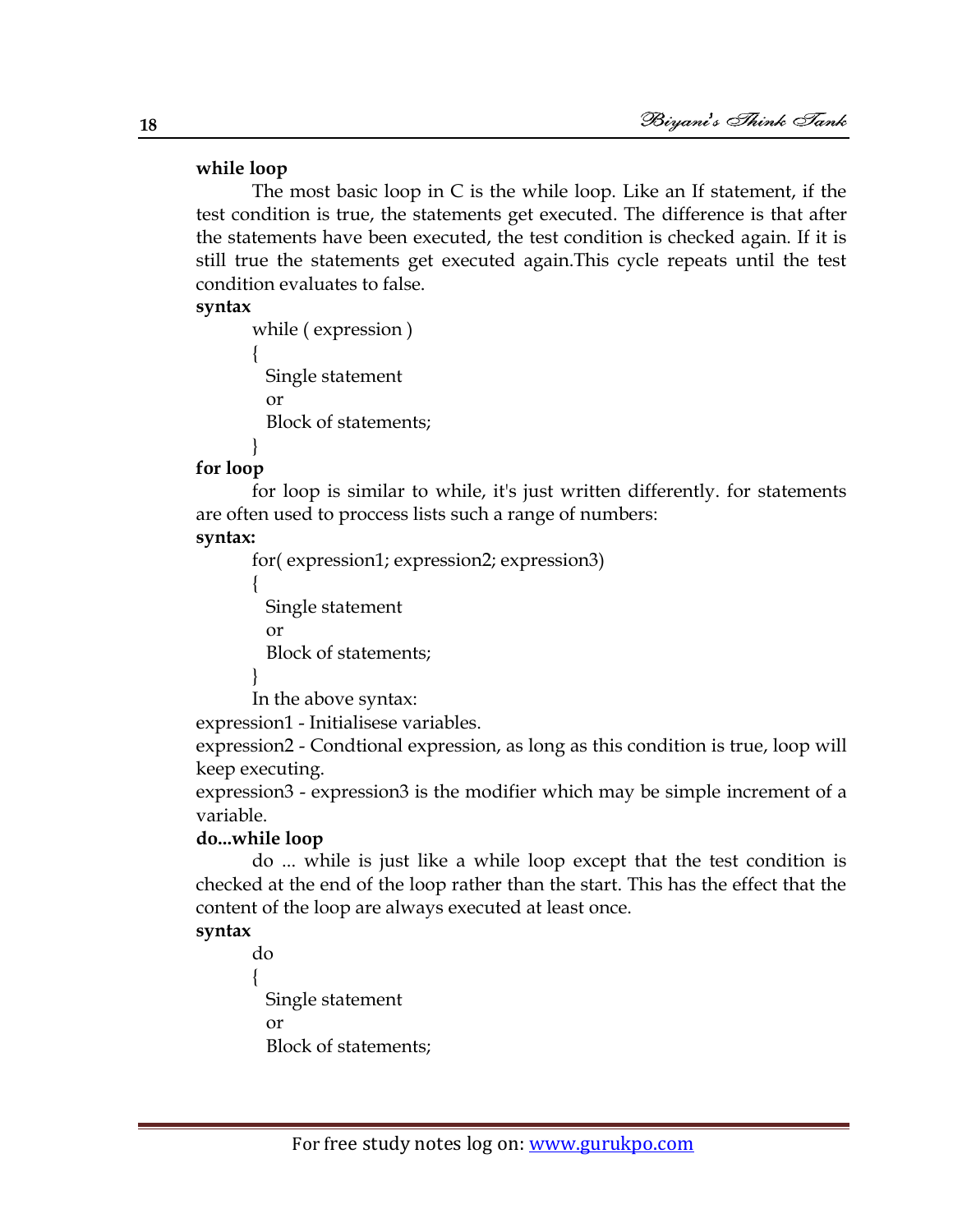**while loop**

The most basic loop in C is the while loop. Like an If statement, if the test condition is true, the statements get executed. The difference is that after the statements have been executed, the test condition is checked again. If it is still true the statements get executed again.This cycle repeats until the test condition evaluates to false.

**syntax**

```
while ( expression )
{
  Single statement
  or
  Block of statements;
}
```

**for loop**

for loop is similar to while, it's just written differently. for statements are often used to proccess lists such a range of numbers:

**syntax:**

```
for( expression1; expression2; expression3)
{
  Single statement
  or
  Block of statements;
}
```

In the above syntax:

expression1 - Initialisese variables.

expression2 - Condtional expression, as long as this condition is true, loop will keep executing.

expression3 - expression3 is the modifier which may be simple increment of a variable.

**do...while loop**

do ... while is just like a while loop except that the test condition is checked at the end of the loop rather than the start. This has the effect that the content of the loop are always executed at least once.

**syntax**

```
do
{
  Single statement
  or
  Block of statements;
```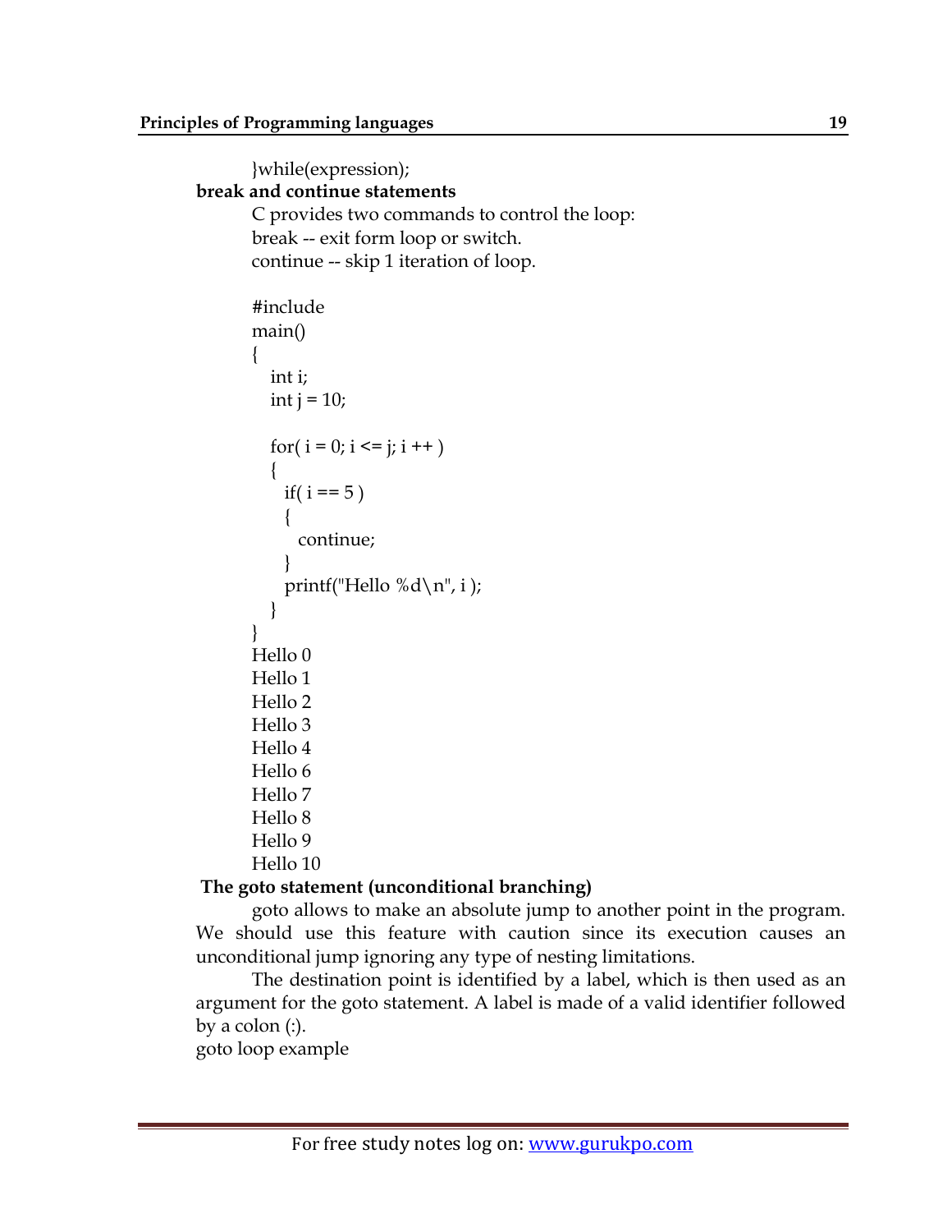```
}while(expression);
```

**break and continue statements**

C provides two commands to control the loop:
break -- exit form loop or switch.
continue -- skip 1 iteration of loop.

```
#include
main()
{
   int i;
   int j = 10;

   for( i = 0; i <= j; i ++ )
   {
     if( i == 5 )
     {
       continue;
     }
     printf("Hello %d\n", i );
   }
}
Hello 0
Hello 1
Hello 2
Hello 3
Hello 4
Hello 6
Hello 7
Hello 8
Hello 9
Hello 10
```

**The goto statement (unconditional branching)**

goto allows to make an absolute jump to another point in the program. We should use this feature with caution since its execution causes an unconditional jump ignoring any type of nesting limitations.

The destination point is identified by a label, which is then used as an argument for the goto statement. A label is made of a valid identifier followed by a colon (:).

goto loop example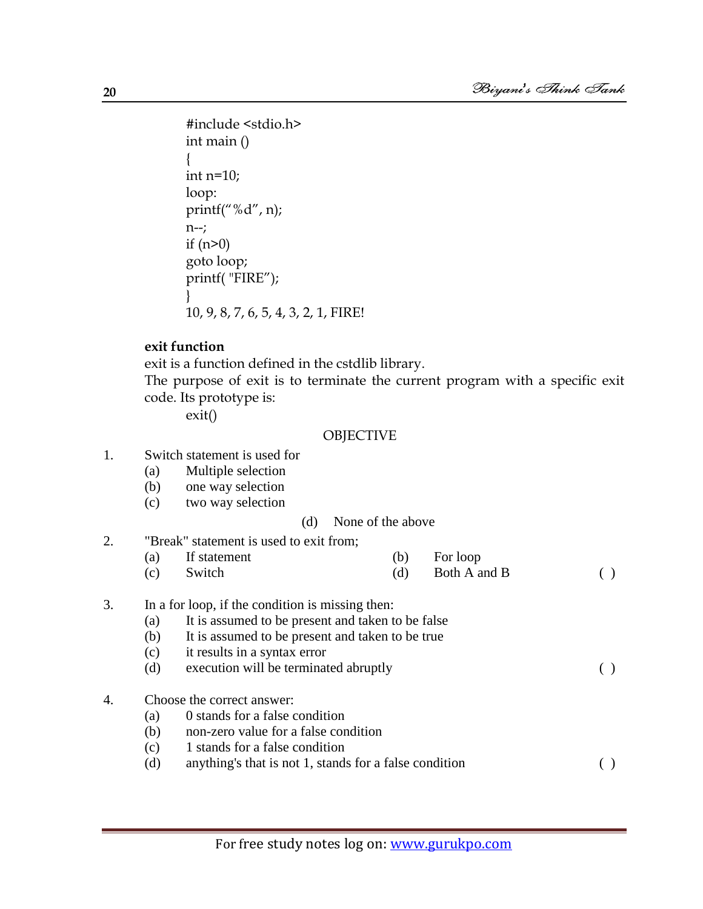```
#include <stdio.h>
int main ()
{
int n=10;
loop:
printf("%d", n);
n--;
if (n>0)
goto loop;
printf( "FIRE");
}
10, 9, 8, 7, 6, 5, 4, 3, 2, 1, FIRE!
```

**exit function**

exit is a function defined in the cstdlib library.

The purpose of exit is to terminate the current program with a specific exit code. Its prototype is:

exit()

OBJECTIVE

1. Switch statement is used for
   - (a) Multiple selection
   - (b) one way selection
   - (c) two way selection
   - (d) None of the above

2. "Break" statement is used to exit from; ( )
   - (a) If statement
   - (b) For loop
   - (c) Switch
   - (d) Both A and B

3. In a for loop, if the condition is missing then: ( )
   - (a) It is assumed to be present and taken to be false
   - (b) It is assumed to be present and taken to be true
   - (c) it results in a syntax error
   - (d) execution will be terminated abruptly

4. Choose the correct answer: ( )
   - (a) 0 stands for a false condition
   - (b) non-zero value for a false condition
   - (c) 1 stands for a false condition
   - (d) anything's that is not 1, stands for a false condition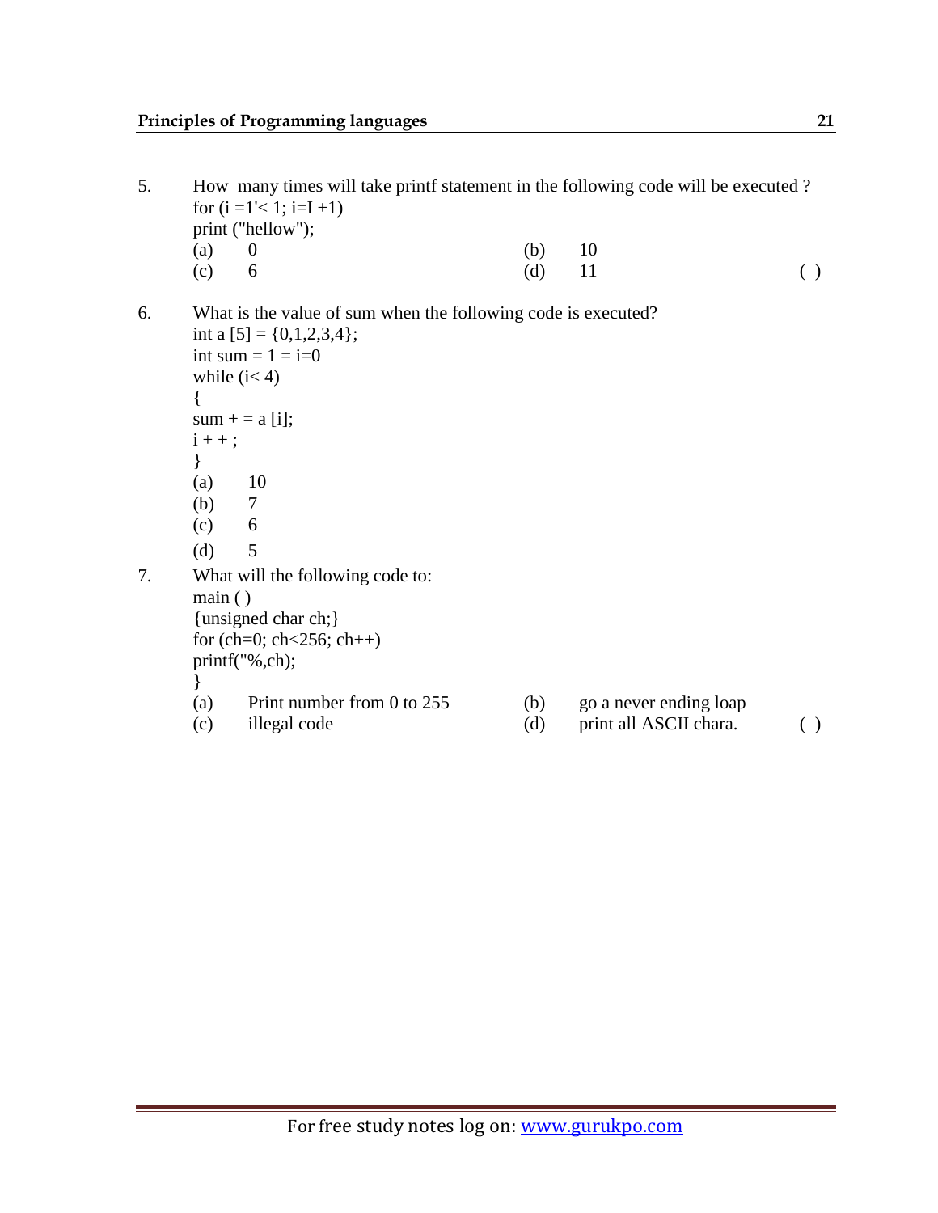5. How many times will take printf statement in the following code will be executed ?

```
for (i =1'< 1; i=I +1)
print ("hellow");
```

(a) 0 (b) 10
(c) 6 (d) 11 ( )

6. What is the value of sum when the following code is executed?

```
int a [5] = {0,1,2,3,4};
int sum = 1 = i=0
while (i< 4)
{
sum + = a [i];
i + + ;
}
```

(a) 10
(b) 7
(c) 6
(d) 5

7. What will the following code to:

```
main ( )
{unsigned char ch;}
for (ch=0; ch<256; ch++)
printf("%,ch);
}
```

(a) Print number from 0 to 255 (b) go a never ending loap
(c) illegal code (d) print all ASCII chara. ( )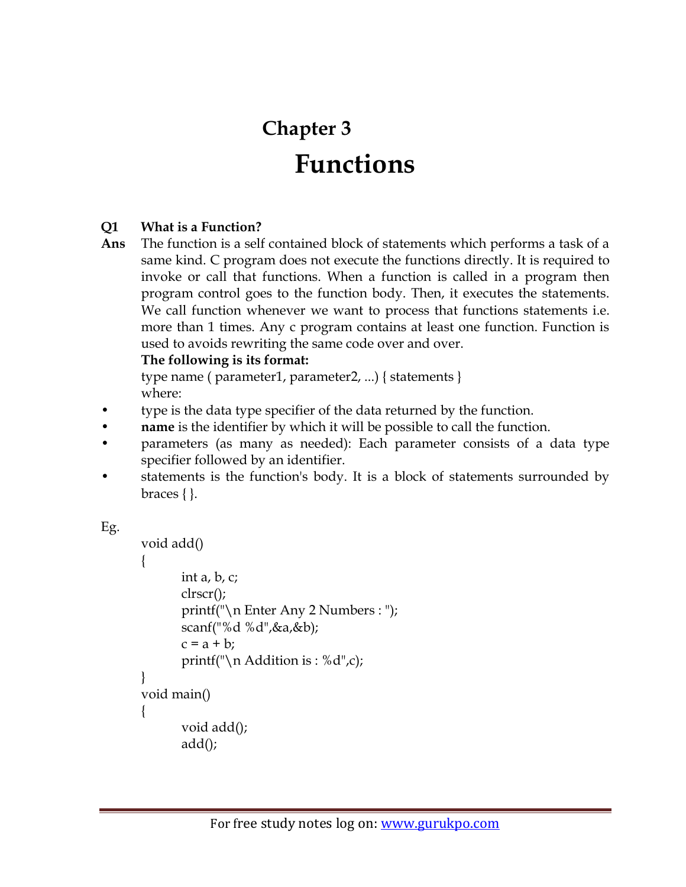# Chapter 3

# Functions

**Q1 What is a Function?**

**Ans** The function is a self contained block of statements which performs a task of a same kind. C program does not execute the functions directly. It is required to invoke or call that functions. When a function is called in a program then program control goes to the function body. Then, it executes the statements. We call function whenever we want to process that functions statements i.e. more than 1 times. Any c program contains at least one function. Function is used to avoids rewriting the same code over and over.

**The following is its format:**

type name ( parameter1, parameter2, ...) { statements }

where:

- type is the data type specifier of the data returned by the function.
- **name** is the identifier by which it will be possible to call the function.
- parameters (as many as needed): Each parameter consists of a data type specifier followed by an identifier.
- statements is the function's body. It is a block of statements surrounded by braces { }.

Eg.

```
void add()
{
        int a, b, c;
        clrscr();
        printf("\n Enter Any 2 Numbers : ");
        scanf("%d %d",&a,&b);
        c = a + b;
        printf("\n Addition is : %d",c);
}
void main()
{
        void add();
        add();
```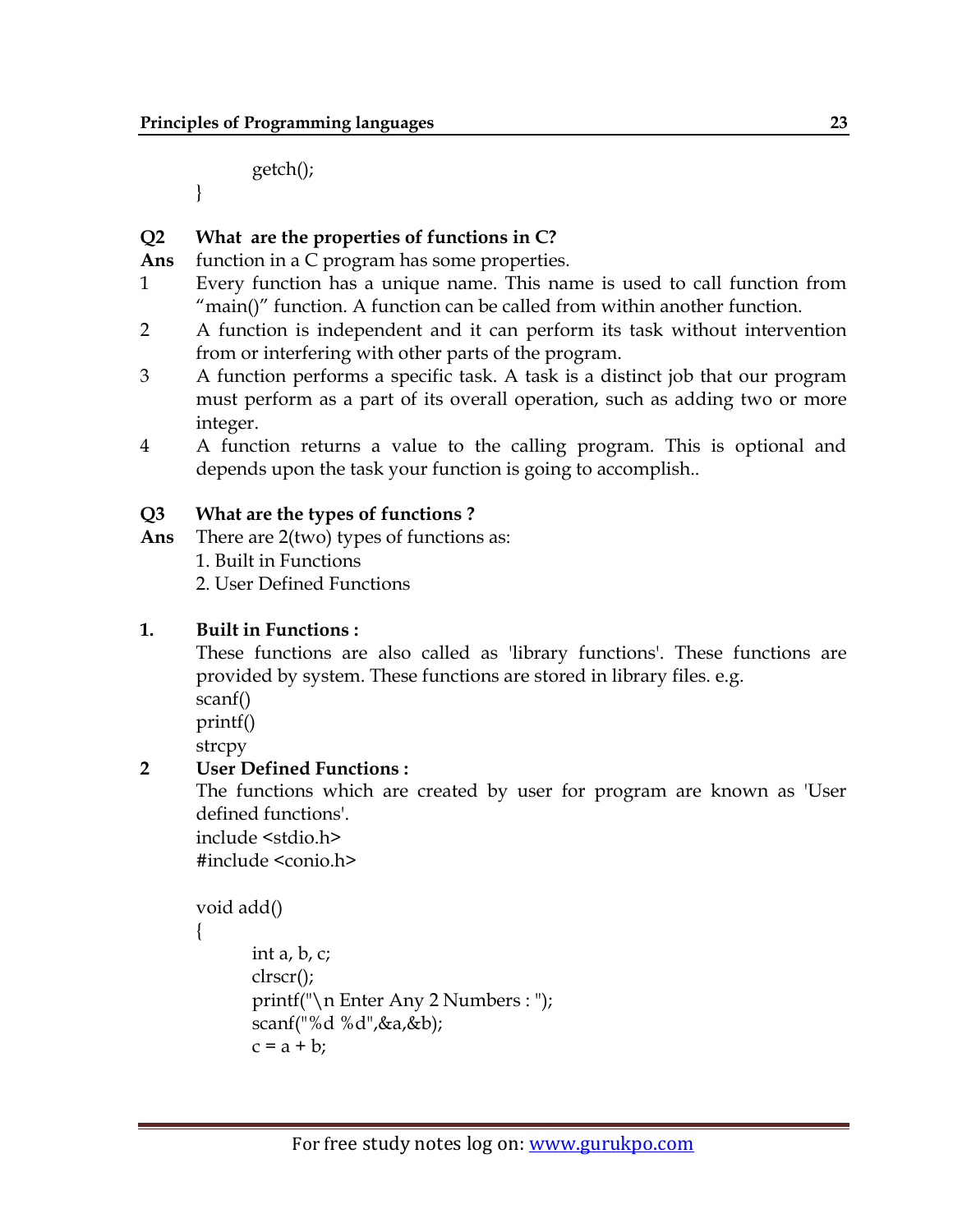```
getch();
}
```

**Q2 What are the properties of functions in C?**

**Ans** function in a C program has some properties.

1. Every function has a unique name. This name is used to call function from "main()" function. A function can be called from within another function.
2. A function is independent and it can perform its task without intervention from or interfering with other parts of the program.
3. A function performs a specific task. A task is a distinct job that our program must perform as a part of its overall operation, such as adding two or more integer.
4. A function returns a value to the calling program. This is optional and depends upon the task your function is going to accomplish..

**Q3 What are the types of functions ?**

**Ans** There are 2(two) types of functions as:

1. Built in Functions
2. User Defined Functions

**1. Built in Functions :**

These functions are also called as 'library functions'. These functions are provided by system. These functions are stored in library files. e.g.

scanf()
printf()
strcpy

**2 User Defined Functions :**

The functions which are created by user for program are known as 'User defined functions'.

```
include <stdio.h>
#include <conio.h>

void add()
{
        int a, b, c;
        clrscr();
        printf("\n Enter Any 2 Numbers : ");
        scanf("%d %d",&a,&b);
        c = a + b;
```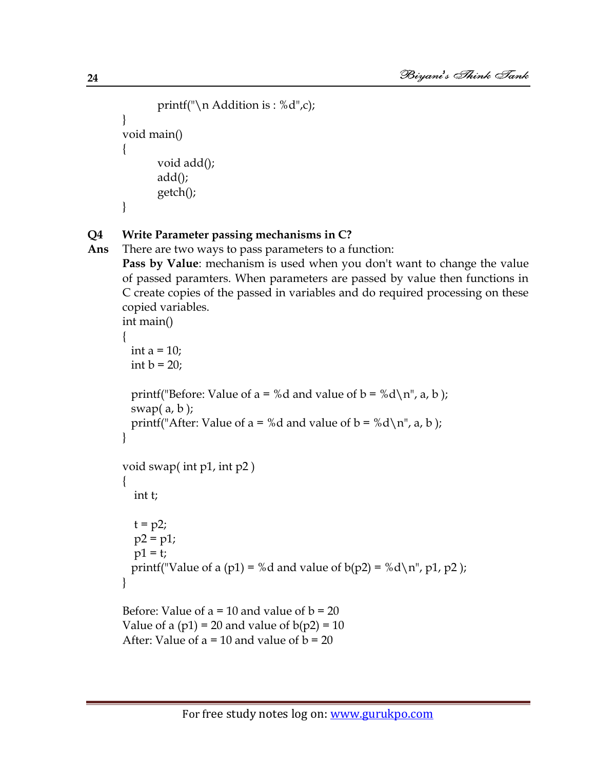```
        printf("\n Addition is : %d",c);
}
void main()
{
        void add();
        add();
        getch();
}
```

**Q4 Write Parameter passing mechanisms in C?**

**Ans** There are two ways to pass parameters to a function:

**Pass by Value**: mechanism is used when you don't want to change the value of passed paramters. When parameters are passed by value then functions in C create copies of the passed in variables and do required processing on these copied variables.

```
int main()
{
  int a = 10;
  int b = 20;

  printf("Before: Value of a = %d and value of b = %d\n", a, b );
  swap( a, b );
  printf("After: Value of a = %d and value of b = %d\n", a, b );
}

void swap( int p1, int p2 )
{
   int t;

   t = p2;
   p2 = p1;
   p1 = t;
  printf("Value of a (p1) = %d and value of b(p2) = %d\n", p1, p2 );
}
```

```
Before: Value of a = 10 and value of b = 20
Value of a (p1) = 20 and value of b(p2) = 10
After: Value of a = 10 and value of b = 20
```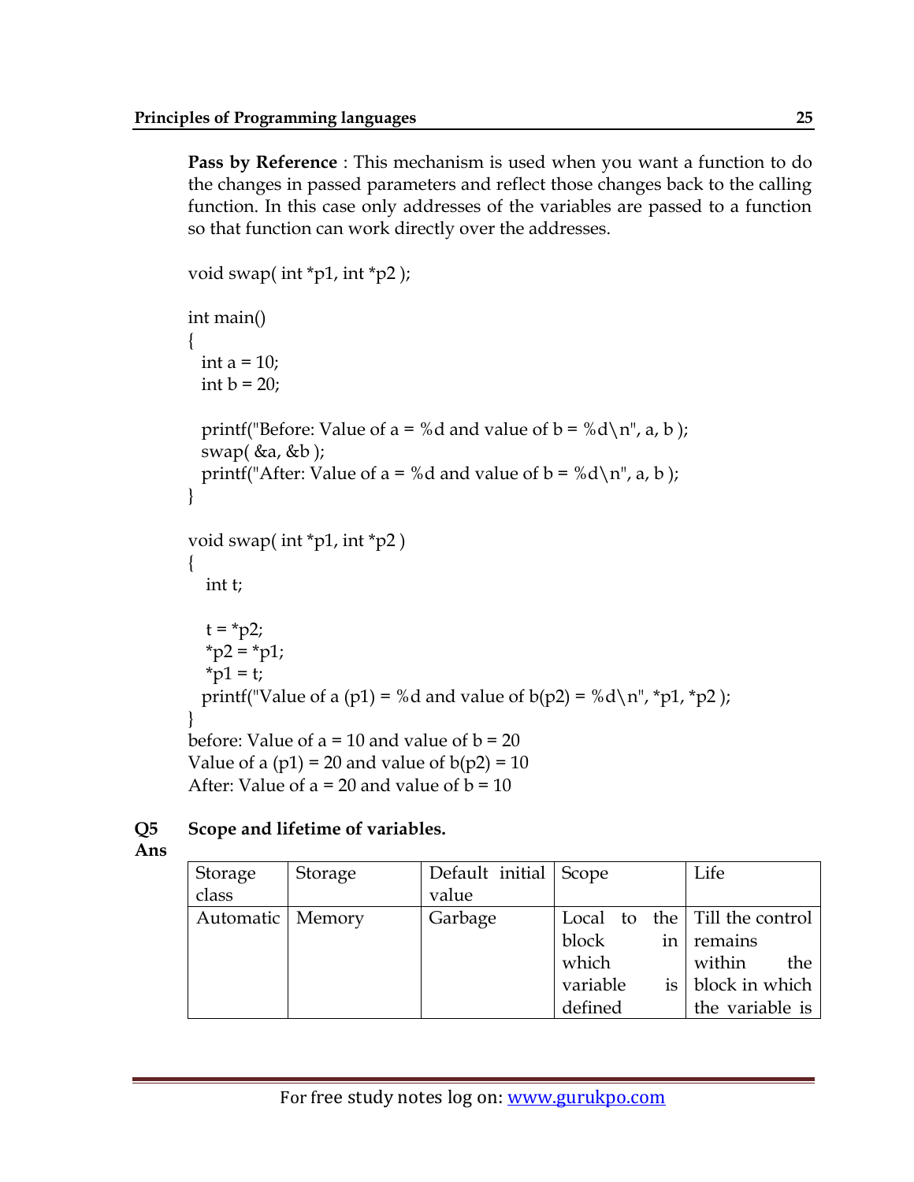**Pass by Reference** : This mechanism is used when you want a function to do the changes in passed parameters and reflect those changes back to the calling function. In this case only addresses of the variables are passed to a function so that function can work directly over the addresses.

```
void swap( int *p1, int *p2 );

int main()
{
  int a = 10;
  int b = 20;

  printf("Before: Value of a = %d and value of b = %d\n", a, b );
  swap( &a, &b );
  printf("After: Value of a = %d and value of b = %d\n", a, b );
}

void swap( int *p1, int *p2 )
{
   int t;

   t = *p2;
   *p2 = *p1;
   *p1 = t;
  printf("Value of a (p1) = %d and value of b(p2) = %d\n", *p1, *p2 );
}
```

before: Value of a = 10 and value of b = 20
Value of a (p1) = 20 and value of b(p2) = 10
After: Value of a = 20 and value of b = 10

**Q5 Scope and lifetime of variables.**

**Ans**

| Storage class | Storage | Default initial value | Scope | Life |
|---|---|---|---|---|
| Automatic | Memory | Garbage | Local to the block in which variable is defined | Till the control remains within the block in which the variable is |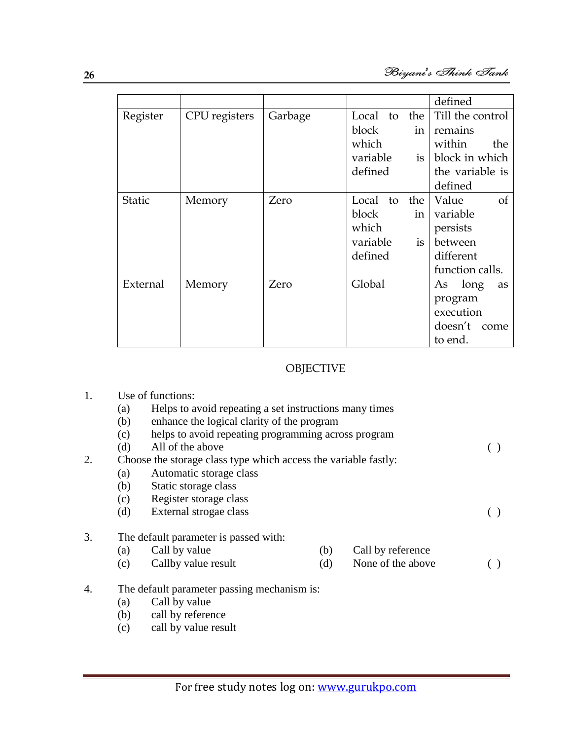| | | | | defined |
|---|---|---|---|---|
| Register | CPU registers | Garbage | Local to the block in which variable is defined | Till the control remains within the block in which the variable is defined |
| Static | Memory | Zero | Local to the block in which variable is defined | Value of variable persists between different function calls. |
| External | Memory | Zero | Global | As long as program execution doesn't come to end. |

## OBJECTIVE

1. Use of functions:
   - (a) Helps to avoid repeating a set instructions many times
   - (b) enhance the logical clarity of the program
   - (c) helps to avoid repeating programming across program
   - (d) All of the above ( )
2. Choose the storage class type which access the variable fastly:
   - (a) Automatic storage class
   - (b) Static storage class
   - (c) Register storage class
   - (d) External strogae class ( )
3. The default parameter is passed with:
   - (a) Call by value
   - (b) Call by reference
   - (c) Callby value result
   - (d) None of the above ( )
4. The default parameter passing mechanism is:
   - (a) Call by value
   - (b) call by reference
   - (c) call by value result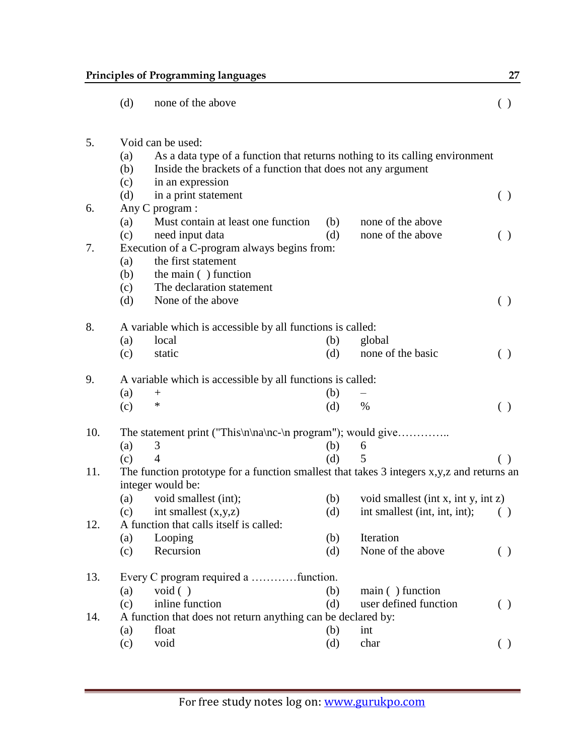(d) none of the above ( )

5. Void can be used:
   (a) As a data type of a function that returns nothing to its calling environment
   (b) Inside the brackets of a function that does not any argument
   (c) in an expression
   (d) in a print statement ( )

6. Any C program :
   (a) Must contain at least one function (b) none of the above
   (c) need input data (d) none of the above ( )

7. Execution of a C-program always begins from:
   (a) the first statement
   (b) the main ( ) function
   (c) The declaration statement
   (d) None of the above ( )

8. A variable which is accessible by all functions is called:
   (a) local (b) global
   (c) static (d) none of the basic ( )

9. A variable which is accessible by all functions is called:
   (a) + (b) –
   (c) * (d) % ( )

10. The statement print ("This\n\na\nc-\n program"); would give…………..
    (a) 3 (b) 6
    (c) 4 (d) 5 ( )

11. The function prototype for a function smallest that takes 3 integers x,y,z and returns an integer would be:
    (a) void smallest (int); (b) void smallest (int x, int y, int z)
    (c) int smallest (x,y,z) (d) int smallest (int, int, int); ( )

12. A function that calls itself is called:
    (a) Looping (b) Iteration
    (c) Recursion (d) None of the above ( )

13. Every C program required a …………function.
    (a) void ( ) (b) main ( ) function
    (c) inline function (d) user defined function ( )

14. A function that does not return anything can be declared by:
    (a) float (b) int
    (c) void (d) char ( )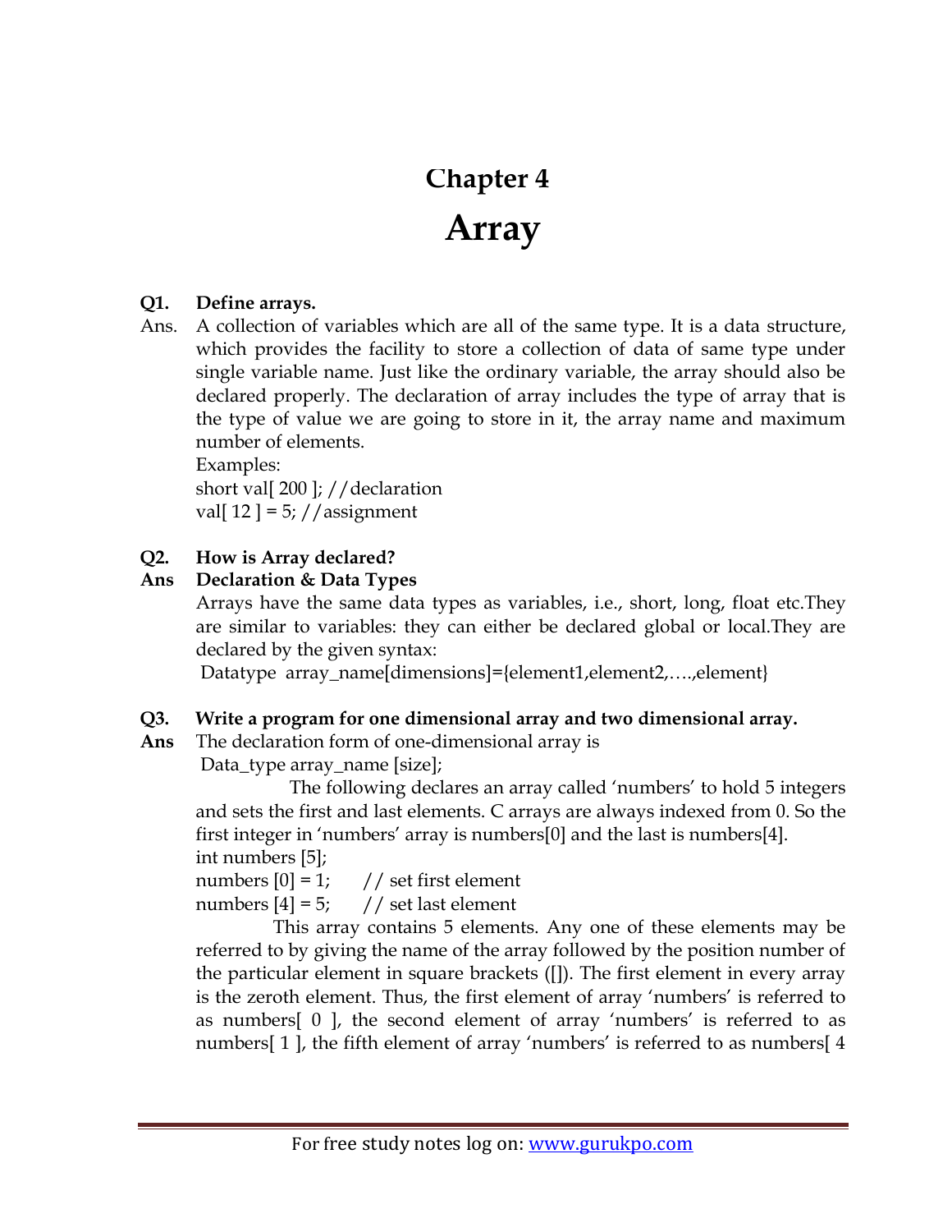# Chapter 4

# Array

**Q1. Define arrays.**

Ans. A collection of variables which are all of the same type. It is a data structure, which provides the facility to store a collection of data of same type under single variable name. Just like the ordinary variable, the array should also be declared properly. The declaration of array includes the type of array that is the type of value we are going to store in it, the array name and maximum number of elements.

Examples:

```
short val[ 200 ]; //declaration
val[ 12 ] = 5; //assignment
```

**Q2. How is Array declared?**

**Ans Declaration & Data Types**

Arrays have the same data types as variables, i.e., short, long, float etc.They are similar to variables: they can either be declared global or local.They are declared by the given syntax:

Datatype array_name[dimensions]={element1,element2,….,element}

**Q3. Write a program for one dimensional array and two dimensional array.**

**Ans** The declaration form of one-dimensional array is

Data_type array_name [size];

The following declares an array called 'numbers' to hold 5 integers and sets the first and last elements. C arrays are always indexed from 0. So the first integer in 'numbers' array is numbers[0] and the last is numbers[4].

```
int numbers [5];
numbers [0] = 1;      // set first element
numbers [4] = 5;      // set last element
```

This array contains 5 elements. Any one of these elements may be referred to by giving the name of the array followed by the position number of the particular element in square brackets ([]). The first element in every array is the zeroth element. Thus, the first element of array 'numbers' is referred to as numbers[ 0 ], the second element of array 'numbers' is referred to as numbers[ 1 ], the fifth element of array 'numbers' is referred to as numbers[ 4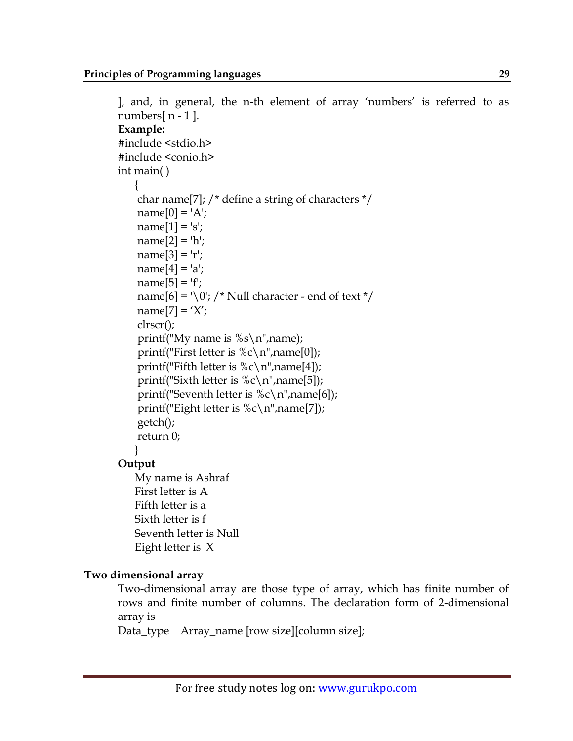], and, in general, the n-th element of array ‘numbers’ is referred to as numbers[ n - 1 ].

**Example:**

```
#include <stdio.h>
#include <conio.h>
int main( )
    {
     char name[7]; /* define a string of characters */
     name[0] = 'A';
     name[1] = 's';
     name[2] = 'h';
     name[3] = 'r';
     name[4] = 'a';
     name[5] = 'f';
     name[6] = '\0'; /* Null character - end of text */
     name[7] = ‘X’;
     clrscr();
     printf("My name is %s\n",name);
     printf("First letter is %c\n",name[0]);
     printf("Fifth letter is %c\n",name[4]);
     printf("Sixth letter is %c\n",name[5]);
     printf("Seventh letter is %c\n",name[6]);
     printf("Eight letter is %c\n",name[7]);
     getch();
     return 0;
    }
```

**Output**

```
My name is Ashraf
First letter is A
Fifth letter is a
Sixth letter is f
Seventh letter is Null
Eight letter is  X
```

**Two dimensional array**

Two-dimensional array are those type of array, which has finite number of rows and finite number of columns. The declaration form of 2-dimensional array is

Data_type    Array_name [row size][column size];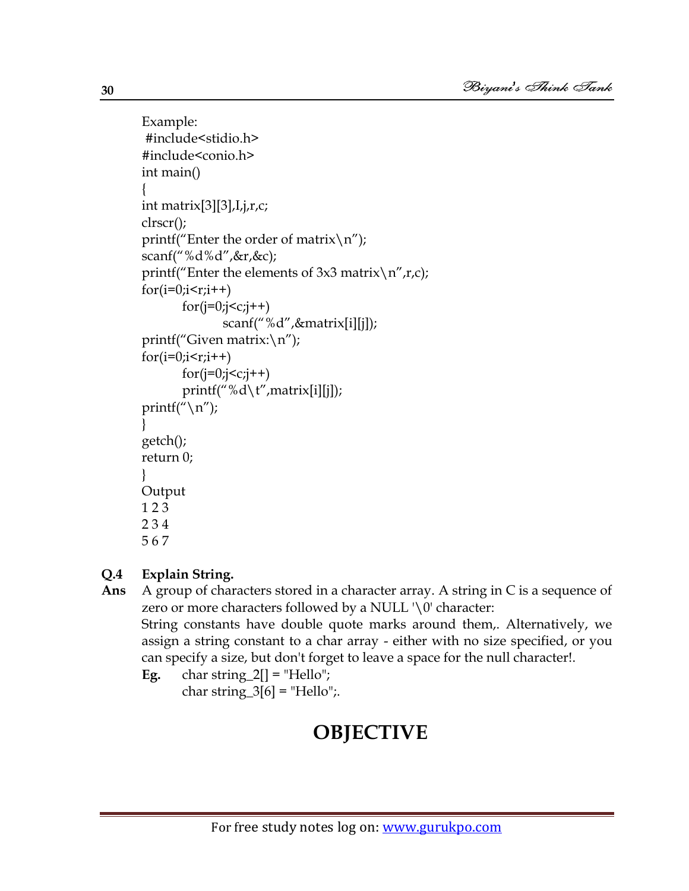Example:

```
 #include<stidio.h>
#include<conio.h>
int main()
{
int matrix[3][3],I,j,r,c;
clrscr();
printf("Enter the order of matrix\n");
scanf("%d%d",&r,&c);
printf("Enter the elements of 3x3 matrix\n",r,c);
for(i=0;i<r;i++)
        for(j=0;j<c;j++)
                scanf("%d",&matrix[i][j]);
printf("Given matrix:\n");
for(i=0;i<r;i++)
        for(j=0;j<c;j++)
        printf("%d\t",matrix[i][j]);
printf("\n");
}
getch();
return 0;
}
```

Output

```
1 2 3
2 3 4
5 6 7
```

**Q.4 Explain String.**

**Ans** A group of characters stored in a character array. A string in C is a sequence of zero or more characters followed by a NULL '\0' character:

String constants have double quote marks around them,. Alternatively, we assign a string constant to a char array - either with no size specified, or you can specify a size, but don't forget to leave a space for the null character!.

**Eg.** char string_2[] = "Hello";
char string_3[6] = "Hello";.

# OBJECTIVE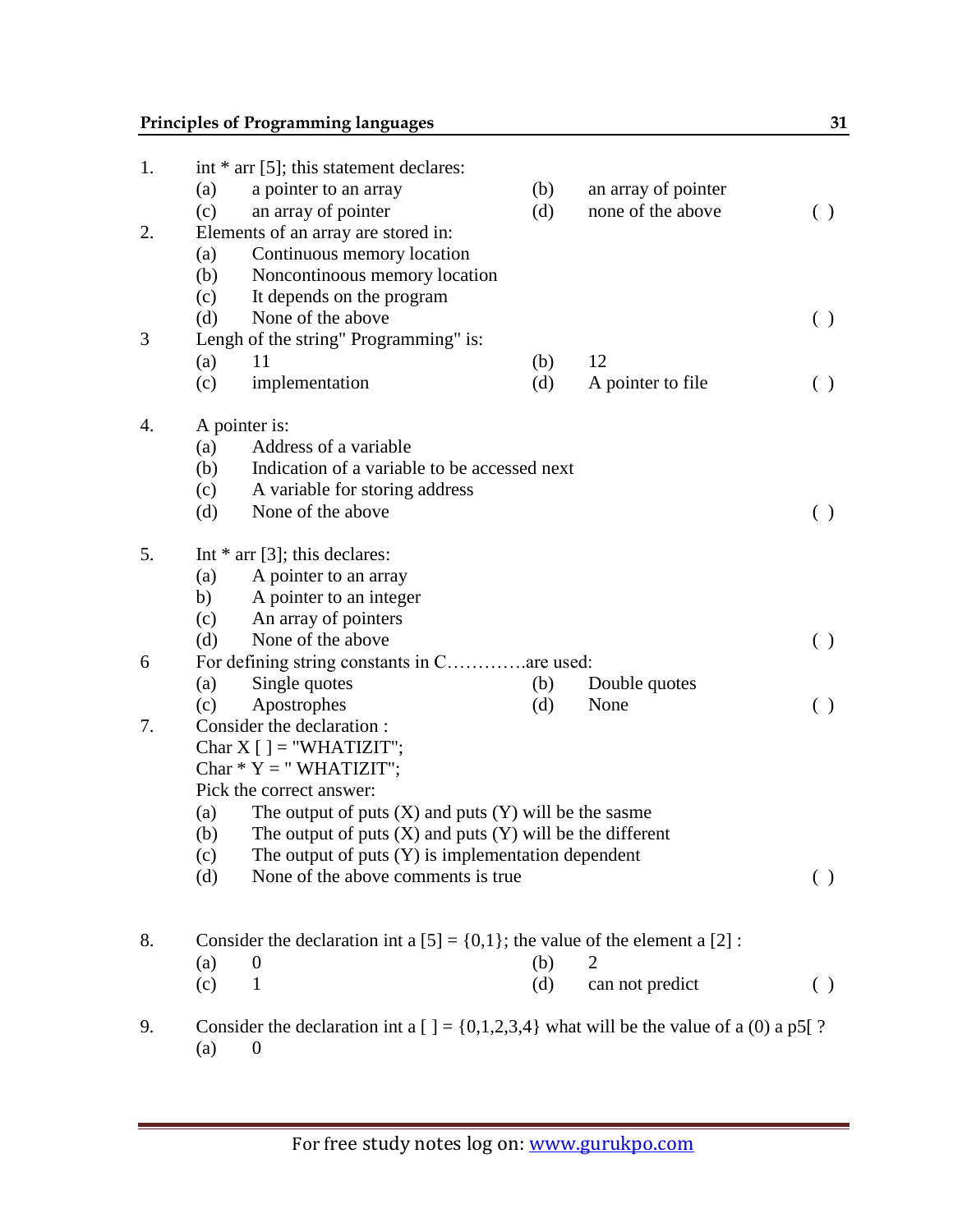1. int * arr [5]; this statement declares:
   - (a) a pointer to an array
   - (b) an array of pointer
   - (c) an array of pointer
   - (d) none of the above ( )

2. Elements of an array are stored in:
   - (a) Continuous memory location
   - (b) Noncontinoous memory location
   - (c) It depends on the program
   - (d) None of the above ( )

3. Lengh of the string" Programming" is:
   - (a) 11
   - (b) 12
   - (c) implementation
   - (d) A pointer to file ( )

4. A pointer is:
   - (a) Address of a variable
   - (b) Indication of a variable to be accessed next
   - (c) A variable for storing address
   - (d) None of the above ( )

5. Int * arr [3]; this declares:
   - (a) A pointer to an array
   - b) A pointer to an integer
   - (c) An array of pointers
   - (d) None of the above ( )

6. For defining string constants in C………….are used:
   - (a) Single quotes
   - (b) Double quotes
   - (c) Apostrophes
   - (d) None ( )

7. Consider the declaration :

   Char X [ ] = "WHATIZIT";

   Char * Y = " WHATIZIT";

   Pick the correct answer:
   - (a) The output of puts (X) and puts (Y) will be the sasme
   - (b) The output of puts (X) and puts (Y) will be the different
   - (c) The output of puts (Y) is implementation dependent
   - (d) None of the above comments is true ( )

8. Consider the declaration int a [5] = {0,1}; the value of the element a [2] :
   - (a) 0
   - (b) 2
   - (c) 1
   - (d) can not predict ( )

9. Consider the declaration int a [ ] = {0,1,2,3,4} what will be the value of a (0) a p5[ ?
   - (a) 0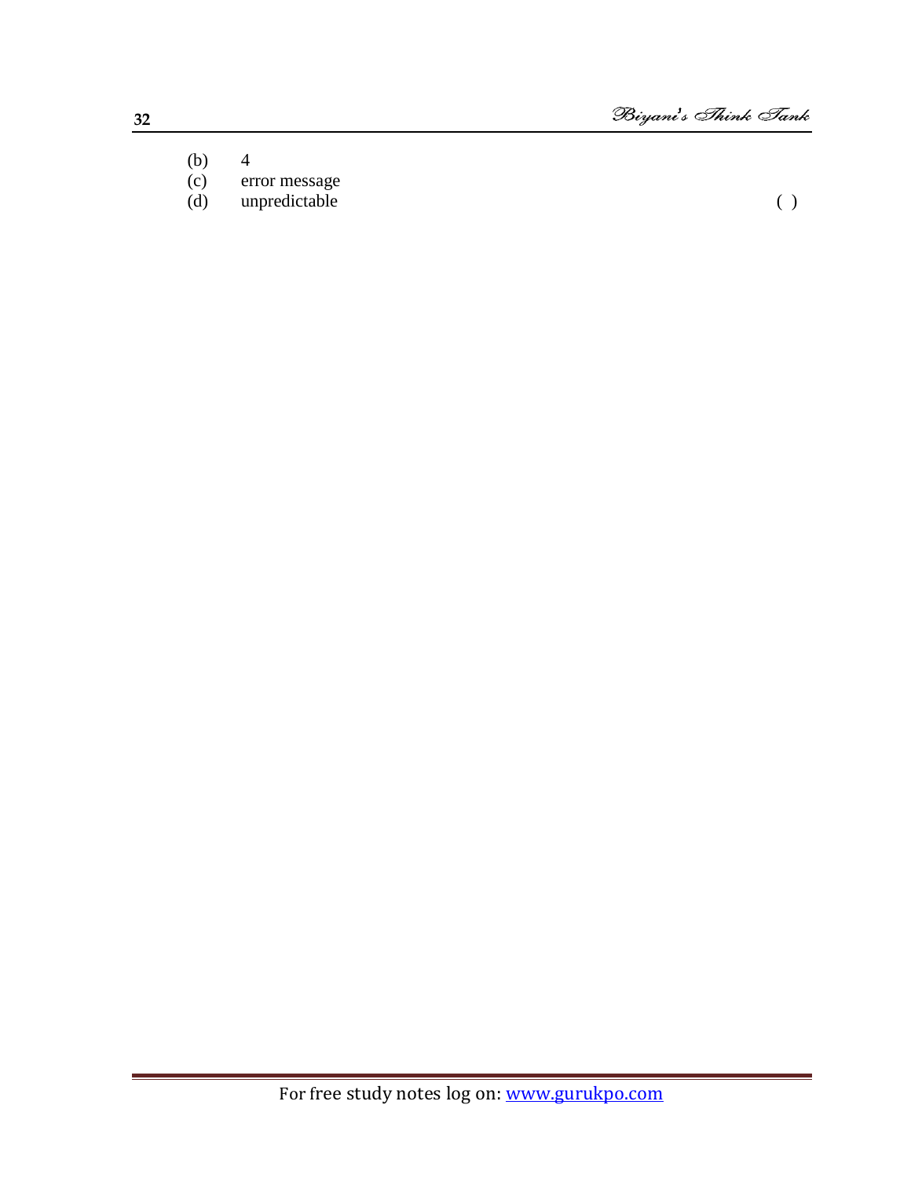(b) 4
(c) error message
(d) unpredictable ( )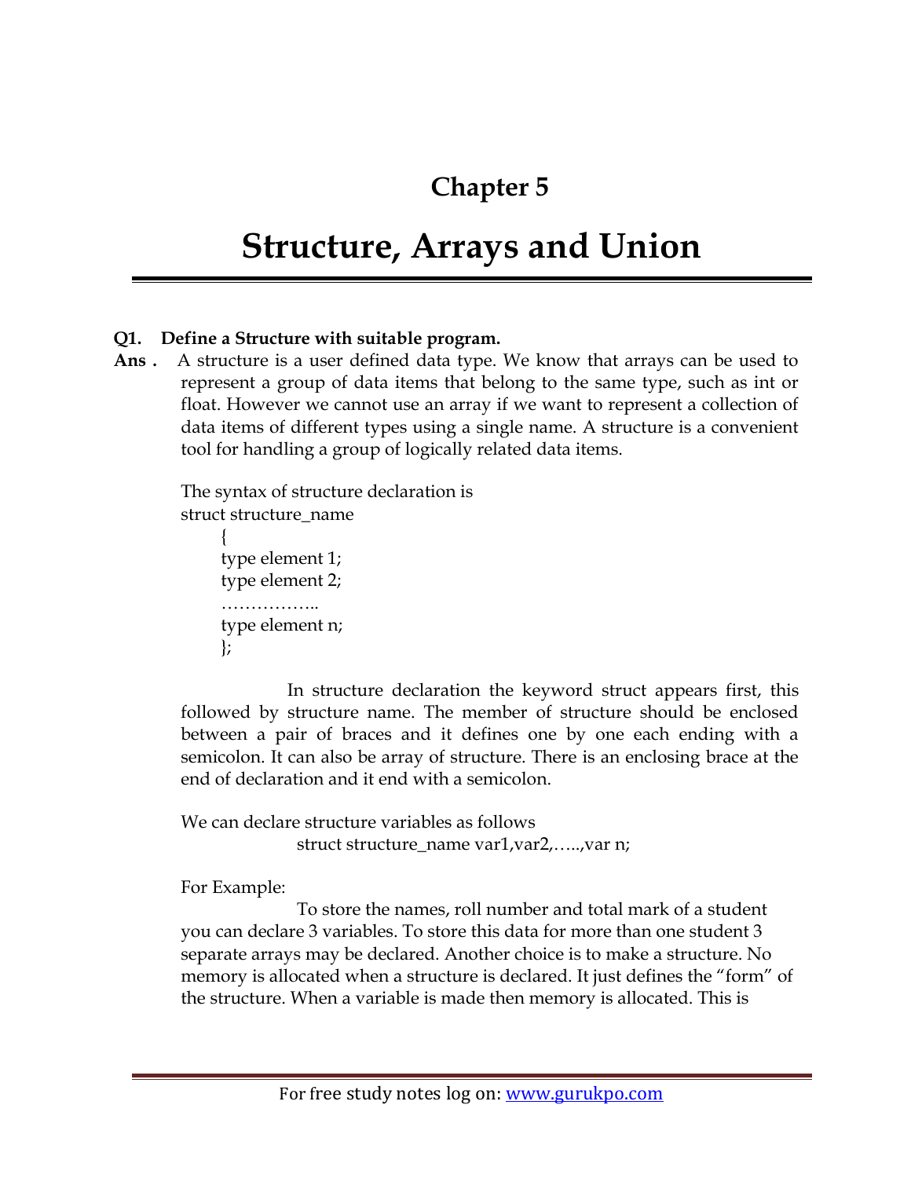# Chapter 5

# Structure, Arrays and Union

**Q1. Define a Structure with suitable program.**

**Ans .** A structure is a user defined data type. We know that arrays can be used to represent a group of data items that belong to the same type, such as int or float. However we cannot use an array if we want to represent a collection of data items of different types using a single name. A structure is a convenient tool for handling a group of logically related data items.

The syntax of structure declaration is

```
struct structure_name
    {
    type element 1;
    type element 2;
    ……………..
    type element n;
    };
```

In structure declaration the keyword struct appears first, this followed by structure name. The member of structure should be enclosed between a pair of braces and it defines one by one each ending with a semicolon. It can also be array of structure. There is an enclosing brace at the end of declaration and it end with a semicolon.

We can declare structure variables as follows

```
struct structure_name var1,var2,…..,var n;
```

For Example:

To store the names, roll number and total mark of a student you can declare 3 variables. To store this data for more than one student 3 separate arrays may be declared. Another choice is to make a structure. No memory is allocated when a structure is declared. It just defines the "form" of the structure. When a variable is made then memory is allocated. This is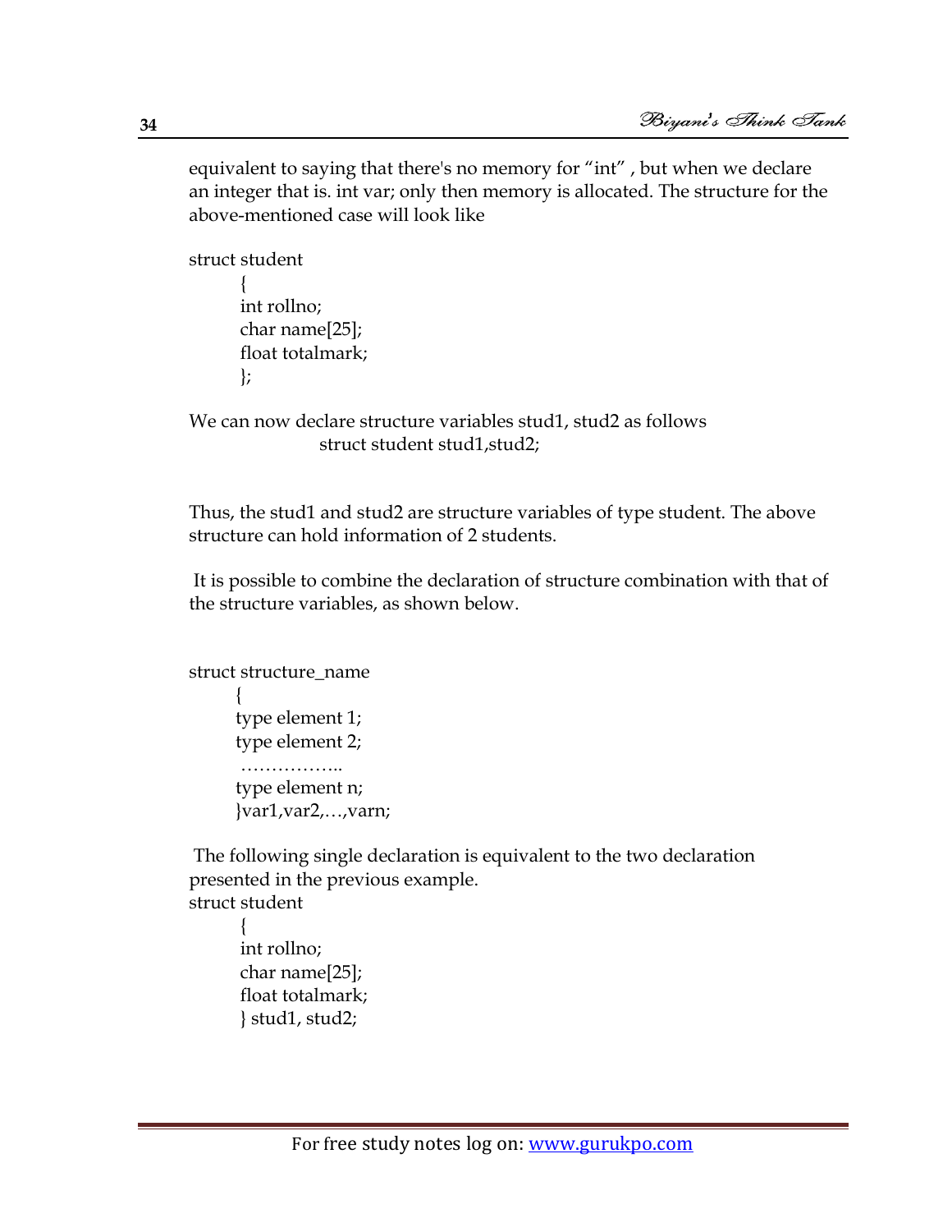equivalent to saying that there's no memory for "int" , but when we declare an integer that is. int var; only then memory is allocated. The structure for the above-mentioned case will look like

```
struct student
        {
        int rollno;
        char name[25];
        float totalmark;
        };
```

We can now declare structure variables stud1, stud2 as follows

```
                struct student stud1,stud2;
```

Thus, the stud1 and stud2 are structure variables of type student. The above structure can hold information of 2 students.

It is possible to combine the declaration of structure combination with that of the structure variables, as shown below.

```
struct structure_name
       {
       type element 1;
       type element 2;
        ……………..
       type element n;
       }var1,var2,…,varn;
```

The following single declaration is equivalent to the two declaration presented in the previous example.

```
struct student
        {
        int rollno;
        char name[25];
        float totalmark;
        } stud1, stud2;
```

For free study notes log on: www.gurukpo.com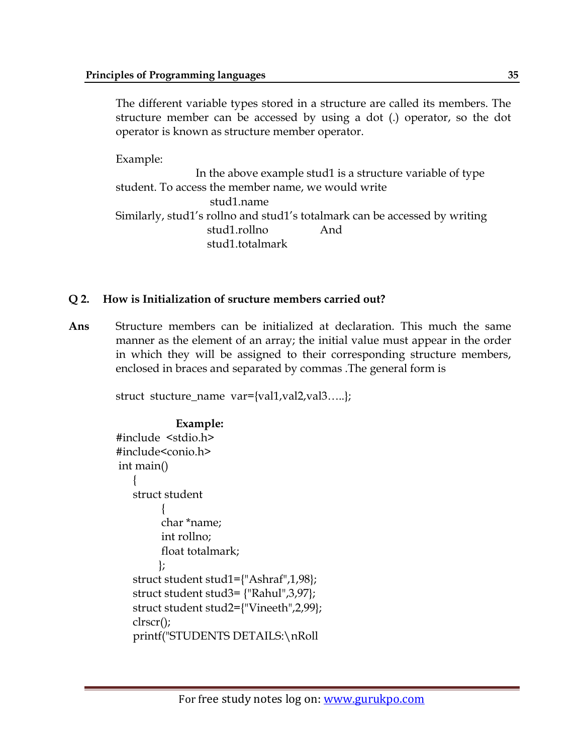The different variable types stored in a structure are called its members. The structure member can be accessed by using a dot (.) operator, so the dot operator is known as structure member operator.

Example:

In the above example stud1 is a structure variable of type student. To access the member name, we would write

stud1.name

Similarly, stud1's rollno and stud1's totalmark can be accessed by writing

stud1.rollno And

stud1.totalmark

**Q 2. How is Initialization of sructure members carried out?**

**Ans** Structure members can be initialized at declaration. This much the same manner as the element of an array; the initial value must appear in the order in which they will be assigned to their corresponding structure members, enclosed in braces and separated by commas .The general form is

struct stucture_name var={val1,val2,val3…..};

**Example:**

```
#include  <stdio.h>
#include<conio.h>
 int main()
    {
    struct student
           {
           char *name;
           int rollno;
           float totalmark;
          };
    struct student stud1={"Ashraf",1,98};
    struct student stud3= {"Rahul",3,97};
    struct student stud2={"Vineeth",2,99};
    clrscr();
    printf("STUDENTS DETAILS:\nRoll
```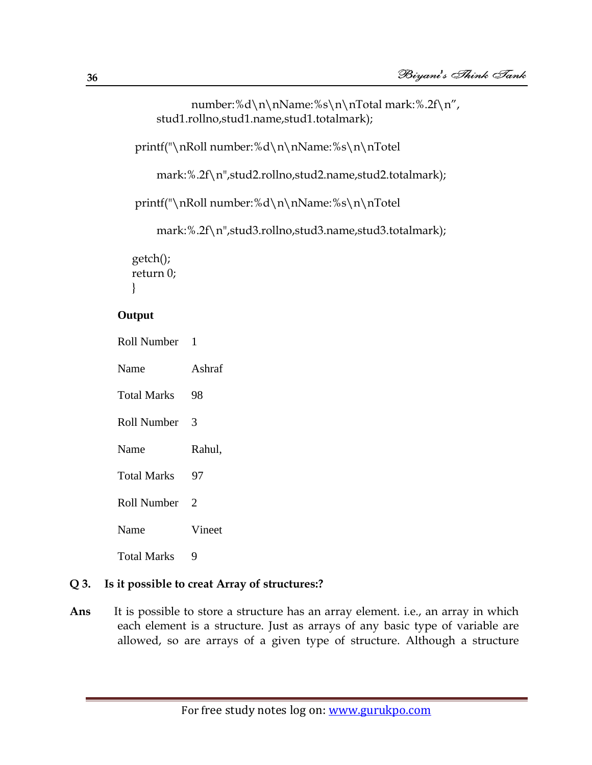```
            number:%d\n\nName:%s\n\nTotal mark:%.2f\n",
        stud1.rollno,stud1.name,stud1.totalmark);

    printf("\nRoll number:%d\n\nName:%s\n\nTotel

        mark:%.2f\n",stud2.rollno,stud2.name,stud2.totalmark);

    printf("\nRoll number:%d\n\nName:%s\n\nTotel

        mark:%.2f\n",stud3.rollno,stud3.name,stud3.totalmark);

   getch();
   return 0;
   }
```

**Output**

```
Roll Number   1
Name          Ashraf
Total Marks   98
Roll Number   3
Name          Rahul,
Total Marks   97
Roll Number   2
Name          Vineet
Total Marks   9
```

**Q 3. Is it possible to creat Array of structures:?**

**Ans** It is possible to store a structure has an array element. i.e., an array in which each element is a structure. Just as arrays of any basic type of variable are allowed, so are arrays of a given type of structure. Although a structure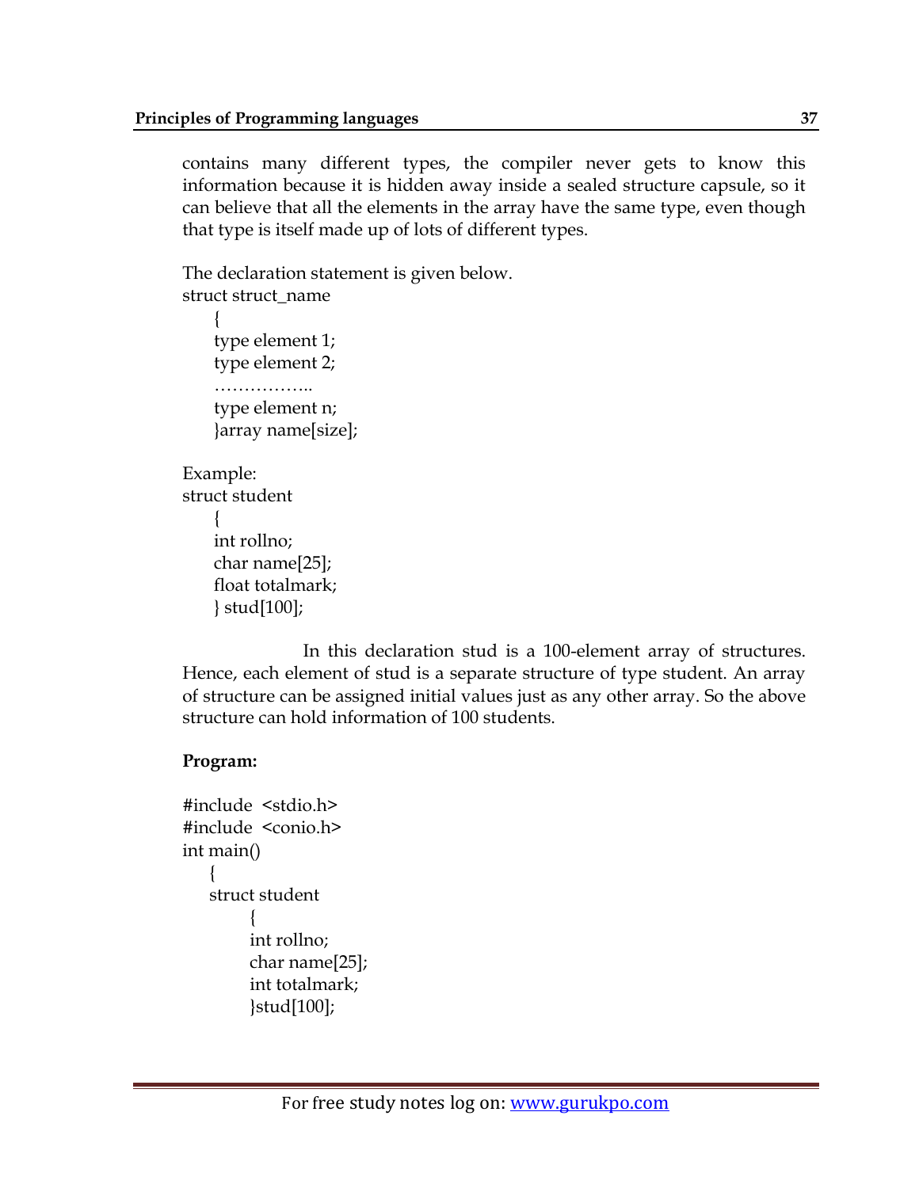contains many different types, the compiler never gets to know this information because it is hidden away inside a sealed structure capsule, so it can believe that all the elements in the array have the same type, even though that type is itself made up of lots of different types.

The declaration statement is given below.

```
struct struct_name
    {
    type element 1;
    type element 2;
    ……………..
    type element n;
    }array name[size];
```

Example:

```
struct student
    {
    int rollno;
    char name[25];
    float totalmark;
    } stud[100];
```

In this declaration stud is a 100-element array of structures. Hence, each element of stud is a separate structure of type student. An array of structure can be assigned initial values just as any other array. So the above structure can hold information of 100 students.

**Program:**

```
#include  <stdio.h>
#include  <conio.h>
int main()
   {
   struct student
         {
         int rollno;
         char name[25];
         int totalmark;
         }stud[100];
```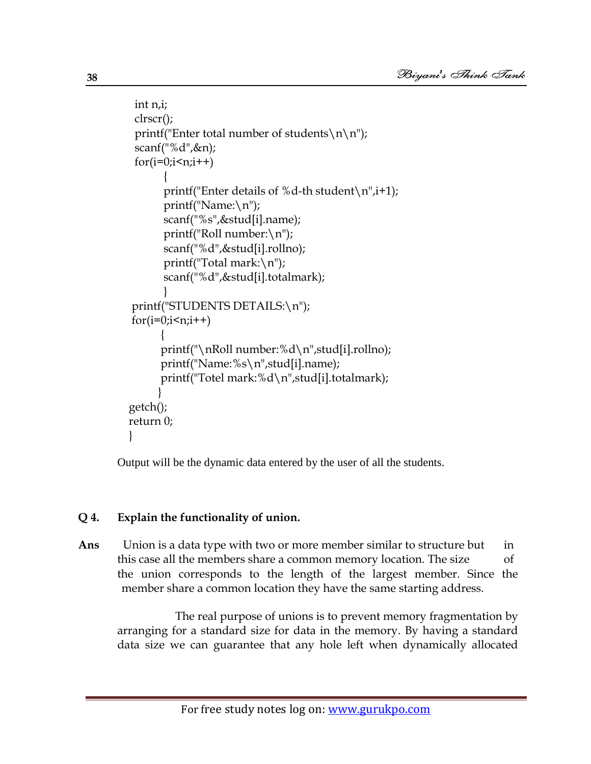```
 int n,i;
 clrscr();
 printf("Enter total number of students\n\n");
 scanf("%d",&n);
 for(i=0;i<n;i++)
        {
        printf("Enter details of %d-th student\n",i+1);
        printf("Name:\n");
        scanf("%s",&stud[i].name);
        printf("Roll number:\n");
        scanf("%d",&stud[i].rollno);
        printf("Total mark:\n");
        scanf("%d",&stud[i].totalmark);
        }
 printf("STUDENTS DETAILS:\n");
 for(i=0;i<n;i++)
       {
       printf("\nRoll number:%d\n",stud[i].rollno);
       printf("Name:%s\n",stud[i].name);
       printf("Totel mark:%d\n",stud[i].totalmark);
       }
 getch();
 return 0;
}
```

Output will be the dynamic data entered by the user of all the students.

**Q 4. Explain the functionality of union.**

**Ans** Union is a data type with two or more member similar to structure but in this case all the members share a common memory location. The size of the union corresponds to the length of the largest member. Since the member share a common location they have the same starting address.

The real purpose of unions is to prevent memory fragmentation by arranging for a standard size for data in the memory. By having a standard data size we can guarantee that any hole left when dynamically allocated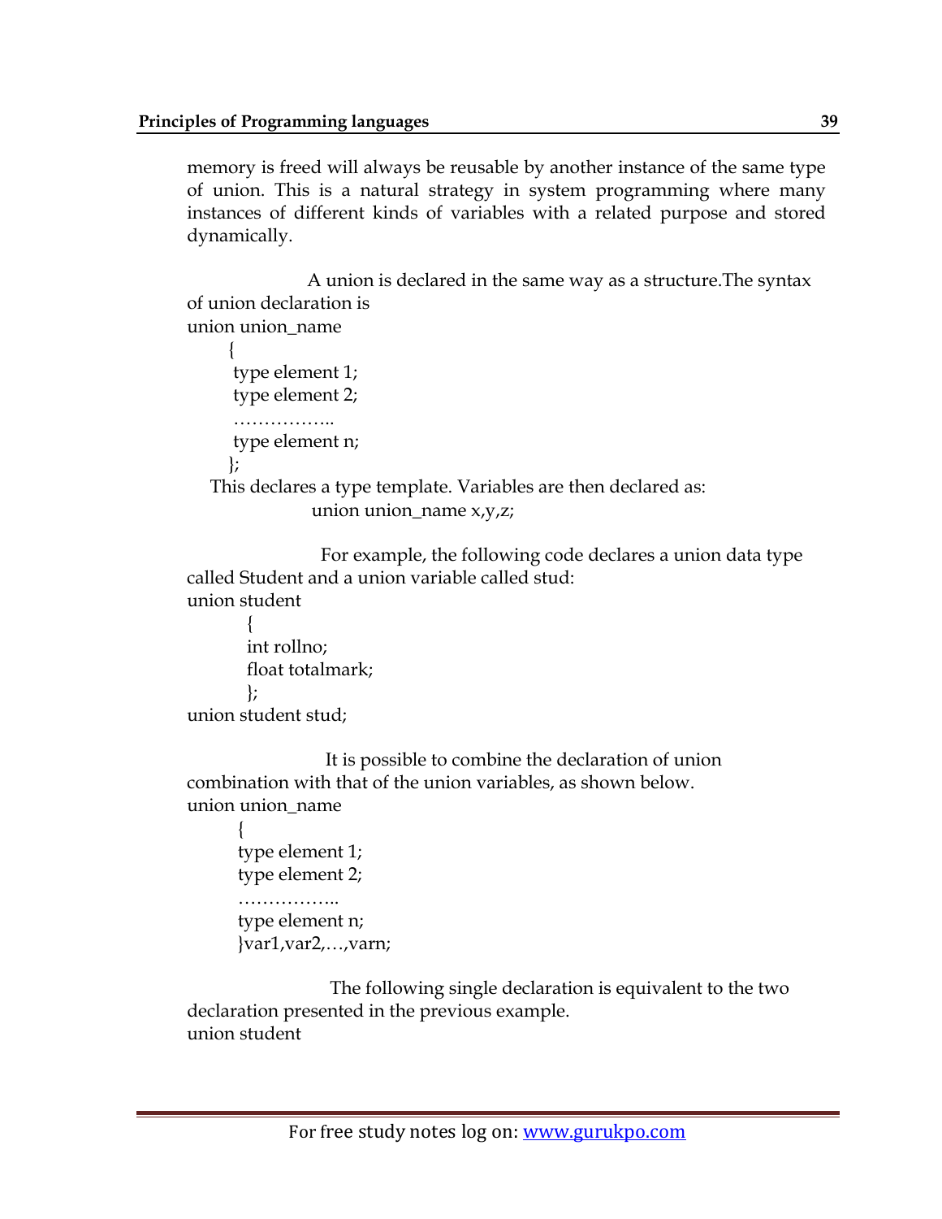memory is freed will always be reusable by another instance of the same type of union. This is a natural strategy in system programming where many instances of different kinds of variables with a related purpose and stored dynamically.

A union is declared in the same way as a structure.The syntax of union declaration is

```
union union_name
      {
       type element 1;
       type element 2;
       ……………..
       type element n;
      };
```

This declares a type template. Variables are then declared as:

```
union union_name x,y,z;
```

For example, the following code declares a union data type called Student and a union variable called stud:

```
union student
        {
        int rollno;
        float totalmark;
        };
union student stud;
```

It is possible to combine the declaration of union combination with that of the union variables, as shown below.

```
union union_name
       {
       type element 1;
       type element 2;
       ……………..
       type element n;
       }var1,var2,…,varn;
```

The following single declaration is equivalent to the two declaration presented in the previous example.

```
union student
```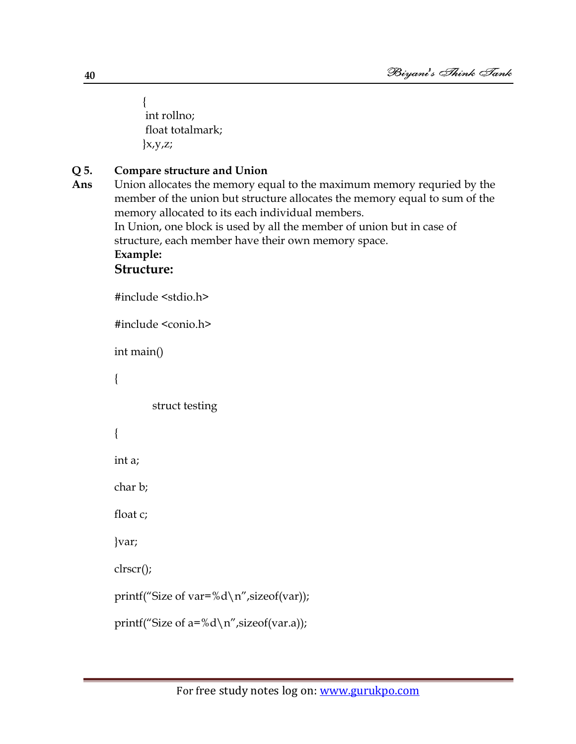```
{
 int rollno;
 float totalmark;
}x,y,z;
```

**Q 5. Compare structure and Union**

**Ans** Union allocates the memory equal to the maximum memory requried by the member of the union but structure allocates the memory equal to sum of the memory allocated to its each individual members.

In Union, one block is used by all the member of union but in case of structure, each member have their own memory space.

**Example:**

**Structure:**

```
#include <stdio.h>

#include <conio.h>

int main()

{

        struct testing

{

int a;

char b;

float c;

}var;

clrscr();

printf("Size of var=%d\n",sizeof(var));

printf("Size of a=%d\n",sizeof(var.a));
```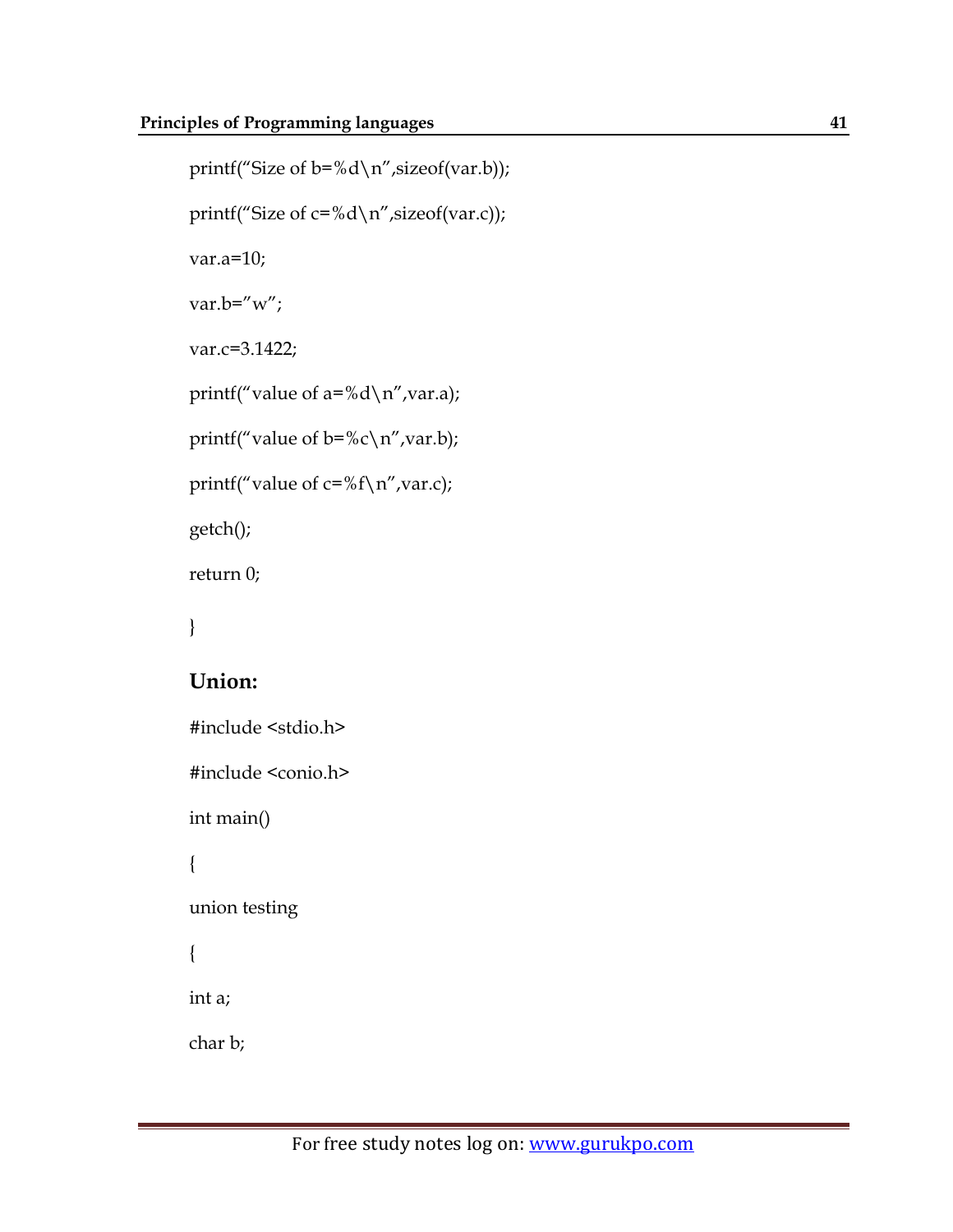```
printf("Size of b=%d\n",sizeof(var.b));
printf("Size of c=%d\n",sizeof(var.c));
var.a=10;
var.b="w";
var.c=3.1422;
printf("value of a=%d\n",var.a);
printf("value of b=%c\n",var.b);
printf("value of c=%f\n",var.c);
getch();
return 0;
}
```

## Union:

```
#include <stdio.h>
#include <conio.h>
int main()
{
union testing
{
int a;
char b;
```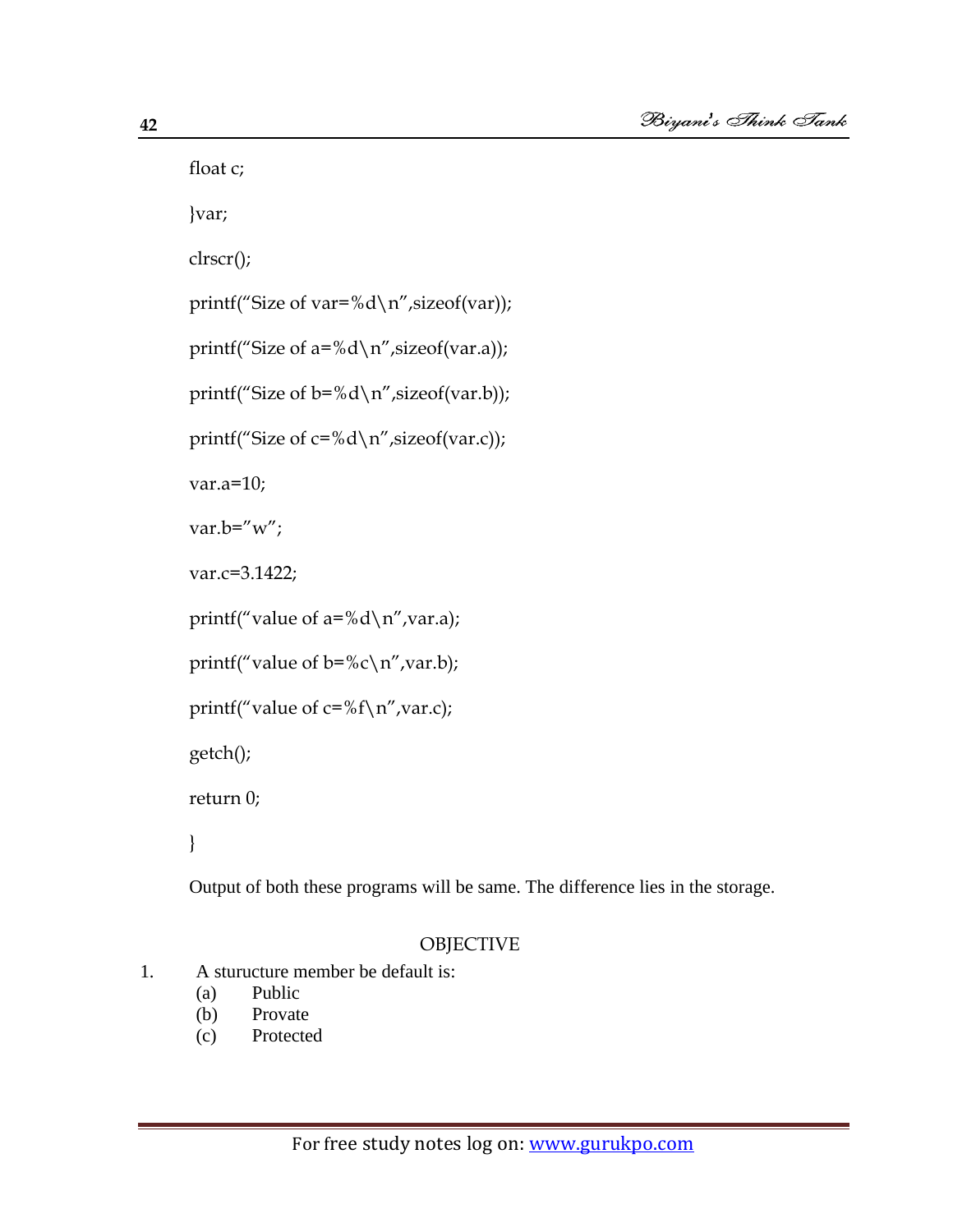```
float c;
}var;
clrscr();
printf("Size of var=%d\n",sizeof(var));
printf("Size of a=%d\n",sizeof(var.a));
printf("Size of b=%d\n",sizeof(var.b));
printf("Size of c=%d\n",sizeof(var.c));
var.a=10;
var.b="w";
var.c=3.1422;
printf("value of a=%d\n",var.a);
printf("value of b=%c\n",var.b);
printf("value of c=%f\n",var.c);
getch();
return 0;
}
```

Output of both these programs will be same. The difference lies in the storage.

OBJECTIVE

1. A sturucture member be default is:
   (a) Public
   (b) Provate
   (c) Protected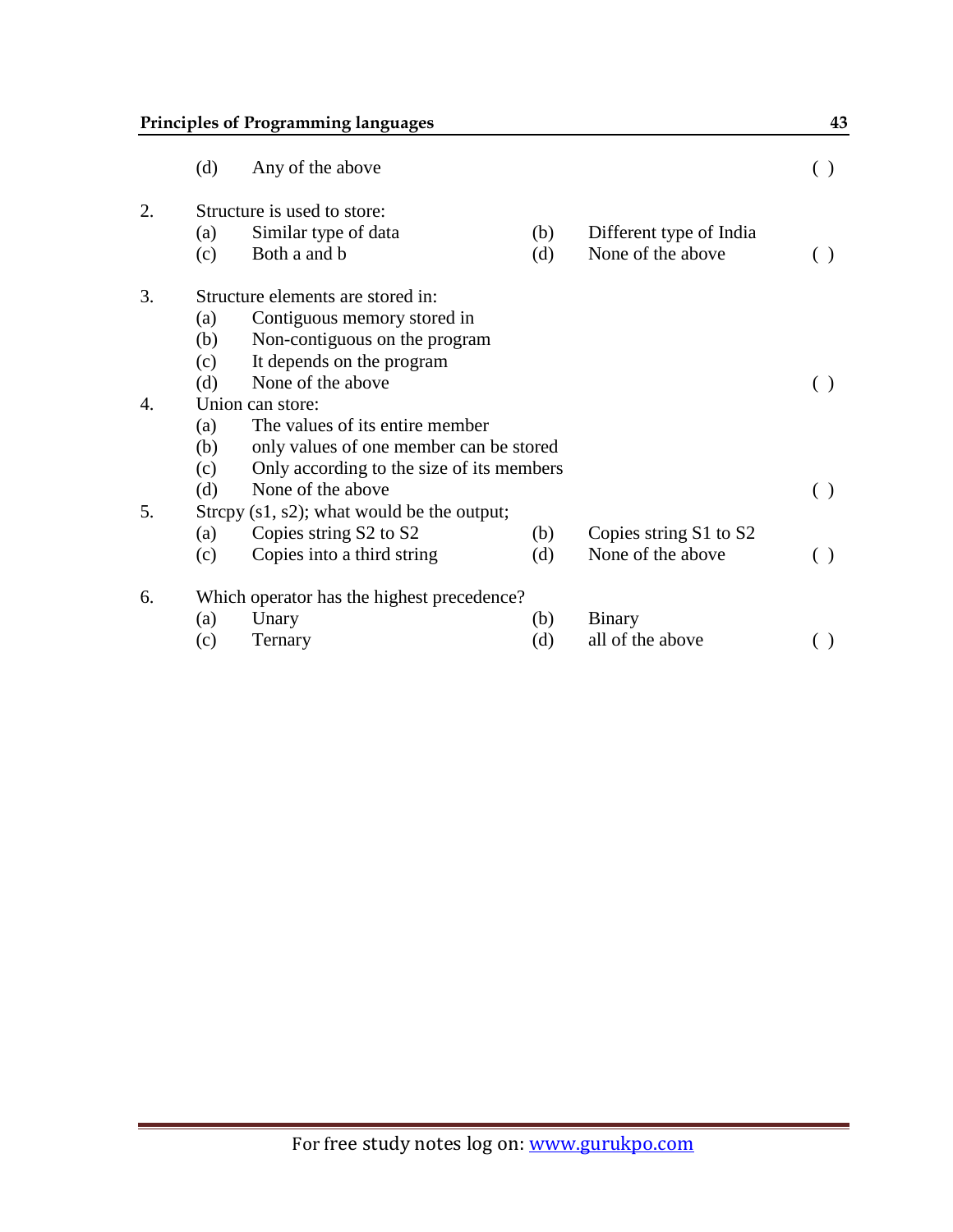(d) Any of the above ( )

2. Structure is used to store:
   (a) Similar type of data (b) Different type of India
   (c) Both a and b (d) None of the above ( )

3. Structure elements are stored in:
   (a) Contiguous memory stored in
   (b) Non-contiguous on the program
   (c) It depends on the program
   (d) None of the above ( )

4. Union can store:
   (a) The values of its entire member
   (b) only values of one member can be stored
   (c) Only according to the size of its members
   (d) None of the above ( )

5. Strcpy (s1, s2); what would be the output;
   (a) Copies string S2 to S2 (b) Copies string S1 to S2
   (c) Copies into a third string (d) None of the above ( )

6. Which operator has the highest precedence?
   (a) Unary (b) Binary
   (c) Ternary (d) all of the above ( )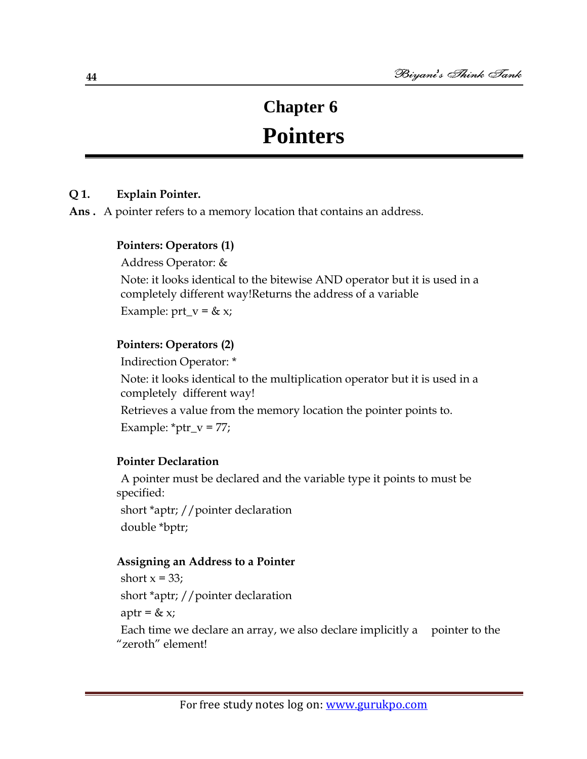# Chapter 6
# Pointers

**Q 1. Explain Pointer.**

**Ans .** A pointer refers to a memory location that contains an address.

**Pointers: Operators (1)**

Address Operator: &

Note: it looks identical to the bitewise AND operator but it is used in a completely different way!Returns the address of a variable

Example: prt_v = & x;

**Pointers: Operators (2)**

Indirection Operator: *

Note: it looks identical to the multiplication operator but it is used in a completely different way!

Retrieves a value from the memory location the pointer points to.

Example: *ptr_v = 77;

**Pointer Declaration**

A pointer must be declared and the variable type it points to must be specified:

```
short *aptr; //pointer declaration
double *bptr;
```

**Assigning an Address to a Pointer**

```
short x = 33;
short *aptr; //pointer declaration
aptr = & x;
```

Each time we declare an array, we also declare implicitly a pointer to the "zeroth" element!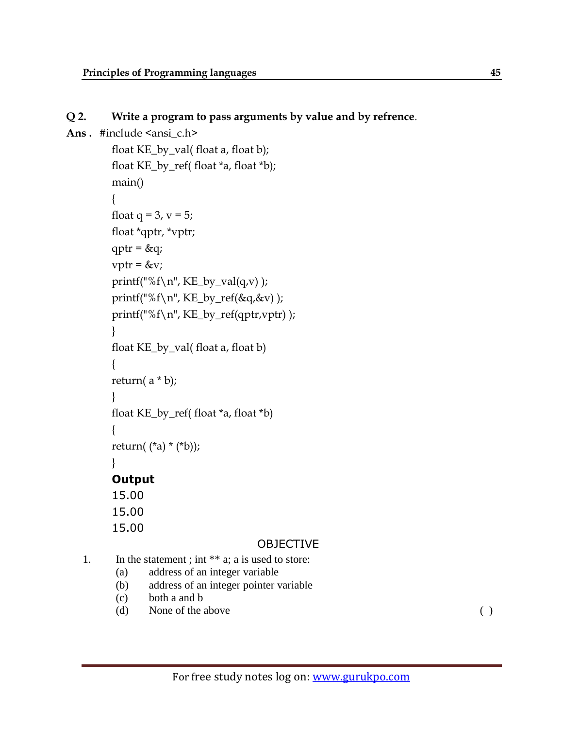**Q 2. Write a program to pass arguments by value and by refrence**.

**Ans .**

```
#include <ansi_c.h>
float KE_by_val( float a, float b);
float KE_by_ref( float *a, float *b);
main()
{
float q = 3, v = 5;
float *qptr, *vptr;
qptr = &q;
vptr = &v;
printf("%f\n", KE_by_val(q,v) );
printf("%f\n", KE_by_ref(&q,&v) );
printf("%f\n", KE_by_ref(qptr,vptr) );
}
float KE_by_val( float a, float b)
{
return( a * b);
}
float KE_by_ref( float *a, float *b)
{
return( (*a) * (*b));
}
```

**Output**

```
15.00
15.00
15.00
```

OBJECTIVE

1. In the statement ; int ** a; a is used to store:
   (a) address of an integer variable
   (b) address of an integer pointer variable
   (c) both a and b
   (d) None of the above ( )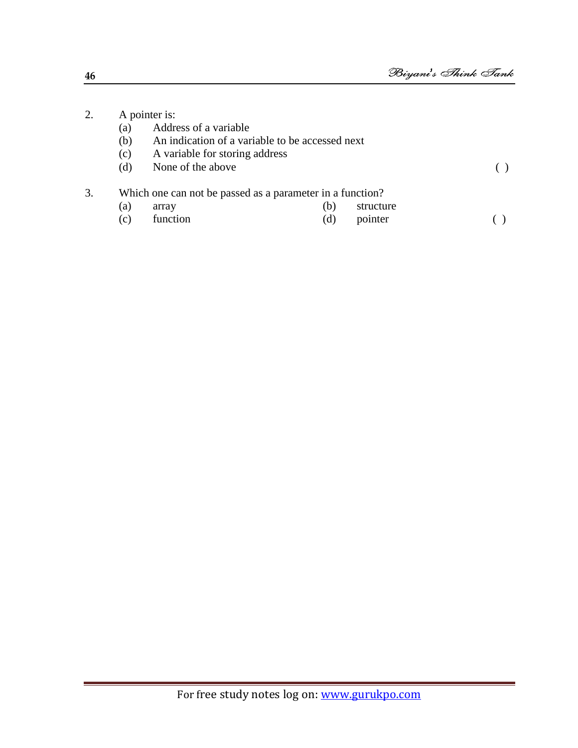2. A pointer is:
   (a) Address of a variable
   (b) An indication of a variable to be accessed next
   (c) A variable for storing address
   (d) None of the above ( )

3. Which one can not be passed as a parameter in a function?
   (a) array (b) structure
   (c) function (d) pointer ( )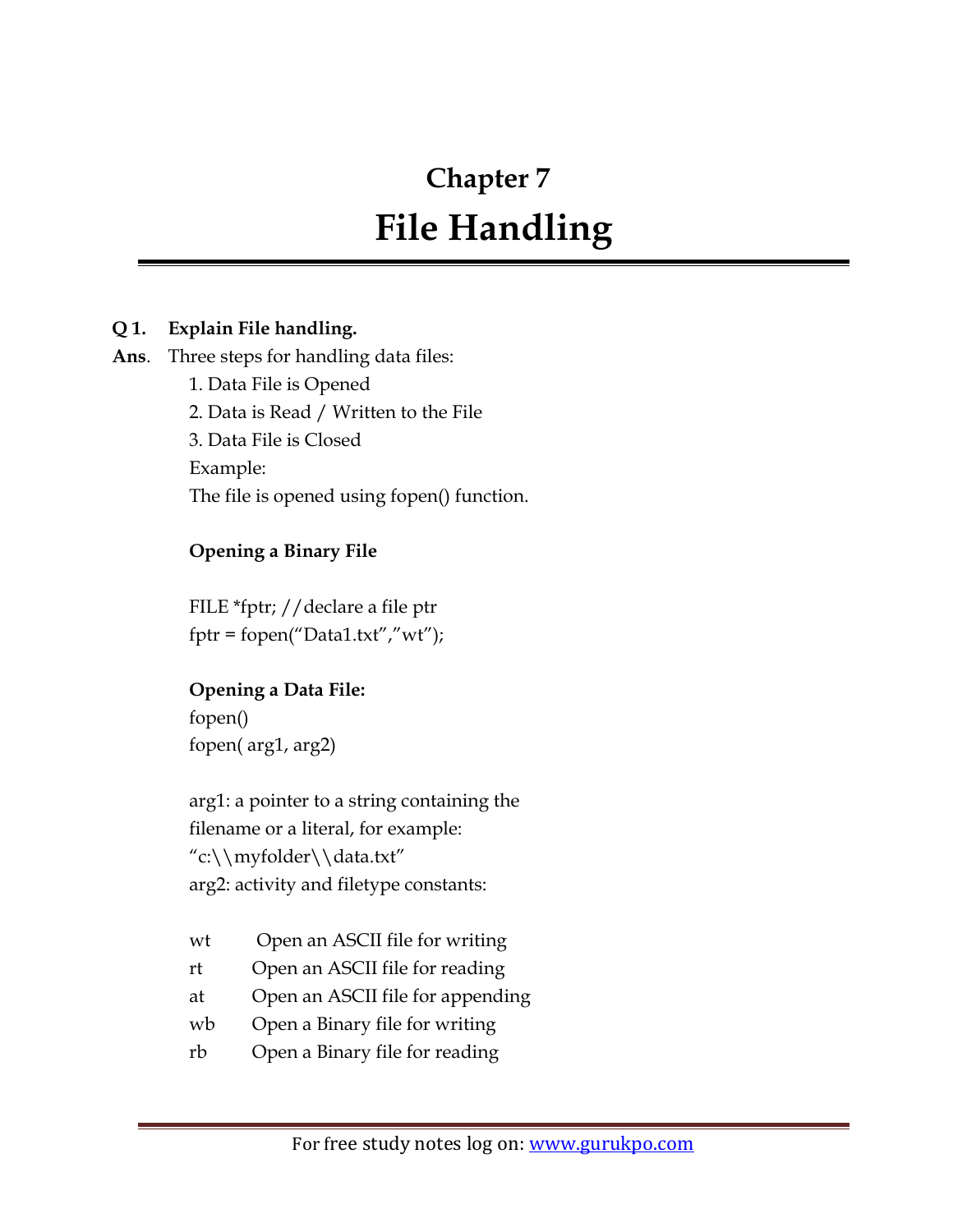# Chapter 7
# File Handling

**Q 1. Explain File handling.**

**Ans**. Three steps for handling data files:

1. Data File is Opened
2. Data is Read / Written to the File
3. Data File is Closed

Example:

The file is opened using fopen() function.

**Opening a Binary File**

```
FILE *fptr; //declare a file ptr
fptr = fopen("Data1.txt","wt");
```

**Opening a Data File:**

```
fopen()
fopen( arg1, arg2)
```

arg1: a pointer to a string containing the filename or a literal, for example: "c:\\myfolder\\data.txt"

arg2: activity and filetype constants:

| | |
|---|---|
| wt | Open an ASCII file for writing |
| rt | Open an ASCII file for reading |
| at | Open an ASCII file for appending |
| wb | Open a Binary file for writing |
| rb | Open a Binary file for reading |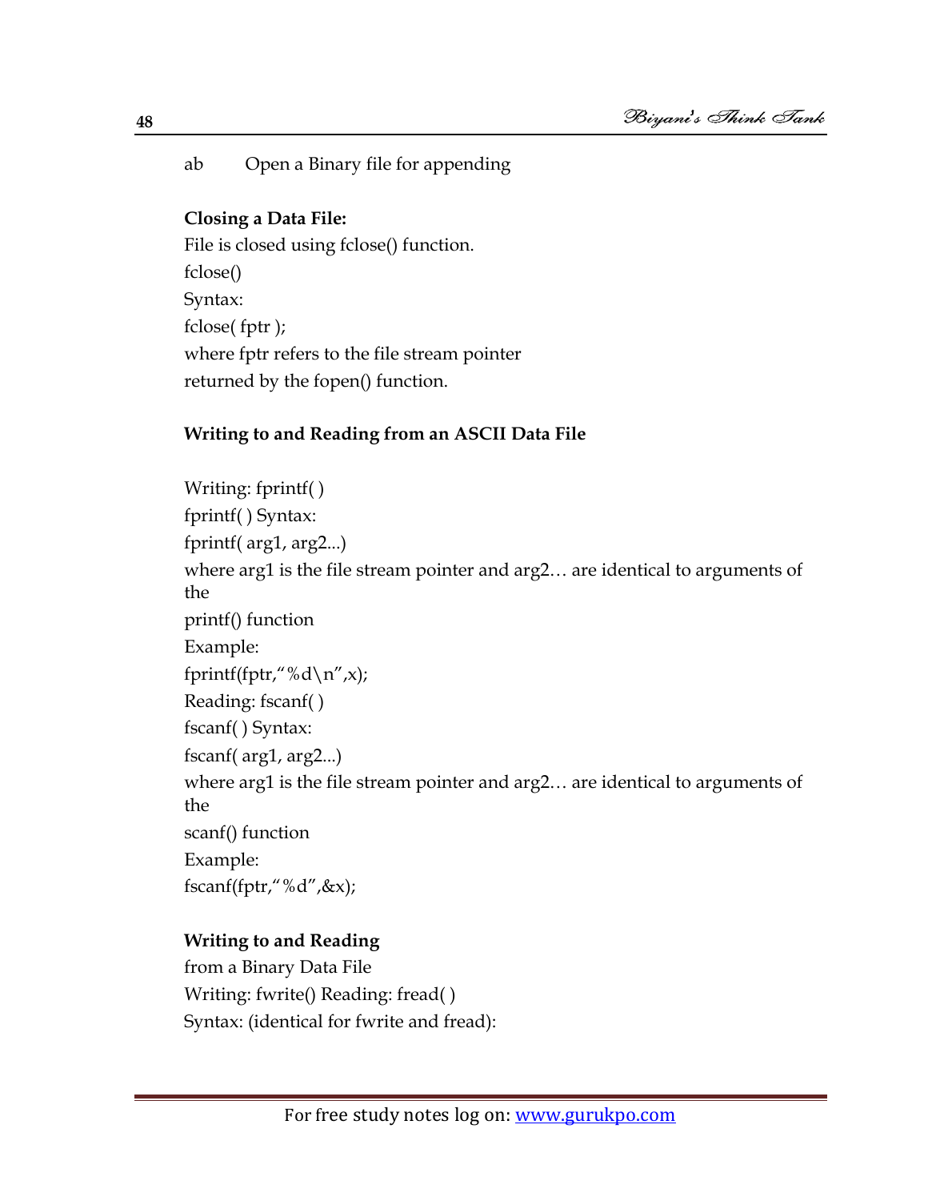ab    Open a Binary file for appending

**Closing a Data File:**

File is closed using fclose() function.

fclose()

Syntax:

fclose( fptr );

where fptr refers to the file stream pointer

returned by the fopen() function.

**Writing to and Reading from an ASCII Data File**

Writing: fprintf( )

fprintf( ) Syntax:

fprintf( arg1, arg2...)

where arg1 is the file stream pointer and arg2… are identical to arguments of the

printf() function

Example:

fprintf(fptr,"%d\n",x);

Reading: fscanf( )

fscanf( ) Syntax:

fscanf( arg1, arg2...)

where arg1 is the file stream pointer and arg2… are identical to arguments of the

scanf() function

Example:

fscanf(fptr,"%d",&x);

**Writing to and Reading**

from a Binary Data File

Writing: fwrite() Reading: fread( )

Syntax: (identical for fwrite and fread):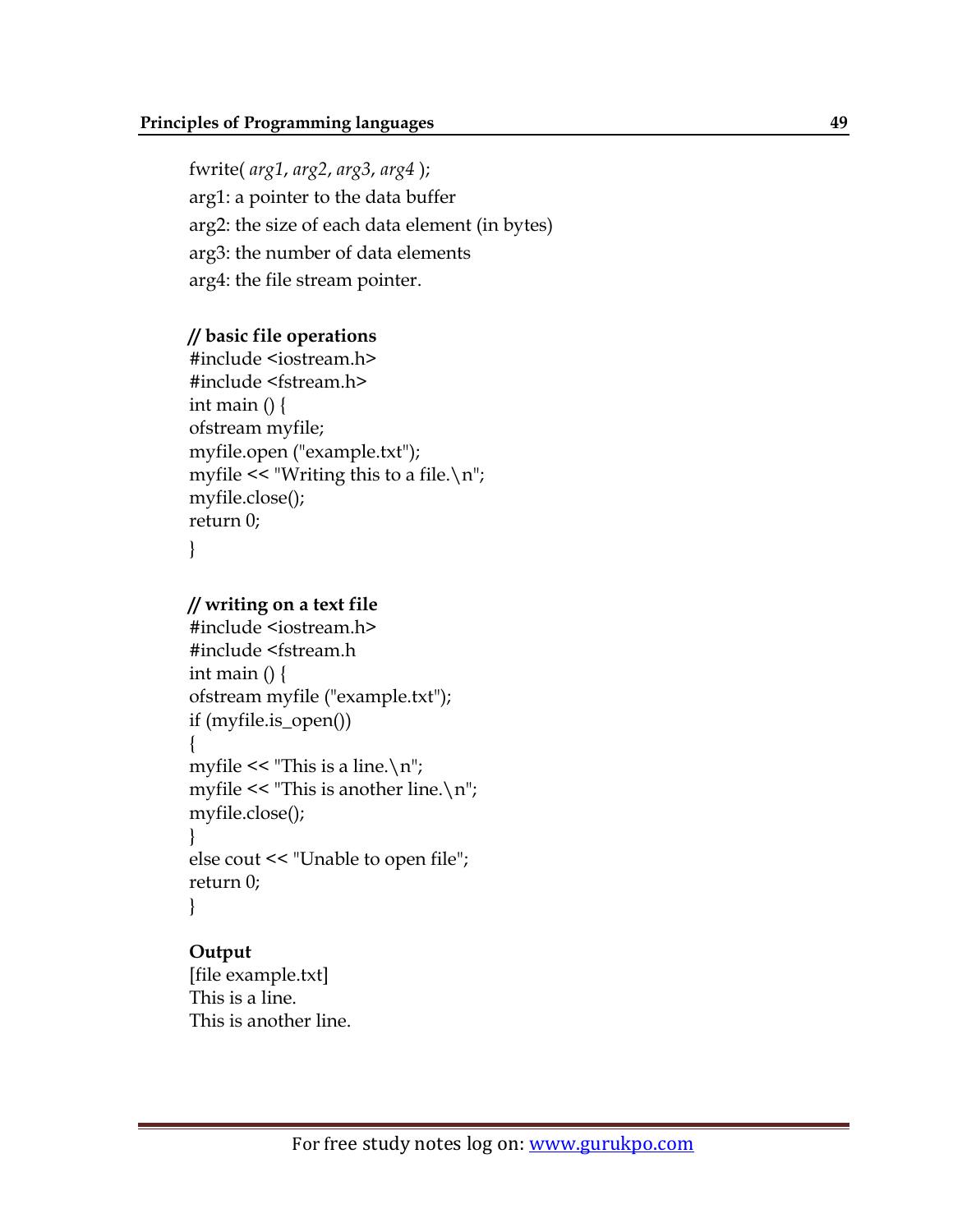fwrite( *arg1*, *arg2*, *arg3*, *arg4* );
arg1: a pointer to the data buffer
arg2: the size of each data element (in bytes)
arg3: the number of data elements
arg4: the file stream pointer.

```
// basic file operations
#include <iostream.h>
#include <fstream.h>
int main () {
ofstream myfile;
myfile.open ("example.txt");
myfile << "Writing this to a file.\n";
myfile.close();
return 0;
}
```

```
// writing on a text file
#include <iostream.h>
#include <fstream.h
int main () {
ofstream myfile ("example.txt");
if (myfile.is_open())
{
myfile << "This is a line.\n";
myfile << "This is another line.\n";
myfile.close();
}
else cout << "Unable to open file";
return 0;
}
```

**Output**

```
[file example.txt]
This is a line.
This is another line.
```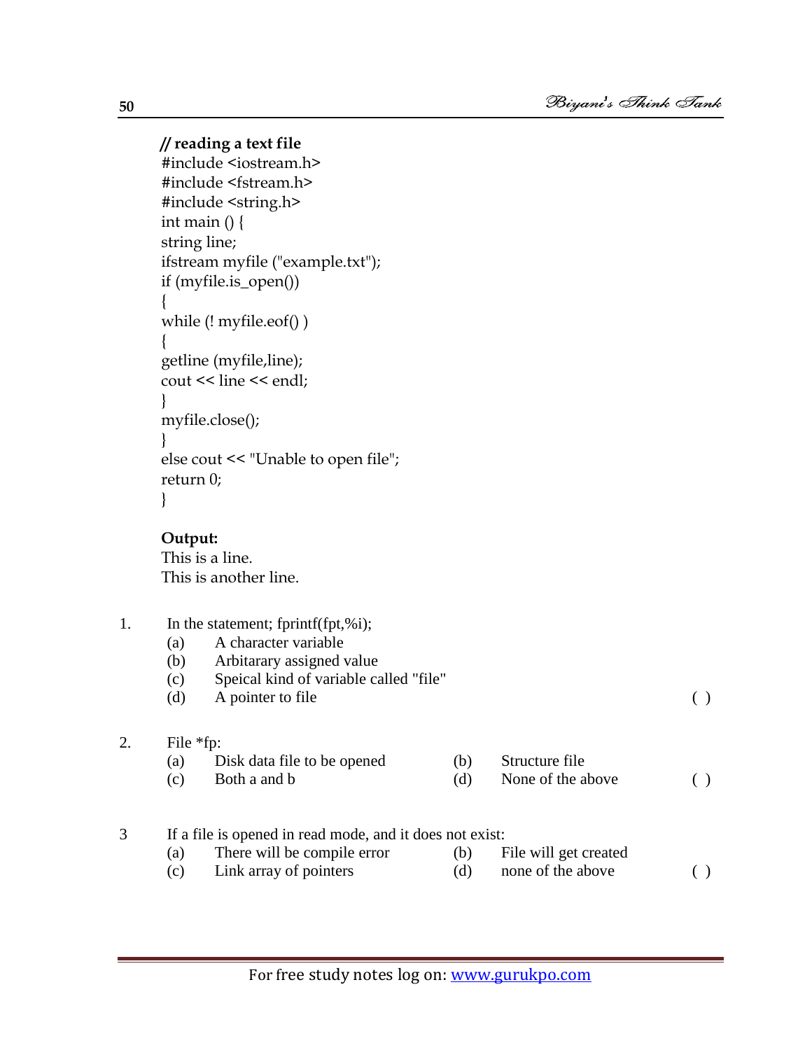**// reading a text file**

```
#include <iostream.h>
#include <fstream.h>
#include <string.h>
int main () {
string line;
ifstream myfile ("example.txt");
if (myfile.is_open())
{
while (! myfile.eof() )
{
getline (myfile,line);
cout << line << endl;
}
myfile.close();
}
else cout << "Unable to open file";
return 0;
}
```

**Output:**

This is a line.
This is another line.

1. In the statement; fprintf(fpt,%i);
   (a) A character variable
   (b) Arbitarary assigned value
   (c) Speical kind of variable called "file"
   (d) A pointer to file ( )

2. File *fp:
   (a) Disk data file to be opened (b) Structure file
   (c) Both a and b (d) None of the above ( )

3 If a file is opened in read mode, and it does not exist:
   (a) There will be compile error (b) File will get created
   (c) Link array of pointers (d) none of the above ( )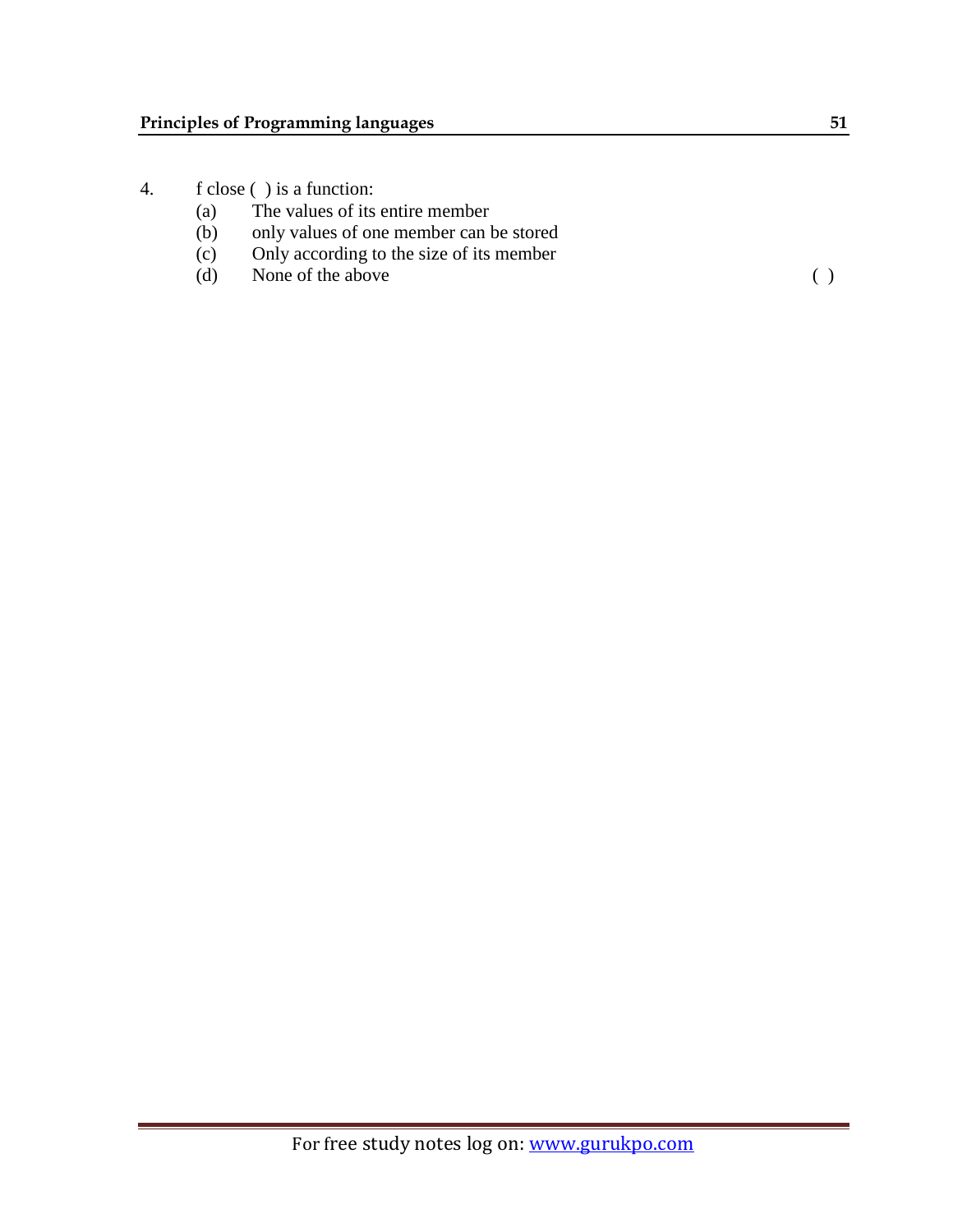4. f close ( ) is a function:
   - (a) The values of its entire member
   - (b) only values of one member can be stored
   - (c) Only according to the size of its member
   - (d) None of the above ( )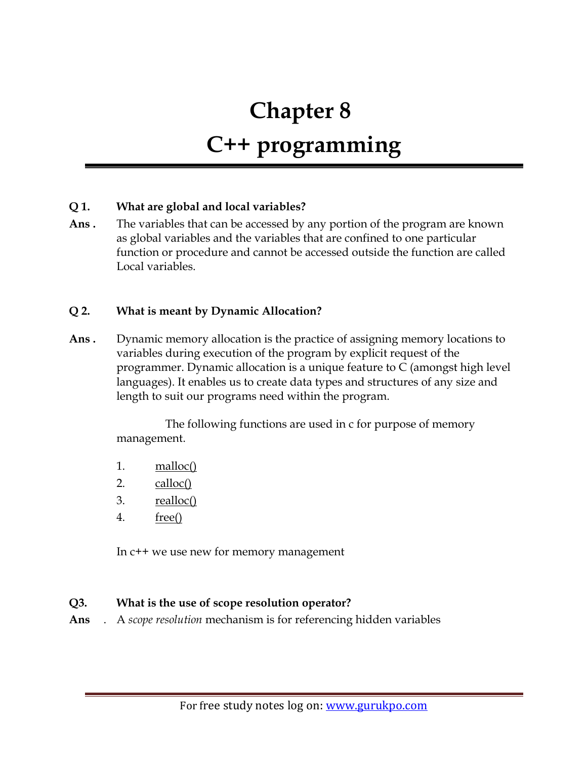# Chapter 8
# C++ programming

**Q 1. What are global and local variables?**

**Ans .** The variables that can be accessed by any portion of the program are known as global variables and the variables that are confined to one particular function or procedure and cannot be accessed outside the function are called Local variables.

**Q 2. What is meant by Dynamic Allocation?**

**Ans .** Dynamic memory allocation is the practice of assigning memory locations to variables during execution of the program by explicit request of the programmer. Dynamic allocation is a unique feature to C (amongst high level languages). It enables us to create data types and structures of any size and length to suit our programs need within the program.

The following functions are used in c for purpose of memory management.

1. malloc()
2. calloc()
3. realloc()
4. free()

In c++ we use new for memory management

**Q3. What is the use of scope resolution operator?**

**Ans .** A *scope resolution* mechanism is for referencing hidden variables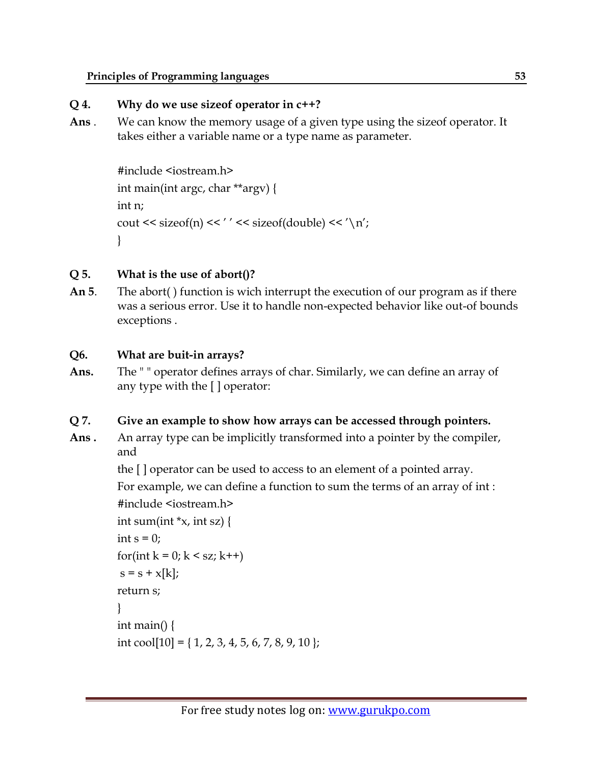**Q 4. Why do we use sizeof operator in c++?**

**Ans .** We can know the memory usage of a given type using the sizeof operator. It takes either a variable name or a type name as parameter.

```
#include <iostream.h>
int main(int argc, char **argv) {
int n;
cout << sizeof(n) << ' ' << sizeof(double) << '\n';
}
```

**Q 5. What is the use of abort()?**

**An 5**. The abort( ) function is wich interrupt the execution of our program as if there was a serious error. Use it to handle non-expected behavior like out-of bounds exceptions .

**Q6. What are buit-in arrays?**

**Ans.** The " " operator defines arrays of char. Similarly, we can define an array of any type with the [ ] operator:

**Q 7. Give an example to show how arrays can be accessed through pointers.**

**Ans .** An array type can be implicitly transformed into a pointer by the compiler, and

the [ ] operator can be used to access to an element of a pointed array.

For example, we can define a function to sum the terms of an array of int :

```
#include <iostream.h>
int sum(int *x, int sz) {
int s = 0;
for(int k = 0; k < sz; k++)
 s = s + x[k];
return s;
}
int main() {
int cool[10] = { 1, 2, 3, 4, 5, 6, 7, 8, 9, 10 };
```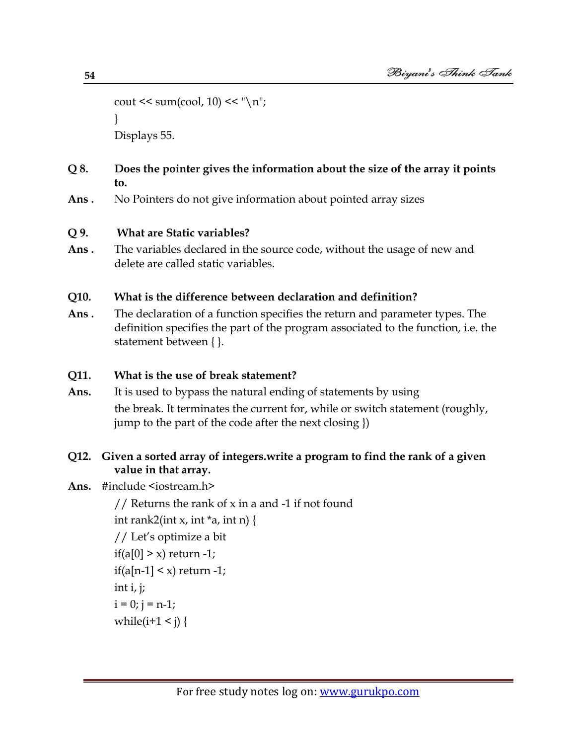```
cout << sum(cool, 10) << "\n";
}
```

Displays 55.

**Q 8. Does the pointer gives the information about the size of the array it points to.**

**Ans .** No Pointers do not give information about pointed array sizes

**Q 9. What are Static variables?**

**Ans .** The variables declared in the source code, without the usage of new and delete are called static variables.

**Q10. What is the difference between declaration and definition?**

**Ans .** The declaration of a function specifies the return and parameter types. The definition specifies the part of the program associated to the function, i.e. the statement between { }.

**Q11. What is the use of break statement?**

**Ans.** It is used to bypass the natural ending of statements by using the break. It terminates the current for, while or switch statement (roughly, jump to the part of the code after the next closing })

**Q12. Given a sorted array of integers.write a program to find the rank of a given value in that array.**

**Ans.**

```
#include <iostream.h>
// Returns the rank of x in a and -1 if not found
int rank2(int x, int *a, int n) {
// Let's optimize a bit
if(a[0] > x) return -1;
if(a[n-1] < x) return -1;
int i, j;
i = 0; j = n-1;
while(i+1 < j) {
```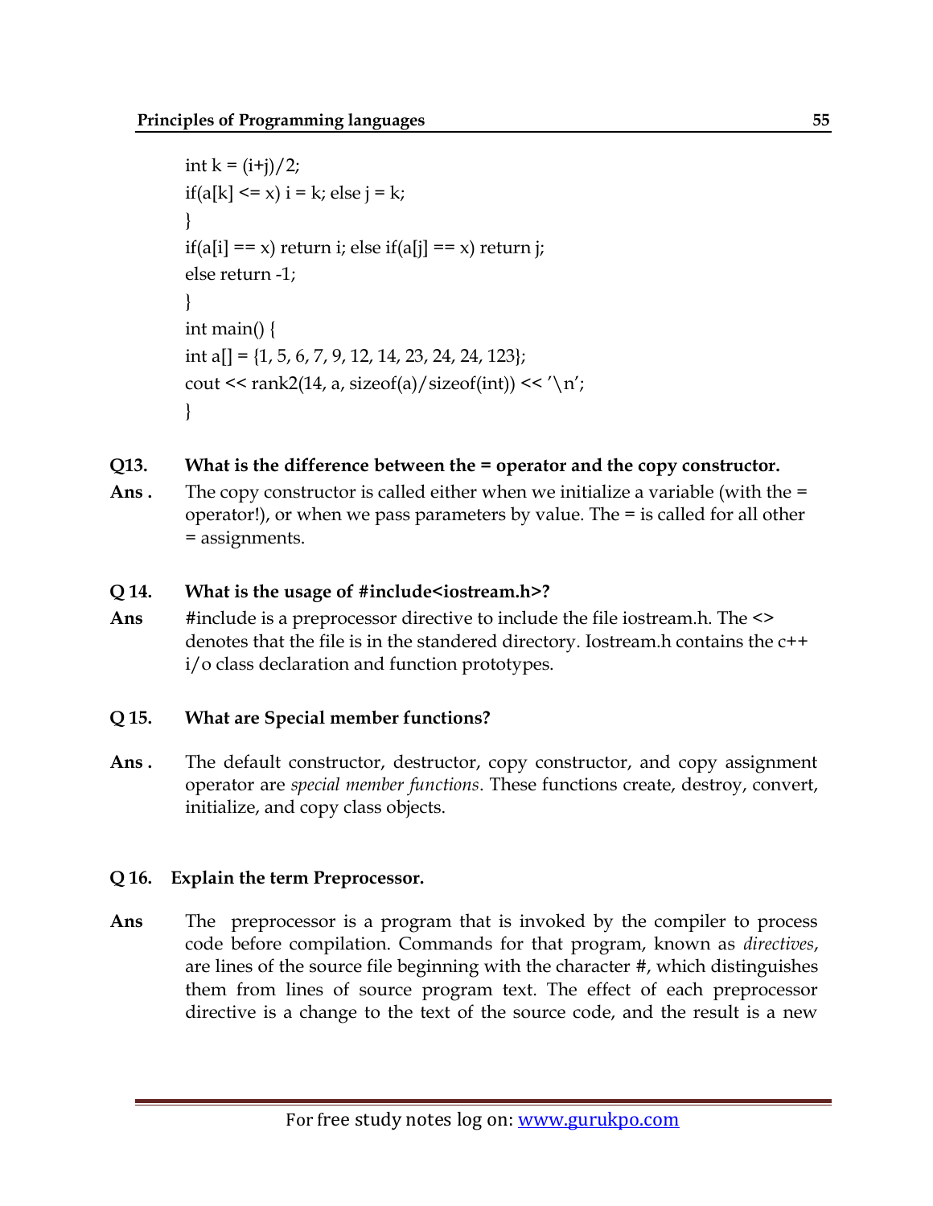```
int k = (i+j)/2;
if(a[k] <= x) i = k; else j = k;
}
if(a[i] == x) return i; else if(a[j] == x) return j;
else return -1;
}
int main() {
int a[] = {1, 5, 6, 7, 9, 12, 14, 23, 24, 24, 123};
cout << rank2(14, a, sizeof(a)/sizeof(int)) << '\n';
}
```

**Q13. What is the difference between the = operator and the copy constructor.**

**Ans .** The copy constructor is called either when we initialize a variable (with the = operator!), or when we pass parameters by value. The = is called for all other = assignments.

**Q 14. What is the usage of #include<iostream.h>?**

**Ans** #include is a preprocessor directive to include the file iostream.h. The <> denotes that the file is in the standered directory. Iostream.h contains the c++ i/o class declaration and function prototypes.

**Q 15. What are Special member functions?**

**Ans .** The default constructor, destructor, copy constructor, and copy assignment operator are *special member functions*. These functions create, destroy, convert, initialize, and copy class objects.

**Q 16. Explain the term Preprocessor.**

**Ans** The preprocessor is a program that is invoked by the compiler to process code before compilation. Commands for that program, known as *directives*, are lines of the source file beginning with the character #, which distinguishes them from lines of source program text. The effect of each preprocessor directive is a change to the text of the source code, and the result is a new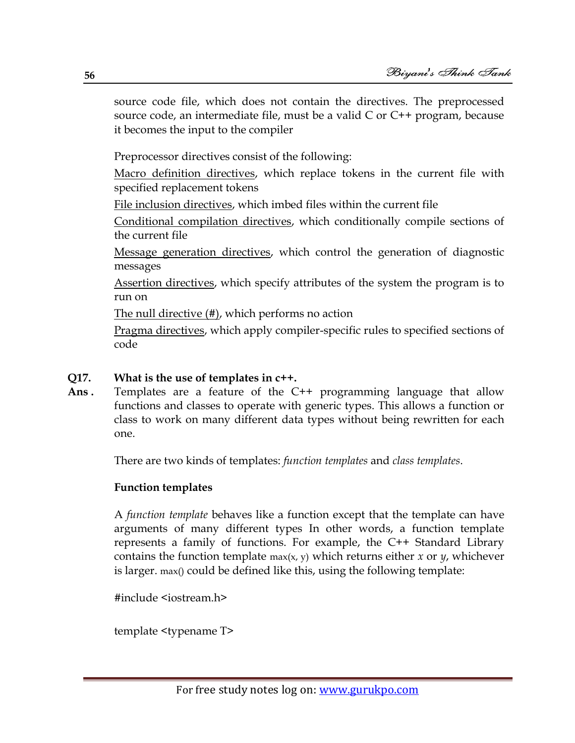source code file, which does not contain the directives. The preprocessed source code, an intermediate file, must be a valid C or C++ program, because it becomes the input to the compiler

Preprocessor directives consist of the following:

<u>Macro definition directives</u>, which replace tokens in the current file with specified replacement tokens

<u>File inclusion directives</u>, which imbed files within the current file

<u>Conditional compilation directives</u>, which conditionally compile sections of the current file

<u>Message generation directives</u>, which control the generation of diagnostic messages

<u>Assertion directives</u>, which specify attributes of the system the program is to run on

<u>The null directive (#)</u>, which performs no action

<u>Pragma directives</u>, which apply compiler-specific rules to specified sections of code

**Q17. What is the use of templates in c++.**

**Ans .** Templates are a feature of the C++ programming language that allow functions and classes to operate with generic types. This allows a function or class to work on many different data types without being rewritten for each one.

There are two kinds of templates: *function templates* and *class templates*.

**Function templates**

A *function template* behaves like a function except that the template can have arguments of many different types In other words, a function template represents a family of functions. For example, the C++ Standard Library contains the function template max(x, y) which returns either *x* or *y*, whichever is larger. max() could be defined like this, using the following template:

```
#include <iostream.h>

template <typename T>
```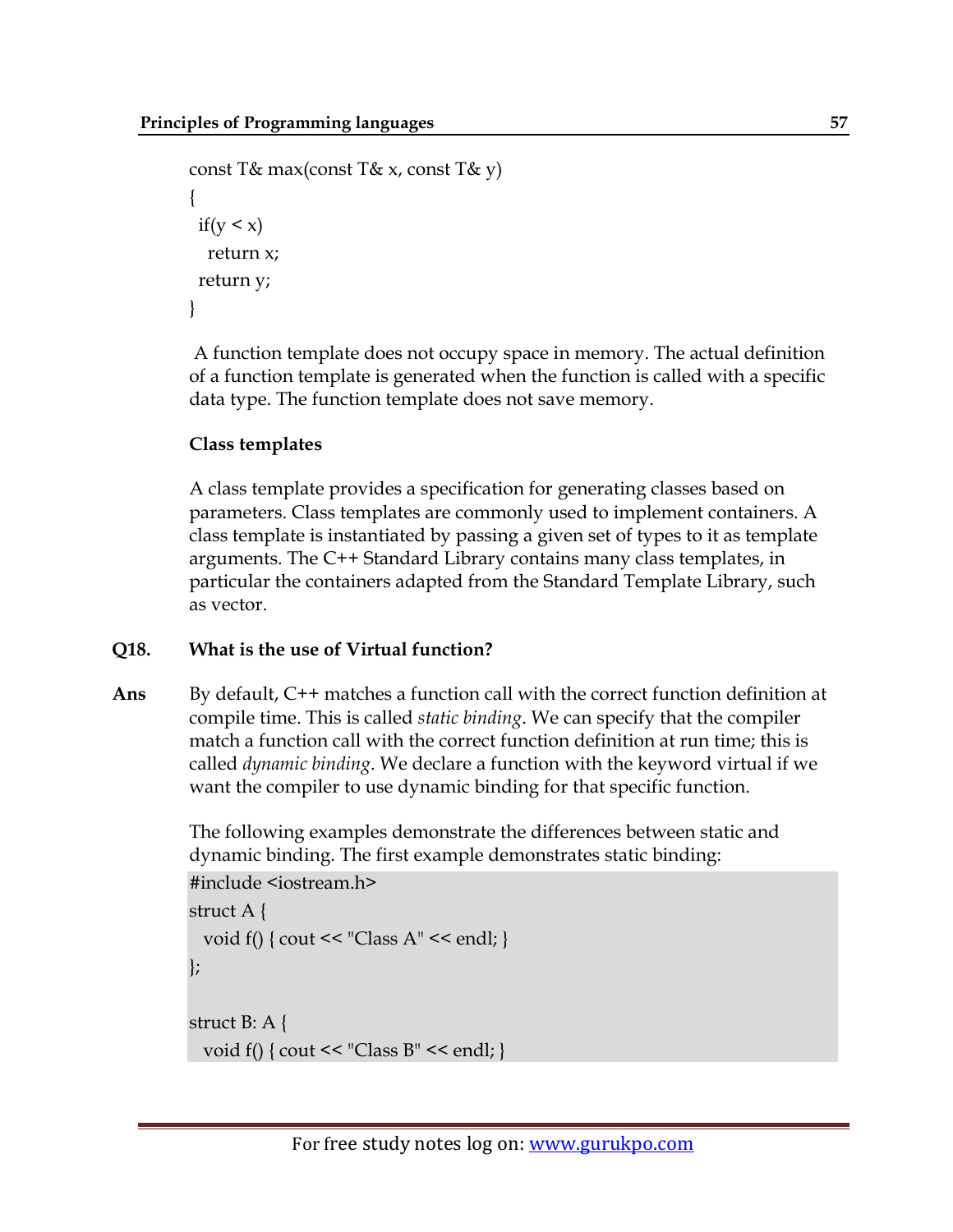```
const T& max(const T& x, const T& y)
{
  if(y < x)
    return x;
  return y;
}
```

A function template does not occupy space in memory. The actual definition of a function template is generated when the function is called with a specific data type. The function template does not save memory.

**Class templates**

A class template provides a specification for generating classes based on parameters. Class templates are commonly used to implement containers. A class template is instantiated by passing a given set of types to it as template arguments. The C++ Standard Library contains many class templates, in particular the containers adapted from the Standard Template Library, such as vector.

**Q18. What is the use of Virtual function?**

**Ans** By default, C++ matches a function call with the correct function definition at compile time. This is called *static binding*. We can specify that the compiler match a function call with the correct function definition at run time; this is called *dynamic binding*. We declare a function with the keyword virtual if we want the compiler to use dynamic binding for that specific function.

The following examples demonstrate the differences between static and dynamic binding. The first example demonstrates static binding:

```
#include <iostream.h>
struct A {
  void f() { cout << "Class A" << endl; }
};

struct B: A {
  void f() { cout << "Class B" << endl; }
```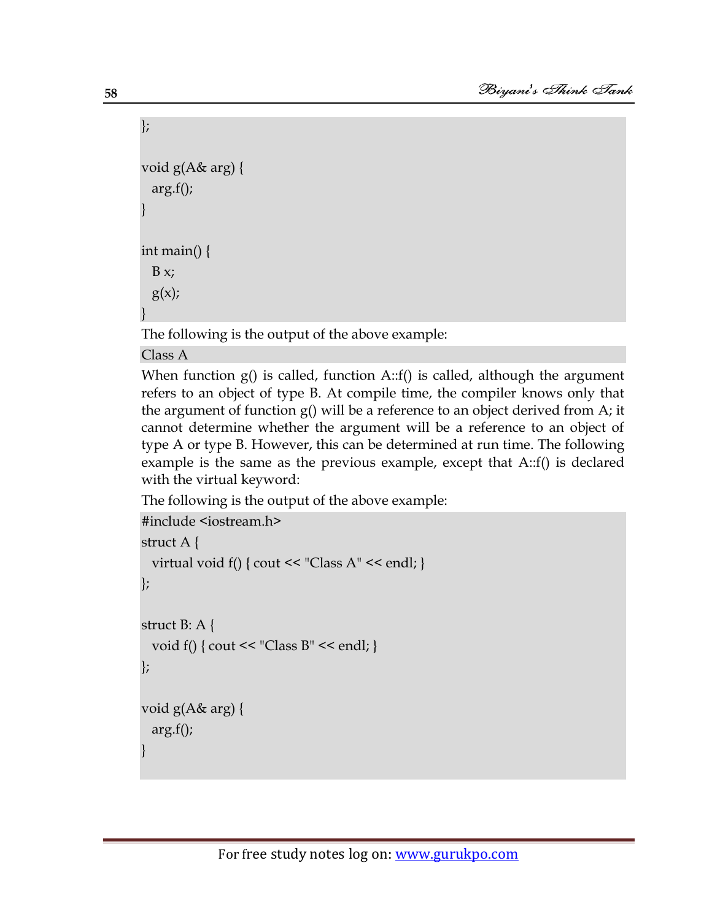```
};

void g(A& arg) {
  arg.f();
}

int main() {
  B x;
  g(x);
}
```

The following is the output of the above example:

```
Class A
```

When function g() is called, function A::f() is called, although the argument refers to an object of type B. At compile time, the compiler knows only that the argument of function g() will be a reference to an object derived from A; it cannot determine whether the argument will be a reference to an object of type A or type B. However, this can be determined at run time. The following example is the same as the previous example, except that A::f() is declared with the virtual keyword:

The following is the output of the above example:

```
#include <iostream.h>
struct A {
  virtual void f() { cout << "Class A" << endl; }
};

struct B: A {
  void f() { cout << "Class B" << endl; }
};

void g(A& arg) {
  arg.f();
}
```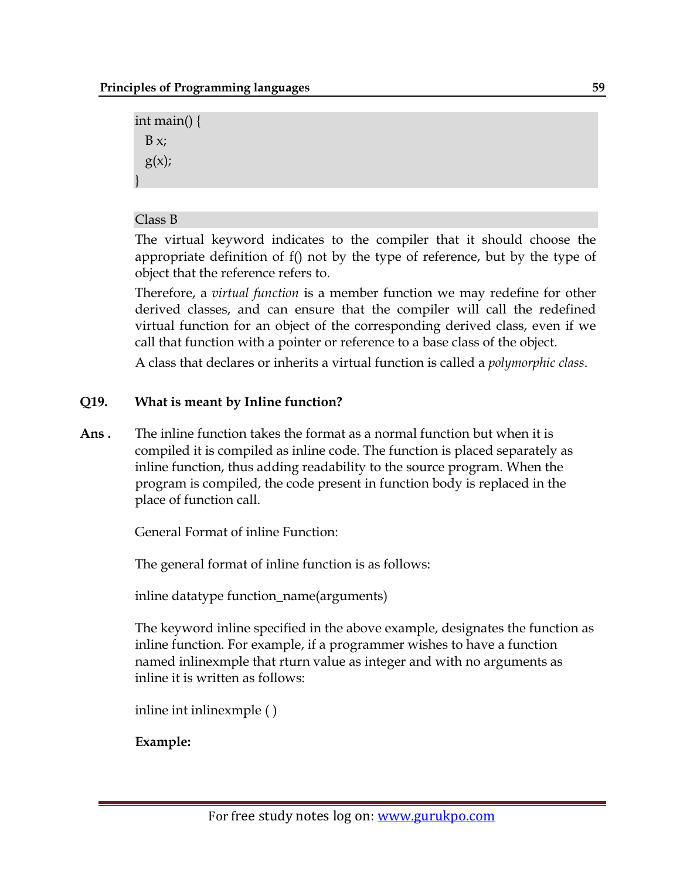```
int main() {
  B x;
  g(x);
}
```

```
Class B
```

The virtual keyword indicates to the compiler that it should choose the appropriate definition of f() not by the type of reference, but by the type of object that the reference refers to.

Therefore, a *virtual function* is a member function we may redefine for other derived classes, and can ensure that the compiler will call the redefined virtual function for an object of the corresponding derived class, even if we call that function with a pointer or reference to a base class of the object.

A class that declares or inherits a virtual function is called a *polymorphic class*.

**Q19. What is meant by Inline function?**

**Ans .** The inline function takes the format as a normal function but when it is compiled it is compiled as inline code. The function is placed separately as inline function, thus adding readability to the source program. When the program is compiled, the code present in function body is replaced in the place of function call.

General Format of inline Function:

The general format of inline function is as follows:

inline datatype function_name(arguments)

The keyword inline specified in the above example, designates the function as inline function. For example, if a programmer wishes to have a function named inlinexmple that rturn value as integer and with no arguments as inline it is written as follows:

inline int inlinexmple ( )

**Example:**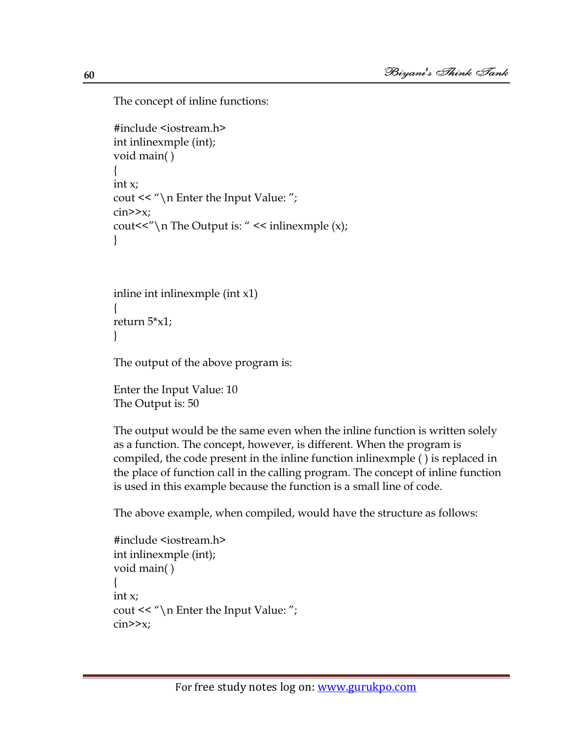The concept of inline functions:

```
#include <iostream.h>
int inlinexmple (int);
void main( )
{
int x;
cout << "\n Enter the Input Value: ";
cin>>x;
cout<<"\n The Output is: " << inlinexmple (x);
}



inline int inlinexmple (int x1)
{
return 5*x1;
}
```

The output of the above program is:

```
Enter the Input Value: 10
The Output is: 50
```

The output would be the same even when the inline function is written solely as a function. The concept, however, is different. When the program is compiled, the code present in the inline function inlinexmple ( ) is replaced in the place of function call in the calling program. The concept of inline function is used in this example because the function is a small line of code.

The above example, when compiled, would have the structure as follows:

```
#include <iostream.h>
int inlinexmple (int);
void main( )
{
int x;
cout << "\n Enter the Input Value: ";
cin>>x;
```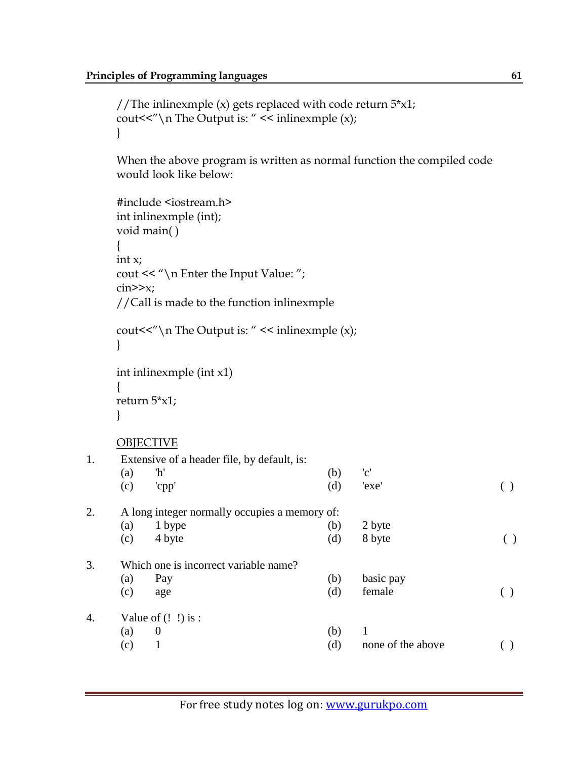```
//The inlinexmple (x) gets replaced with code return 5*x1;
cout<<"\n The Output is: " << inlinexmple (x);
}
```

When the above program is written as normal function the compiled code would look like below:

```
#include <iostream.h>
int inlinexmple (int);
void main( )
{
int x;
cout << "\n Enter the Input Value: ";
cin>>x;
//Call is made to the function inlinexmple

cout<<"\n The Output is: " << inlinexmple (x);
}

int inlinexmple (int x1)
{
return 5*x1;
}
```

<u>OBJECTIVE</u>

1. Extensive of a header file, by default, is:
   (a) 'h' (b) 'c'
   (c) 'cpp' (d) 'exe' ( )

2. A long integer normally occupies a memory of:
   (a) 1 bype (b) 2 byte
   (c) 4 byte (d) 8 byte ( )

3. Which one is incorrect variable name?
   (a) Pay (b) basic pay
   (c) age (d) female ( )

4. Value of (! !) is :
   (a) 0 (b) 1
   (c) 1 (d) none of the above ( )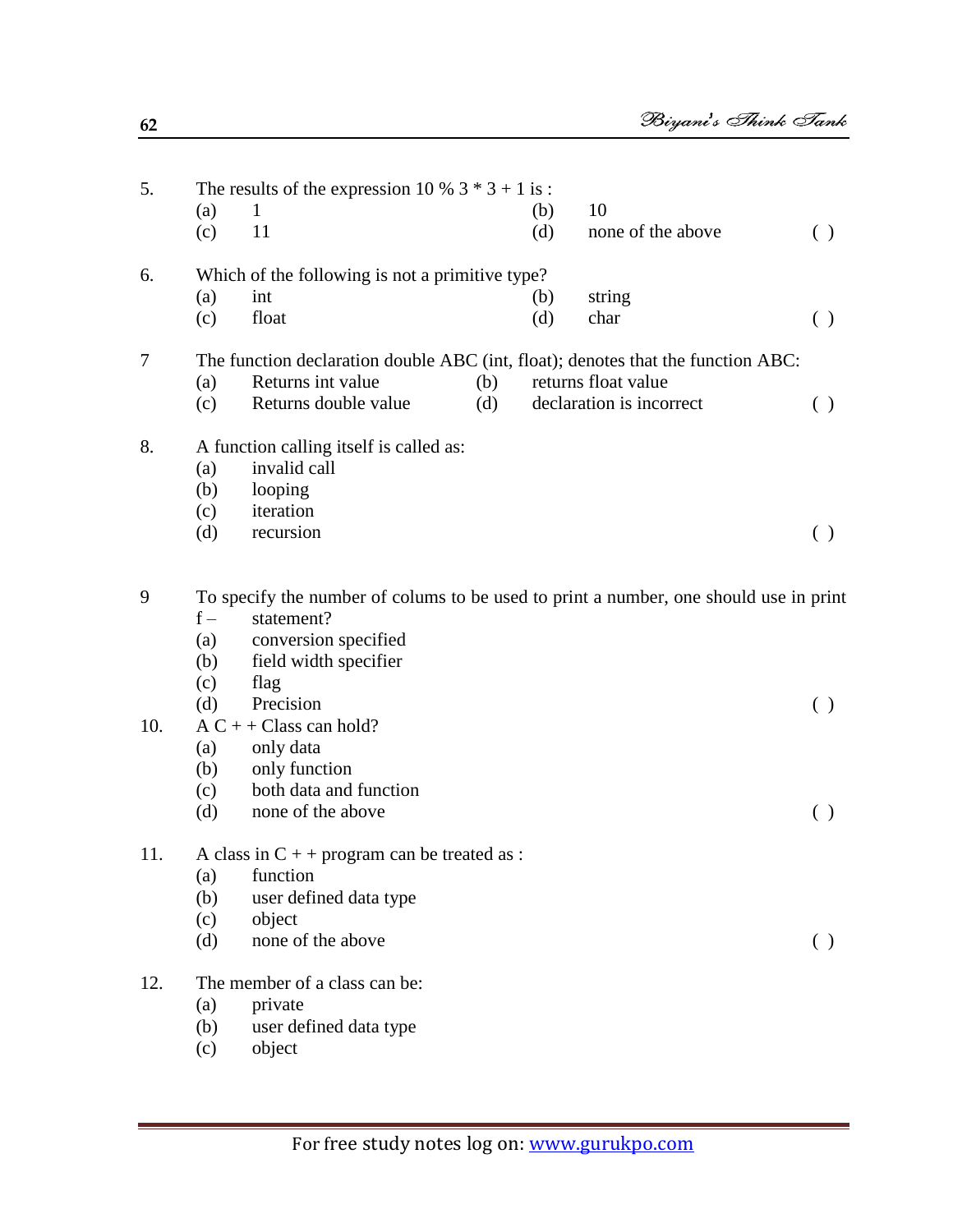5. The results of the expression 10 % 3 * 3 + 1 is :

   (a) 1 (b) 10

   (c) 11 (d) none of the above ( )

6. Which of the following is not a primitive type?

   (a) int (b) string

   (c) float (d) char ( )

7 The function declaration double ABC (int, float); denotes that the function ABC:

   (a) Returns int value (b) returns float value

   (c) Returns double value (d) declaration is incorrect ( )

8. A function calling itself is called as:

   (a) invalid call

   (b) looping

   (c) iteration

   (d) recursion ( )

9 To specify the number of colums to be used to print a number, one should use in print f – statement?

   (a) conversion specified

   (b) field width specifier

   (c) flag

   (d) Precision ( )

10. A C + + Class can hold?

   (a) only data

   (b) only function

   (c) both data and function

   (d) none of the above ( )

11. A class in C + + program can be treated as :

   (a) function

   (b) user defined data type

   (c) object

   (d) none of the above ( )

12. The member of a class can be:

   (a) private

   (b) user defined data type

   (c) object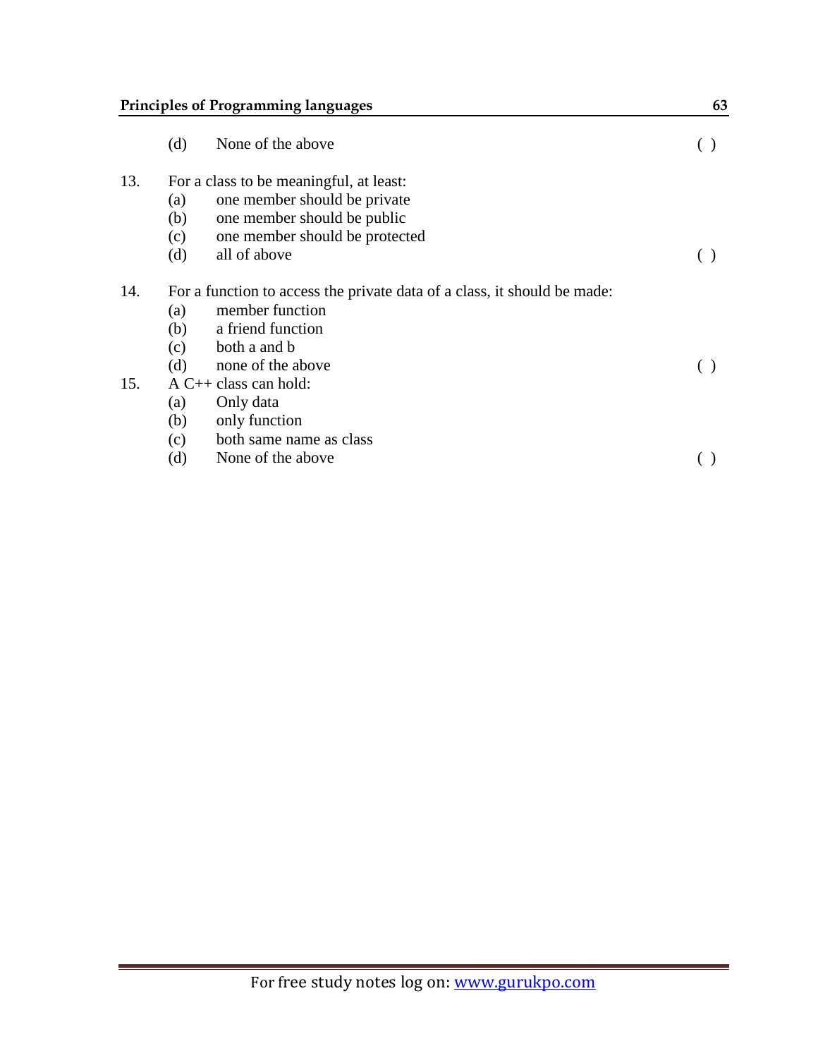(d) None of the above ( )

13. For a class to be meaningful, at least:
    (a) one member should be private
    (b) one member should be public
    (c) one member should be protected
    (d) all of above ( )

14. For a function to access the private data of a class, it should be made:
    (a) member function
    (b) a friend function
    (c) both a and b
    (d) none of the above ( )

15. A C++ class can hold:
    (a) Only data
    (b) only function
    (c) both same name as class
    (d) None of the above ( )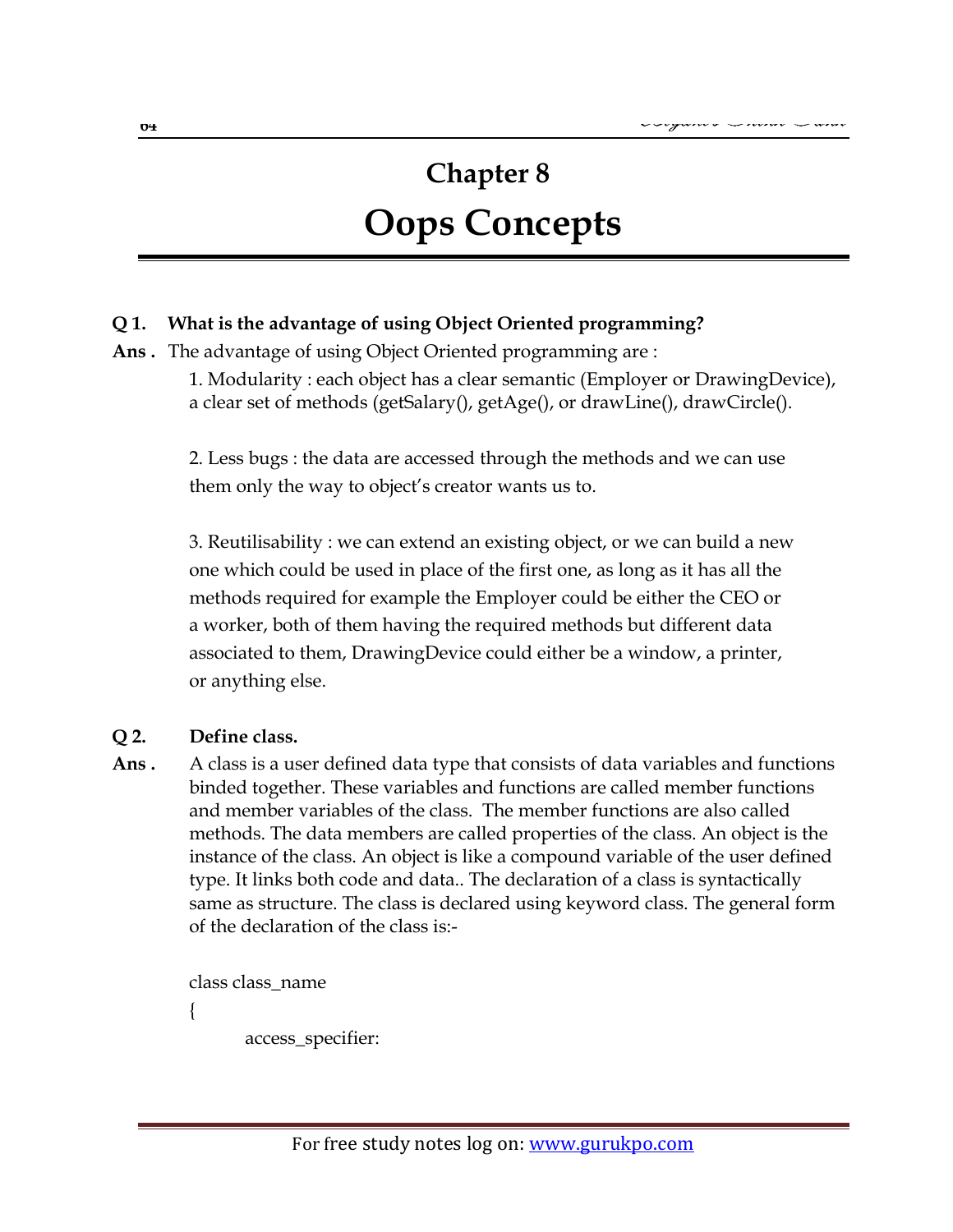# Chapter 8

# Oops Concepts

**Q 1. What is the advantage of using Object Oriented programming?**

**Ans .** The advantage of using Object Oriented programming are :

1. Modularity : each object has a clear semantic (Employer or DrawingDevice), a clear set of methods (getSalary(), getAge(), or drawLine(), drawCircle().

2. Less bugs : the data are accessed through the methods and we can use them only the way to object's creator wants us to.

3. Reutilisability : we can extend an existing object, or we can build a new one which could be used in place of the first one, as long as it has all the methods required for example the Employer could be either the CEO or a worker, both of them having the required methods but different data associated to them, DrawingDevice could either be a window, a printer, or anything else.

**Q 2. Define class.**

**Ans .** A class is a user defined data type that consists of data variables and functions binded together. These variables and functions are called member functions and member variables of the class. The member functions are also called methods. The data members are called properties of the class. An object is the instance of the class. An object is like a compound variable of the user defined type. It links both code and data.. The declaration of a class is syntactically same as structure. The class is declared using keyword class. The general form of the declaration of the class is:-

```
class class_name
{
        access_specifier:
```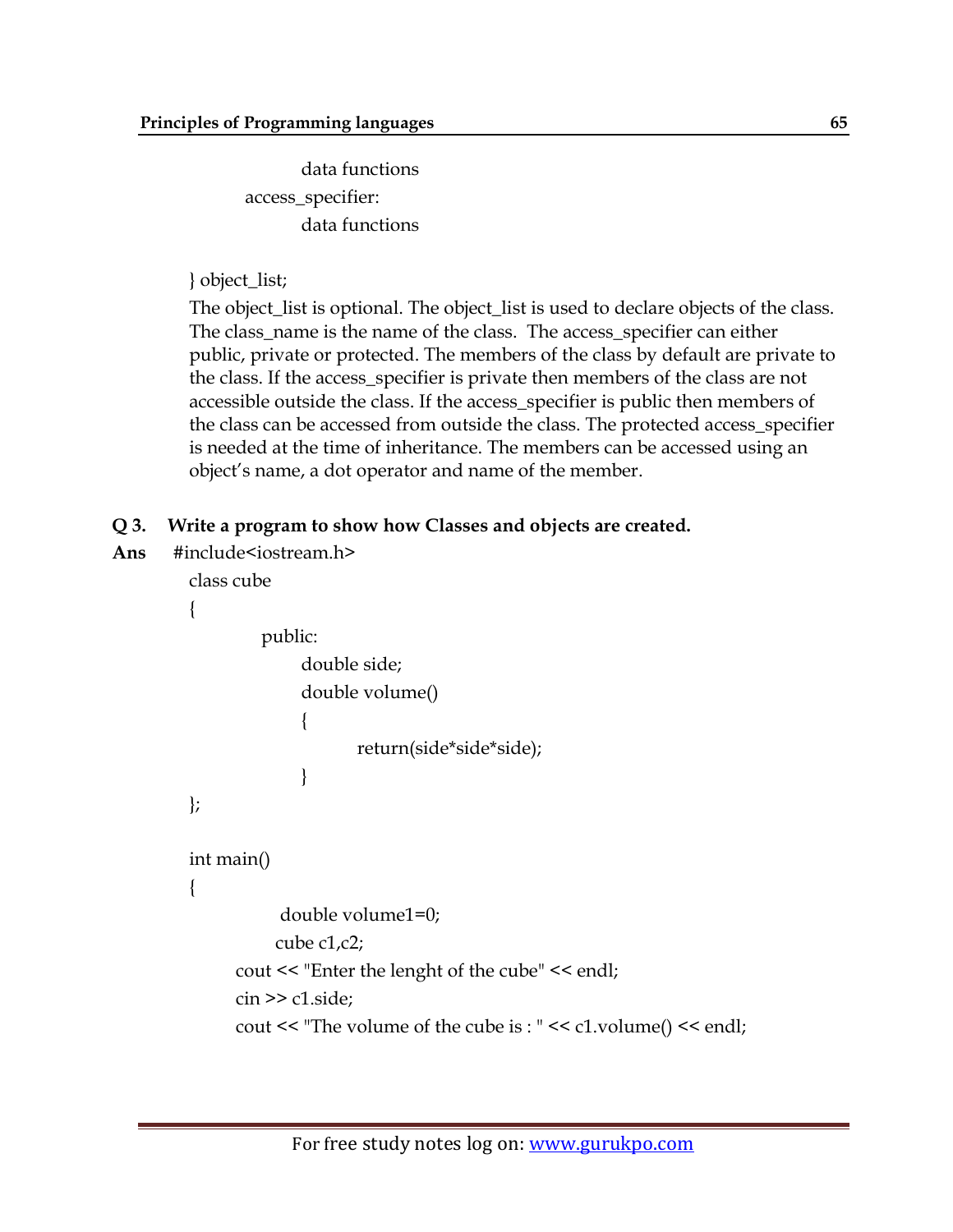```
                data functions
        access_specifier:
                data functions

} object_list;
```

The object_list is optional. The object_list is used to declare objects of the class. The class_name is the name of the class. The access_specifier can either public, private or protected. The members of the class by default are private to the class. If the access_specifier is private then members of the class are not accessible outside the class. If the access_specifier is public then members of the class can be accessed from outside the class. The protected access_specifier is needed at the time of inheritance. The members can be accessed using an object's name, a dot operator and name of the member.

**Q 3. Write a program to show how Classes and objects are created.**

**Ans**

```
#include<iostream.h>
class cube
{
        public:
                double side;
                double volume()
                {
                        return(side*side*side);
                }
};

int main()
{
        double volume1=0;
        cube c1,c2;
    cout << "Enter the lenght of the cube" << endl;
    cin >> c1.side;
    cout << "The volume of the cube is : " << c1.volume() << endl;
```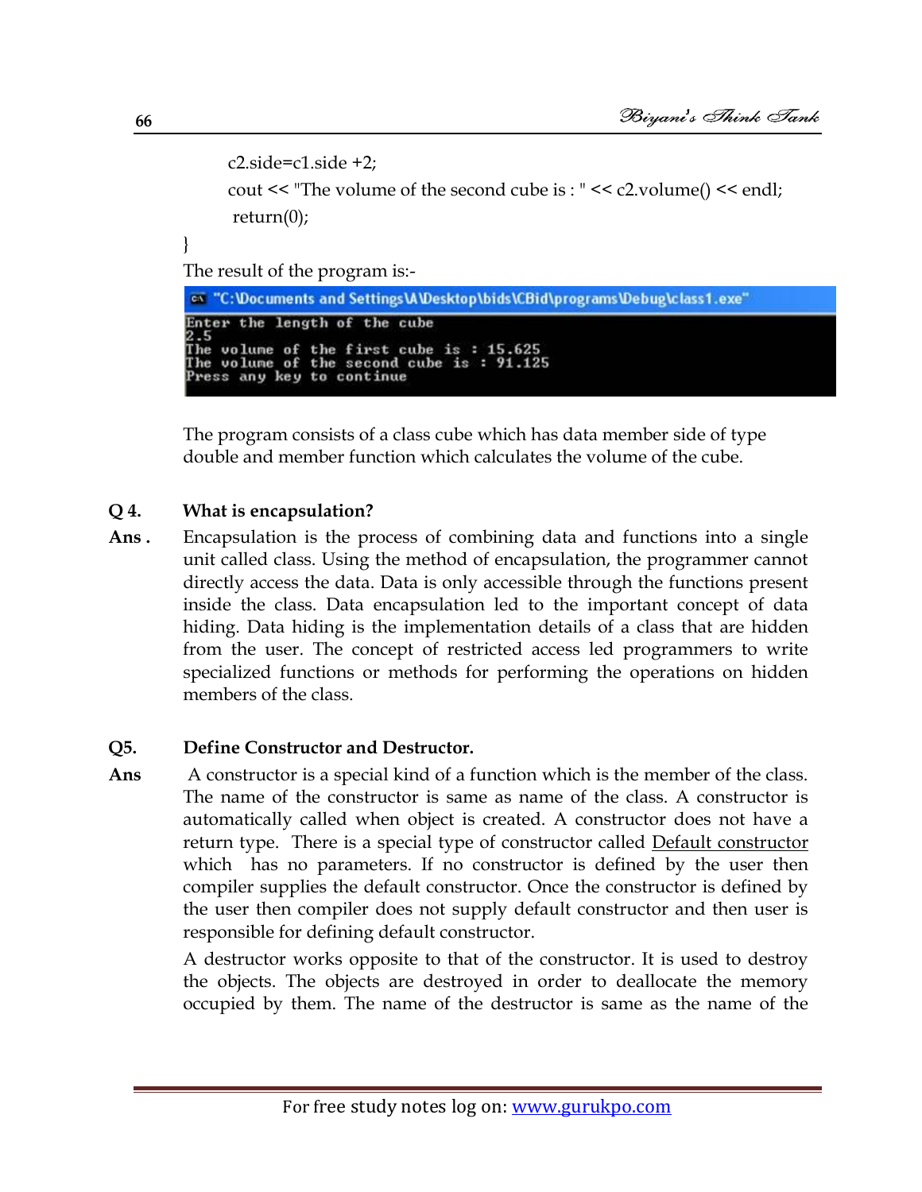```
    c2.side=c1.side +2;
    cout << "The volume of the second cube is : " << c2.volume() << endl;
    return(0);
}
```

The result of the program is:-

```
"C:\Documents and Settings\A\Desktop\bids\CBid\programs\Debug\class1.exe"
Enter the length of the cube
2.5
The volume of the first cube is : 15.625
The volume of the second cube is : 91.125
Press any key to continue
```

The program consists of a class cube which has data member side of type double and member function which calculates the volume of the cube.

**Q 4. What is encapsulation?**

**Ans .** Encapsulation is the process of combining data and functions into a single unit called class. Using the method of encapsulation, the programmer cannot directly access the data. Data is only accessible through the functions present inside the class. Data encapsulation led to the important concept of data hiding. Data hiding is the implementation details of a class that are hidden from the user. The concept of restricted access led programmers to write specialized functions or methods for performing the operations on hidden members of the class.

**Q5. Define Constructor and Destructor.**

**Ans** A constructor is a special kind of a function which is the member of the class. The name of the constructor is same as name of the class. A constructor is automatically called when object is created. A constructor does not have a return type. There is a special type of constructor called Default constructor which has no parameters. If no constructor is defined by the user then compiler supplies the default constructor. Once the constructor is defined by the user then compiler does not supply default constructor and then user is responsible for defining default constructor.

A destructor works opposite to that of the constructor. It is used to destroy the objects. The objects are destroyed in order to deallocate the memory occupied by them. The name of the destructor is same as the name of the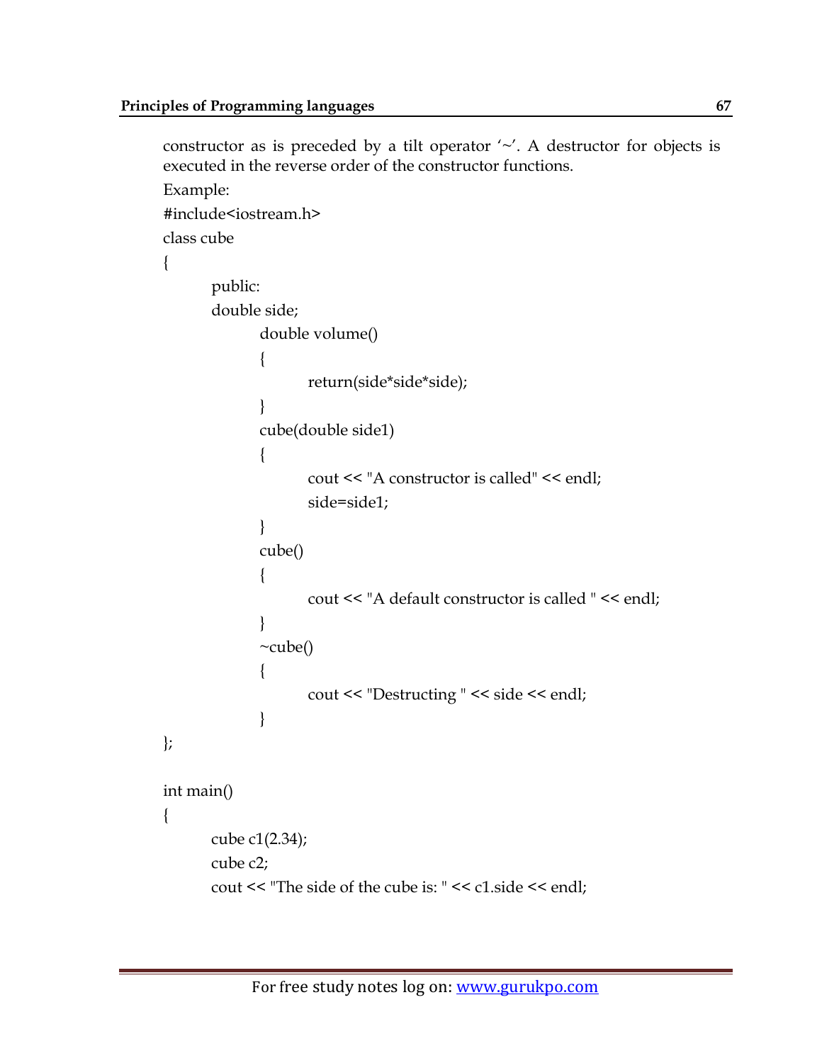constructor as is preceded by a tilt operator '~'. A destructor for objects is executed in the reverse order of the constructor functions.

Example:

```
#include<iostream.h>
class cube
{
	public:
	double side;
		double volume()
		{
			return(side*side*side);
		}
		cube(double side1)
		{
			cout << "A constructor is called" << endl;
			side=side1;
		}
		cube()
		{
			cout << "A default constructor is called " << endl;
		}
		~cube()
		{
			cout << "Destructing " << side << endl;
		}
};

int main()
{
	cube c1(2.34);
	cube c2;
	cout << "The side of the cube is: " << c1.side << endl;
```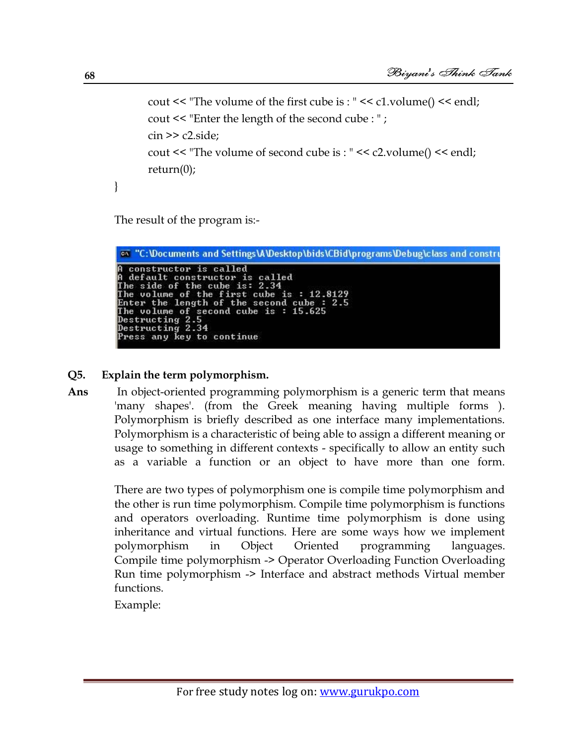```
        cout << "The volume of the first cube is : " << c1.volume() << endl;
        cout << "Enter the length of the second cube : " ;
        cin >> c2.side;
        cout << "The volume of second cube is : " << c2.volume() << endl;
        return(0);
}
```

The result of the program is:-

```
"C:\Documents and Settings\A\Desktop\bids\CBid\programs\Debug\class and constru
A constructor is called
A default constructor is called
The side of the cube is: 2.34
The volume of the first cube is : 12.8129
Enter the length of the second cube : 2.5
The volume of second cube is : 15.625
Destructing 2.5
Destructing 2.34
Press any key to continue
```

**Q5. Explain the term polymorphism.**

**Ans** In object-oriented programming polymorphism is a generic term that means 'many shapes'. (from the Greek meaning having multiple forms ). Polymorphism is briefly described as one interface many implementations. Polymorphism is a characteristic of being able to assign a different meaning or usage to something in different contexts - specifically to allow an entity such as a variable a function or an object to have more than one form.

There are two types of polymorphism one is compile time polymorphism and the other is run time polymorphism. Compile time polymorphism is functions and operators overloading. Runtime time polymorphism is done using inheritance and virtual functions. Here are some ways how we implement polymorphism in Object Oriented programming languages. Compile time polymorphism -> Operator Overloading Function Overloading Run time polymorphism -> Interface and abstract methods Virtual member functions.

Example: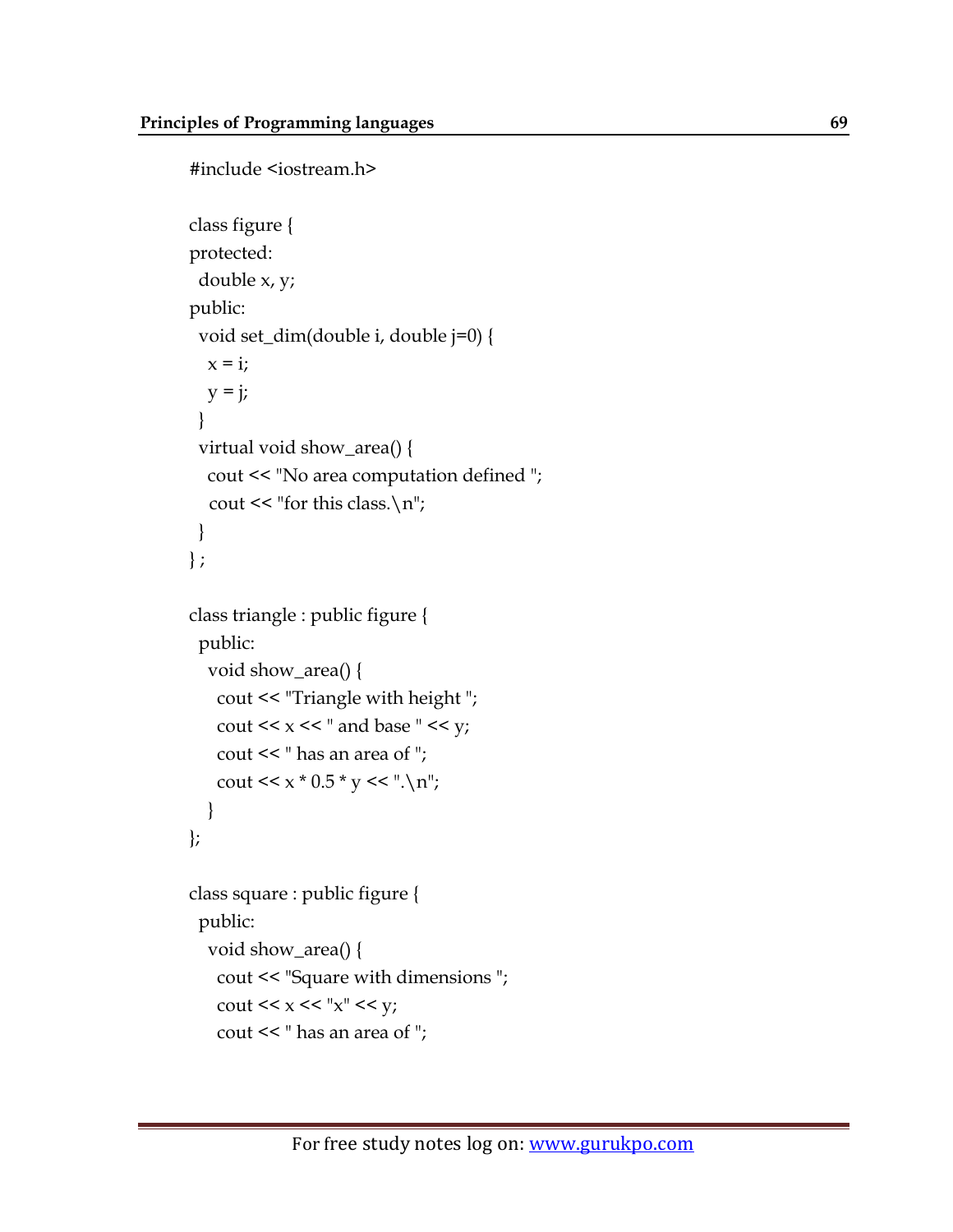```
#include <iostream.h>

class figure {
protected:
  double x, y;
public:
  void set_dim(double i, double j=0) {
    x = i;
    y = j;
  }
  virtual void show_area() {
    cout << "No area computation defined ";
     cout << "for this class.\n";
  }
} ;

class triangle : public figure {
  public:
    void show_area() {
      cout << "Triangle with height ";
      cout << x << " and base " << y;
      cout << " has an area of ";
      cout << x * 0.5 * y << ".\n";
    }
};

class square : public figure {
  public:
    void show_area() {
      cout << "Square with dimensions ";
      cout << x << "x" << y;
      cout << " has an area of ";
```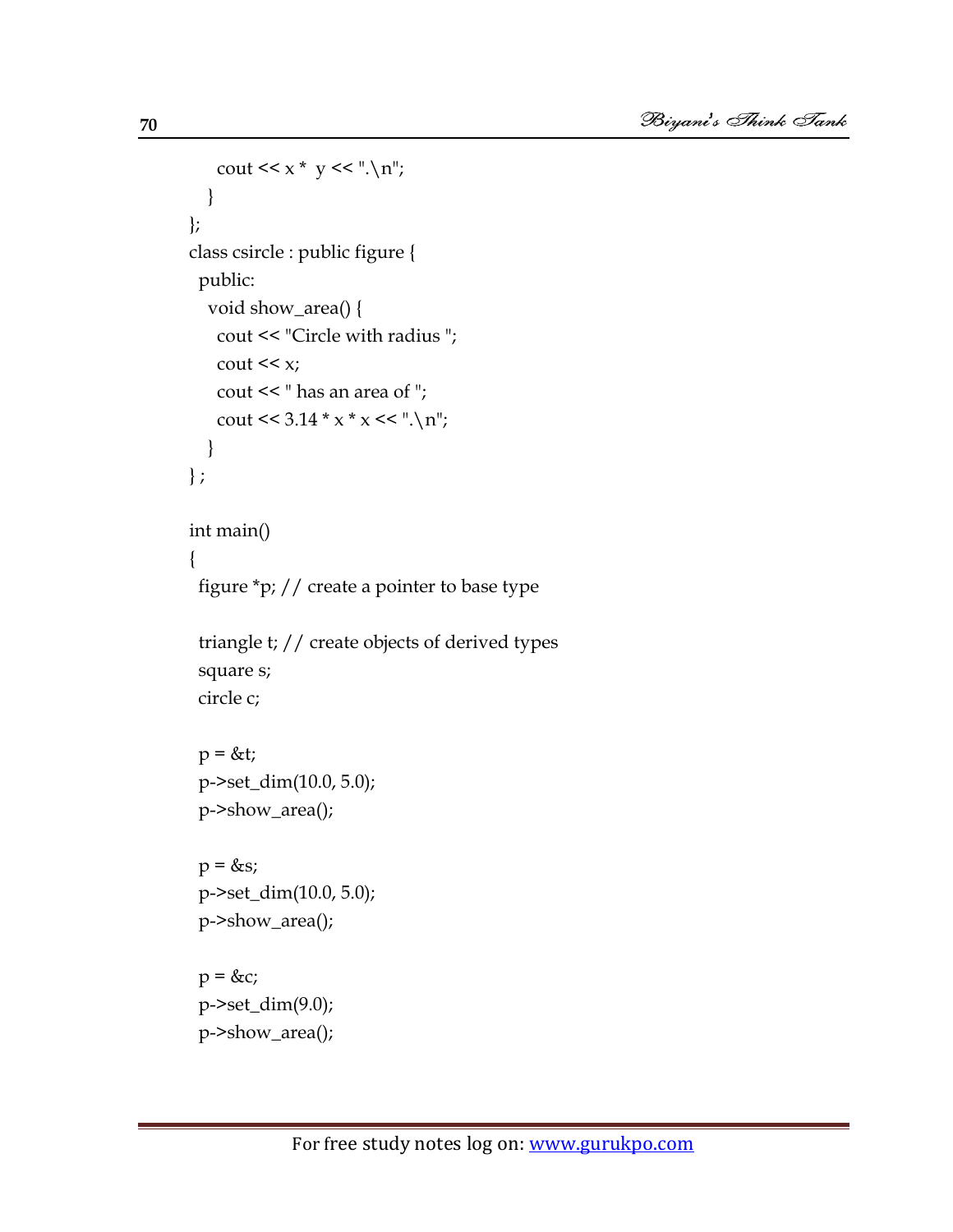```
      cout << x *  y << ".\n";
    }
};
class csircle : public figure {
  public:
    void show_area() {
      cout << "Circle with radius ";
      cout << x;
      cout << " has an area of ";
      cout << 3.14 * x * x << ".\n";
    }
} ;

int main()
{
  figure *p; // create a pointer to base type

  triangle t; // create objects of derived types
  square s;
  circle c;

  p = &t;
  p->set_dim(10.0, 5.0);
  p->show_area();

  p = &s;
  p->set_dim(10.0, 5.0);
  p->show_area();

  p = &c;
  p->set_dim(9.0);
  p->show_area();
```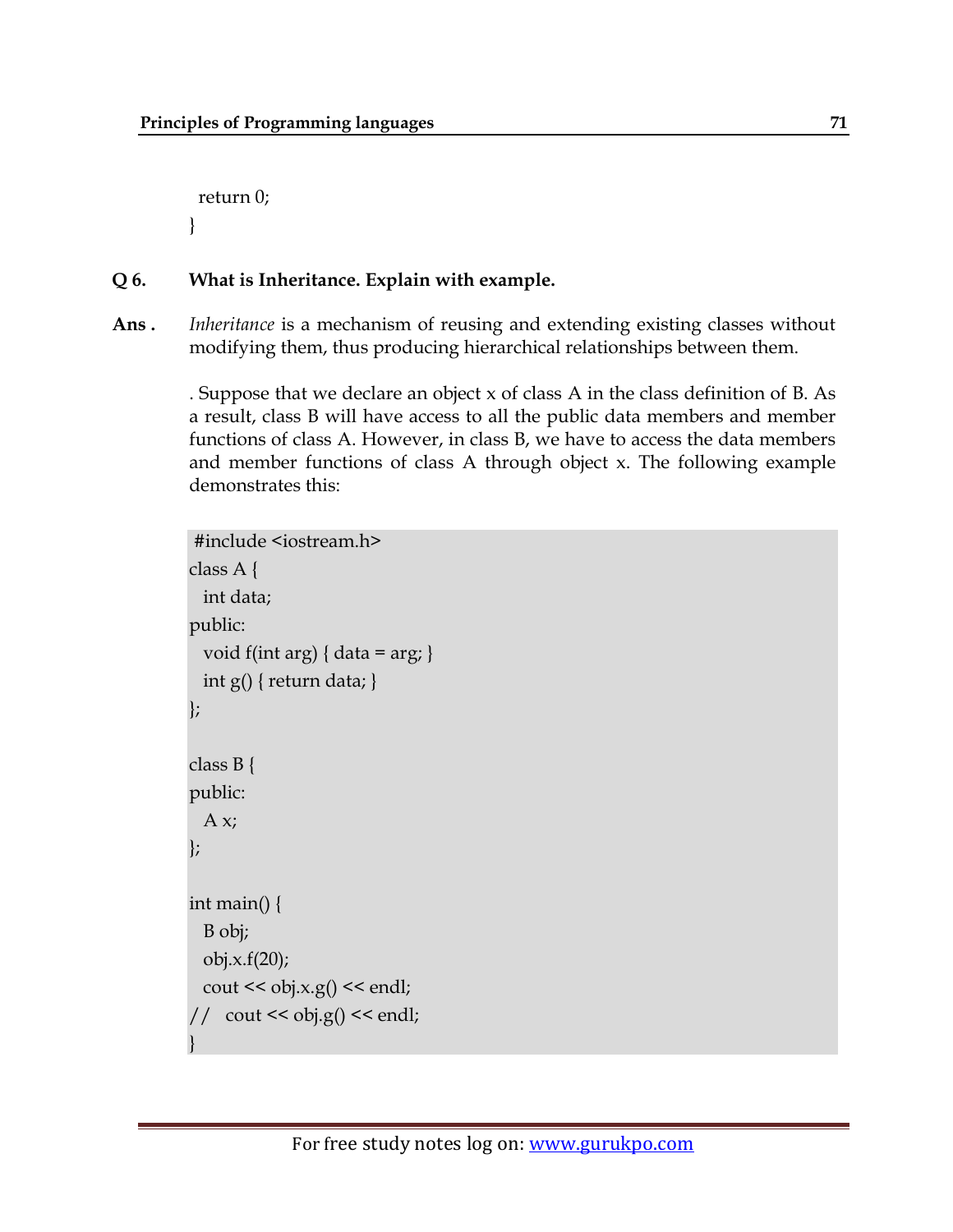```
  return 0;
}
```

**Q 6. What is Inheritance. Explain with example.**

**Ans .** *Inheritance* is a mechanism of reusing and extending existing classes without modifying them, thus producing hierarchical relationships between them.

. Suppose that we declare an object x of class A in the class definition of B. As a result, class B will have access to all the public data members and member functions of class A. However, in class B, we have to access the data members and member functions of class A through object x. The following example demonstrates this:

```
#include <iostream.h>
class A {
  int data;
public:
  void f(int arg) { data = arg; }
  int g() { return data; }
};

class B {
public:
  A x;
};

int main() {
  B obj;
  obj.x.f(20);
  cout << obj.x.g() << endl;
//   cout << obj.g() << endl;
}
```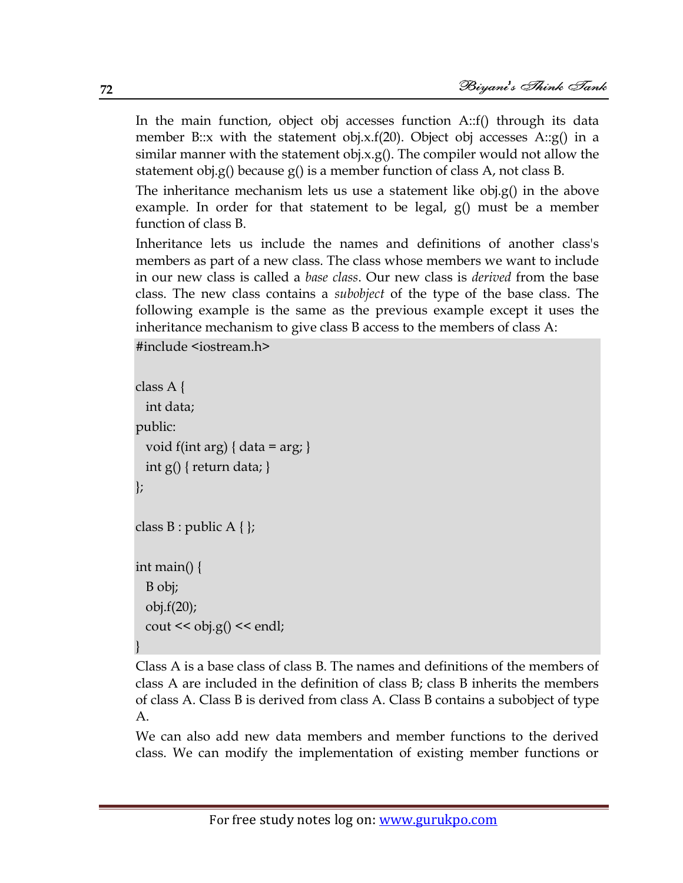In the main function, object obj accesses function A::f() through its data member B::x with the statement obj.x.f(20). Object obj accesses A::g() in a similar manner with the statement obj.x.g(). The compiler would not allow the statement obj.g() because g() is a member function of class A, not class B.

The inheritance mechanism lets us use a statement like obj.g() in the above example. In order for that statement to be legal, g() must be a member function of class B.

Inheritance lets us include the names and definitions of another class's members as part of a new class. The class whose members we want to include in our new class is called a *base class*. Our new class is *derived* from the base class. The new class contains a *subobject* of the type of the base class. The following example is the same as the previous example except it uses the inheritance mechanism to give class B access to the members of class A:

```
#include <iostream.h>

class A {
  int data;
public:
  void f(int arg) { data = arg; }
  int g() { return data; }
};

class B : public A { };

int main() {
  B obj;
  obj.f(20);
  cout << obj.g() << endl;
}
```

Class A is a base class of class B. The names and definitions of the members of class A are included in the definition of class B; class B inherits the members of class A. Class B is derived from class A. Class B contains a subobject of type A.

We can also add new data members and member functions to the derived class. We can modify the implementation of existing member functions or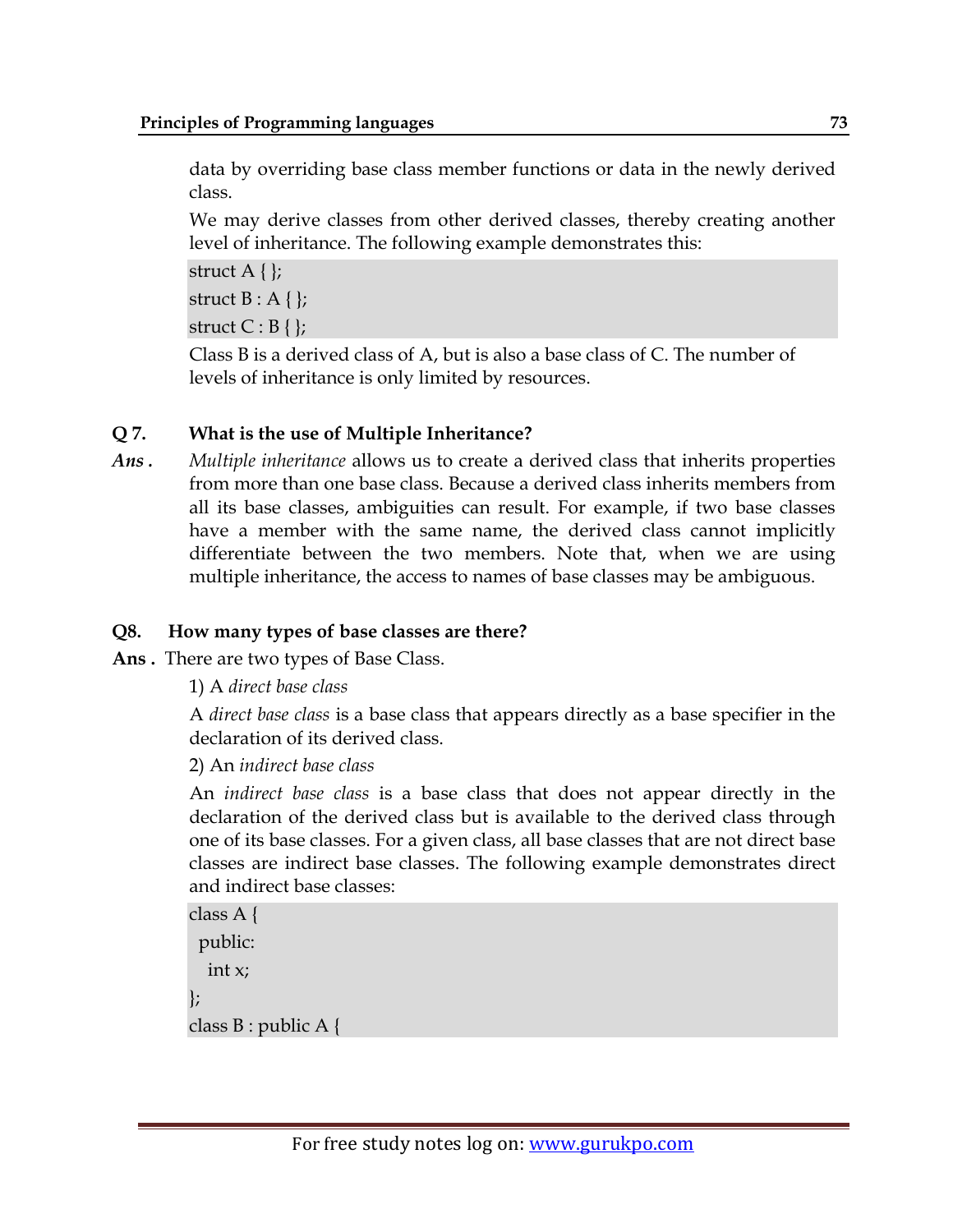data by overriding base class member functions or data in the newly derived class.

We may derive classes from other derived classes, thereby creating another level of inheritance. The following example demonstrates this:

```
struct A { };
struct B : A { };
struct C : B { };
```

Class B is a derived class of A, but is also a base class of C. The number of levels of inheritance is only limited by resources.

**Q 7. What is the use of Multiple Inheritance?**

***Ans .*** *Multiple inheritance* allows us to create a derived class that inherits properties from more than one base class. Because a derived class inherits members from all its base classes, ambiguities can result. For example, if two base classes have a member with the same name, the derived class cannot implicitly differentiate between the two members. Note that, when we are using multiple inheritance, the access to names of base classes may be ambiguous.

**Q8. How many types of base classes are there?**

**Ans .** There are two types of Base Class.

1) A *direct base class*

A *direct base class* is a base class that appears directly as a base specifier in the declaration of its derived class.

2) An *indirect base class*

An *indirect base class* is a base class that does not appear directly in the declaration of the derived class but is available to the derived class through one of its base classes. For a given class, all base classes that are not direct base classes are indirect base classes. The following example demonstrates direct and indirect base classes:

```
class A {
  public:
    int x;
};
class B : public A {
```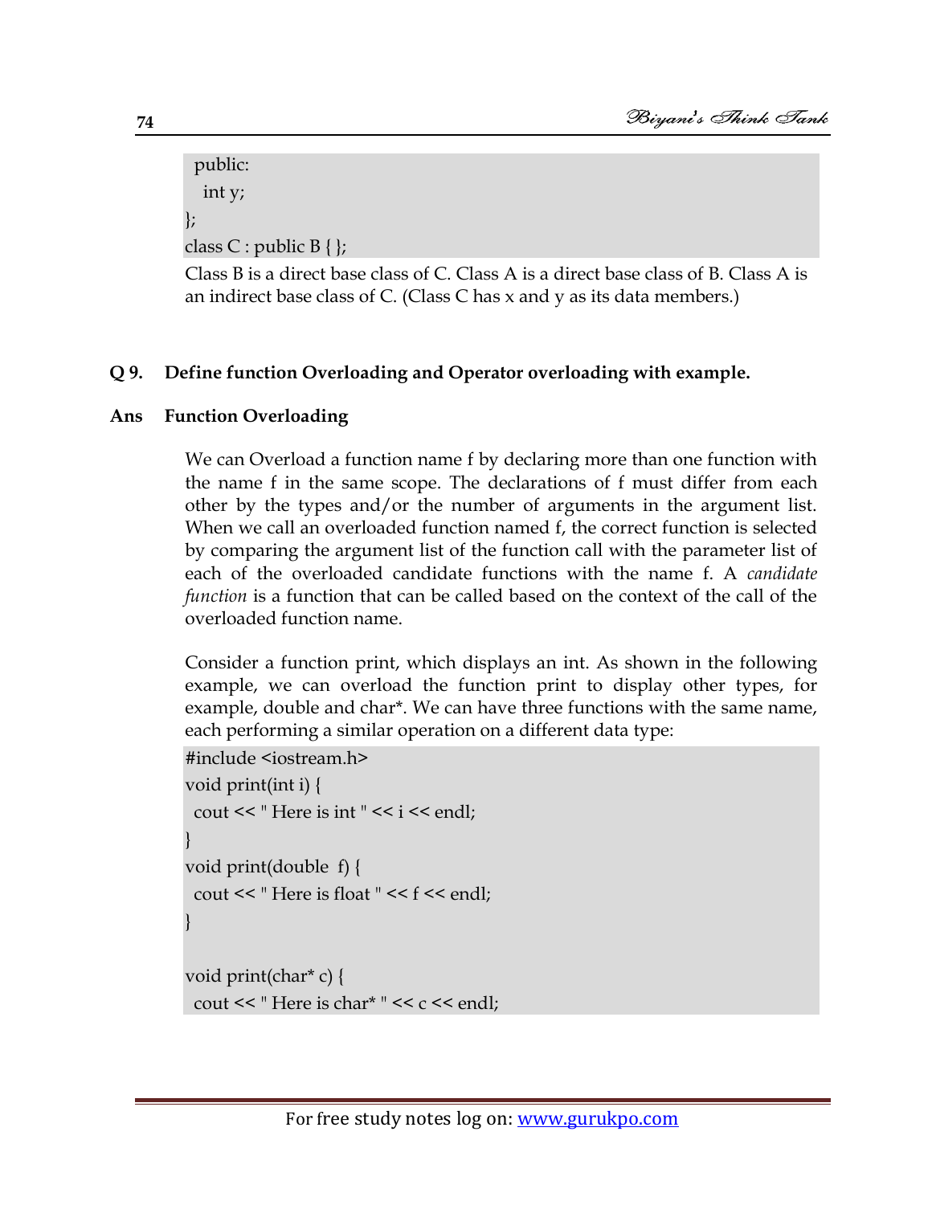```
 public:
  int y;
};
class C : public B { };
```

Class B is a direct base class of C. Class A is a direct base class of B. Class A is an indirect base class of C. (Class C has x and y as its data members.)

**Q 9. Define function Overloading and Operator overloading with example.**

**Ans Function Overloading**

We can Overload a function name f by declaring more than one function with the name f in the same scope. The declarations of f must differ from each other by the types and/or the number of arguments in the argument list. When we call an overloaded function named f, the correct function is selected by comparing the argument list of the function call with the parameter list of each of the overloaded candidate functions with the name f. A *candidate function* is a function that can be called based on the context of the call of the overloaded function name.

Consider a function print, which displays an int. As shown in the following example, we can overload the function print to display other types, for example, double and char*. We can have three functions with the same name, each performing a similar operation on a different data type:

```
#include <iostream.h>
void print(int i) {
 cout << " Here is int " << i << endl;
}
void print(double  f) {
 cout << " Here is float " << f << endl;
}

void print(char* c) {
 cout << " Here is char* " << c << endl;
```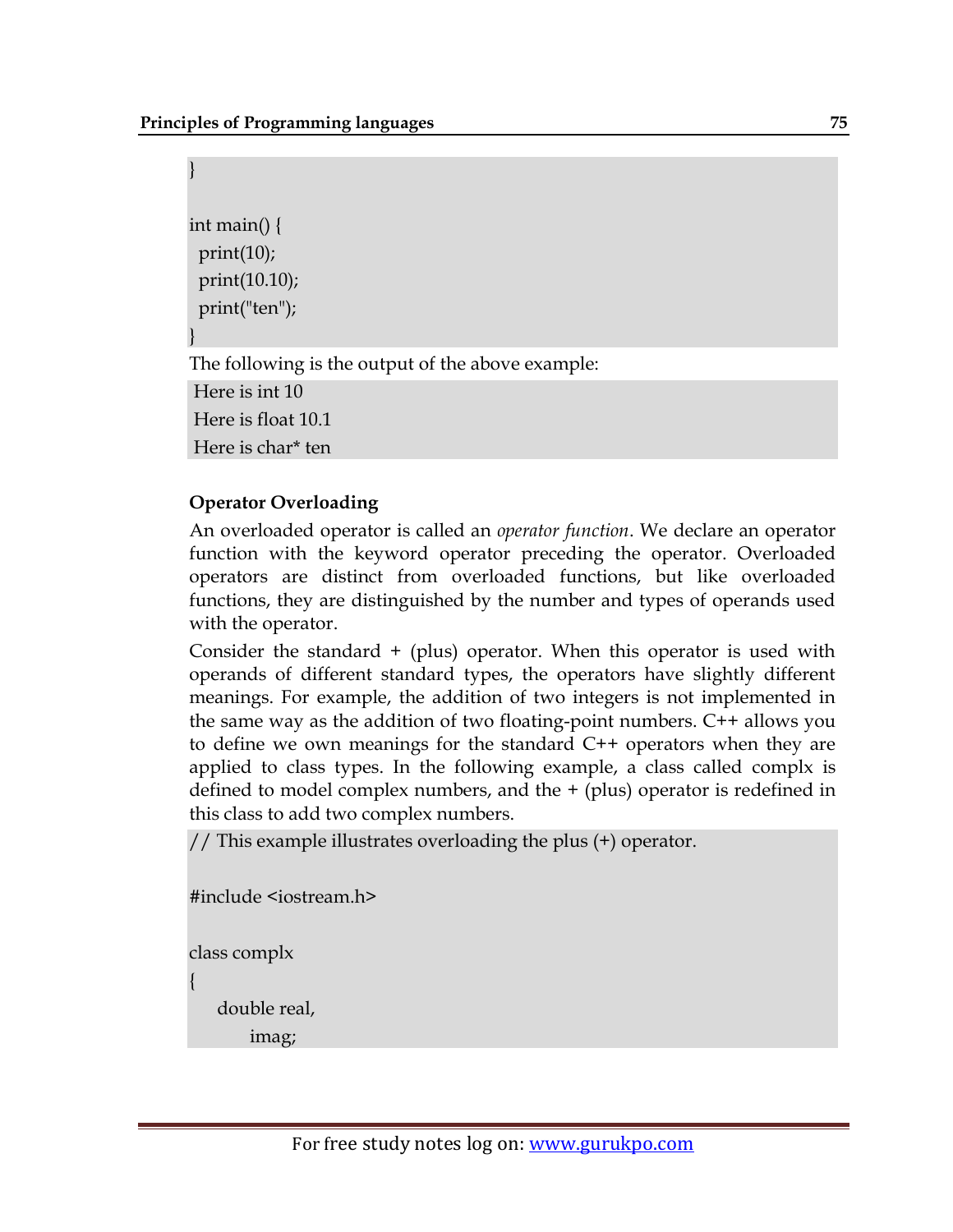```
}

int main() {
  print(10);
  print(10.10);
  print("ten");
}
```

The following is the output of the above example:

```
Here is int 10
Here is float 10.1
Here is char* ten
```

**Operator Overloading**

An overloaded operator is called an *operator function*. We declare an operator function with the keyword operator preceding the operator. Overloaded operators are distinct from overloaded functions, but like overloaded functions, they are distinguished by the number and types of operands used with the operator.

Consider the standard + (plus) operator. When this operator is used with operands of different standard types, the operators have slightly different meanings. For example, the addition of two integers is not implemented in the same way as the addition of two floating-point numbers. C++ allows you to define we own meanings for the standard C++ operators when they are applied to class types. In the following example, a class called complx is defined to model complex numbers, and the + (plus) operator is redefined in this class to add two complex numbers.

```
// This example illustrates overloading the plus (+) operator.

#include <iostream.h>

class complx
{
    double real,
        imag;
```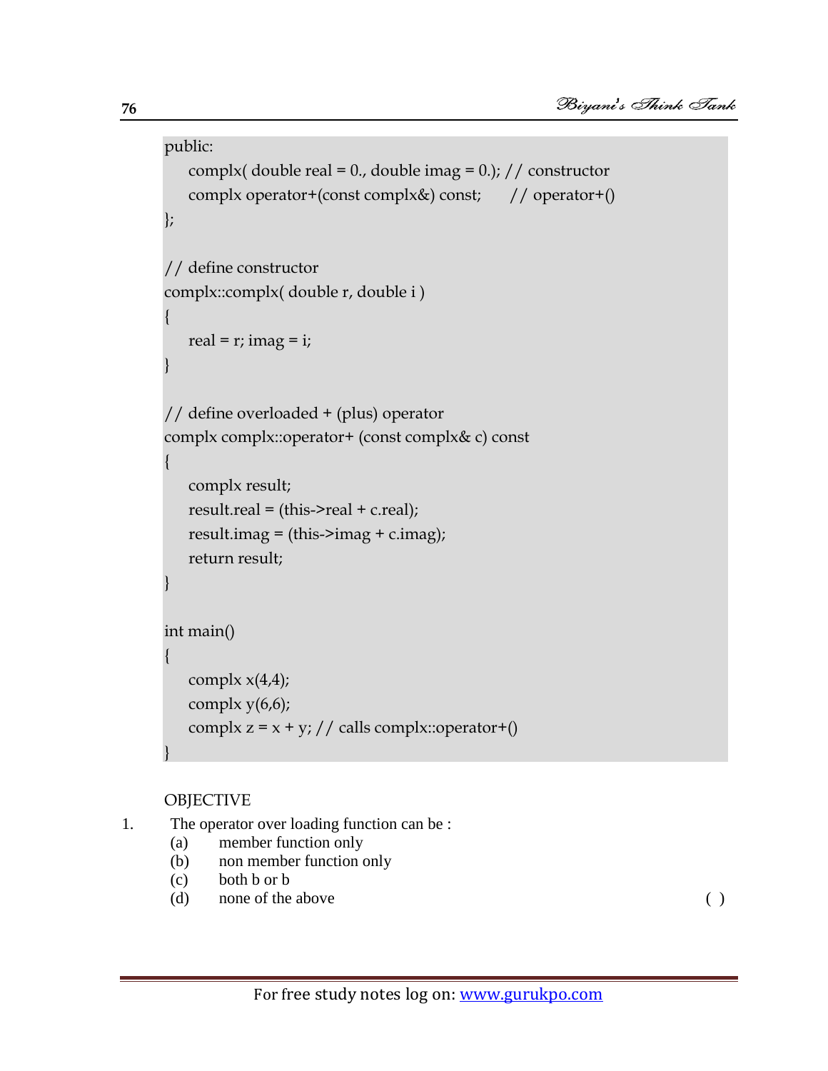```
public:
    complx( double real = 0., double imag = 0.); // constructor
    complx operator+(const complx&) const;      // operator+()
};

// define constructor
complx::complx( double r, double i )
{
    real = r; imag = i;
}

// define overloaded + (plus) operator
complx complx::operator+ (const complx& c) const
{
    complx result;
    result.real = (this->real + c.real);
    result.imag = (this->imag + c.imag);
    return result;
}

int main()
{
    complx x(4,4);
    complx y(6,6);
    complx z = x + y; // calls complx::operator+()
}
```

OBJECTIVE

1. The operator over loading function can be :
   (a) member function only
   (b) non member function only
   (c) both b or b
   (d) none of the above ( )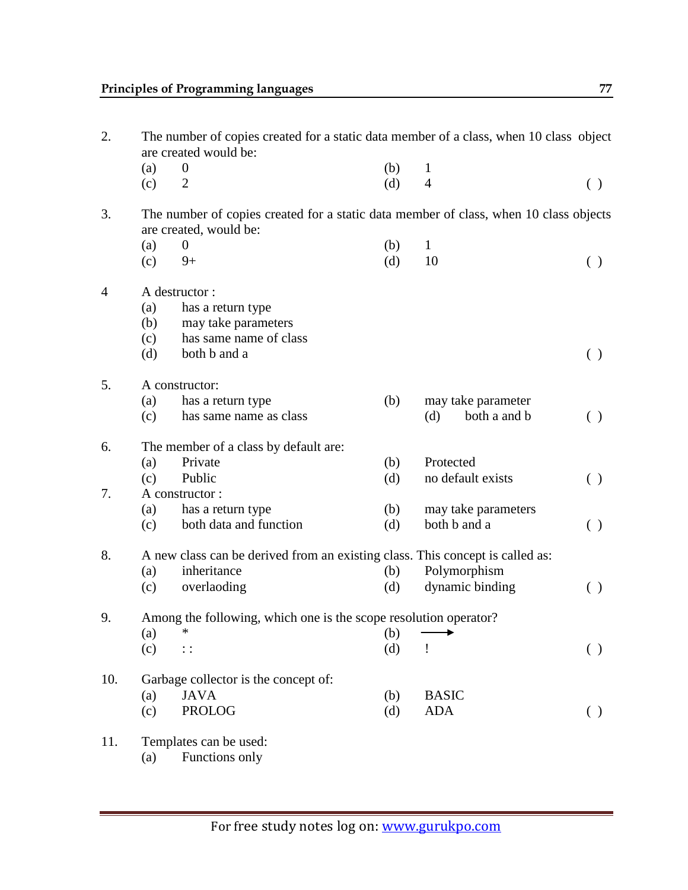2. The number of copies created for a static data member of a class, when 10 class object are created would be:
   (a) 0 (b) 1
   (c) 2 (d) 4 ( )

3. The number of copies created for a static data member of class, when 10 class objects are created, would be:
   (a) 0 (b) 1
   (c) 9+ (d) 10 ( )

4 A destructor :
   (a) has a return type
   (b) may take parameters
   (c) has same name of class
   (d) both b and a ( )

5. A constructor:
   (a) has a return type (b) may take parameter
   (c) has same name as class (d) both a and b ( )

6. The member of a class by default are:
   (a) Private (b) Protected
   (c) Public (d) no default exists ( )

7. A constructor :
   (a) has a return type (b) may take parameters
   (c) both data and function (d) both b and a ( )

8. A new class can be derived from an existing class. This concept is called as:
   (a) inheritance (b) Polymorphism
   (c) overlaoding (d) dynamic binding ( )

9. Among the following, which one is the scope resolution operator?
   (a) * (b) ⟶
   (c) : : (d) ! ( )

10. Garbage collector is the concept of:
   (a) JAVA (b) BASIC
   (c) PROLOG (d) ADA ( )

11. Templates can be used:
   (a) Functions only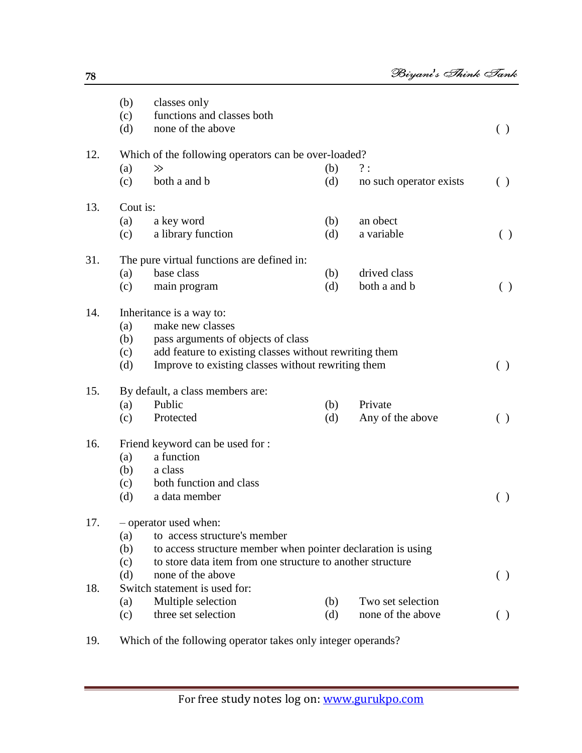(b) classes only
(c) functions and classes both
(d) none of the above ( )

12. Which of the following operators can be over-loaded?
(a) ≫ (b) ? :
(c) both a and b (d) no such operator exists ( )

13. Cout is:
(a) a key word (b) an obect
(c) a library function (d) a variable ( )

31. The pure virtual functions are defined in:
(a) base class (b) drived class
(c) main program (d) both a and b ( )

14. Inheritance is a way to:
(a) make new classes
(b) pass arguments of objects of class
(c) add feature to existing classes without rewriting them
(d) Improve to existing classes without rewriting them ( )

15. By default, a class members are:
(a) Public (b) Private
(c) Protected (d) Any of the above ( )

16. Friend keyword can be used for :
(a) a function
(b) a class
(c) both function and class
(d) a data member ( )

17. – operator used when:
(a) to access structure's member
(b) to access structure member when pointer declaration is using
(c) to store data item from one structure to another structure
(d) none of the above ( )

18. Switch statement is used for:
(a) Multiple selection (b) Two set selection
(c) three set selection (d) none of the above ( )

19. Which of the following operator takes only integer operands?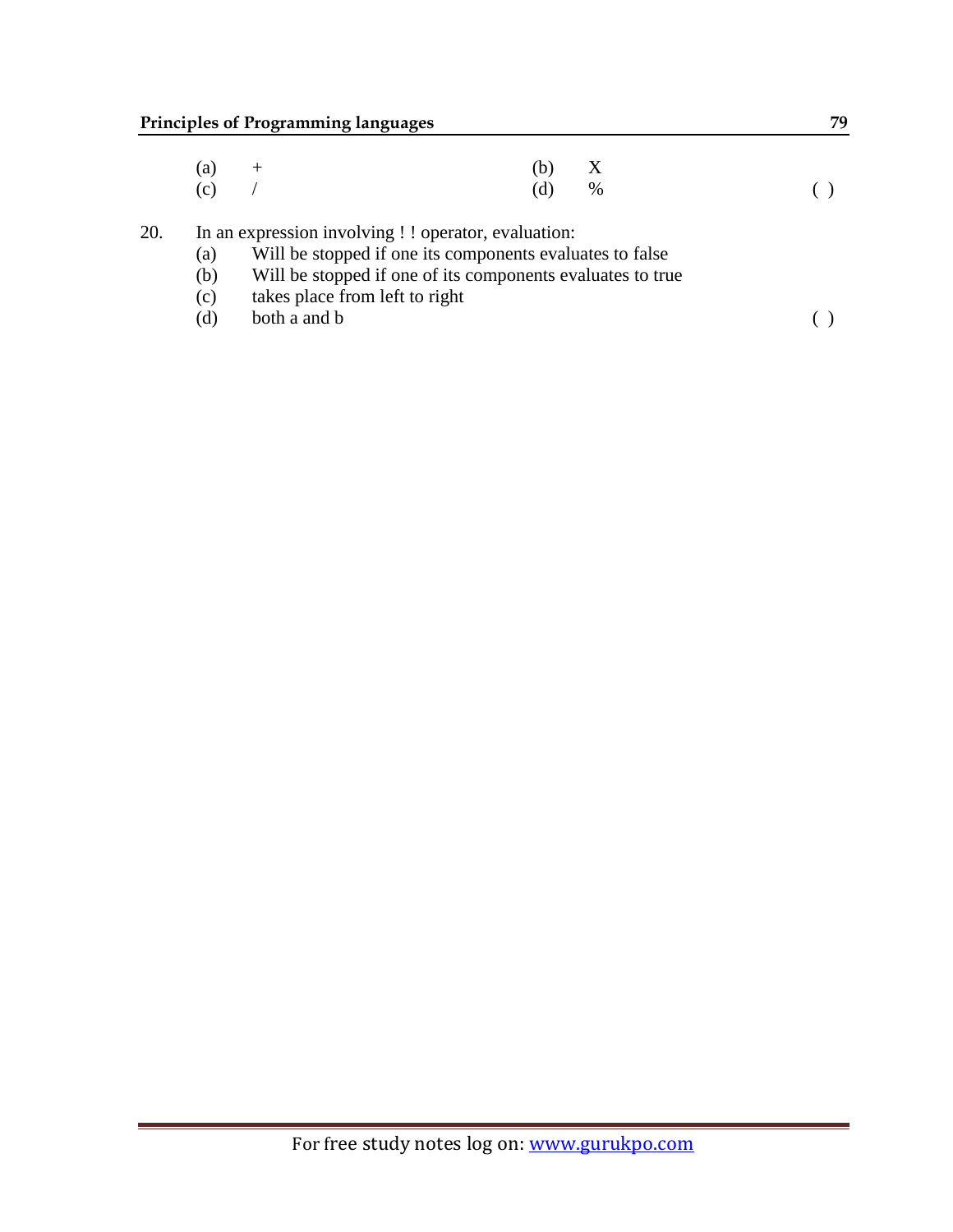(a) + (b) X
(c) / (d) % ( )

20. In an expression involving ! ! operator, evaluation:
    (a) Will be stopped if one its components evaluates to false
    (b) Will be stopped if one of its components evaluates to true
    (c) takes place from left to right
    (d) both a and b ( )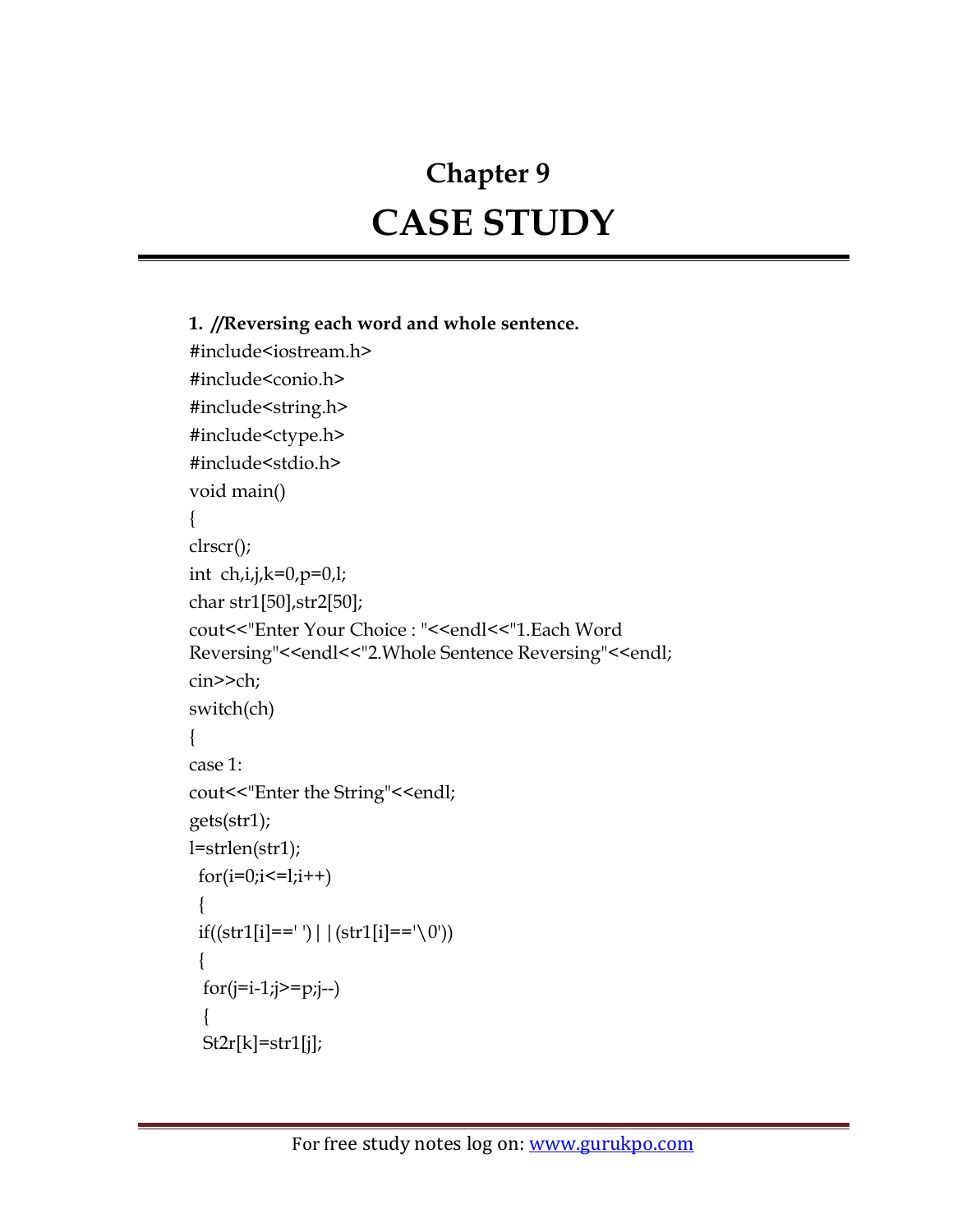# Chapter 9
# CASE STUDY

**1. //Reversing each word and whole sentence.**

```
#include<iostream.h>
#include<conio.h>
#include<string.h>
#include<ctype.h>
#include<stdio.h>
void main()
{
clrscr();
int  ch,i,j,k=0,p=0,l;
char str1[50],str2[50];
cout<<"Enter Your Choice : "<<endl<<"1.Each Word
Reversing"<<endl<<"2.Whole Sentence Reversing"<<endl;
cin>>ch;
switch(ch)
{
case 1:
cout<<"Enter the String"<<endl;
gets(str1);
l=strlen(str1);
  for(i=0;i<=l;i++)
  {
  if((str1[i]==' ')||(str1[i]=='\0'))
  {
   for(j=i-1;j>=p;j--)
   {
   St2r[k]=str1[j];
```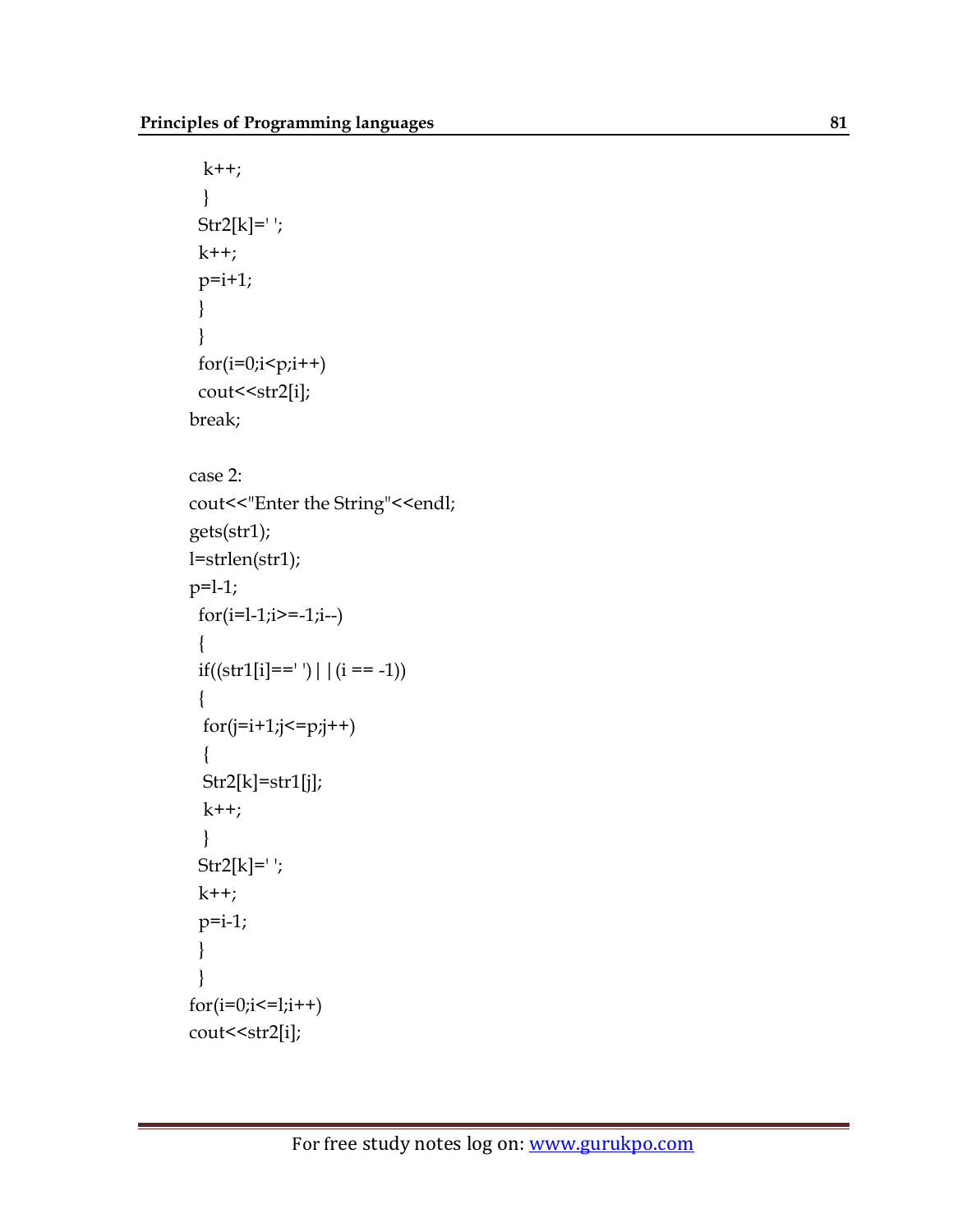```
  k++;
  }
 Str2[k]=' ';
 k++;
 p=i+1;
 }
 }
 for(i=0;i<p;i++)
 cout<<str2[i];
break;

case 2:
cout<<"Enter the String"<<endl;
gets(str1);
l=strlen(str1);
p=l-1;
 for(i=l-1;i>=-1;i--)
 {
 if((str1[i]==' ')||(i == -1))
 {
  for(j=i+1;j<=p;j++)
  {
  Str2[k]=str1[j];
  k++;
  }
 Str2[k]=' ';
 k++;
 p=i-1;
 }
 }
for(i=0;i<=l;i++)
cout<<str2[i];
```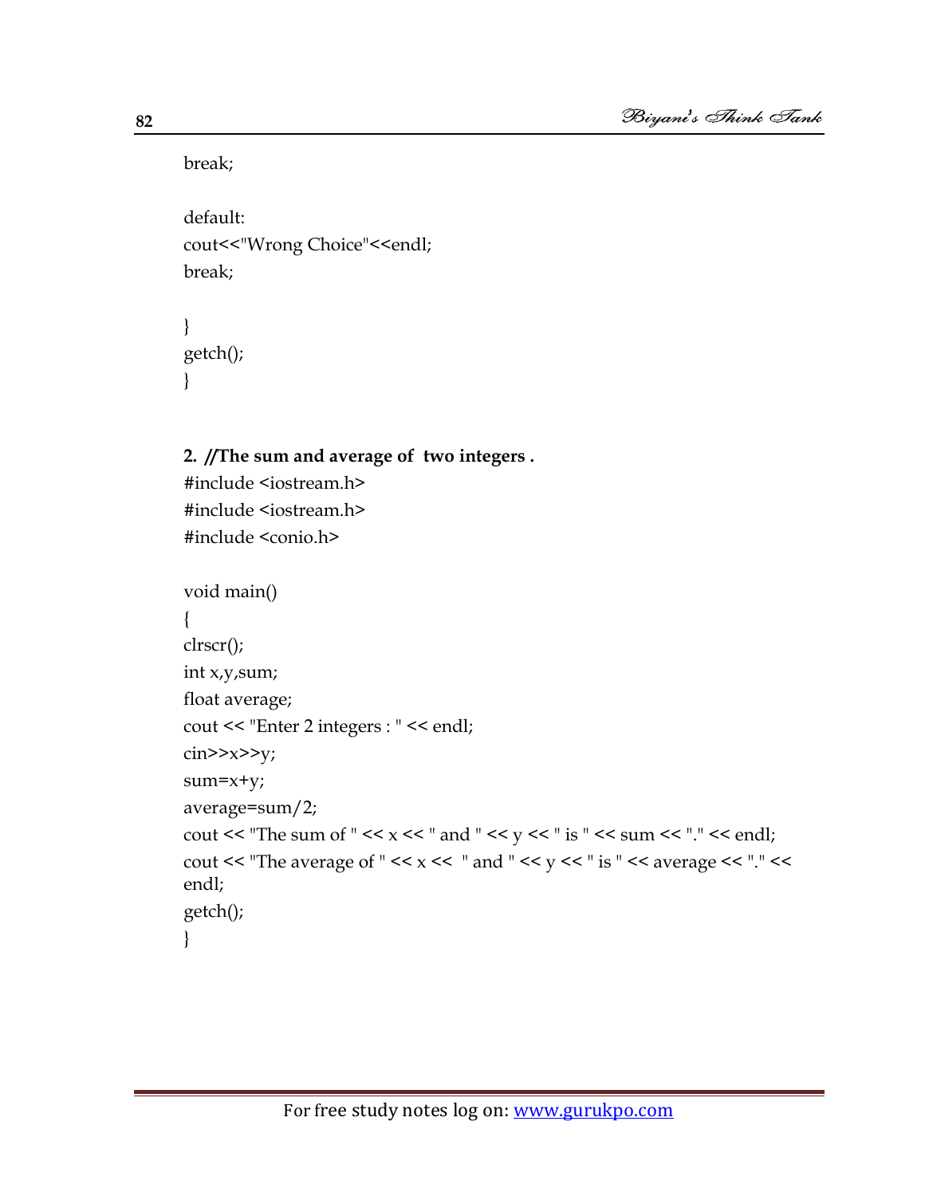```
break;

default:
cout<<"Wrong Choice"<<endl;
break;

}
getch();
}
```

**2. //The sum and average of two integers .**

```
#include <iostream.h>
#include <iostream.h>
#include <conio.h>

void main()
{
clrscr();
int x,y,sum;
float average;
cout << "Enter 2 integers : " << endl;
cin>>x>>y;
sum=x+y;
average=sum/2;
cout << "The sum of " << x << " and " << y << " is " << sum << "." << endl;
cout << "The average of " << x <<  " and " << y << " is " << average << "." <<
endl;
getch();
}
```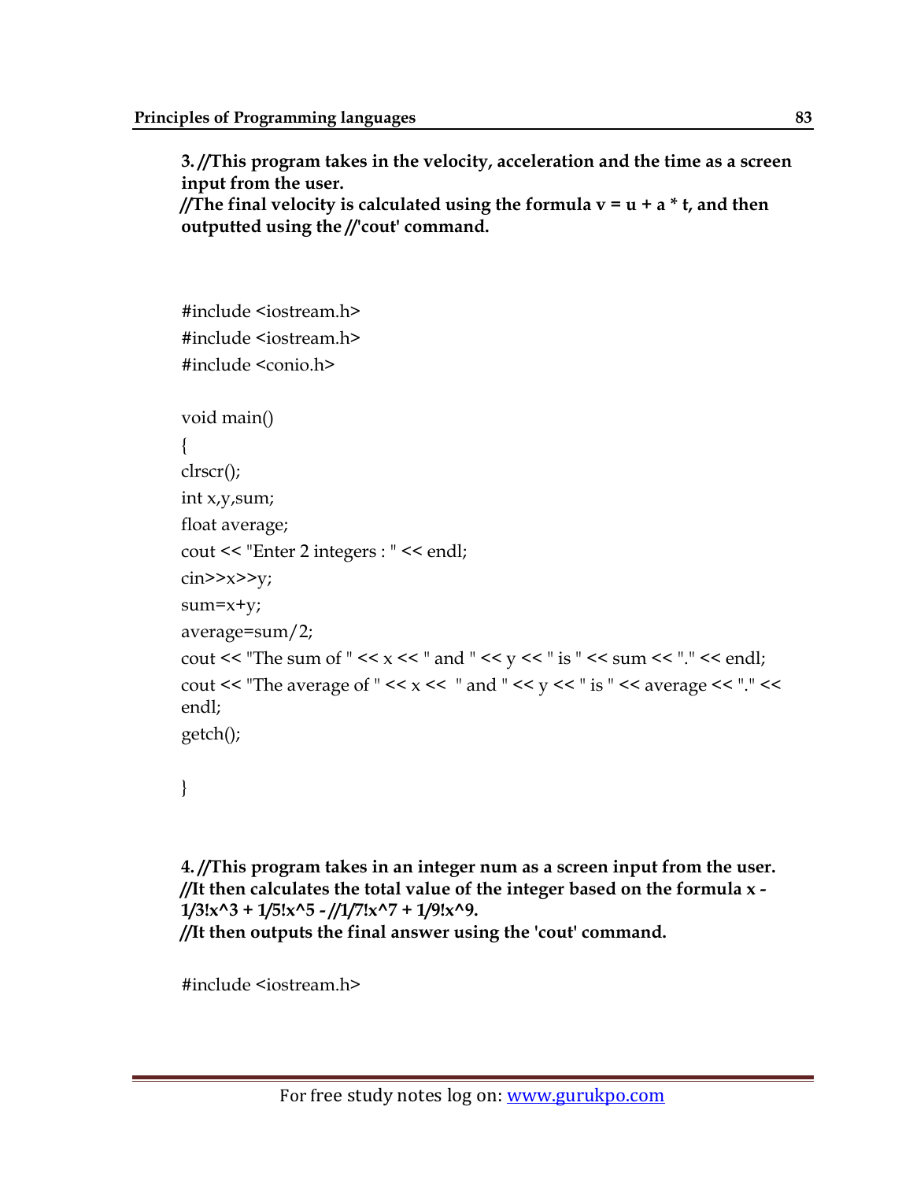**3. //This program takes in the velocity, acceleration and the time as a screen input from the user.**
**//The final velocity is calculated using the formula v = u + a * t, and then outputted using the //'cout' command.**

```
#include <iostream.h>
#include <iostream.h>
#include <conio.h>

void main()
{
clrscr();
int x,y,sum;
float average;
cout << "Enter 2 integers : " << endl;
cin>>x>>y;
sum=x+y;
average=sum/2;
cout << "The sum of " << x << " and " << y << " is " << sum << "." << endl;
cout << "The average of " << x <<  " and " << y << " is " << average << "." <<
endl;
getch();

}
```

**4. //This program takes in an integer num as a screen input from the user.**
**//It then calculates the total value of the integer based on the formula x - 1/3!x^3 + 1/5!x^5 - //1/7!x^7 + 1/9!x^9.**
**//It then outputs the final answer using the 'cout' command.**

```
#include <iostream.h>
```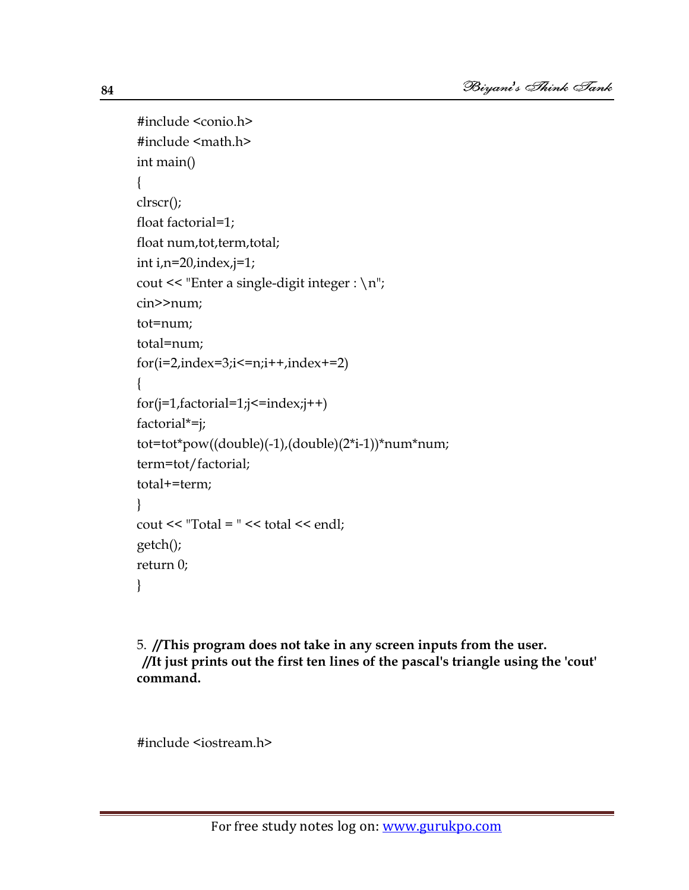```
#include <conio.h>
#include <math.h>
int main()
{
clrscr();
float factorial=1;
float num,tot,term,total;
int i,n=20,index,j=1;
cout << "Enter a single-digit integer : \n";
cin>>num;
tot=num;
total=num;
for(i=2,index=3;i<=n;i++,index+=2)
{
for(j=1,factorial=1;j<=index;j++)
factorial*=j;
tot=tot*pow((double)(-1),(double)(2*i-1))*num*num;
term=tot/factorial;
total+=term;
}
cout << "Total = " << total << endl;
getch();
return 0;
}
```

5. **//This program does not take in any screen inputs from the user.**
**//It just prints out the first ten lines of the pascal's triangle using the 'cout' command.**

```
#include <iostream.h>
```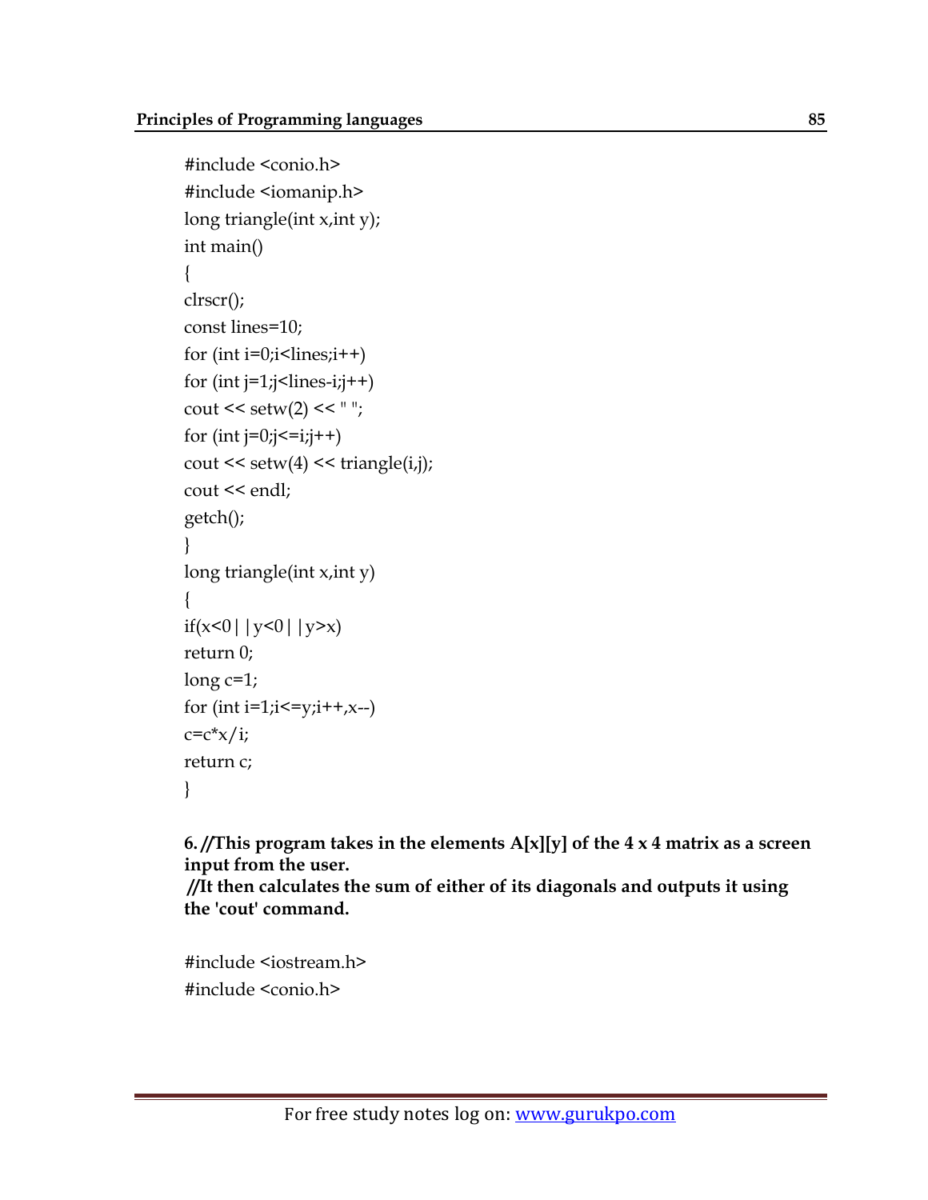```
#include <conio.h>
#include <iomanip.h>
long triangle(int x,int y);
int main()
{
clrscr();
const lines=10;
for (int i=0;i<lines;i++)
for (int j=1;j<lines-i;j++)
cout << setw(2) << " ";
for (int j=0;j<=i;j++)
cout << setw(4) << triangle(i,j);
cout << endl;
getch();
}
long triangle(int x,int y)
{
if(x<0||y<0||y>x)
return 0;
long c=1;
for (int i=1;i<=y;i++,x--)
c=c*x/i;
return c;
}
```

**6. //This program takes in the elements A[x][y] of the 4 x 4 matrix as a screen input from the user.**
**//It then calculates the sum of either of its diagonals and outputs it using the 'cout' command.**

```
#include <iostream.h>
#include <conio.h>
```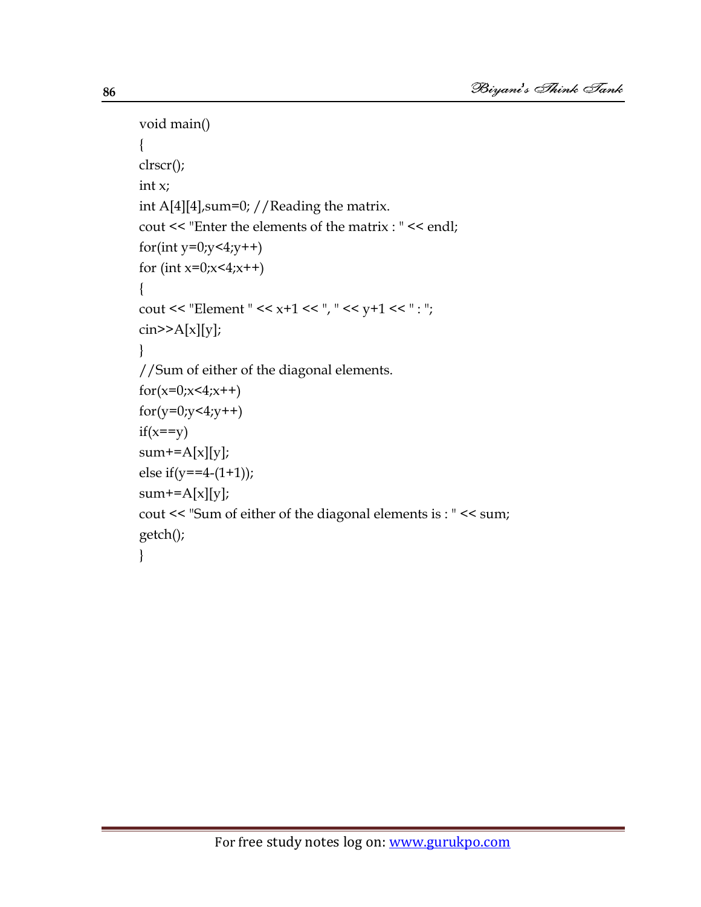```
void main()
{
clrscr();
int x;
int A[4][4],sum=0; //Reading the matrix.
cout << "Enter the elements of the matrix : " << endl;
for(int y=0;y<4;y++)
for (int x=0;x<4;x++)
{
cout << "Element " << x+1 << ", " << y+1 << " : ";
cin>>A[x][y];
}
//Sum of either of the diagonal elements.
for(x=0;x<4;x++)
for(y=0;y<4;y++)
if(x==y)
sum+=A[x][y];
else if(y==4-(1+1));
sum+=A[x][y];
cout << "Sum of either of the diagonal elements is : " << sum;
getch();
}
```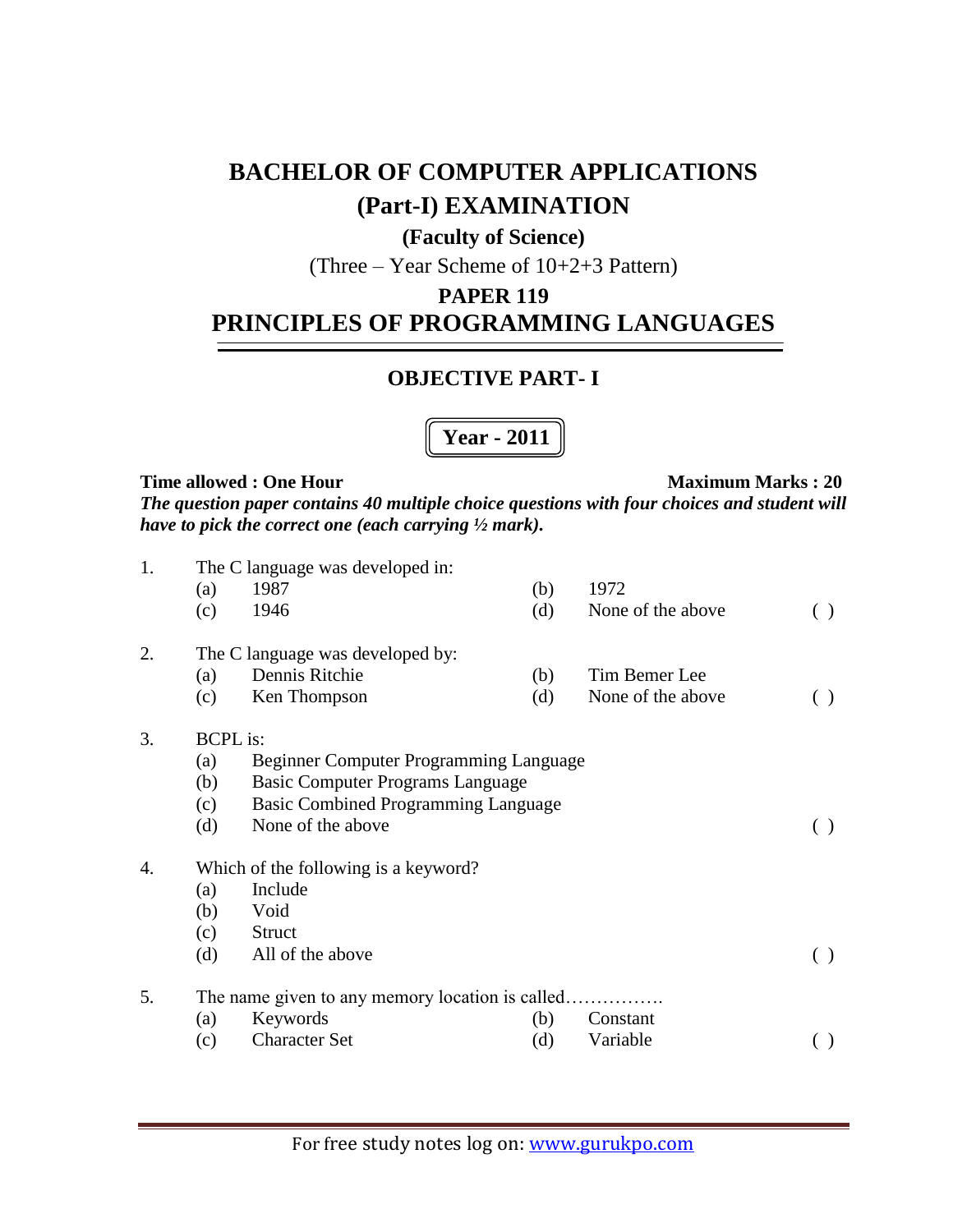# BACHELOR OF COMPUTER APPLICATIONS

# (Part-I) EXAMINATION

**(Faculty of Science)**

(Three – Year Scheme of 10+2+3 Pattern)

## PAPER 119

## PRINCIPLES OF PROGRAMMING LANGUAGES

### OBJECTIVE PART- I

**Year - 2011**

**Time allowed : One Hour** **Maximum Marks : 20**

***The question paper contains 40 multiple choice questions with four choices and student will have to pick the correct one (each carrying ½ mark).***

1. The C language was developed in:
   - (a) 1987
   - (b) 1972
   - (c) 1946
   - (d) None of the above ( )

2. The C language was developed by:
   - (a) Dennis Ritchie
   - (b) Tim Bemer Lee
   - (c) Ken Thompson
   - (d) None of the above ( )

3. BCPL is:
   - (a) Beginner Computer Programming Language
   - (b) Basic Computer Programs Language
   - (c) Basic Combined Programming Language
   - (d) None of the above ( )

4. Which of the following is a keyword?
   - (a) Include
   - (b) Void
   - (c) Struct
   - (d) All of the above ( )

5. The name given to any memory location is called…………….
   - (a) Keywords
   - (b) Constant
   - (c) Character Set
   - (d) Variable ( )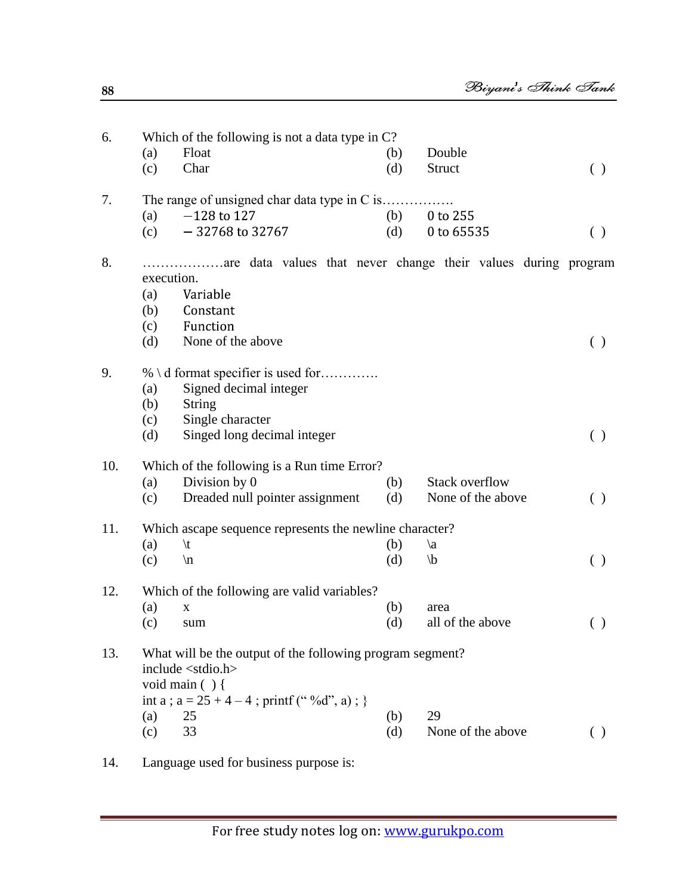6. Which of the following is not a data type in C?
   (a) Float (b) Double
   (c) Char (d) Struct ( )

7. The range of unsigned char data type in C is…………….
   (a) −128 to 127 (b) 0 to 255
   (c) − 32768 to 32767 (d) 0 to 65535 ( )

8. ………………are data values that never change their values during program execution.
   (a) Variable
   (b) Constant
   (c) Function
   (d) None of the above ( )

9. % \ d format specifier is used for…………
   (a) Signed decimal integer
   (b) String
   (c) Single character
   (d) Singed long decimal integer ( )

10. Which of the following is a Run time Error?
    (a) Division by 0 (b) Stack overflow
    (c) Dreaded null pointer assignment (d) None of the above ( )

11. Which ascape sequence represents the newline character?
    (a) \t (b) \a
    (c) \n (d) \b ( )

12. Which of the following are valid variables?
    (a) x (b) area
    (c) sum (d) all of the above ( )

13. What will be the output of the following program segment?

```
include <stdio.h>
void main ( ) {
int a ; a = 25 + 4 – 4 ; printf (" %d", a) ; }
```

    (a) 25 (b) 29
    (c) 33 (d) None of the above ( )

14. Language used for business purpose is: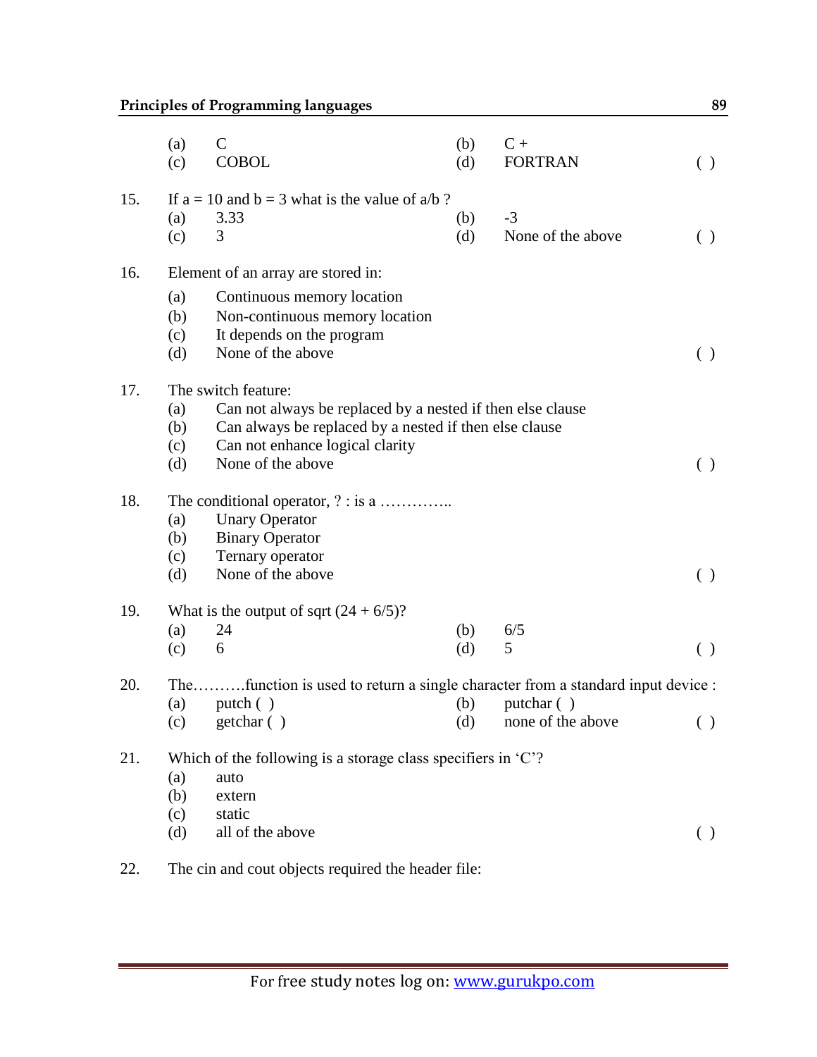(a) C (b) C +
(c) COBOL (d) FORTRAN ( )

15. If a = 10 and b = 3 what is the value of a/b ?
(a) 3.33 (b) -3
(c) 3 (d) None of the above ( )

16. Element of an array are stored in:
(a) Continuous memory location
(b) Non-continuous memory location
(c) It depends on the program
(d) None of the above ( )

17. The switch feature:
(a) Can not always be replaced by a nested if then else clause
(b) Can always be replaced by a nested if then else clause
(c) Can not enhance logical clarity
(d) None of the above ( )

18. The conditional operator, ? : is a …………..
(a) Unary Operator
(b) Binary Operator
(c) Ternary operator
(d) None of the above ( )

19. What is the output of sqrt (24 + 6/5)?
(a) 24 (b) 6/5
(c) 6 (d) 5 ( )

20. The……….function is used to return a single character from a standard input device :
(a) putch ( ) (b) putchar ( )
(c) getchar ( ) (d) none of the above ( )

21. Which of the following is a storage class specifiers in 'C'?
(a) auto
(b) extern
(c) static
(d) all of the above ( )

22. The cin and cout objects required the header file: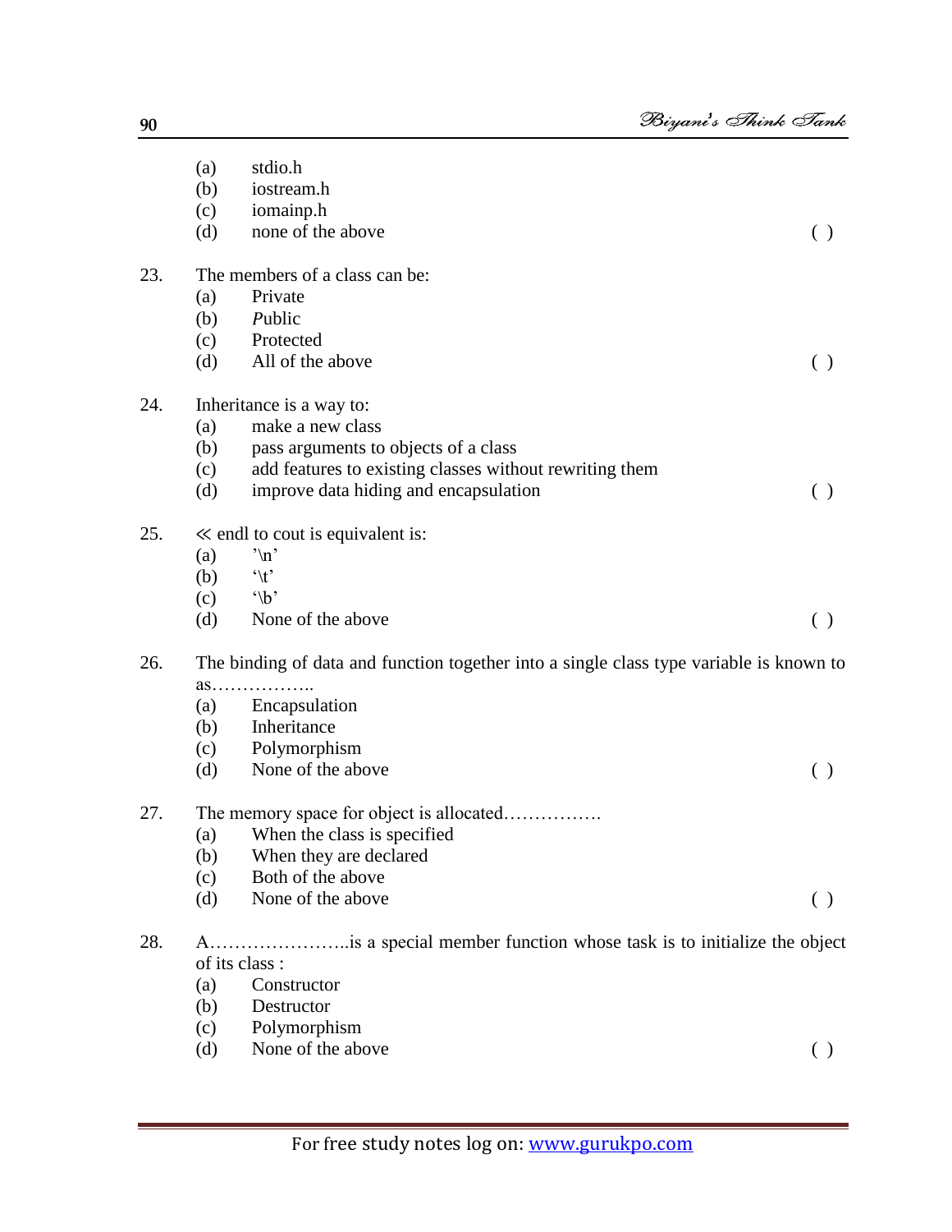(a) stdio.h
(b) iostream.h
(c) iomainp.h
(d) none of the above ( )

23. The members of a class can be:
(a) Private
(b) *P*ublic
(c) Protected
(d) All of the above ( )

24. Inheritance is a way to:
(a) make a new class
(b) pass arguments to objects of a class
(c) add features to existing classes without rewriting them
(d) improve data hiding and encapsulation ( )

25. ≪ endl to cout is equivalent is:
(a) '\n'
(b) '\t'
(c) '\b'
(d) None of the above ( )

26. The binding of data and function together into a single class type variable is known to as……………..
(a) Encapsulation
(b) Inheritance
(c) Polymorphism
(d) None of the above ( )

27. The memory space for object is allocated…………….
(a) When the class is specified
(b) When they are declared
(c) Both of the above
(d) None of the above ( )

28. A…………………..is a special member function whose task is to initialize the object of its class :
(a) Constructor
(b) Destructor
(c) Polymorphism
(d) None of the above ( )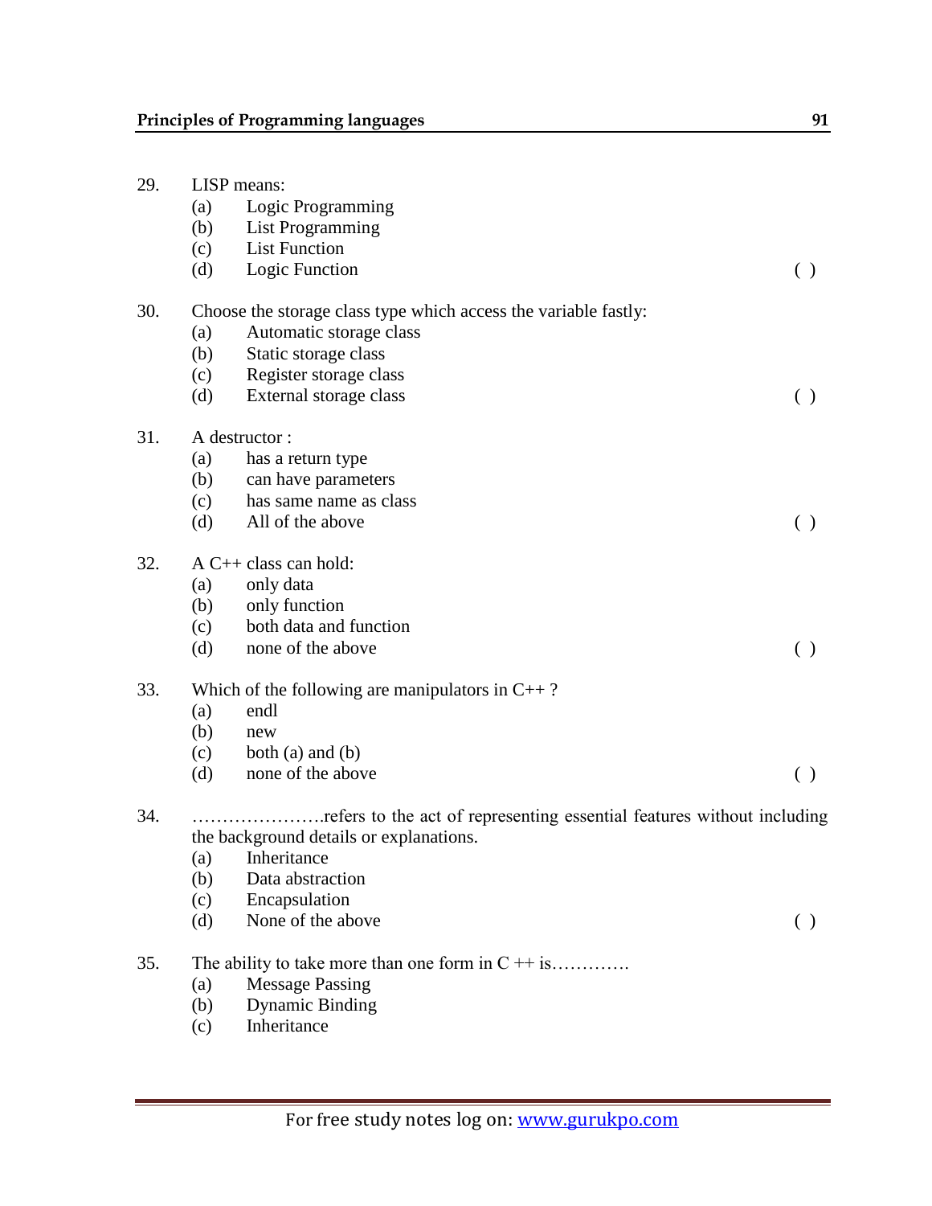29. LISP means:
    (a) Logic Programming
    (b) List Programming
    (c) List Function
    (d) Logic Function ( )

30. Choose the storage class type which access the variable fastly:
    (a) Automatic storage class
    (b) Static storage class
    (c) Register storage class
    (d) External storage class ( )

31. A destructor :
    (a) has a return type
    (b) can have parameters
    (c) has same name as class
    (d) All of the above ( )

32. A C++ class can hold:
    (a) only data
    (b) only function
    (c) both data and function
    (d) none of the above ( )

33. Which of the following are manipulators in C++ ?
    (a) endl
    (b) new
    (c) both (a) and (b)
    (d) none of the above ( )

34. ………………….refers to the act of representing essential features without including the background details or explanations.
    (a) Inheritance
    (b) Data abstraction
    (c) Encapsulation
    (d) None of the above ( )

35. The ability to take more than one form in C ++ is………….
    (a) Message Passing
    (b) Dynamic Binding
    (c) Inheritance

For free study notes log on: www.gurukpo.com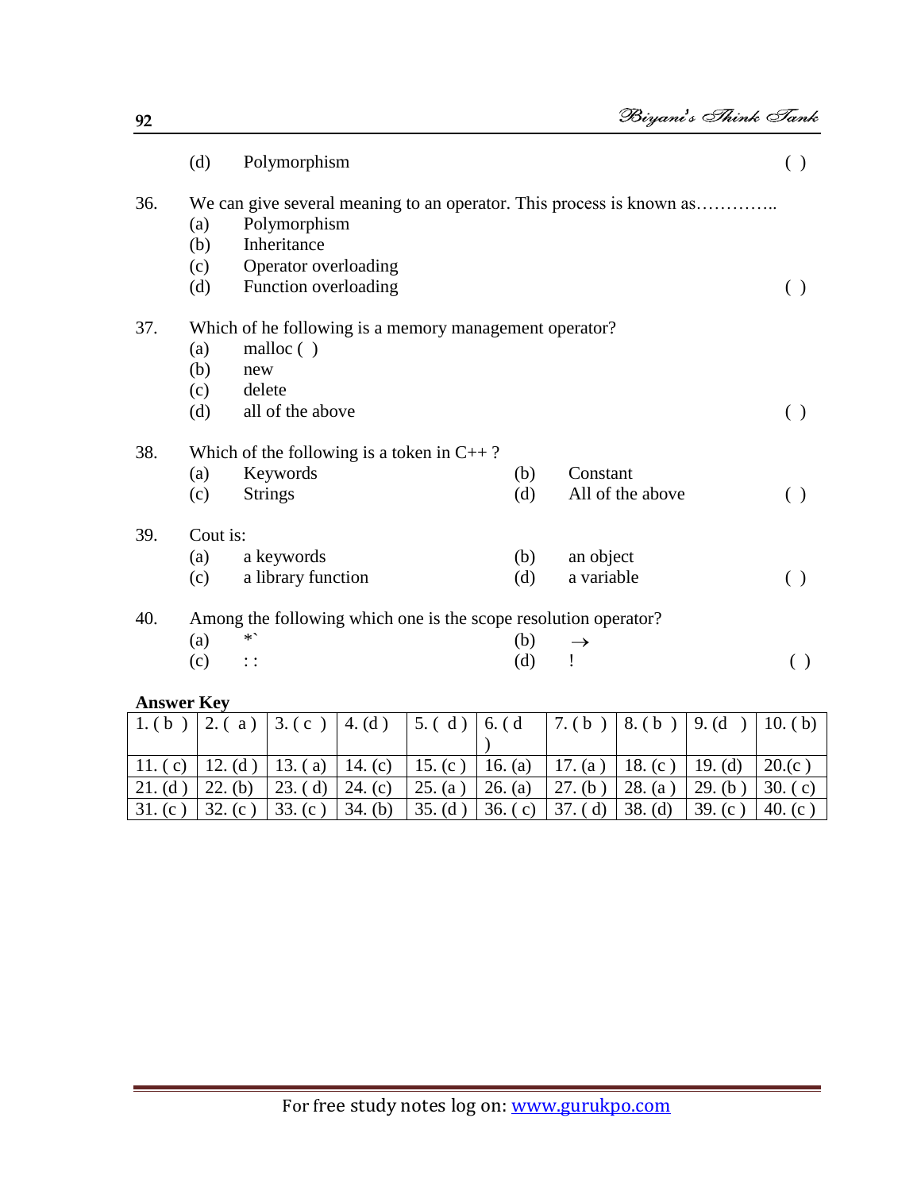(d) Polymorphism ( )

36. We can give several meaning to an operator. This process is known as…………..
    (a) Polymorphism
    (b) Inheritance
    (c) Operator overloading
    (d) Function overloading ( )

37. Which of he following is a memory management operator?
    (a) malloc ( )
    (b) new
    (c) delete
    (d) all of the above ( )

38. Which of the following is a token in C++ ?
    (a) Keywords (b) Constant
    (c) Strings (d) All of the above ( )

39. Cout is:
    (a) a keywords (b) an object
    (c) a library function (d) a variable ( )

40. Among the following which one is the scope resolution operator?
    (a) *` (b) →
    (c) : : (d) ! ( )

**Answer Key**

| 1. ( b ) | 2. ( a ) | 3. ( c ) | 4. (d ) | 5. ( d ) | 6. ( d ) | 7. ( b ) | 8. ( b ) | 9. (d ) | 10. ( b) |
|---|---|---|---|---|---|---|---|---|---|
| 11. ( c) | 12. (d ) | 13. ( a) | 14. (c) | 15. (c ) | 16. (a) | 17. (a ) | 18. (c ) | 19. (d) | 20.(c ) |
| 21. (d ) | 22. (b) | 23. ( d) | 24. (c) | 25. (a ) | 26. (a) | 27. (b ) | 28. (a ) | 29. (b ) | 30. ( c) |
| 31. (c ) | 32. (c ) | 33. (c ) | 34. (b) | 35. (d ) | 36. ( c) | 37. ( d) | 38. (d) | 39. (c ) | 40. (c ) |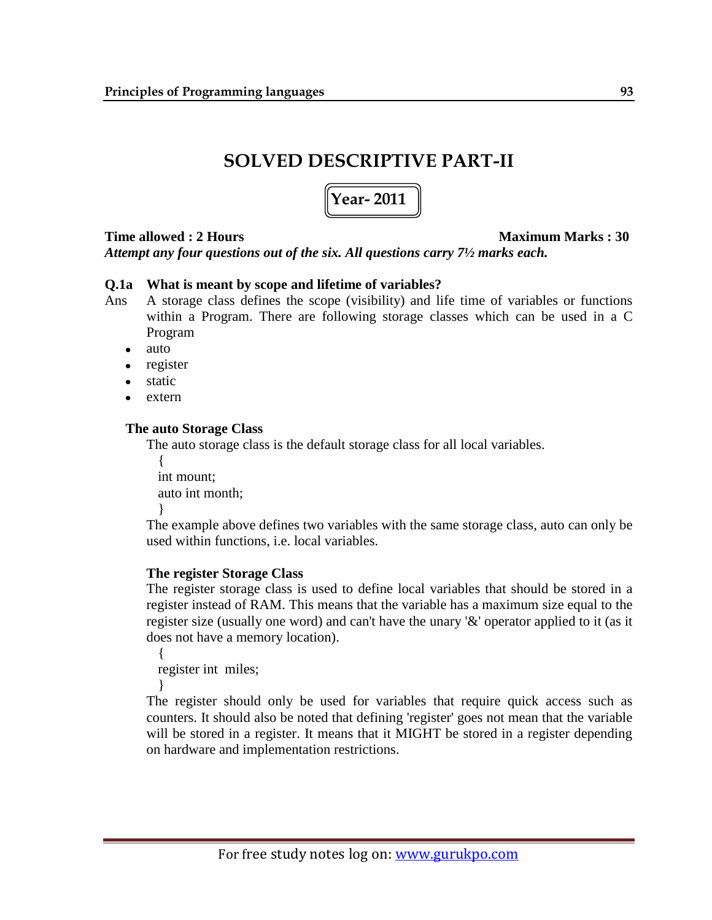# SOLVED DESCRIPTIVE PART-II

## Year- 2011

**Time allowed : 2 Hours** **Maximum Marks : 30**

***Attempt any four questions out of the six. All questions carry 7½ marks each.***

**Q.1a What is meant by scope and lifetime of variables?**

Ans A storage class defines the scope (visibility) and life time of variables or functions within a Program. There are following storage classes which can be used in a C Program

- auto
- register
- static
- extern

### The auto Storage Class

The auto storage class is the default storage class for all local variables.

```
{
int mount;
auto int month;
}
```

The example above defines two variables with the same storage class, auto can only be used within functions, i.e. local variables.

### The register Storage Class

The register storage class is used to define local variables that should be stored in a register instead of RAM. This means that the variable has a maximum size equal to the register size (usually one word) and can't have the unary '&' operator applied to it (as it does not have a memory location).

```
{
register int  miles;
}
```

The register should only be used for variables that require quick access such as counters. It should also be noted that defining 'register' goes not mean that the variable will be stored in a register. It means that it MIGHT be stored in a register depending on hardware and implementation restrictions.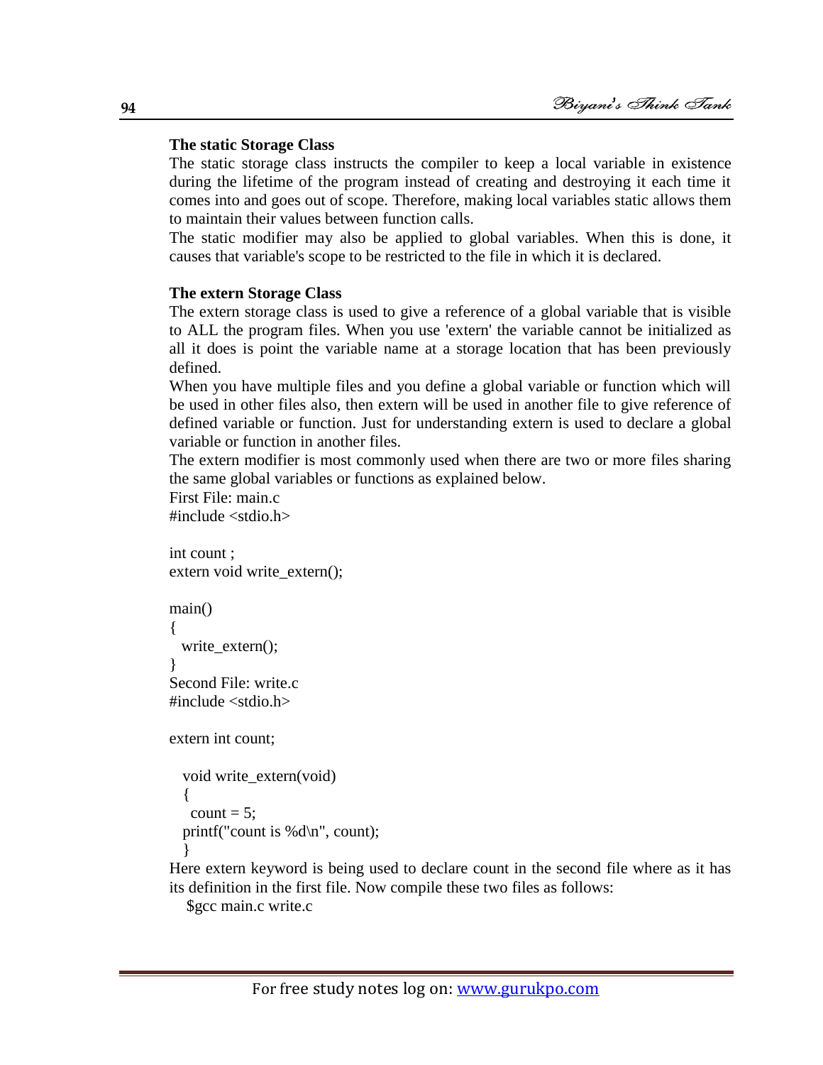### The static Storage Class

The static storage class instructs the compiler to keep a local variable in existence during the lifetime of the program instead of creating and destroying it each time it comes into and goes out of scope. Therefore, making local variables static allows them to maintain their values between function calls.

The static modifier may also be applied to global variables. When this is done, it causes that variable's scope to be restricted to the file in which it is declared.

### The extern Storage Class

The extern storage class is used to give a reference of a global variable that is visible to ALL the program files. When you use 'extern' the variable cannot be initialized as all it does is point the variable name at a storage location that has been previously defined.

When you have multiple files and you define a global variable or function which will be used in other files also, then extern will be used in another file to give reference of defined variable or function. Just for understanding extern is used to declare a global variable or function in another files.

The extern modifier is most commonly used when there are two or more files sharing the same global variables or functions as explained below.

First File: main.c

```
#include <stdio.h>

int count ;
extern void write_extern();

main()
{
  write_extern();
}
```

Second File: write.c

```
#include <stdio.h>

extern int count;

  void write_extern(void)
  {
   count = 5;
  printf("count is %d\n", count);
  }
```

Here extern keyword is being used to declare count in the second file where as it has its definition in the first file. Now compile these two files as follows:

```
$gcc main.c write.c
```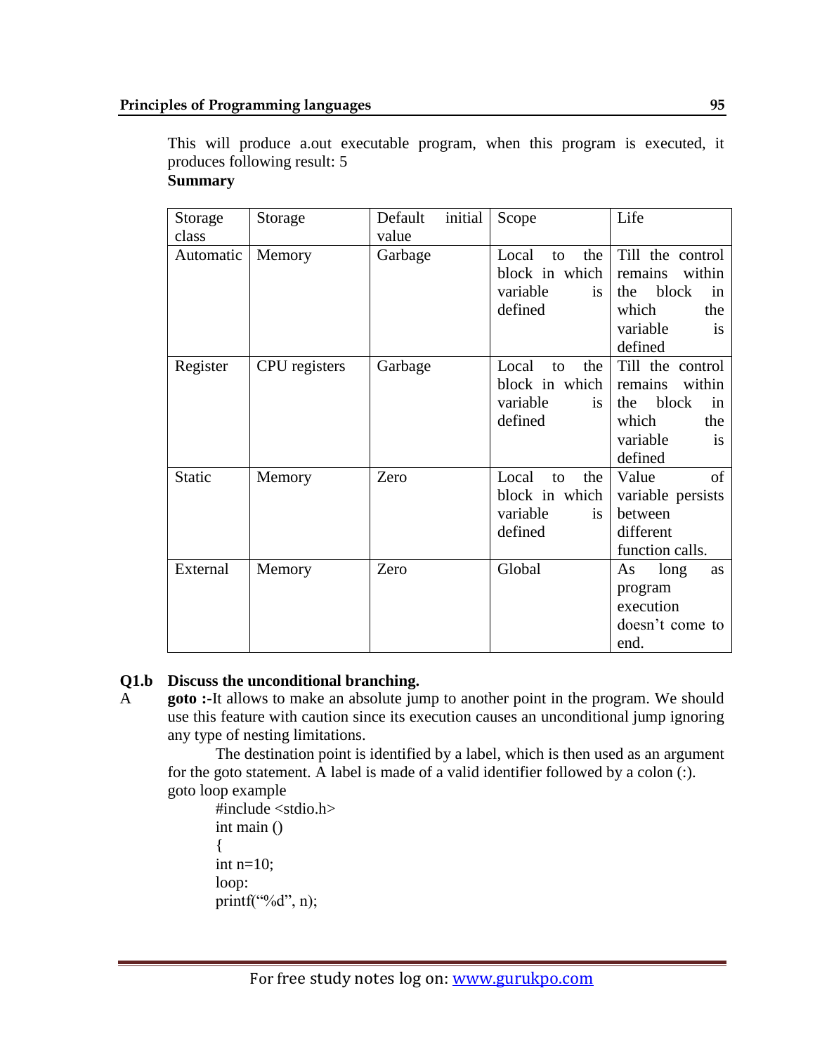This will produce a.out executable program, when this program is executed, it produces following result: 5

**Summary**

| Storage class | Storage | Default initial value | Scope | Life |
|---|---|---|---|---|
| Automatic | Memory | Garbage | Local to the block in which variable is defined | Till the control remains within the block in which the variable is defined |
| Register | CPU registers | Garbage | Local to the block in which variable is defined | Till the control remains within the block in which the variable is defined |
| Static | Memory | Zero | Local to the block in which variable is defined | Value of variable persists between different function calls. |
| External | Memory | Zero | Global | As long as program execution doesn't come to end. |

**Q1.b Discuss the unconditional branching.**

A **goto :**-It allows to make an absolute jump to another point in the program. We should use this feature with caution since its execution causes an unconditional jump ignoring any type of nesting limitations.

The destination point is identified by a label, which is then used as an argument for the goto statement. A label is made of a valid identifier followed by a colon (:).

goto loop example

```
#include <stdio.h>
int main ()
{
int n=10;
loop:
printf("%d", n);
```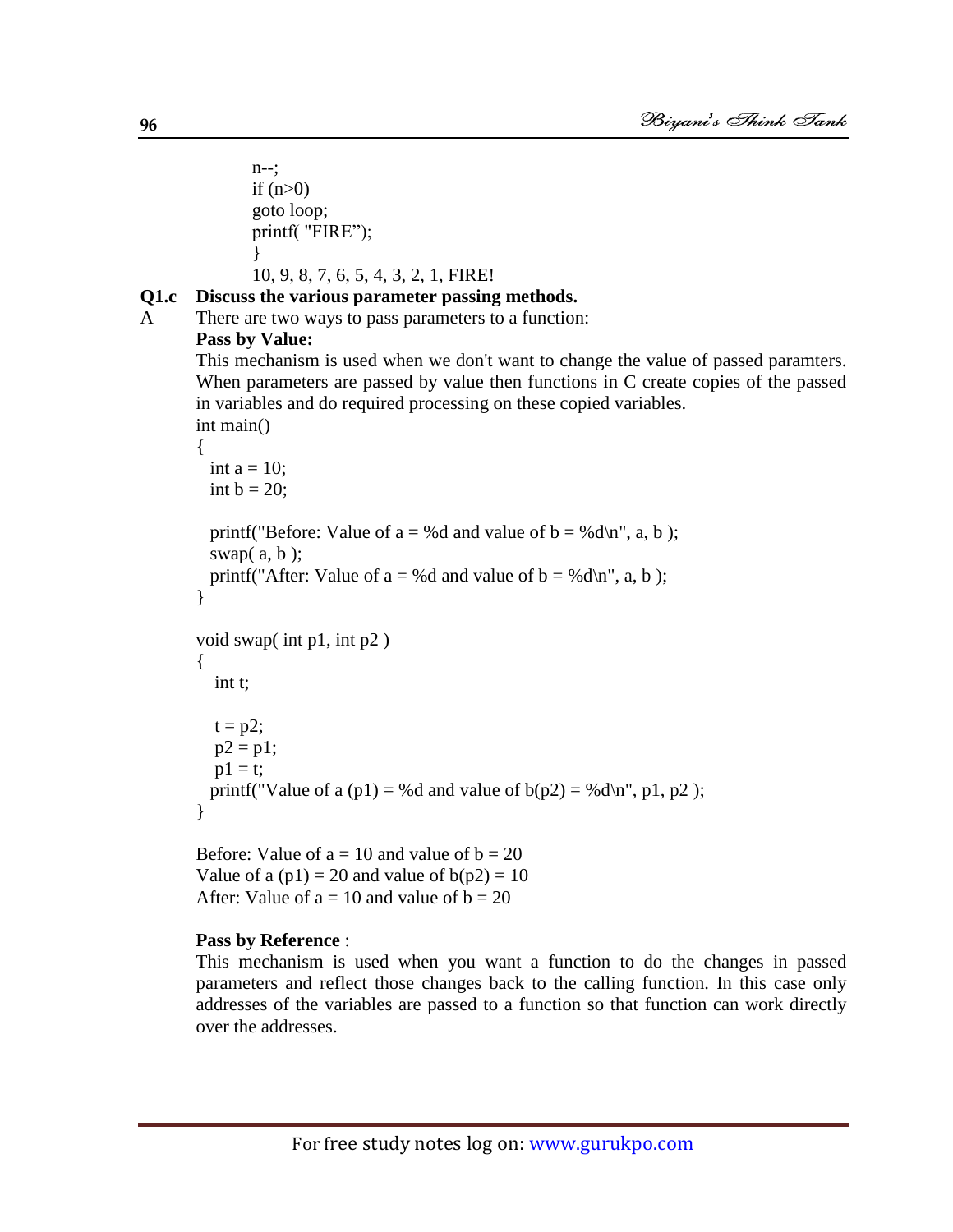```
n--;
if (n>0)
goto loop;
printf( "FIRE");
}
10, 9, 8, 7, 6, 5, 4, 3, 2, 1, FIRE!
```

**Q1.c Discuss the various parameter passing methods.**

A There are two ways to pass parameters to a function:

**Pass by Value:**

This mechanism is used when we don't want to change the value of passed paramters. When parameters are passed by value then functions in C create copies of the passed in variables and do required processing on these copied variables.

```
int main()
{
  int a = 10;
  int b = 20;

  printf("Before: Value of a = %d and value of b = %d\n", a, b );
  swap( a, b );
  printf("After: Value of a = %d and value of b = %d\n", a, b );
}

void swap( int p1, int p2 )
{
   int t;

   t = p2;
   p2 = p1;
   p1 = t;
  printf("Value of a (p1) = %d and value of b(p2) = %d\n", p1, p2 );
}
```

```
Before: Value of a = 10 and value of b = 20
Value of a (p1) = 20 and value of b(p2) = 10
After: Value of a = 10 and value of b = 20
```

**Pass by Reference** :

This mechanism is used when you want a function to do the changes in passed parameters and reflect those changes back to the calling function. In this case only addresses of the variables are passed to a function so that function can work directly over the addresses.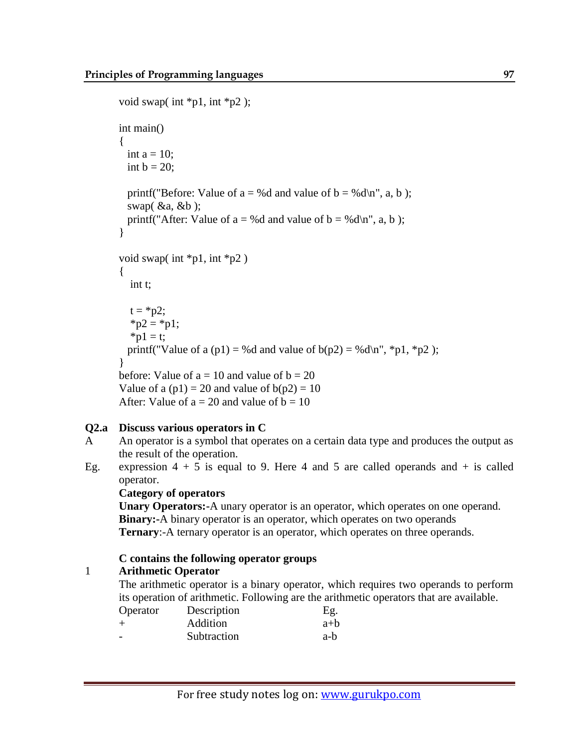```
void swap( int *p1, int *p2 );

int main()
{
  int a = 10;
  int b = 20;

  printf("Before: Value of a = %d and value of b = %d\n", a, b );
  swap( &a, &b );
  printf("After: Value of a = %d and value of b = %d\n", a, b );
}

void swap( int *p1, int *p2 )
{
   int t;

   t = *p2;
   *p2 = *p1;
   *p1 = t;
  printf("Value of a (p1) = %d and value of b(p2) = %d\n", *p1, *p2 );
}
before: Value of a = 10 and value of b = 20
Value of a (p1) = 20 and value of b(p2) = 10
After: Value of a = 20 and value of b = 10
```

**Q2.a Discuss various operators in C**

A An operator is a symbol that operates on a certain data type and produces the output as the result of the operation.

Eg. expression 4 + 5 is equal to 9. Here 4 and 5 are called operands and + is called operator.

**Category of operators**

**Unary Operators:-**A unary operator is an operator, which operates on one operand.
**Binary:-**A binary operator is an operator, which operates on two operands
**Ternary**:-A ternary operator is an operator, which operates on three operands.

**C contains the following operator groups**

1 **Arithmetic Operator**

The arithmetic operator is a binary operator, which requires two operands to perform its operation of arithmetic. Following are the arithmetic operators that are available.

| Operator | Description | Eg. |
|---|---|---|
| + | Addition | a+b |
| - | Subtraction | a-b |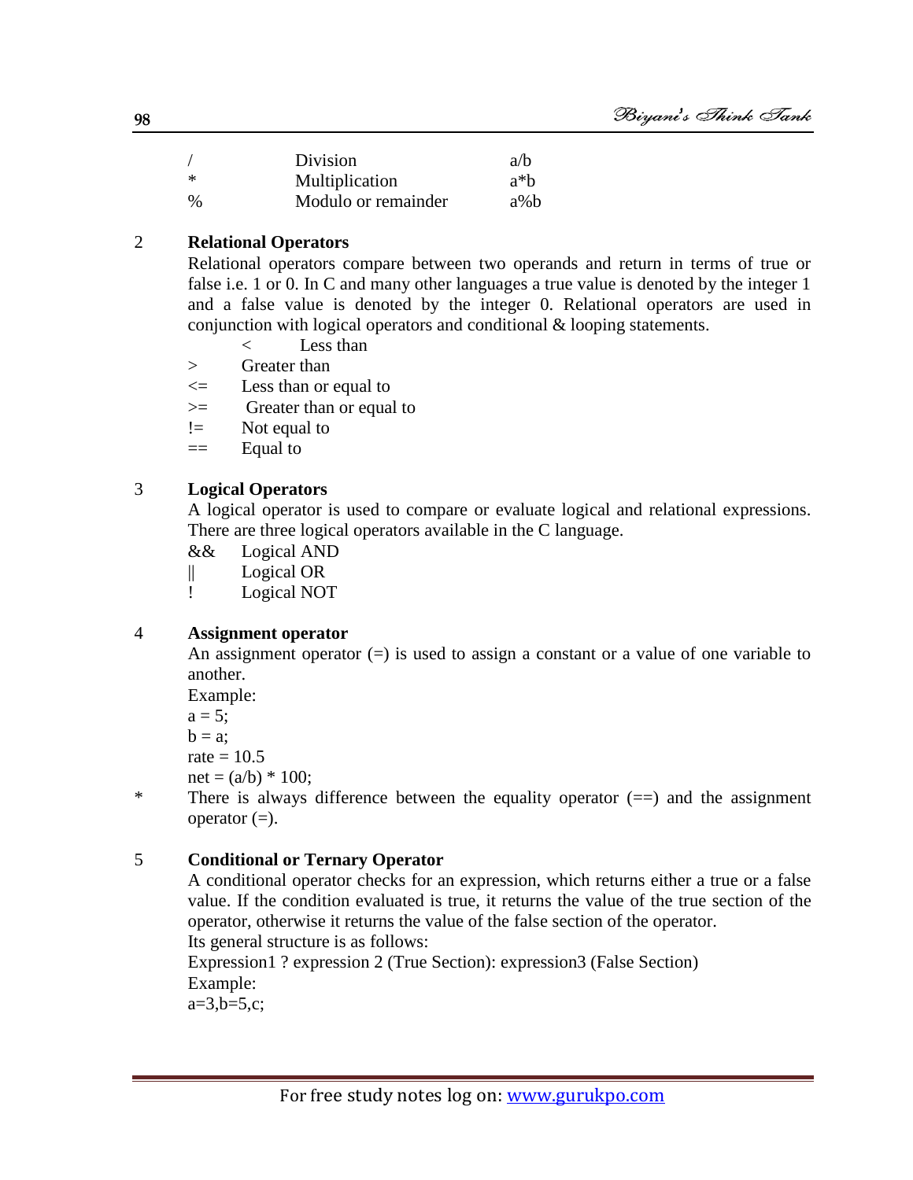| / | Division | a/b |
|---|---|---|
| * | Multiplication | a*b |
| % | Modulo or remainder | a%b |

2 **Relational Operators**

Relational operators compare between two operands and return in terms of true or false i.e. 1 or 0. In C and many other languages a true value is denoted by the integer 1 and a false value is denoted by the integer 0. Relational operators are used in conjunction with logical operators and conditional & looping statements.

| | |
|---|---|
| < | Less than |
| > | Greater than |
| <= | Less than or equal to |
| >= | Greater than or equal to |
| != | Not equal to |
| == | Equal to |

3 **Logical Operators**

A logical operator is used to compare or evaluate logical and relational expressions. There are three logical operators available in the C language.

| | |
|---|---|
| && | Logical AND |
| \|\| | Logical OR |
| ! | Logical NOT |

4 **Assignment operator**

An assignment operator (=) is used to assign a constant or a value of one variable to another.

Example:

```
a = 5;
b = a;
rate = 10.5
net = (a/b) * 100;
```

\* There is always difference between the equality operator (==) and the assignment operator (=).

5 **Conditional or Ternary Operator**

A conditional operator checks for an expression, which returns either a true or a false value. If the condition evaluated is true, it returns the value of the true section of the operator, otherwise it returns the value of the false section of the operator.

Its general structure is as follows:

Expression1 ? expression 2 (True Section): expression3 (False Section)

Example:

```
a=3,b=5,c;
```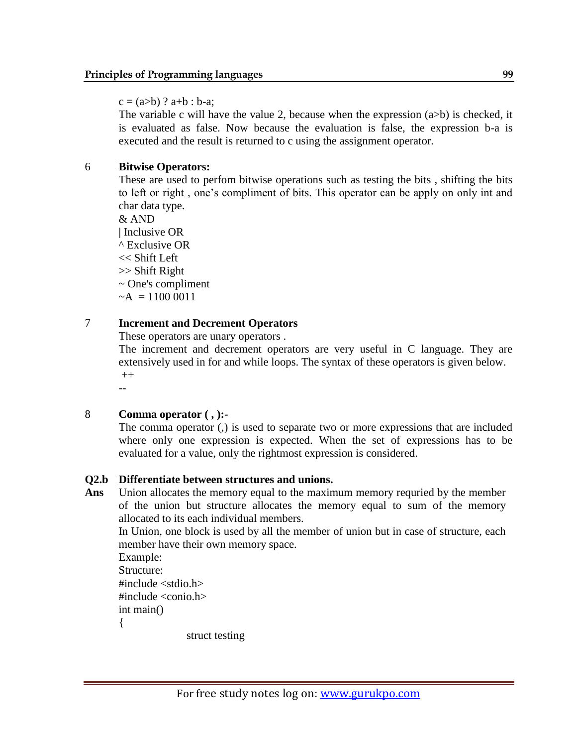c = (a>b) ? a+b : b-a;

The variable c will have the value 2, because when the expression (a>b) is checked, it is evaluated as false. Now because the evaluation is false, the expression b-a is executed and the result is returned to c using the assignment operator.

6 **Bitwise Operators:**

These are used to perfom bitwise operations such as testing the bits , shifting the bits to left or right , one's compliment of bits. This operator can be apply on only int and char data type.

& AND
| Inclusive OR
^ Exclusive OR
<< Shift Left
>> Shift Right
~ One's compliment
~A  = 1100 0011

7 **Increment and Decrement Operators**

These operators are unary operators .

The increment and decrement operators are very useful in C language. They are extensively used in for and while loops. The syntax of these operators is given below.

++
--

8 **Comma operator ( , ):-**

The comma operator (,) is used to separate two or more expressions that are included where only one expression is expected. When the set of expressions has to be evaluated for a value, only the rightmost expression is considered.

**Q2.b Differentiate between structures and unions.**

**Ans** Union allocates the memory equal to the maximum memory requried by the member of the union but structure allocates the memory equal to sum of the memory allocated to its each individual members.

In Union, one block is used by all the member of union but in case of structure, each member have their own memory space.

Example:

Structure:

```
#include <stdio.h>
#include <conio.h>
int main()
{
        struct testing
```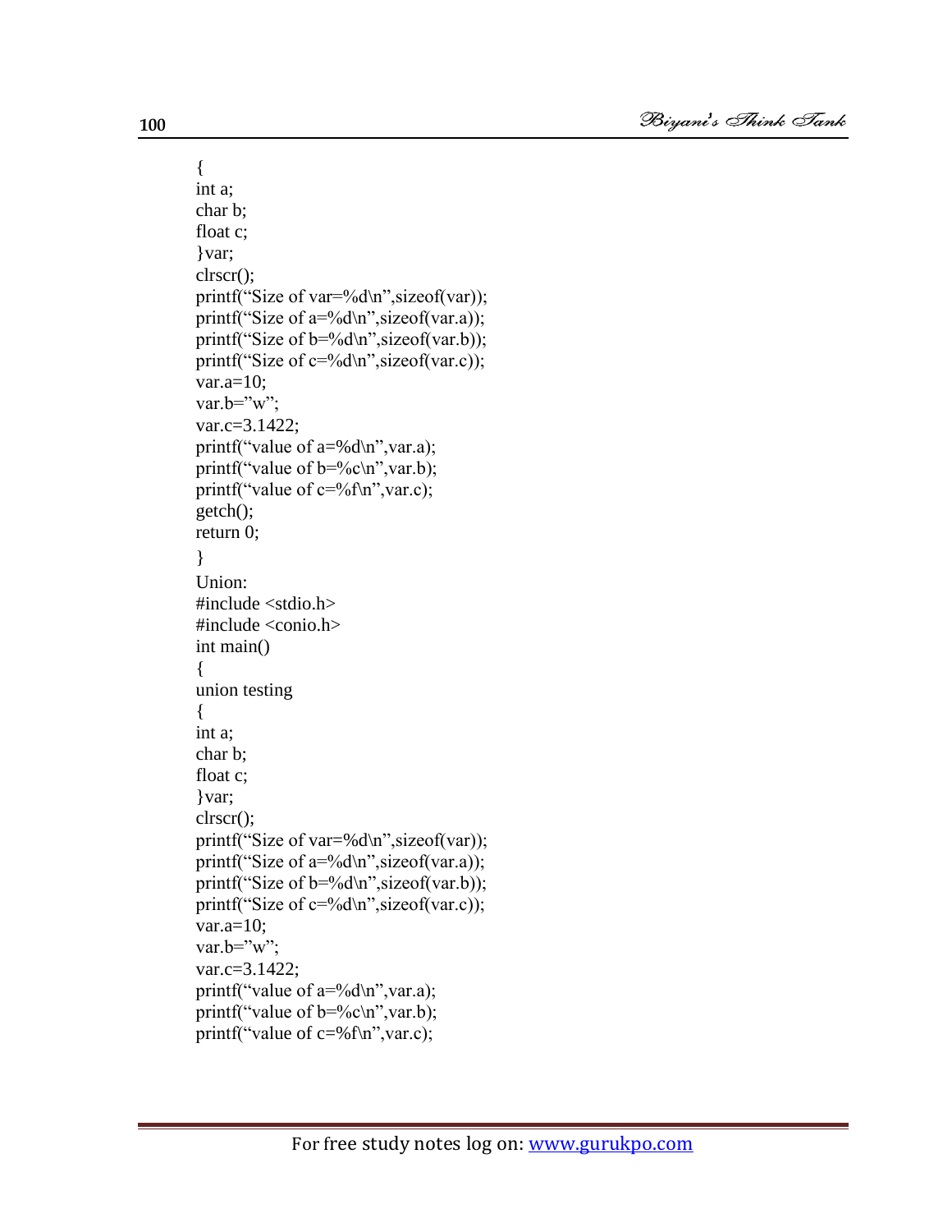```
{
int a;
char b;
float c;
}var;
clrscr();
printf("Size of var=%d\n",sizeof(var));
printf("Size of a=%d\n",sizeof(var.a));
printf("Size of b=%d\n",sizeof(var.b));
printf("Size of c=%d\n",sizeof(var.c));
var.a=10;
var.b="w";
var.c=3.1422;
printf("value of a=%d\n",var.a);
printf("value of b=%c\n",var.b);
printf("value of c=%f\n",var.c);
getch();
return 0;
}
```

Union:

```
#include <stdio.h>
#include <conio.h>
int main()
{
union testing
{
int a;
char b;
float c;
}var;
clrscr();
printf("Size of var=%d\n",sizeof(var));
printf("Size of a=%d\n",sizeof(var.a));
printf("Size of b=%d\n",sizeof(var.b));
printf("Size of c=%d\n",sizeof(var.c));
var.a=10;
var.b="w";
var.c=3.1422;
printf("value of a=%d\n",var.a);
printf("value of b=%c\n",var.b);
printf("value of c=%f\n",var.c);
```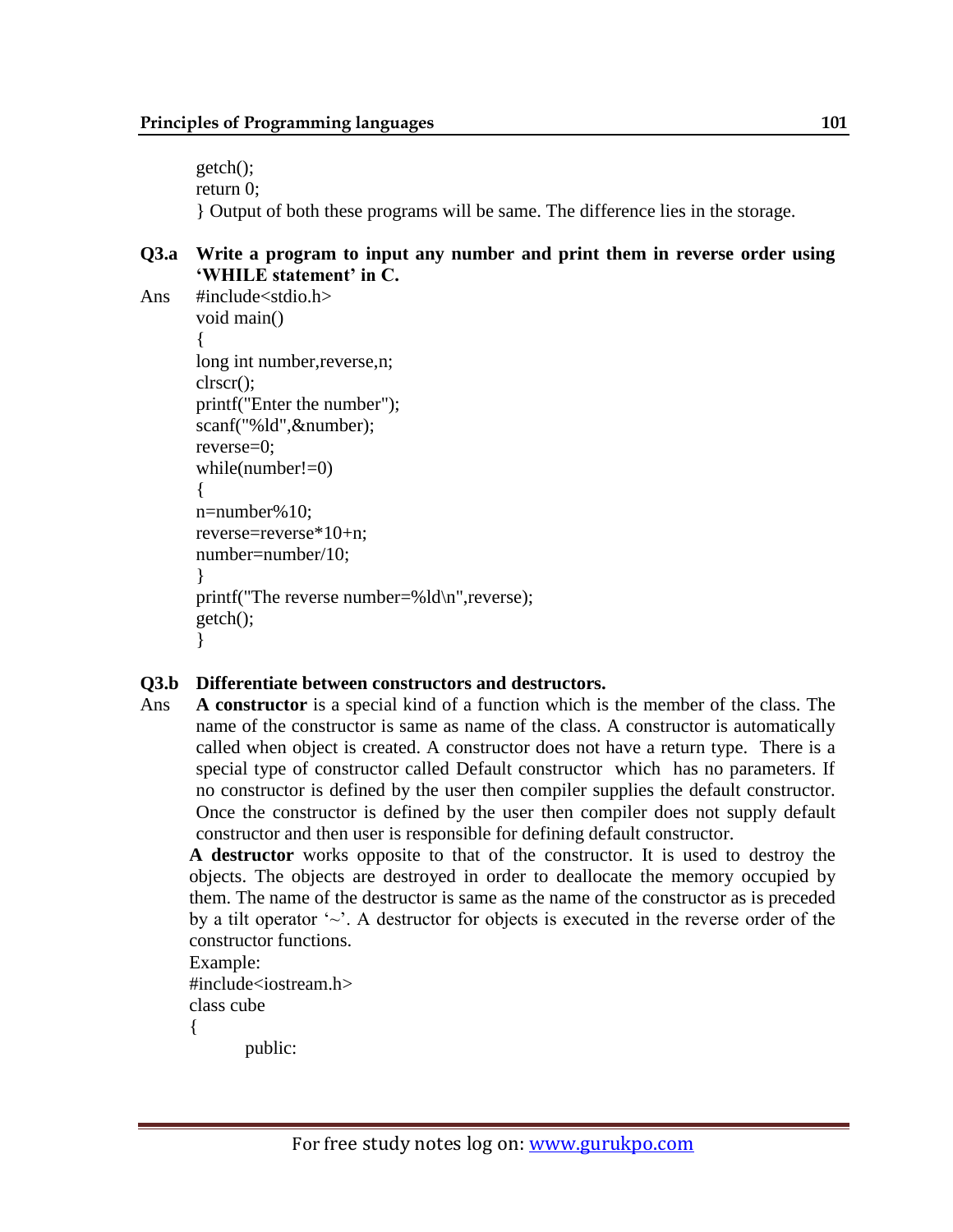```
getch();
return 0;
```

} Output of both these programs will be same. The difference lies in the storage.

**Q3.a Write a program to input any number and print them in reverse order using 'WHILE statement' in C.**

Ans

```
#include<stdio.h>
void main()
{
long int number,reverse,n;
clrscr();
printf("Enter the number");
scanf("%ld",&number);
reverse=0;
while(number!=0)
{
n=number%10;
reverse=reverse*10+n;
number=number/10;
}
printf("The reverse number=%ld\n",reverse);
getch();
}
```

**Q3.b Differentiate between constructors and destructors.**

Ans **A constructor** is a special kind of a function which is the member of the class. The name of the constructor is same as name of the class. A constructor is automatically called when object is created. A constructor does not have a return type. There is a special type of constructor called Default constructor which has no parameters. If no constructor is defined by the user then compiler supplies the default constructor. Once the constructor is defined by the user then compiler does not supply default constructor and then user is responsible for defining default constructor.

**A destructor** works opposite to that of the constructor. It is used to destroy the objects. The objects are destroyed in order to deallocate the memory occupied by them. The name of the destructor is same as the name of the constructor as is preceded by a tilt operator '~'. A destructor for objects is executed in the reverse order of the constructor functions.

Example:

```
#include<iostream.h>
class cube
{
        public:
```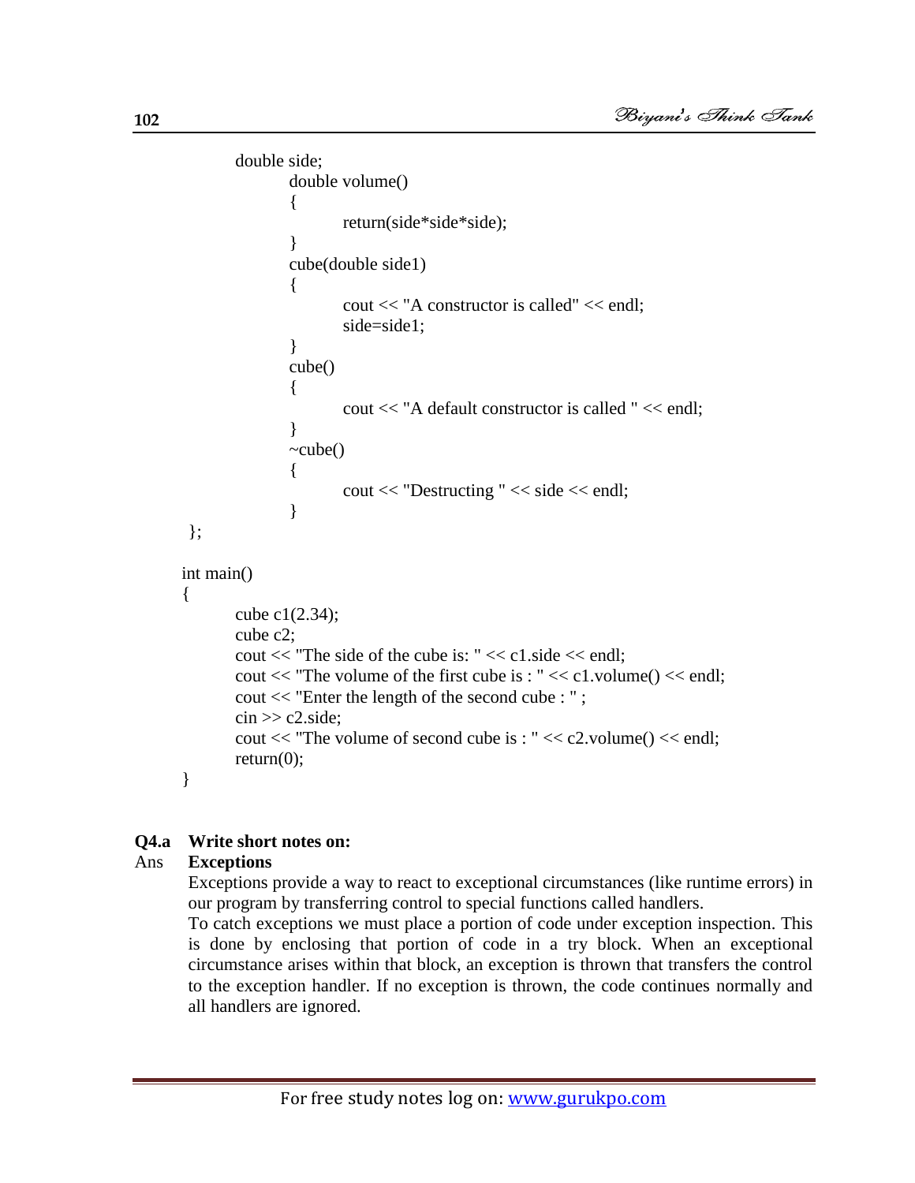```
        double side;
                double volume()
                {
                        return(side*side*side);
                }
                cube(double side1)
                {
                        cout << "A constructor is called" << endl;
                        side=side1;
                }
                cube()
                {
                        cout << "A default constructor is called " << endl;
                }
                ~cube()
                {
                        cout << "Destructing " << side << endl;
                }
};

int main()
{
        cube c1(2.34);
        cube c2;
        cout << "The side of the cube is: " << c1.side << endl;
        cout << "The volume of the first cube is : " << c1.volume() << endl;
        cout << "Enter the length of the second cube : " ;
        cin >> c2.side;
        cout << "The volume of second cube is : " << c2.volume() << endl;
        return(0);
}
```

**Q4.a Write short notes on:**

Ans **Exceptions**

Exceptions provide a way to react to exceptional circumstances (like runtime errors) in our program by transferring control to special functions called handlers.

To catch exceptions we must place a portion of code under exception inspection. This is done by enclosing that portion of code in a try block. When an exceptional circumstance arises within that block, an exception is thrown that transfers the control to the exception handler. If no exception is thrown, the code continues normally and all handlers are ignored.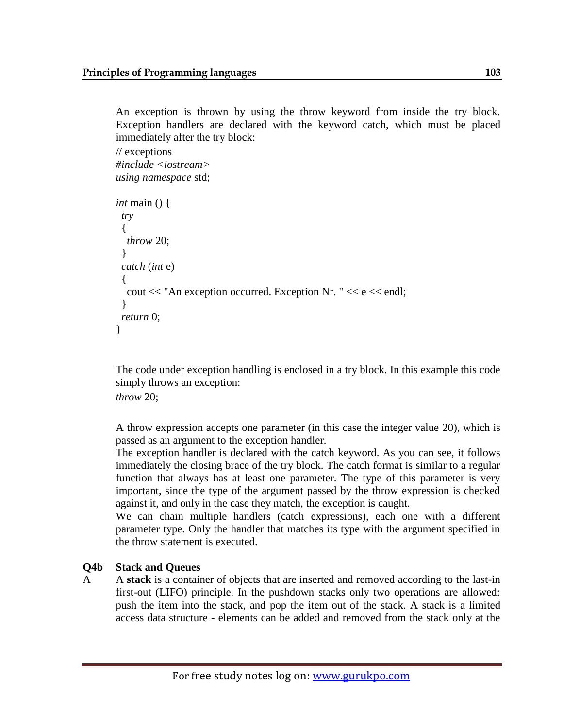An exception is thrown by using the throw keyword from inside the try block. Exception handlers are declared with the keyword catch, which must be placed immediately after the try block:

```
// exceptions
#include <iostream>
using namespace std;

int main () {
  try
  {
    throw 20;
  }
  catch (int e)
  {
    cout << "An exception occurred. Exception Nr. " << e << endl;
  }
  return 0;
}
```

The code under exception handling is enclosed in a try block. In this example this code simply throws an exception:

*throw* 20;

A throw expression accepts one parameter (in this case the integer value 20), which is passed as an argument to the exception handler.

The exception handler is declared with the catch keyword. As you can see, it follows immediately the closing brace of the try block. The catch format is similar to a regular function that always has at least one parameter. The type of this parameter is very important, since the type of the argument passed by the throw expression is checked against it, and only in the case they match, the exception is caught.

We can chain multiple handlers (catch expressions), each one with a different parameter type. Only the handler that matches its type with the argument specified in the throw statement is executed.

**Q4b Stack and Queues**

A A **stack** is a container of objects that are inserted and removed according to the last-in first-out (LIFO) principle. In the pushdown stacks only two operations are allowed: push the item into the stack, and pop the item out of the stack. A stack is a limited access data structure - elements can be added and removed from the stack only at the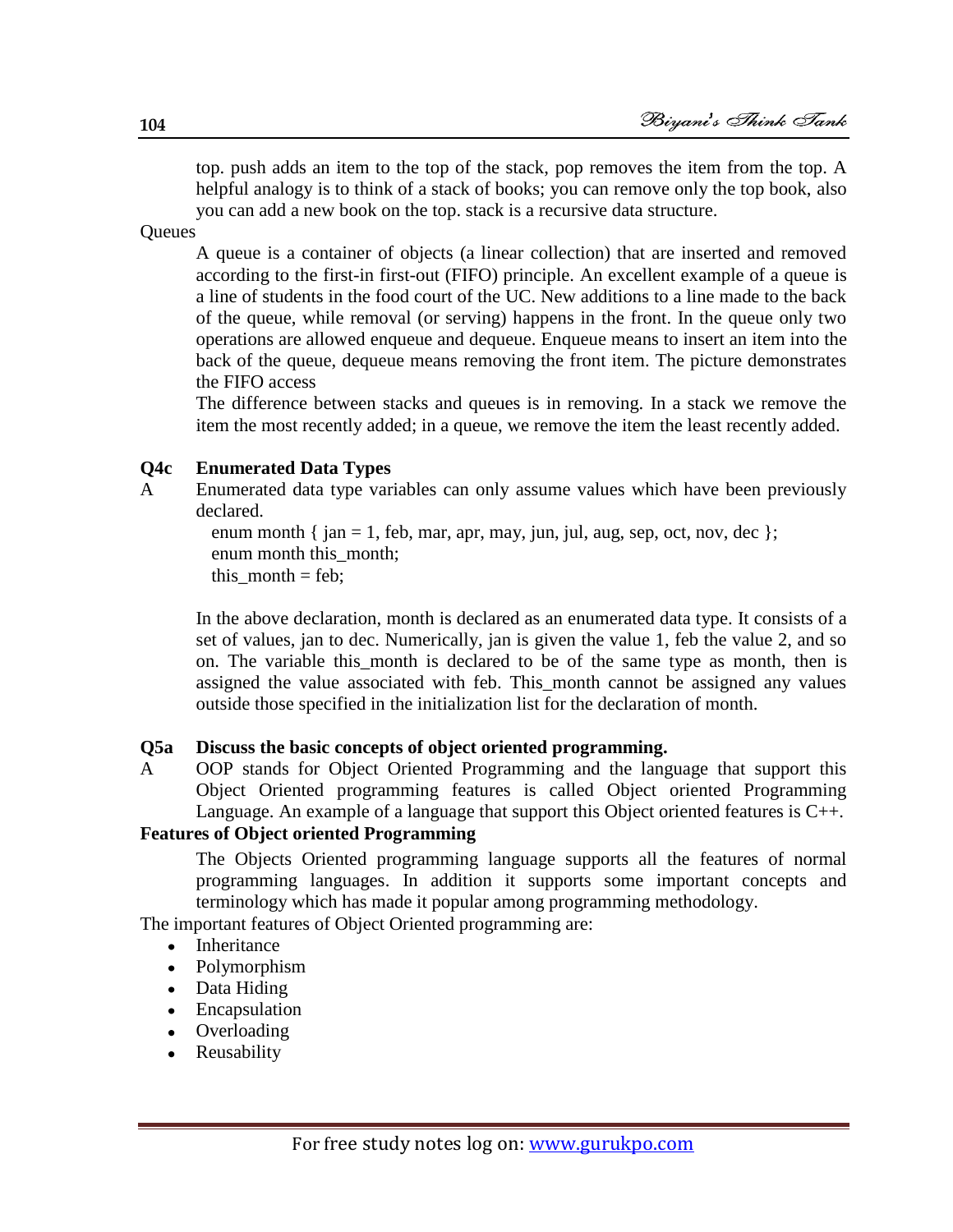top. push adds an item to the top of the stack, pop removes the item from the top. A helpful analogy is to think of a stack of books; you can remove only the top book, also you can add a new book on the top. stack is a recursive data structure.

Queues

A queue is a container of objects (a linear collection) that are inserted and removed according to the first-in first-out (FIFO) principle. An excellent example of a queue is a line of students in the food court of the UC. New additions to a line made to the back of the queue, while removal (or serving) happens in the front. In the queue only two operations are allowed enqueue and dequeue. Enqueue means to insert an item into the back of the queue, dequeue means removing the front item. The picture demonstrates the FIFO access

The difference between stacks and queues is in removing. In a stack we remove the item the most recently added; in a queue, we remove the item the least recently added.

**Q4c Enumerated Data Types**

A Enumerated data type variables can only assume values which have been previously declared.

```
enum month { jan = 1, feb, mar, apr, may, jun, jul, aug, sep, oct, nov, dec };
enum month this_month;
this_month = feb;
```

In the above declaration, month is declared as an enumerated data type. It consists of a set of values, jan to dec. Numerically, jan is given the value 1, feb the value 2, and so on. The variable this_month is declared to be of the same type as month, then is assigned the value associated with feb. This_month cannot be assigned any values outside those specified in the initialization list for the declaration of month.

**Q5a Discuss the basic concepts of object oriented programming.**

A OOP stands for Object Oriented Programming and the language that support this Object Oriented programming features is called Object oriented Programming Language. An example of a language that support this Object oriented features is C++.

**Features of Object oriented Programming**

The Objects Oriented programming language supports all the features of normal programming languages. In addition it supports some important concepts and terminology which has made it popular among programming methodology.

The important features of Object Oriented programming are:

- Inheritance
- Polymorphism
- Data Hiding
- Encapsulation
- Overloading
- Reusability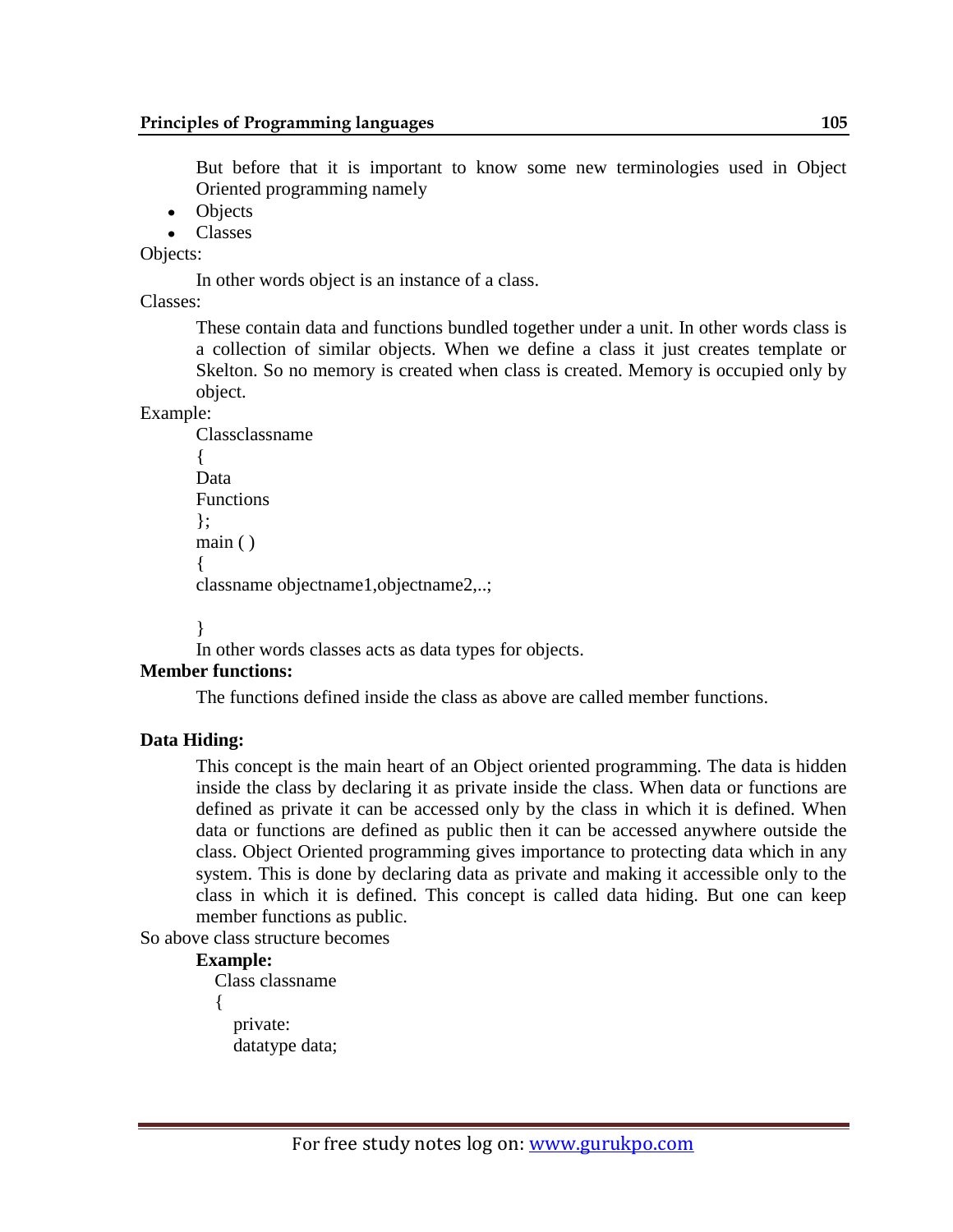But before that it is important to know some new terminologies used in Object Oriented programming namely

- Objects
- Classes

Objects:

In other words object is an instance of a class.

Classes:

These contain data and functions bundled together under a unit. In other words class is a collection of similar objects. When we define a class it just creates template or Skelton. So no memory is created when class is created. Memory is occupied only by object.

Example:

```
Classclassname
{
Data
Functions
};
main ( )
{
classname objectname1,objectname2,..;

}
```

In other words classes acts as data types for objects.

**Member functions:**

The functions defined inside the class as above are called member functions.

**Data Hiding:**

This concept is the main heart of an Object oriented programming. The data is hidden inside the class by declaring it as private inside the class. When data or functions are defined as private it can be accessed only by the class in which it is defined. When data or functions are defined as public then it can be accessed anywhere outside the class. Object Oriented programming gives importance to protecting data which in any system. This is done by declaring data as private and making it accessible only to the class in which it is defined. This concept is called data hiding. But one can keep member functions as public.

So above class structure becomes

**Example:**

```
Class classname
{
  private:
  datatype data;
```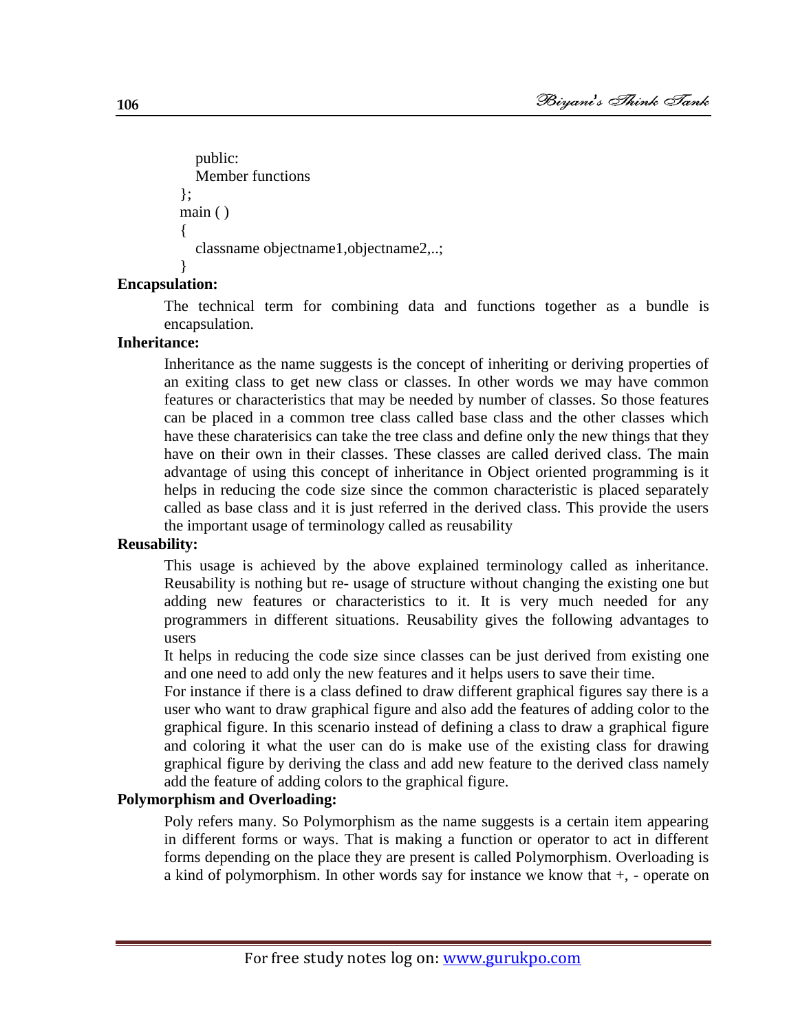```
  public:
  Member functions
};
main ( )
{
  classname objectname1,objectname2,..;
}
```

**Encapsulation:**

The technical term for combining data and functions together as a bundle is encapsulation.

**Inheritance:**

Inheritance as the name suggests is the concept of inheriting or deriving properties of an exiting class to get new class or classes. In other words we may have common features or characteristics that may be needed by number of classes. So those features can be placed in a common tree class called base class and the other classes which have these charaterisics can take the tree class and define only the new things that they have on their own in their classes. These classes are called derived class. The main advantage of using this concept of inheritance in Object oriented programming is it helps in reducing the code size since the common characteristic is placed separately called as base class and it is just referred in the derived class. This provide the users the important usage of terminology called as reusability

**Reusability:**

This usage is achieved by the above explained terminology called as inheritance. Reusability is nothing but re- usage of structure without changing the existing one but adding new features or characteristics to it. It is very much needed for any programmers in different situations. Reusability gives the following advantages to users

It helps in reducing the code size since classes can be just derived from existing one and one need to add only the new features and it helps users to save their time.

For instance if there is a class defined to draw different graphical figures say there is a user who want to draw graphical figure and also add the features of adding color to the graphical figure. In this scenario instead of defining a class to draw a graphical figure and coloring it what the user can do is make use of the existing class for drawing graphical figure by deriving the class and add new feature to the derived class namely add the feature of adding colors to the graphical figure.

**Polymorphism and Overloading:**

Poly refers many. So Polymorphism as the name suggests is a certain item appearing in different forms or ways. That is making a function or operator to act in different forms depending on the place they are present is called Polymorphism. Overloading is a kind of polymorphism. In other words say for instance we know that +, - operate on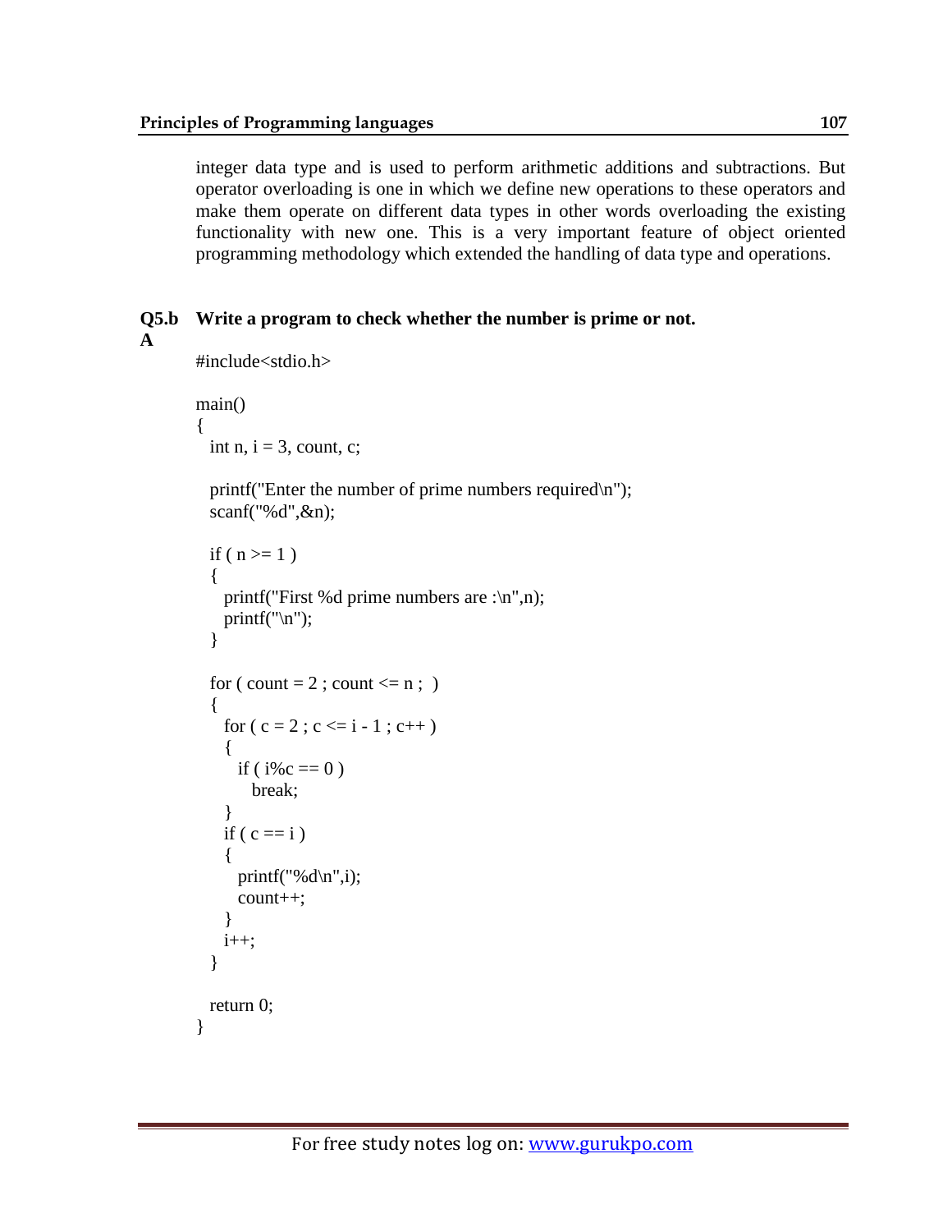integer data type and is used to perform arithmetic additions and subtractions. But operator overloading is one in which we define new operations to these operators and make them operate on different data types in other words overloading the existing functionality with new one. This is a very important feature of object oriented programming methodology which extended the handling of data type and operations.

**Q5.b Write a program to check whether the number is prime or not.**

**A**

```
#include<stdio.h>

main()
{
  int n, i = 3, count, c;

  printf("Enter the number of prime numbers required\n");
  scanf("%d",&n);

  if ( n >= 1 )
  {
    printf("First %d prime numbers are :\n",n);
    printf("\n");
  }

  for ( count = 2 ; count <= n ;  )
  {
    for ( c = 2 ; c <= i - 1 ; c++ )
    {
      if ( i%c == 0 )
        break;
    }
    if ( c == i )
    {
      printf("%d\n",i);
      count++;
    }
    i++;
  }

  return 0;
}
```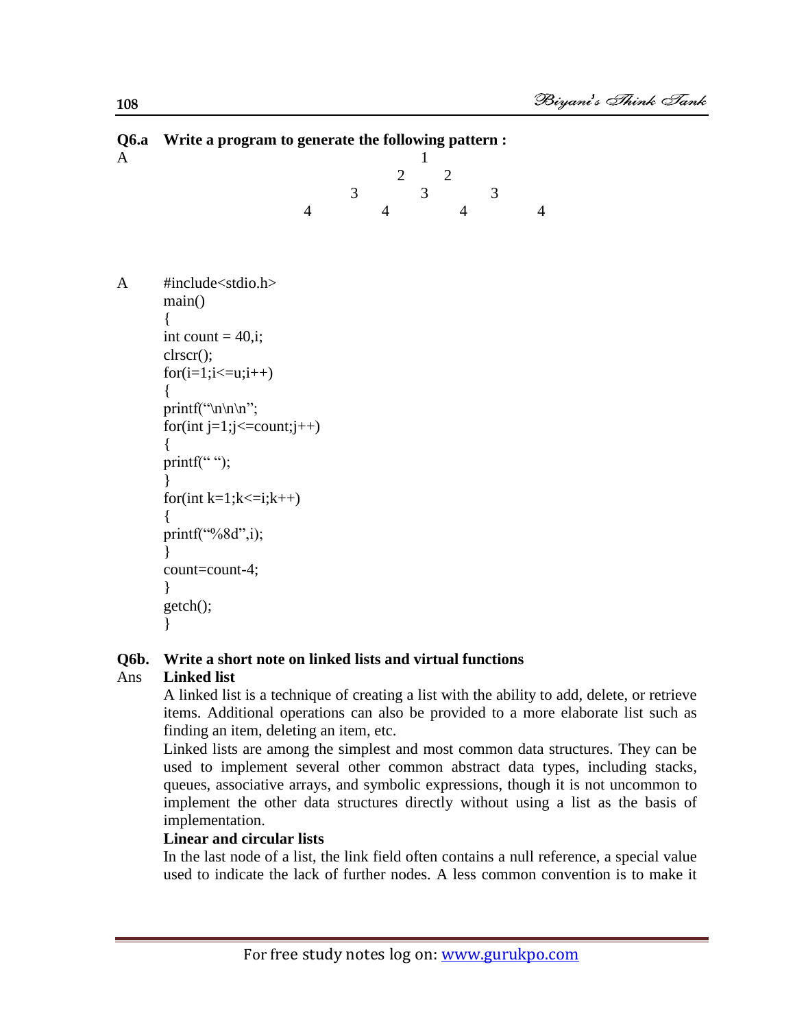**Q6.a Write a program to generate the following pattern :**

A

```
            1
          2   2
        3   3   3
      4   4   4   4
```

A

```
#include<stdio.h>
main()
{
int count = 40,i;
clrscr();
for(i=1;i<=u;i++)
{
printf("\n\n\n";
for(int j=1;j<=count;j++)
{
printf(" ");
}
for(int k=1;k<=i;k++)
{
printf("%8d",i);
}
count=count-4;
}
getch();
}
```

**Q6b. Write a short note on linked lists and virtual functions**

Ans **Linked list**

A linked list is a technique of creating a list with the ability to add, delete, or retrieve items. Additional operations can also be provided to a more elaborate list such as finding an item, deleting an item, etc.

Linked lists are among the simplest and most common data structures. They can be used to implement several other common abstract data types, including stacks, queues, associative arrays, and symbolic expressions, though it is not uncommon to implement the other data structures directly without using a list as the basis of implementation.

**Linear and circular lists**

In the last node of a list, the link field often contains a null reference, a special value used to indicate the lack of further nodes. A less common convention is to make it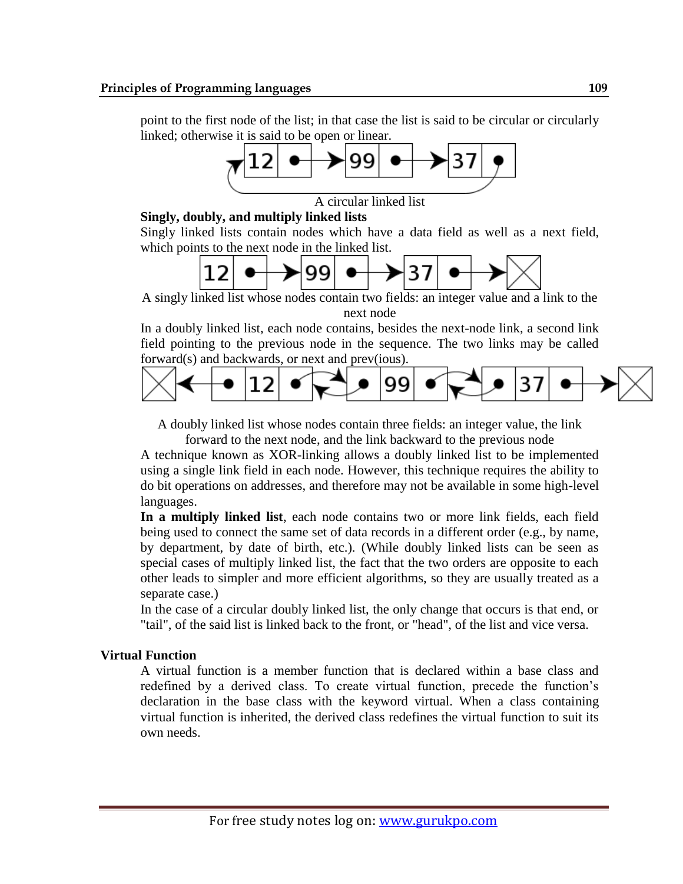point to the first node of the list; in that case the list is said to be circular or circularly linked; otherwise it is said to be open or linear.

A circular linked list

**Singly, doubly, and multiply linked lists**

Singly linked lists contain nodes which have a data field as well as a next field, which points to the next node in the linked list.

A singly linked list whose nodes contain two fields: an integer value and a link to the next node

In a doubly linked list, each node contains, besides the next-node link, a second link field pointing to the previous node in the sequence. The two links may be called forward(s) and backwards, or next and prev(ious).

A doubly linked list whose nodes contain three fields: an integer value, the link forward to the next node, and the link backward to the previous node

A technique known as XOR-linking allows a doubly linked list to be implemented using a single link field in each node. However, this technique requires the ability to do bit operations on addresses, and therefore may not be available in some high-level languages.

**In a multiply linked list**, each node contains two or more link fields, each field being used to connect the same set of data records in a different order (e.g., by name, by department, by date of birth, etc.). (While doubly linked lists can be seen as special cases of multiply linked list, the fact that the two orders are opposite to each other leads to simpler and more efficient algorithms, so they are usually treated as a separate case.)

In the case of a circular doubly linked list, the only change that occurs is that end, or "tail", of the said list is linked back to the front, or "head", of the list and vice versa.

## Virtual Function

A virtual function is a member function that is declared within a base class and redefined by a derived class. To create virtual function, precede the function's declaration in the base class with the keyword virtual. When a class containing virtual function is inherited, the derived class redefines the virtual function to suit its own needs.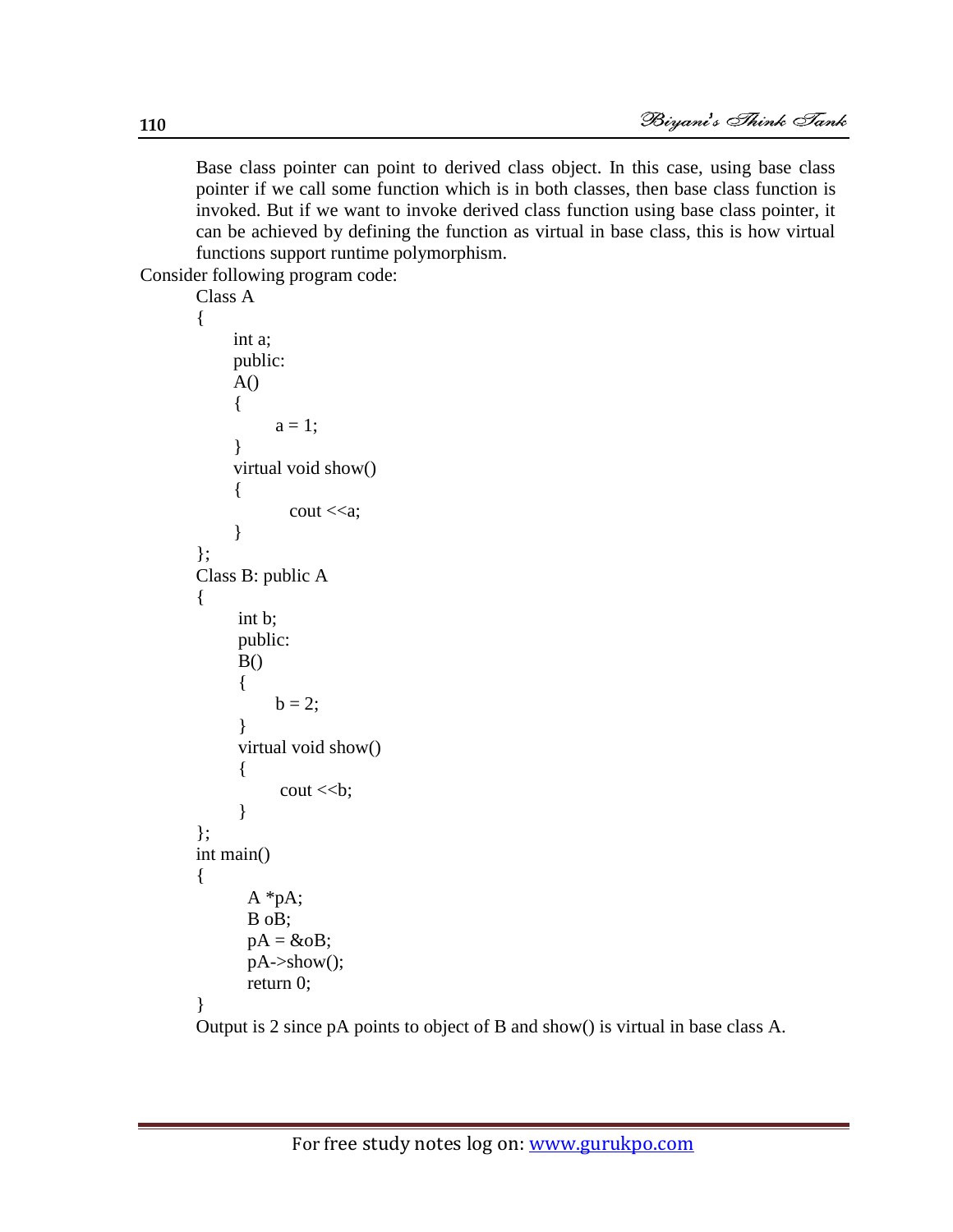Base class pointer can point to derived class object. In this case, using base class pointer if we call some function which is in both classes, then base class function is invoked. But if we want to invoke derived class function using base class pointer, it can be achieved by defining the function as virtual in base class, this is how virtual functions support runtime polymorphism.

Consider following program code:

```
Class A
{
      int a;
      public:
      A()
      {
            a = 1;
      }
      virtual void show()
      {
               cout <<a;
      }
};
Class B: public A
{
       int b;
       public:
       B()
       {
            b = 2;
       }
       virtual void show()
       {
              cout <<b;
       }
};
int main()
{
        A *pA;
        B oB;
        pA = &oB;
        pA->show();
        return 0;
}
```

Output is 2 since pA points to object of B and show() is virtual in base class A.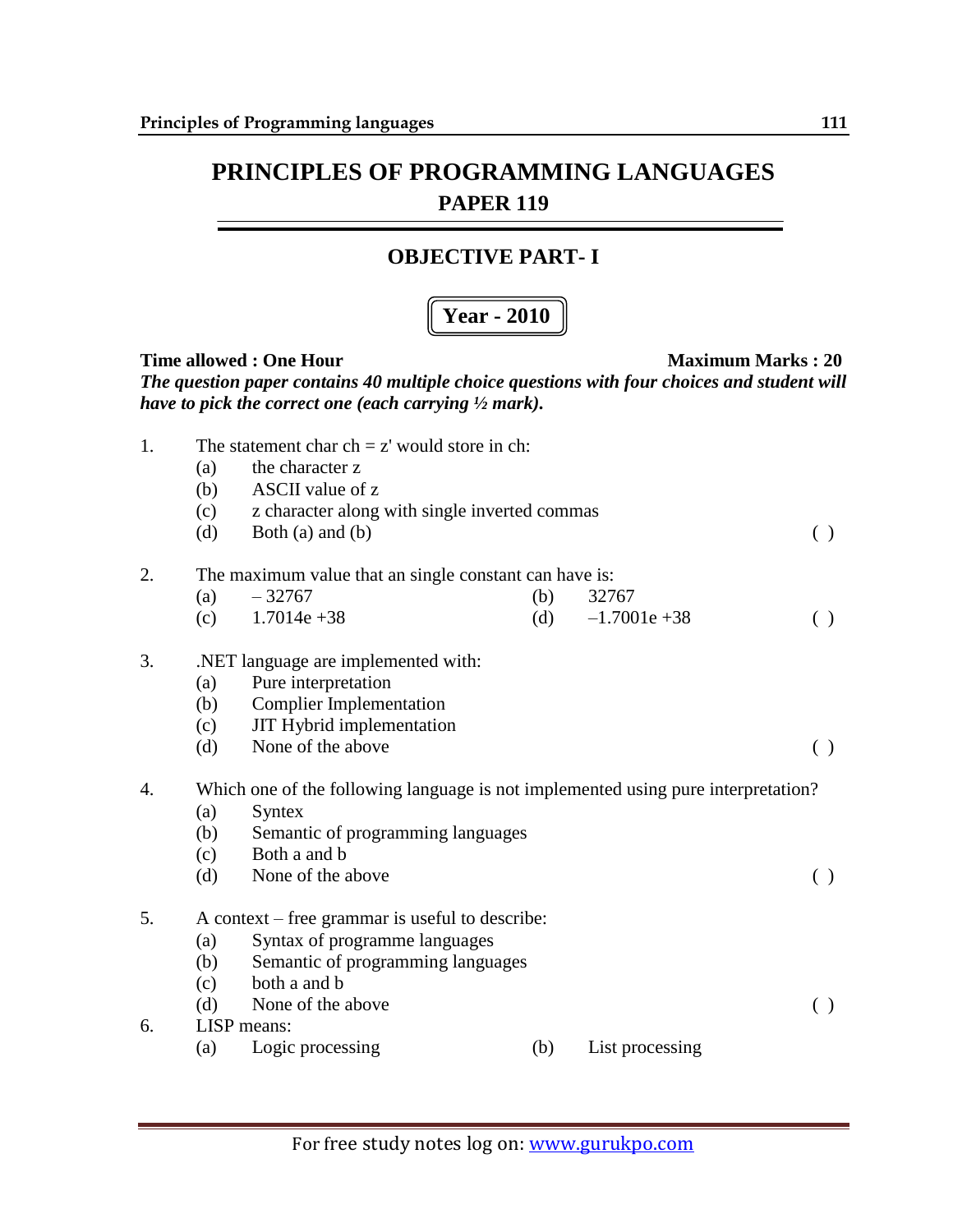# PRINCIPLES OF PROGRAMMING LANGUAGES

## PAPER 119

## OBJECTIVE PART- I

**Year - 2010**

**Time allowed : One Hour** **Maximum Marks : 20**

***The question paper contains 40 multiple choice questions with four choices and student will have to pick the correct one (each carrying ½ mark).***

1. The statement char ch = z' would store in ch:
   - (a) the character z
   - (b) ASCII value of z
   - (c) z character along with single inverted commas
   - (d) Both (a) and (b) ( )

2. The maximum value that an single constant can have is:
   - (a) – 32767
   - (b) 32767
   - (c) 1.7014e +38
   - (d) –1.7001e +38 ( )

3. .NET language are implemented with:
   - (a) Pure interpretation
   - (b) Complier Implementation
   - (c) JIT Hybrid implementation
   - (d) None of the above ( )

4. Which one of the following language is not implemented using pure interpretation?
   - (a) Syntex
   - (b) Semantic of programming languages
   - (c) Both a and b
   - (d) None of the above ( )

5. A context – free grammar is useful to describe:
   - (a) Syntax of programme languages
   - (b) Semantic of programming languages
   - (c) both a and b
   - (d) None of the above ( )

6. LISP means:
   - (a) Logic processing
   - (b) List processing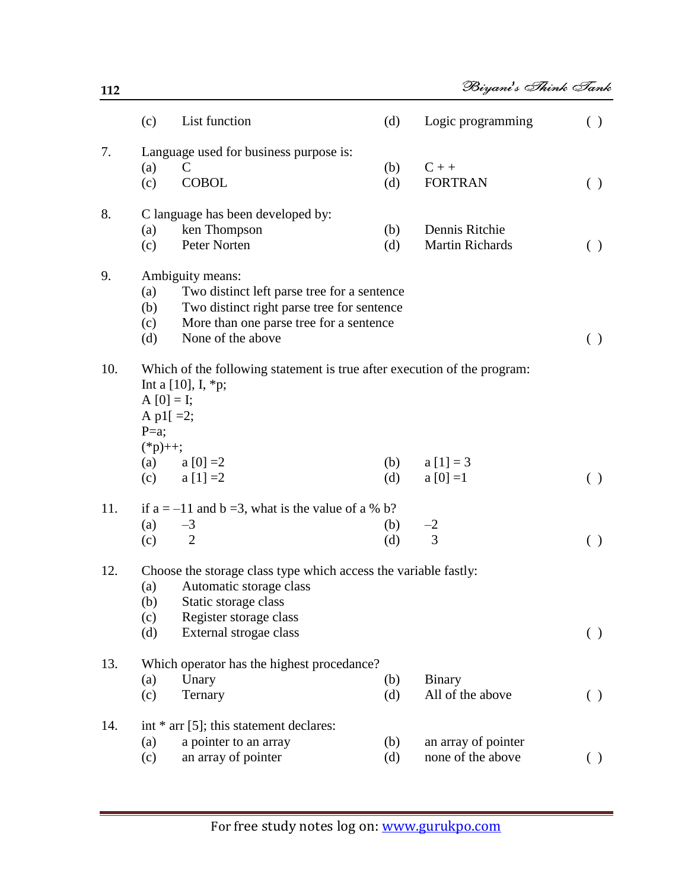(c) List function (d) Logic programming ( )

7. Language used for business purpose is:
 (a) C (b) C + +
 (c) COBOL (d) FORTRAN ( )

8. C language has been developed by:
 (a) ken Thompson (b) Dennis Ritchie
 (c) Peter Norten (d) Martin Richards ( )

9. Ambiguity means:
 (a) Two distinct left parse tree for a sentence
 (b) Two distinct right parse tree for sentence
 (c) More than one parse tree for a sentence
 (d) None of the above ( )

10. Which of the following statement is true after execution of the program:

```
Int a [10], I, *p;
A [0] = I;
A p1[ =2;
P=a;
(*p)++;
```

 (a) a [0] =2 (b) a [1] = 3
 (c) a [1] =2 (d) a [0] =1 ( )

11. if a = –11 and b =3, what is the value of a % b?
 (a) –3 (b) –2
 (c) 2 (d) 3 ( )

12. Choose the storage class type which access the variable fastly:
 (a) Automatic storage class
 (b) Static storage class
 (c) Register storage class
 (d) External strogae class ( )

13. Which operator has the highest procedance?
 (a) Unary (b) Binary
 (c) Ternary (d) All of the above ( )

14. int * arr [5]; this statement declares:
 (a) a pointer to an array (b) an array of pointer
 (c) an array of pointer (d) none of the above ( )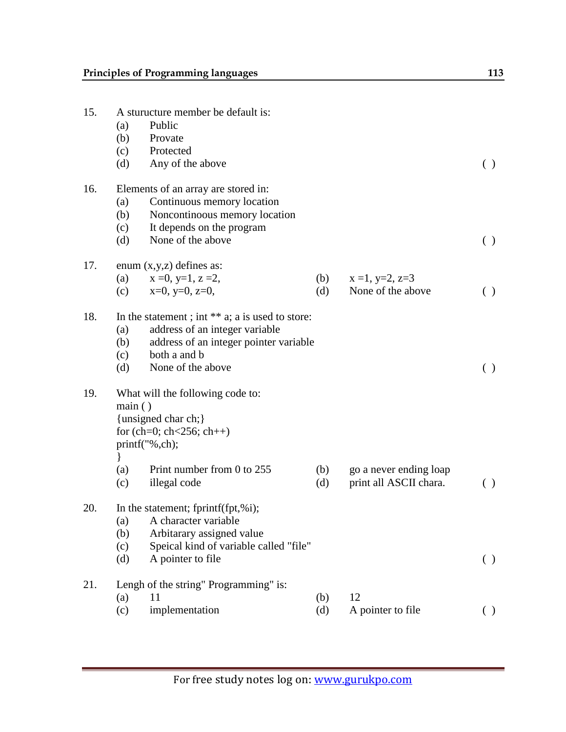15. A sturucture member be default is:
    (a) Public
    (b) Provate
    (c) Protected
    (d) Any of the above ( )

16. Elements of an array are stored in:
    (a) Continuous memory location
    (b) Noncontinoous memory location
    (c) It depends on the program
    (d) None of the above ( )

17. enum (x,y,z) defines as:
    (a) x =0, y=1, z =2,
    (b) x =1, y=2, z=3
    (c) x=0, y=0, z=0,
    (d) None of the above ( )

18. In the statement ; int ** a; a is used to store:
    (a) address of an integer variable
    (b) address of an integer pointer variable
    (c) both a and b
    (d) None of the above ( )

19. What will the following code to:

```
main ( )
{unsigned char ch;}
for (ch=0; ch<256; ch++)
printf("%,ch);
}
```

    (a) Print number from 0 to 255
    (b) go a never ending loap
    (c) illegal code
    (d) print all ASCII chara. ( )

20. In the statement; fprintf(fpt,%i);
    (a) A character variable
    (b) Arbitarary assigned value
    (c) Speical kind of variable called "file"
    (d) A pointer to file ( )

21. Lengh of the string" Programming" is:
    (a) 11
    (b) 12
    (c) implementation
    (d) A pointer to file ( )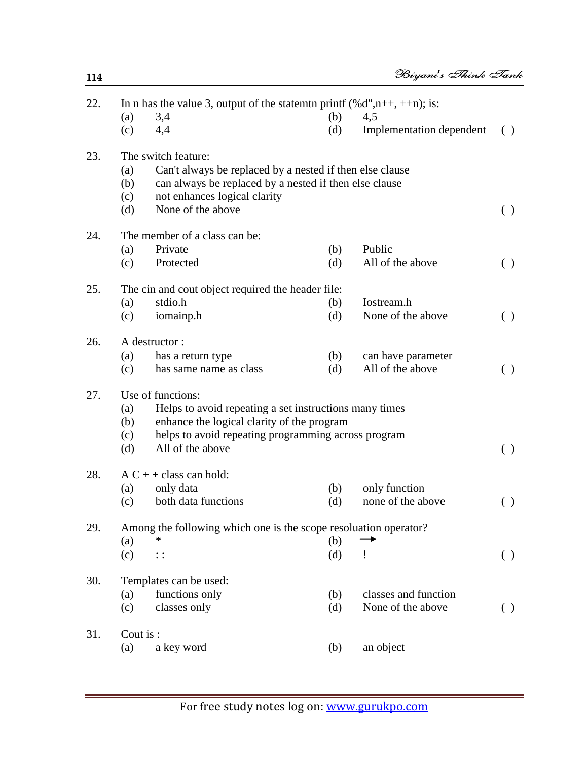22. In n has the value 3, output of the statemtn printf (%d",n++, ++n); is:
    (a) 3,4 (b) 4,5
    (c) 4,4 (d) Implementation dependent ( )

23. The switch feature:
    (a) Can't always be replaced by a nested if then else clause
    (b) can always be replaced by a nested if then else clause
    (c) not enhances logical clarity
    (d) None of the above ( )

24. The member of a class can be:
    (a) Private (b) Public
    (c) Protected (d) All of the above ( )

25. The cin and cout object required the header file:
    (a) stdio.h (b) Iostream.h
    (c) iomainp.h (d) None of the above ( )

26. A destructor :
    (a) has a return type (b) can have parameter
    (c) has same name as class (d) All of the above ( )

27. Use of functions:
    (a) Helps to avoid repeating a set instructions many times
    (b) enhance the logical clarity of the program
    (c) helps to avoid repeating programming across program
    (d) All of the above ( )

28. A C + + class can hold:
    (a) only data (b) only function
    (c) both data functions (d) none of the above ( )

29. Among the following which one is the scope resoluation operator?
    (a) * (b) →
    (c) : : (d) ! ( )

30. Templates can be used:
    (a) functions only (b) classes and function
    (c) classes only (d) None of the above ( )

31. Cout is :
    (a) a key word (b) an object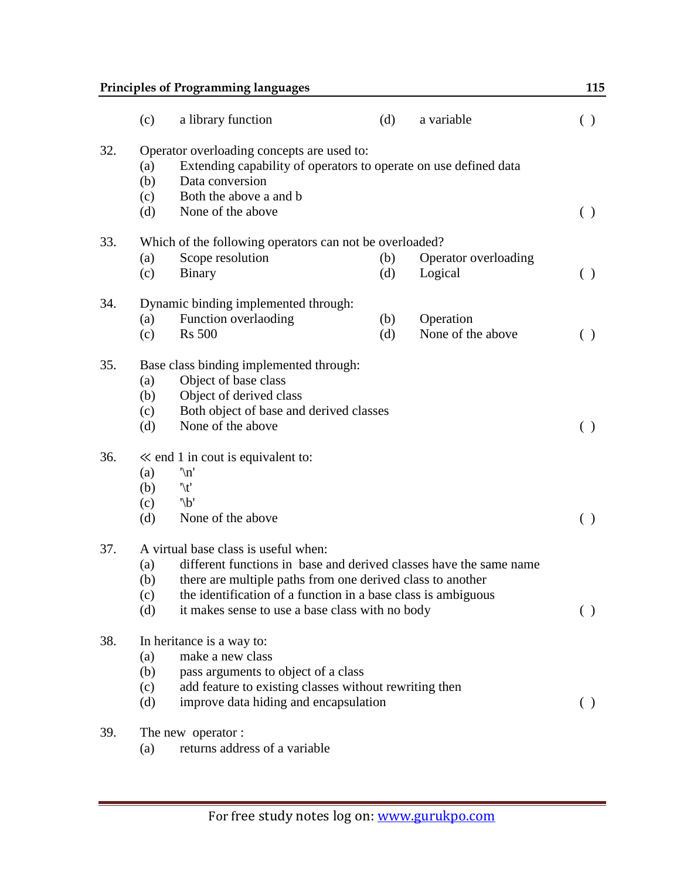(c) a library function (d) a variable ( )

32. Operator overloading concepts are used to:
    (a) Extending capability of operators to operate on use defined data
    (b) Data conversion
    (c) Both the above a and b
    (d) None of the above ( )

33. Which of the following operators can not be overloaded?
    (a) Scope resolution (b) Operator overloading
    (c) Binary (d) Logical ( )

34. Dynamic binding implemented through:
    (a) Function overlaoding (b) Operation
    (c) Rs 500 (d) None of the above ( )

35. Base class binding implemented through:
    (a) Object of base class
    (b) Object of derived class
    (c) Both object of base and derived classes
    (d) None of the above ( )

36. ≪ end 1 in cout is equivalent to:
    (a) '\n'
    (b) '\t'
    (c) '\b'
    (d) None of the above ( )

37. A virtual base class is useful when:
    (a) different functions in base and derived classes have the same name
    (b) there are multiple paths from one derived class to another
    (c) the identification of a function in a base class is ambiguous
    (d) it makes sense to use a base class with no body ( )

38. In heritance is a way to:
    (a) make a new class
    (b) pass arguments to object of a class
    (c) add feature to existing classes without rewriting then
    (d) improve data hiding and encapsulation ( )

39. The new operator :
    (a) returns address of a variable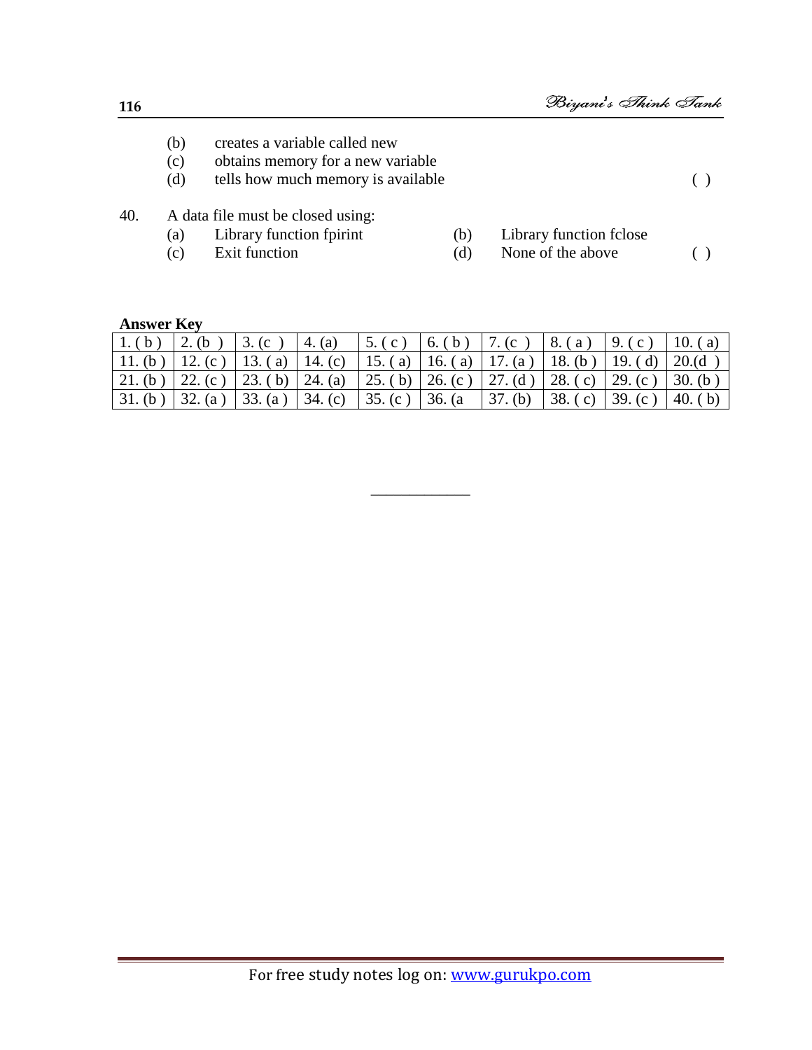(b) creates a variable called new
(c) obtains memory for a new variable
(d) tells how much memory is available ( )

40. A data file must be closed using:
(a) Library function fpirint (b) Library function fclose
(c) Exit function (d) None of the above ( )

**Answer Key**

| 1. ( b ) | 2. (b ) | 3. (c ) | 4. (a) | 5. ( c ) | 6. ( b ) | 7. (c ) | 8. ( a ) | 9. ( c ) | 10. ( a) |
|---|---|---|---|---|---|---|---|---|---|
| 11. (b ) | 12. (c ) | 13. ( a) | 14. (c) | 15. ( a) | 16. ( a) | 17. (a ) | 18. (b ) | 19. ( d) | 20.(d ) |
| 21. (b ) | 22. (c ) | 23. ( b) | 24. (a) | 25. ( b) | 26. (c ) | 27. (d ) | 28. ( c) | 29. (c ) | 30. (b ) |
| 31. (b ) | 32. (a ) | 33. (a ) | 34. (c) | 35. (c ) | 36. (a | 37. (b) | 38. ( c) | 39. (c ) | 40. ( b) |

____________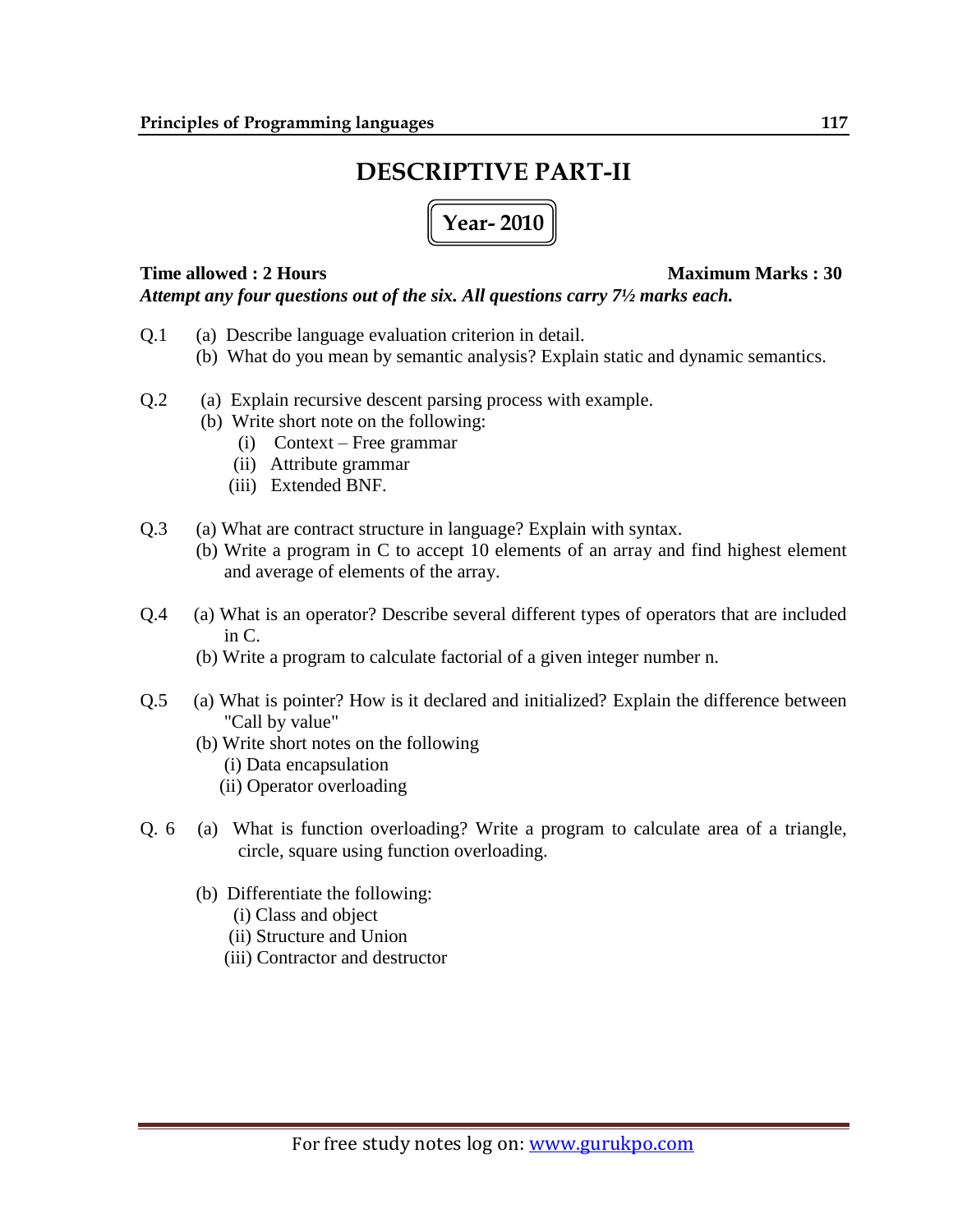# DESCRIPTIVE PART-II

## Year- 2010

**Time allowed : 2 Hours** **Maximum Marks : 30**

***Attempt any four questions out of the six. All questions carry 7½ marks each.***

Q.1 (a) Describe language evaluation criterion in detail.

(b) What do you mean by semantic analysis? Explain static and dynamic semantics.

Q.2 (a) Explain recursive descent parsing process with example.

(b) Write short note on the following:

(i) Context – Free grammar

(ii) Attribute grammar

(iii) Extended BNF.

Q.3 (a) What are contract structure in language? Explain with syntax.

(b) Write a program in C to accept 10 elements of an array and find highest element and average of elements of the array.

Q.4 (a) What is an operator? Describe several different types of operators that are included in C.

(b) Write a program to calculate factorial of a given integer number n.

Q.5 (a) What is pointer? How is it declared and initialized? Explain the difference between "Call by value"

(b) Write short notes on the following

(i) Data encapsulation

(ii) Operator overloading

Q. 6 (a) What is function overloading? Write a program to calculate area of a triangle, circle, square using function overloading.

(b) Differentiate the following:

(i) Class and object

(ii) Structure and Union

(iii) Contractor and destructor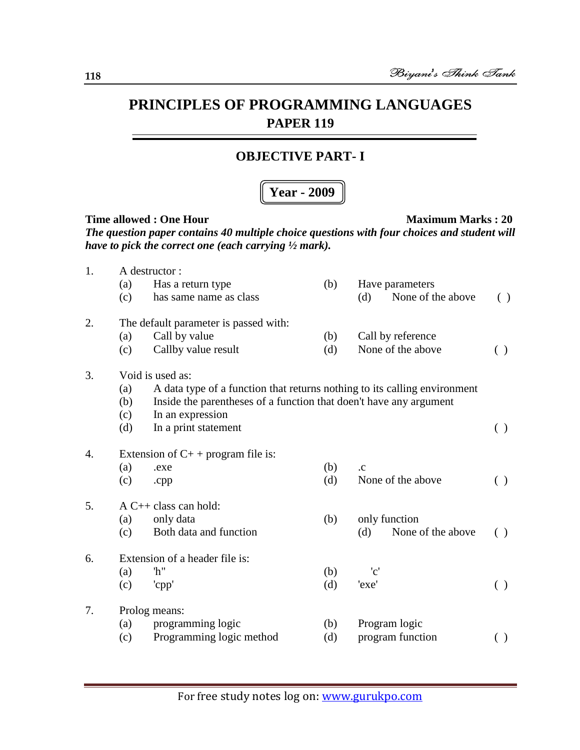# PRINCIPLES OF PROGRAMMING LANGUAGES

## PAPER 119

### OBJECTIVE PART- I

**Year - 2009**

**Time allowed : One Hour** **Maximum Marks : 20**

***The question paper contains 40 multiple choice questions with four choices and student will have to pick the correct one (each carrying ½ mark).***

1. A destructor :
   (a) Has a return type (b) Have parameters
   (c) has same name as class (d) None of the above ( )

2. The default parameter is passed with:
   (a) Call by value (b) Call by reference
   (c) Callby value result (d) None of the above ( )

3. Void is used as:
   (a) A data type of a function that returns nothing to its calling environment
   (b) Inside the parentheses of a function that don't have any argument
   (c) In an expression
   (d) In a print statement ( )

4. Extension of C+ + program file is:
   (a) .exe (b) .c
   (c) .cpp (d) None of the above ( )

5. A C++ class can hold:
   (a) only data (b) only function
   (c) Both data and function (d) None of the above ( )

6. Extension of a header file is:
   (a) 'h" (b) 'c'
   (c) 'cpp' (d) 'exe' ( )

7. Prolog means:
   (a) programming logic (b) Program logic
   (c) Programming logic method (d) program function ( )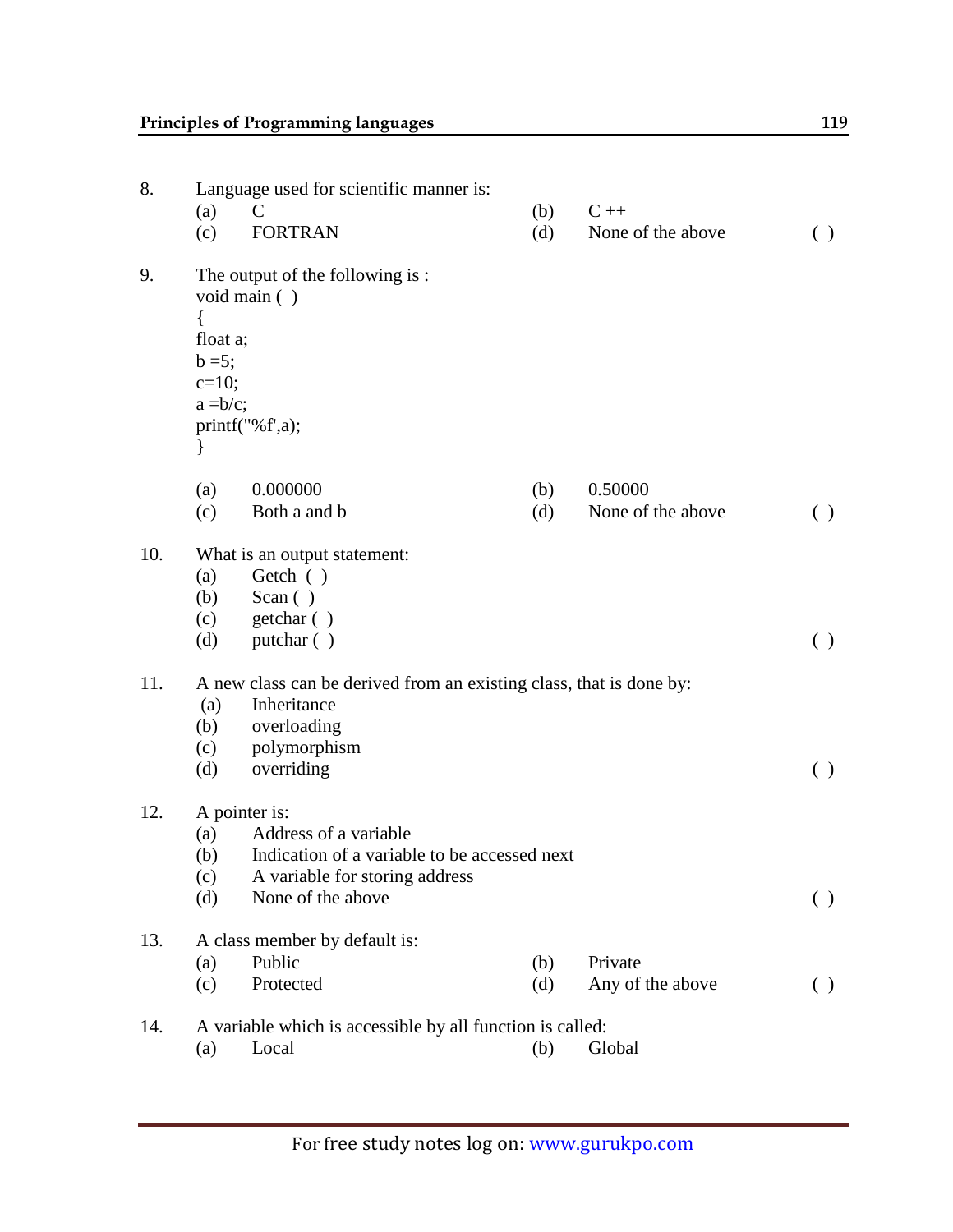8. Language used for scientific manner is:
   (a) C  (b) C ++
   (c) FORTRAN  (d) None of the above  ( )

9. The output of the following is :

```
void main ( )
{
float a;
b =5;
c=10;
a =b/c;
printf("%f',a);
}
```

   (a) 0.000000  (b) 0.50000
   (c) Both a and b  (d) None of the above  ( )

10. What is an output statement:
    (a) Getch ( )
    (b) Scan ( )
    (c) getchar ( )
    (d) putchar ( )  ( )

11. A new class can be derived from an existing class, that is done by:
    (a) Inheritance
    (b) overloading
    (c) polymorphism
    (d) overriding  ( )

12. A pointer is:
    (a) Address of a variable
    (b) Indication of a variable to be accessed next
    (c) A variable for storing address
    (d) None of the above  ( )

13. A class member by default is:
    (a) Public  (b) Private
    (c) Protected  (d) Any of the above  ( )

14. A variable which is accessible by all function is called:
    (a) Local  (b) Global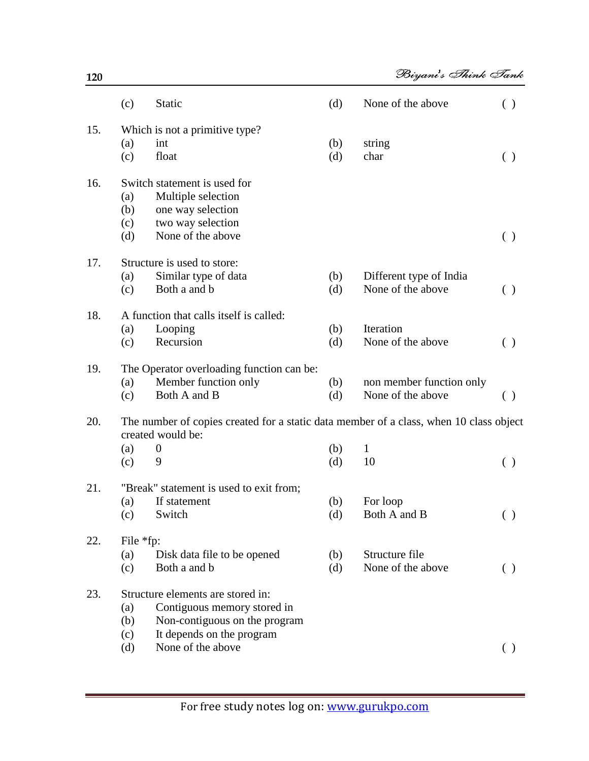(c) Static (d) None of the above ( )

15. Which is not a primitive type?
    (a) int (b) string
    (c) float (d) char ( )

16. Switch statement is used for
    (a) Multiple selection
    (b) one way selection
    (c) two way selection
    (d) None of the above ( )

17. Structure is used to store:
    (a) Similar type of data (b) Different type of India
    (c) Both a and b (d) None of the above ( )

18. A function that calls itself is called:
    (a) Looping (b) Iteration
    (c) Recursion (d) None of the above ( )

19. The Operator overloading function can be:
    (a) Member function only (b) non member function only
    (c) Both A and B (d) None of the above ( )

20. The number of copies created for a static data member of a class, when 10 class object created would be:
    (a) 0 (b) 1
    (c) 9 (d) 10 ( )

21. "Break" statement is used to exit from;
    (a) If statement (b) For loop
    (c) Switch (d) Both A and B ( )

22. File *fp:
    (a) Disk data file to be opened (b) Structure file
    (c) Both a and b (d) None of the above ( )

23. Structure elements are stored in:
    (a) Contiguous memory stored in
    (b) Non-contiguous on the program
    (c) It depends on the program
    (d) None of the above ( )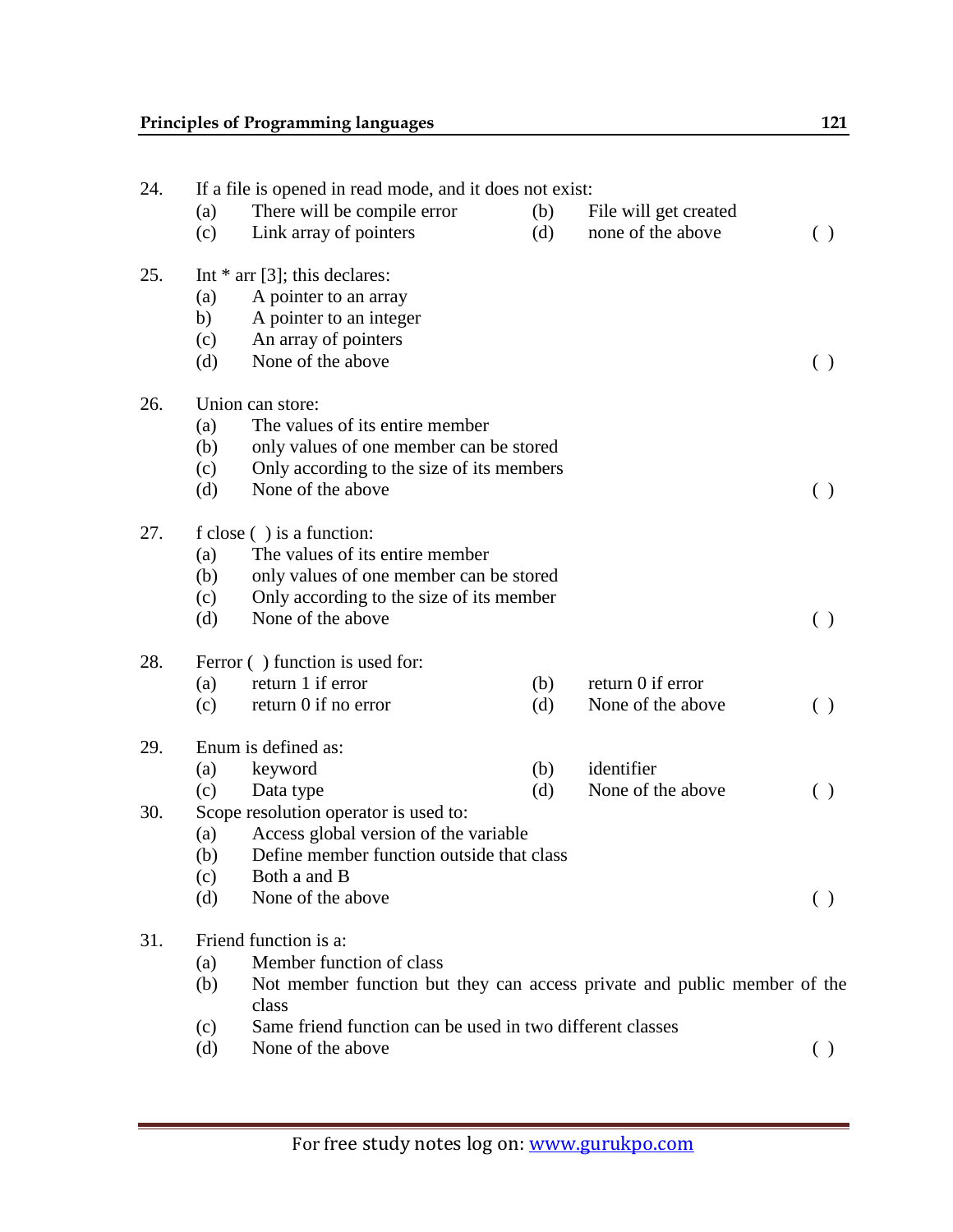24. If a file is opened in read mode, and it does not exist:
    (a) There will be compile error  (b) File will get created
    (c) Link array of pointers  (d) none of the above ( )

25. Int * arr [3]; this declares:
    (a) A pointer to an array
    b) A pointer to an integer
    (c) An array of pointers
    (d) None of the above ( )

26. Union can store:
    (a) The values of its entire member
    (b) only values of one member can be stored
    (c) Only according to the size of its members
    (d) None of the above ( )

27. f close ( ) is a function:
    (a) The values of its entire member
    (b) only values of one member can be stored
    (c) Only according to the size of its member
    (d) None of the above ( )

28. Ferror ( ) function is used for:
    (a) return 1 if error  (b) return 0 if error
    (c) return 0 if no error  (d) None of the above ( )

29. Enum is defined as:
    (a) keyword  (b) identifier
    (c) Data type  (d) None of the above ( )

30. Scope resolution operator is used to:
    (a) Access global version of the variable
    (b) Define member function outside that class
    (c) Both a and B
    (d) None of the above ( )

31. Friend function is a:
    (a) Member function of class
    (b) Not member function but they can access private and public member of the class
    (c) Same friend function can be used in two different classes
    (d) None of the above ( )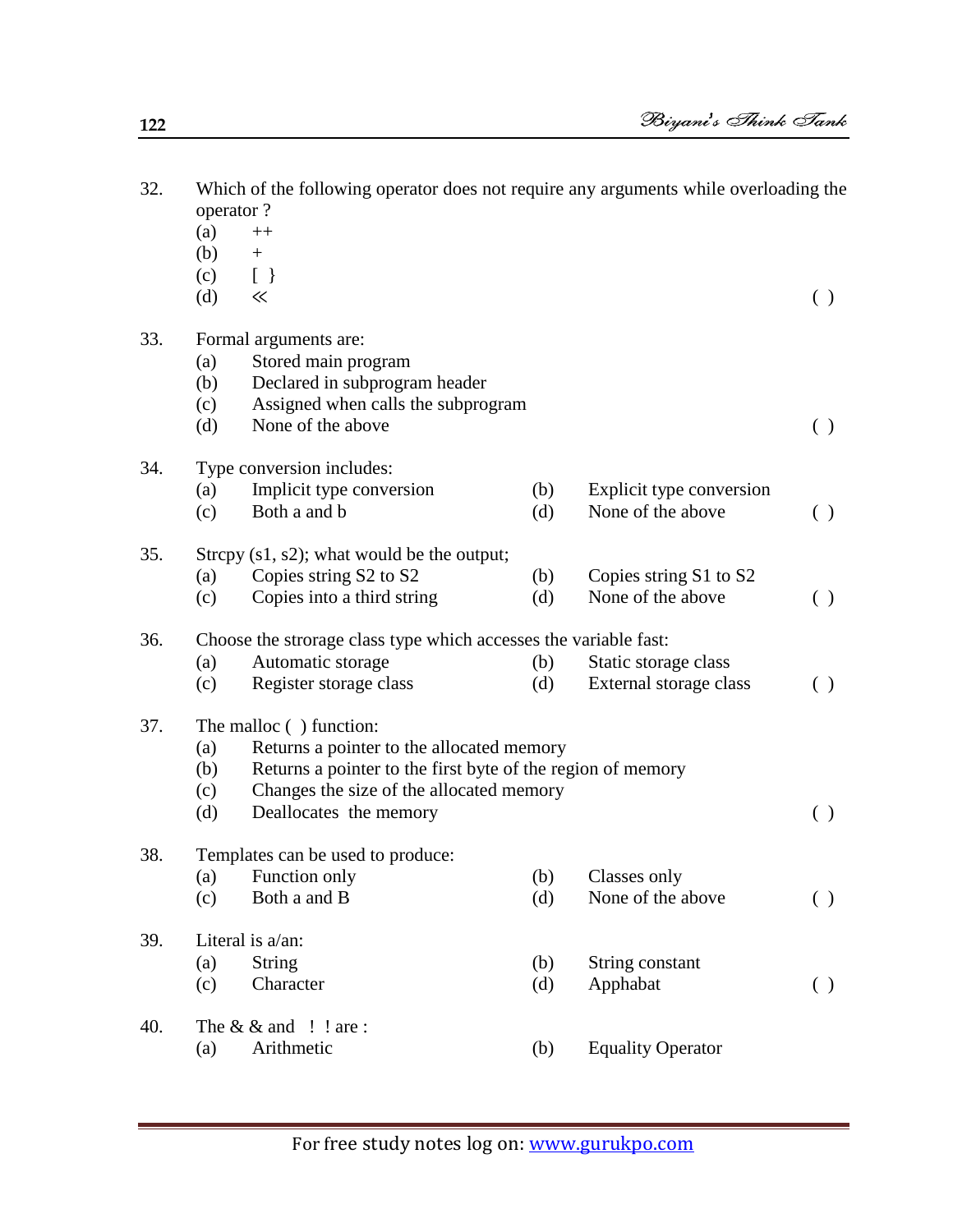32. Which of the following operator does not require any arguments while overloading the operator ?
    (a) ++
    (b) +
    (c) [ }
    (d) ≪ ( )

33. Formal arguments are:
    (a) Stored main program
    (b) Declared in subprogram header
    (c) Assigned when calls the subprogram
    (d) None of the above ( )

34. Type conversion includes:
    (a) Implicit type conversion (b) Explicit type conversion
    (c) Both a and b (d) None of the above ( )

35. Strcpy (s1, s2); what would be the output;
    (a) Copies string S2 to S2 (b) Copies string S1 to S2
    (c) Copies into a third string (d) None of the above ( )

36. Choose the strorage class type which accesses the variable fast:
    (a) Automatic storage (b) Static storage class
    (c) Register storage class (d) External storage class ( )

37. The malloc ( ) function:
    (a) Returns a pointer to the allocated memory
    (b) Returns a pointer to the first byte of the region of memory
    (c) Changes the size of the allocated memory
    (d) Deallocates the memory ( )

38. Templates can be used to produce:
    (a) Function only (b) Classes only
    (c) Both a and B (d) None of the above ( )

39. Literal is a/an:
    (a) String (b) String constant
    (c) Character (d) Apphabat ( )

40. The & & and ! ! are :
    (a) Arithmetic (b) Equality Operator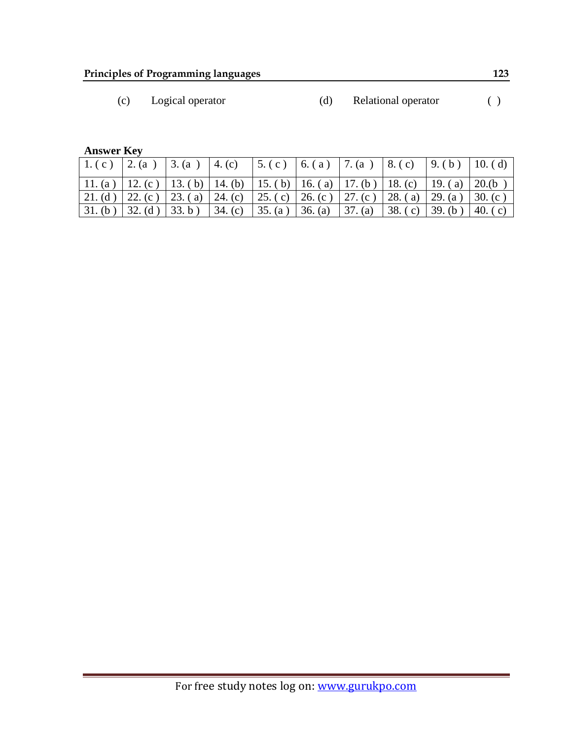(c) Logical operator (d) Relational operator ( )

**Answer Key**

| | | | | | | | | | |
|---|---|---|---|---|---|---|---|---|---|
| 1. ( c ) | 2. (a ) | 3. (a ) | 4. (c) | 5. ( c ) | 6. ( a ) | 7. (a ) | 8. ( c) | 9. ( b ) | 10. ( d) |
| 11. (a ) | 12. (c ) | 13. ( b) | 14. (b) | 15. ( b) | 16. ( a) | 17. (b ) | 18. (c) | 19. ( a) | 20.(b ) |
| 21. (d ) | 22. (c ) | 23. ( a) | 24. (c) | 25. ( c) | 26. (c ) | 27. (c ) | 28. ( a) | 29. (a ) | 30. (c ) |
| 31. (b ) | 32. (d ) | 33. b ) | 34. (c) | 35. (a ) | 36. (a) | 37. (a) | 38. ( c) | 39. (b ) | 40. ( c) |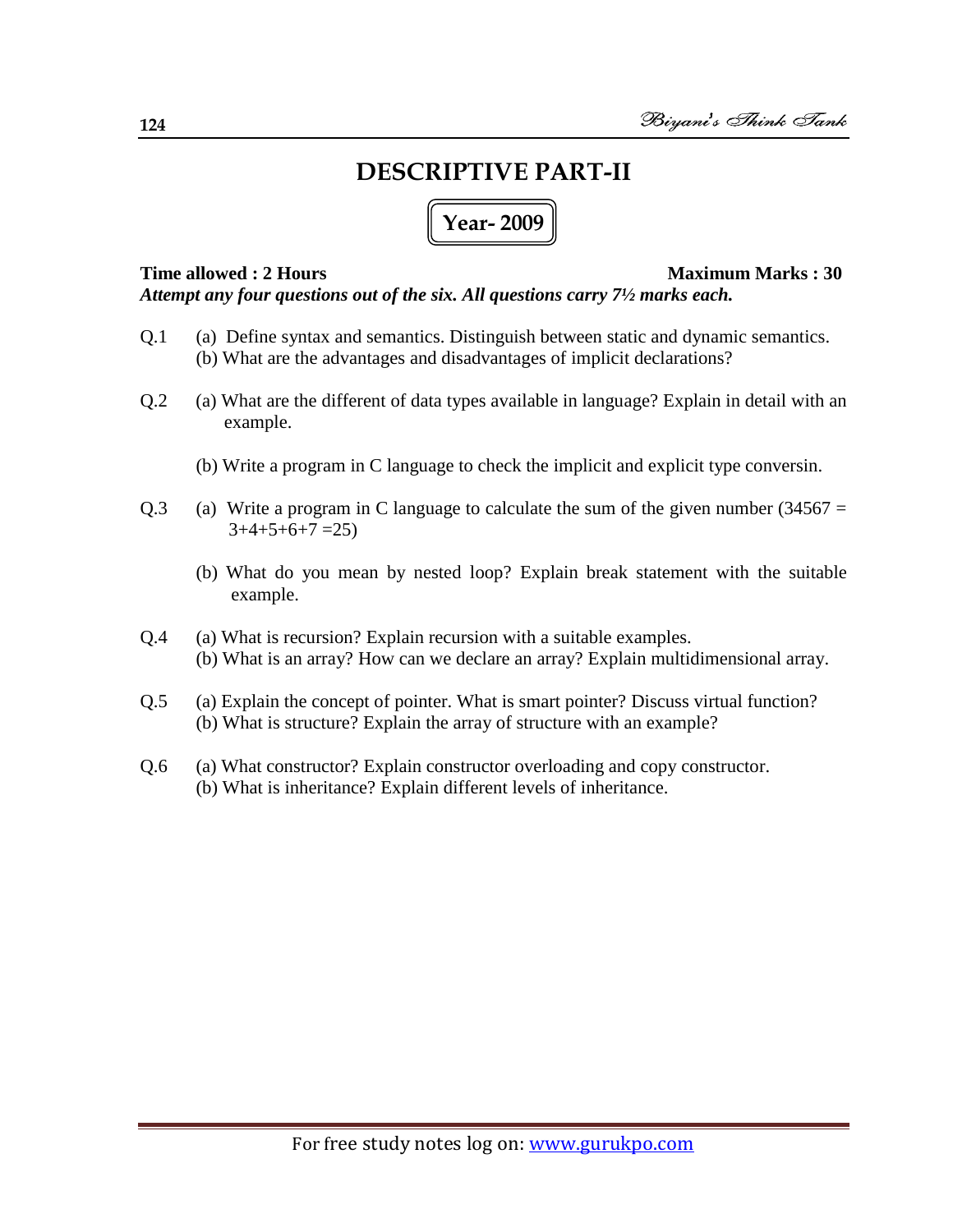# DESCRIPTIVE PART-II

## Year- 2009

**Time allowed : 2 Hours** **Maximum Marks : 30**

***Attempt any four questions out of the six. All questions carry 7½ marks each.***

Q.1 (a) Define syntax and semantics. Distinguish between static and dynamic semantics.
(b) What are the advantages and disadvantages of implicit declarations?

Q.2 (a) What are the different of data types available in language? Explain in detail with an example.

(b) Write a program in C language to check the implicit and explicit type conversin.

Q.3 (a) Write a program in C language to calculate the sum of the given number (34567 = 3+4+5+6+7 =25)

(b) What do you mean by nested loop? Explain break statement with the suitable example.

Q.4 (a) What is recursion? Explain recursion with a suitable examples.
(b) What is an array? How can we declare an array? Explain multidimensional array.

Q.5 (a) Explain the concept of pointer. What is smart pointer? Discuss virtual function?
(b) What is structure? Explain the array of structure with an example?

Q.6 (a) What constructor? Explain constructor overloading and copy constructor.
(b) What is inheritance? Explain different levels of inheritance.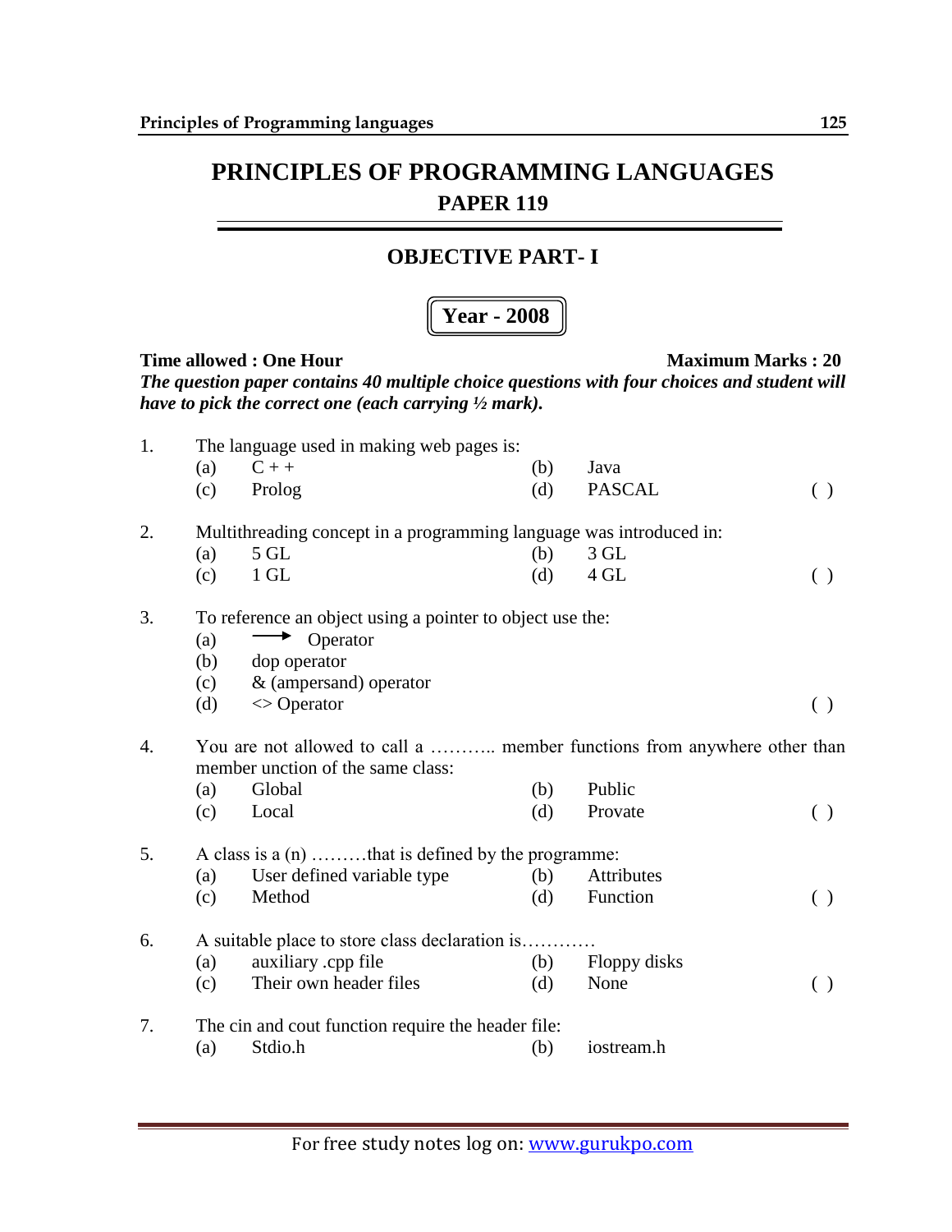// PRINCIPLES OF PROGRAMMING LANGUAGES

## PAPER 119

## OBJECTIVE PART- I

**Year - 2008**

**Time allowed : One Hour** **Maximum Marks : 20**

***The question paper contains 40 multiple choice questions with four choices and student will have to pick the correct one (each carrying ½ mark).***

1. The language used in making web pages is:
   (a) C + +  (b) Java
   (c) Prolog  (d) PASCAL ( )

2. Multithreading concept in a programming language was introduced in:
   (a) 5 GL  (b) 3 GL
   (c) 1 GL  (d) 4 GL ( )

3. To reference an object using a pointer to object use the:
   (a) ⟶ Operator
   (b) dop operator
   (c) & (ampersand) operator
   (d) <> Operator ( )

4. You are not allowed to call a ……….. member functions from anywhere other than member unction of the same class:
   (a) Global  (b) Public
   (c) Local  (d) Provate ( )

5. A class is a (n) ………that is defined by the programme:
   (a) User defined variable type  (b) Attributes
   (c) Method  (d) Function ( )

6. A suitable place to store class declaration is…………
   (a) auxiliary .cpp file  (b) Floppy disks
   (c) Their own header files  (d) None ( )

7. The cin and cout function require the header file:
   (a) Stdio.h  (b) iostream.h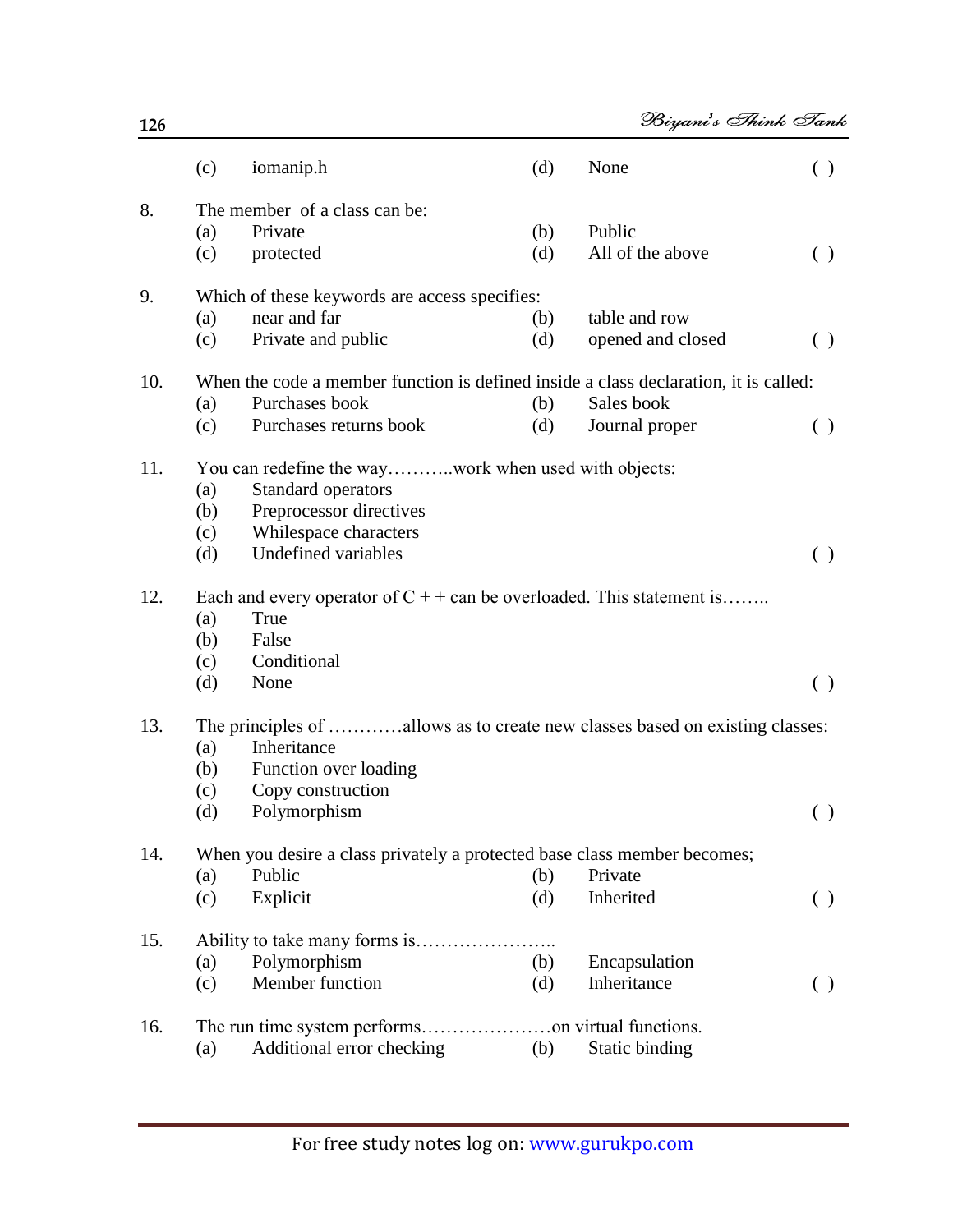(c) iomanip.h (d) None ( )

8. The member of a class can be:
   (a) Private (b) Public
   (c) protected (d) All of the above ( )

9. Which of these keywords are access specifies:
   (a) near and far (b) table and row
   (c) Private and public (d) opened and closed ( )

10. When the code a member function is defined inside a class declaration, it is called:
    (a) Purchases book (b) Sales book
    (c) Purchases returns book (d) Journal proper ( )

11. You can redefine the way………..work when used with objects:
    (a) Standard operators
    (b) Preprocessor directives
    (c) Whilespace characters
    (d) Undefined variables ( )

12. Each and every operator of C + + can be overloaded. This statement is……..
    (a) True
    (b) False
    (c) Conditional
    (d) None ( )

13. The principles of …………allows as to create new classes based on existing classes:
    (a) Inheritance
    (b) Function over loading
    (c) Copy construction
    (d) Polymorphism ( )

14. When you desire a class privately a protected base class member becomes;
    (a) Public (b) Private
    (c) Explicit (d) Inherited ( )

15. Ability to take many forms is…………………..
    (a) Polymorphism (b) Encapsulation
    (c) Member function (d) Inheritance ( )

16. The run time system performs…………………on virtual functions.
    (a) Additional error checking (b) Static binding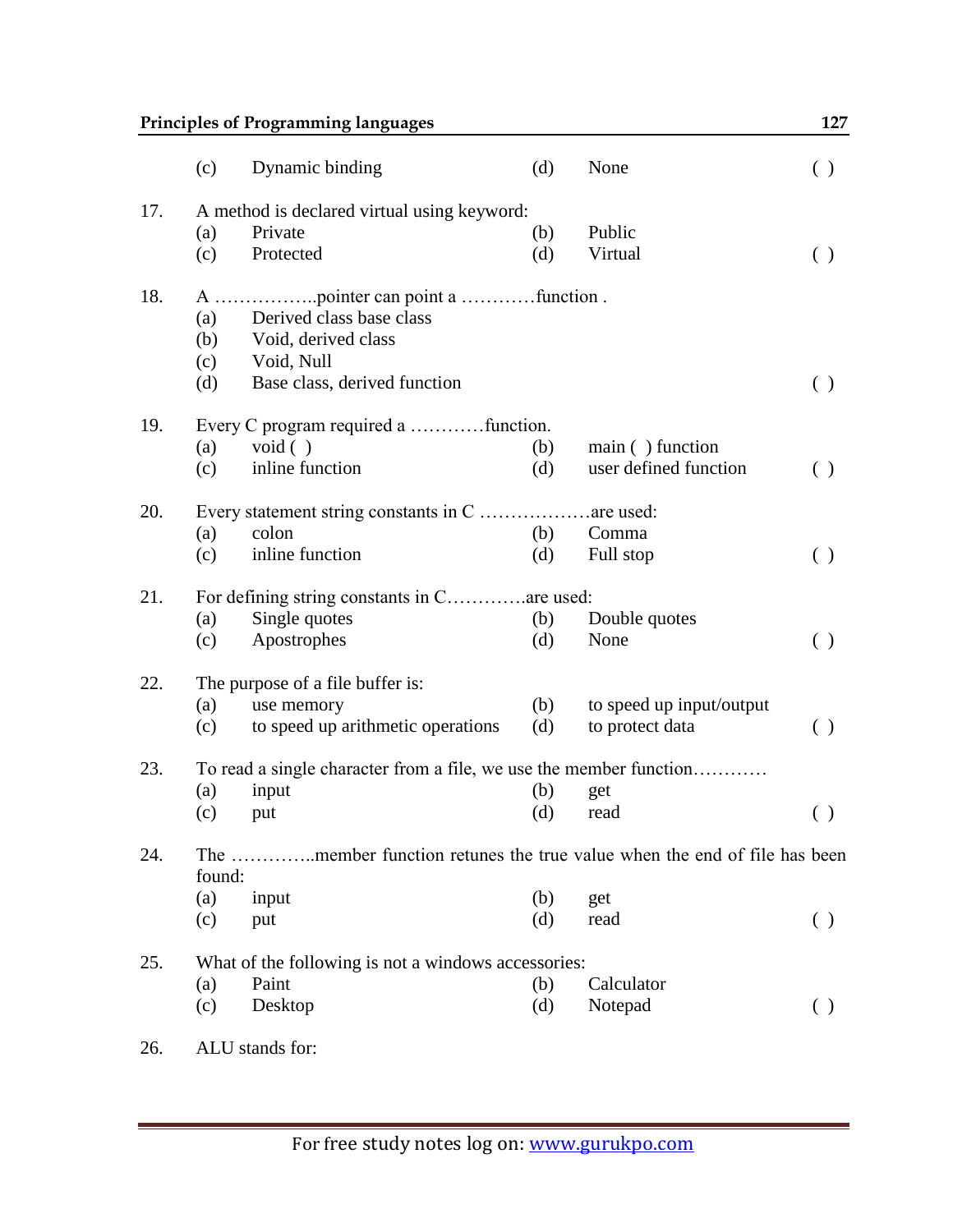(c) Dynamic binding (d) None ( )

17. A method is declared virtual using keyword:
    (a) Private (b) Public
    (c) Protected (d) Virtual ( )

18. A ……………..pointer can point a …………function .
    (a) Derived class base class
    (b) Void, derived class
    (c) Void, Null
    (d) Base class, derived function ( )

19. Every C program required a …………function.
    (a) void ( ) (b) main ( ) function
    (c) inline function (d) user defined function ( )

20. Every statement string constants in C ………………are used:
    (a) colon (b) Comma
    (c) inline function (d) Full stop ( )

21. For defining string constants in C………….are used:
    (a) Single quotes (b) Double quotes
    (c) Apostrophes (d) None ( )

22. The purpose of a file buffer is:
    (a) use memory (b) to speed up input/output
    (c) to speed up arithmetic operations (d) to protect data ( )

23. To read a single character from a file, we use the member function…………
    (a) input (b) get
    (c) put (d) read ( )

24. The …………..member function retunes the true value when the end of file has been found:
    (a) input (b) get
    (c) put (d) read ( )

25. What of the following is not a windows accessories:
    (a) Paint (b) Calculator
    (c) Desktop (d) Notepad ( )

26. ALU stands for: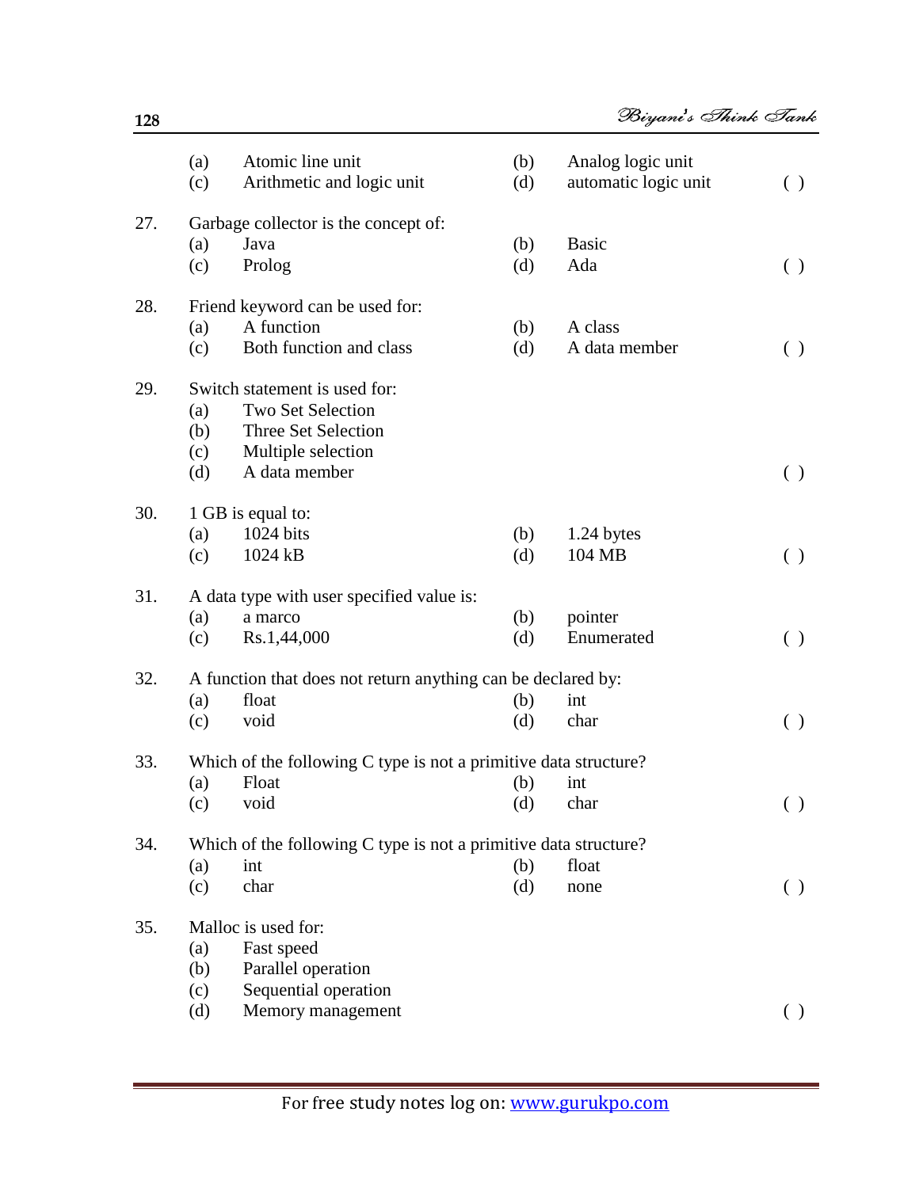(a) Atomic line unit (b) Analog logic unit
(c) Arithmetic and logic unit (d) automatic logic unit ( )

27. Garbage collector is the concept of:
(a) Java (b) Basic
(c) Prolog (d) Ada ( )

28. Friend keyword can be used for:
(a) A function (b) A class
(c) Both function and class (d) A data member ( )

29. Switch statement is used for:
(a) Two Set Selection
(b) Three Set Selection
(c) Multiple selection
(d) A data member ( )

30. 1 GB is equal to:
(a) 1024 bits (b) 1.24 bytes
(c) 1024 kB (d) 104 MB ( )

31. A data type with user specified value is:
(a) a marco (b) pointer
(c) Rs.1,44,000 (d) Enumerated ( )

32. A function that does not return anything can be declared by:
(a) float (b) int
(c) void (d) char ( )

33. Which of the following C type is not a primitive data structure?
(a) Float (b) int
(c) void (d) char ( )

34. Which of the following C type is not a primitive data structure?
(a) int (b) float
(c) char (d) none ( )

35. Malloc is used for:
(a) Fast speed
(b) Parallel operation
(c) Sequential operation
(d) Memory management ( )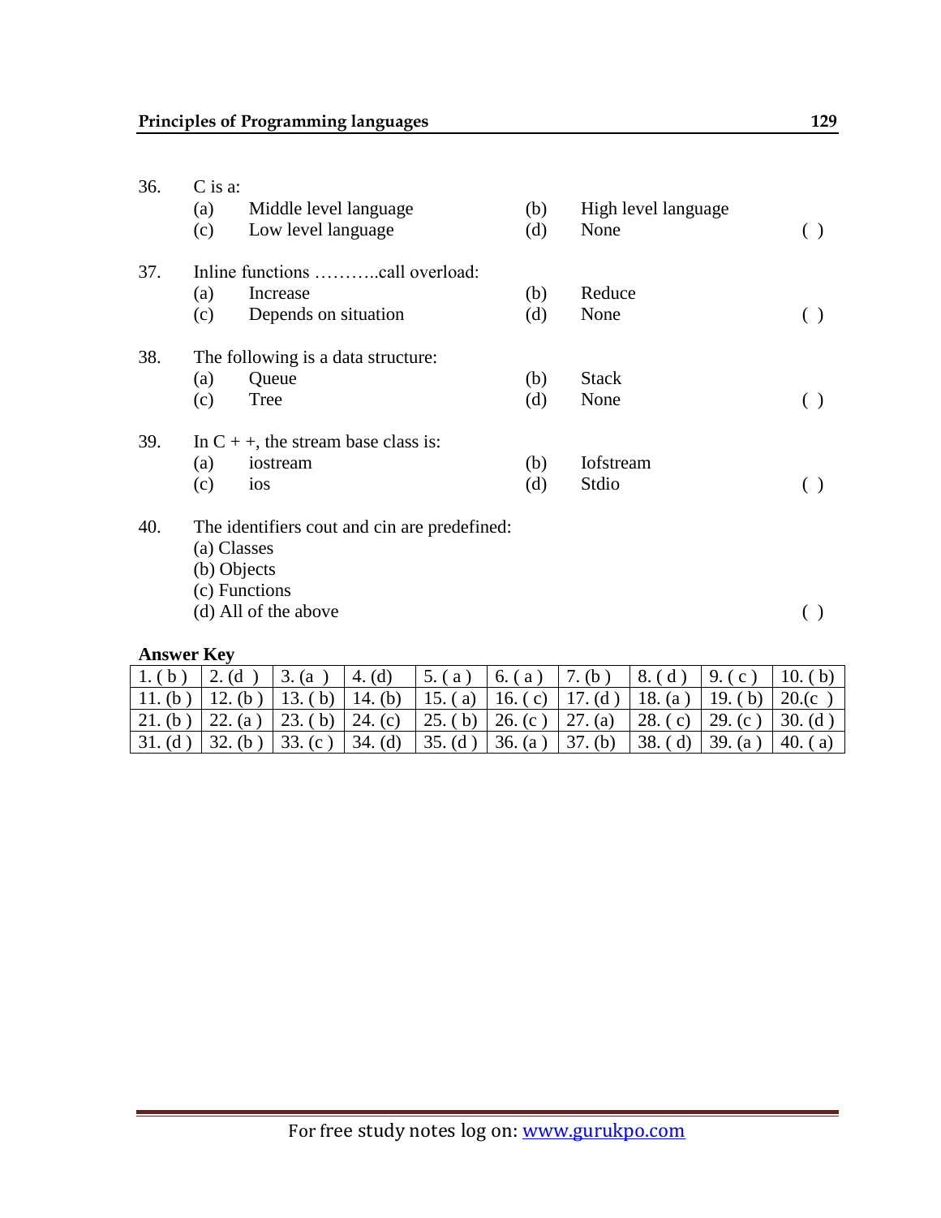36. C is a:
    (a) Middle level language (b) High level language
    (c) Low level language (d) None ( )

37. Inline functions ………..call overload:
    (a) Increase (b) Reduce
    (c) Depends on situation (d) None ( )

38. The following is a data structure:
    (a) Queue (b) Stack
    (c) Tree (d) None ( )

39. In C + +, the stream base class is:
    (a) iostream (b) Iofstream
    (c) ios (d) Stdio ( )

40. The identifiers cout and cin are predefined:
    (a) Classes
    (b) Objects
    (c) Functions
    (d) All of the above ( )

**Answer Key**

| 1. ( b ) | 2. (d ) | 3. (a ) | 4. (d) | 5. ( a ) | 6. ( a ) | 7. (b ) | 8. ( d ) | 9. ( c ) | 10. ( b) |
|---|---|---|---|---|---|---|---|---|---|
| 11. (b ) | 12. (b ) | 13. ( b) | 14. (b) | 15. ( a) | 16. ( c) | 17. (d ) | 18. (a ) | 19. ( b) | 20.(c ) |
| 21. (b ) | 22. (a ) | 23. ( b) | 24. (c) | 25. ( b) | 26. (c ) | 27. (a) | 28. ( c) | 29. (c ) | 30. (d ) |
| 31. (d ) | 32. (b ) | 33. (c ) | 34. (d) | 35. (d ) | 36. (a ) | 37. (b) | 38. ( d) | 39. (a ) | 40. ( a) |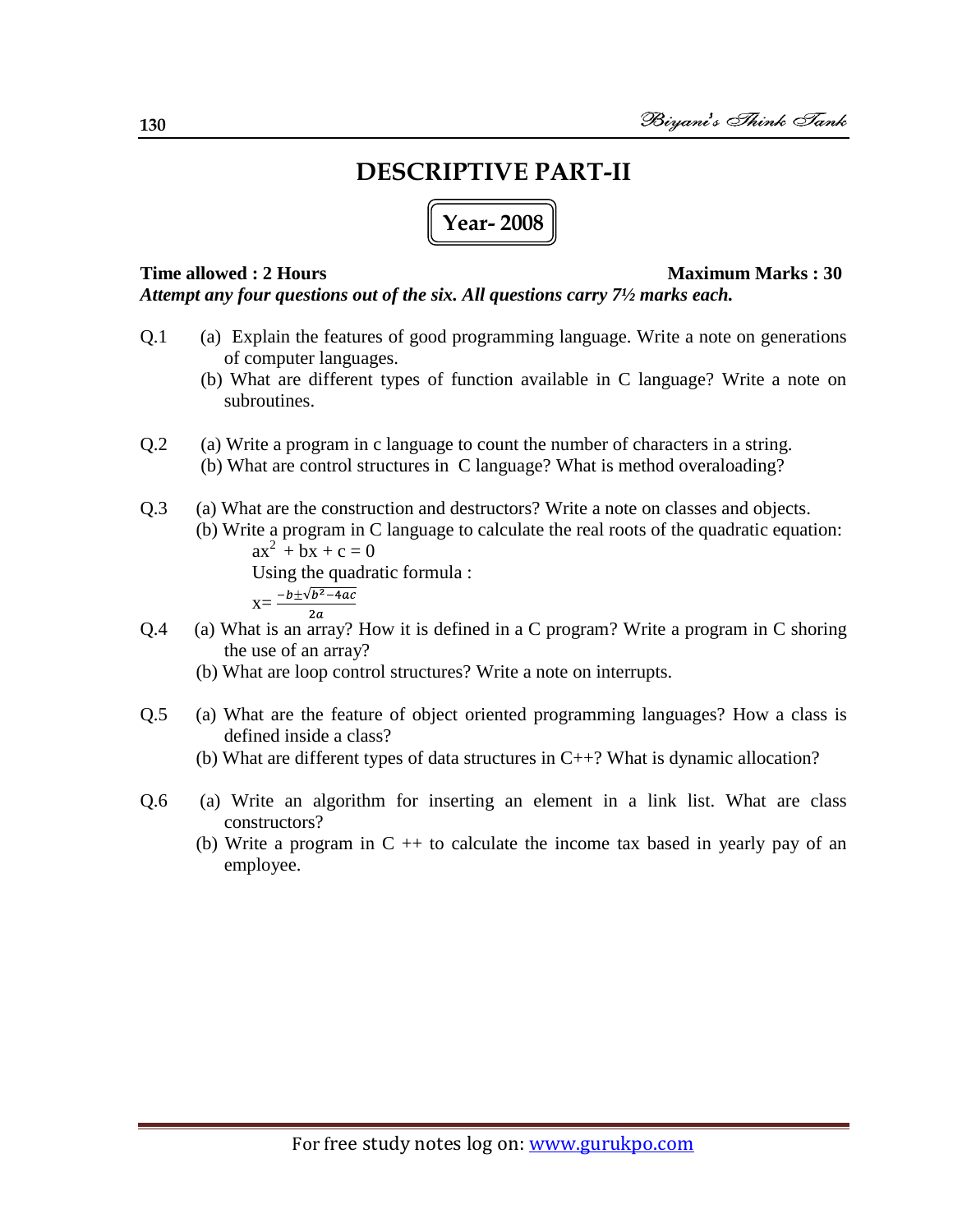# DESCRIPTIVE PART-II

## Year- 2008

**Time allowed : 2 Hours** **Maximum Marks : 30**

***Attempt any four questions out of the six. All questions carry 7½ marks each.***

Q.1 (a) Explain the features of good programming language. Write a note on generations of computer languages.

(b) What are different types of function available in C language? Write a note on subroutines.

Q.2 (a) Write a program in c language to count the number of characters in a string.

(b) What are control structures in C language? What is method overaloading?

Q.3 (a) What are the construction and destructors? Write a note on classes and objects.

(b) Write a program in C language to calculate the real roots of the quadratic equation:

$ax^2 + bx + c = 0$

Using the quadratic formula :

$x = \frac{-b \pm \sqrt{b^2 - 4ac}}{2a}$

Q.4 (a) What is an array? How it is defined in a C program? Write a program in C shoring the use of an array?

(b) What are loop control structures? Write a note on interrupts.

Q.5 (a) What are the feature of object oriented programming languages? How a class is defined inside a class?

(b) What are different types of data structures in C++? What is dynamic allocation?

Q.6 (a) Write an algorithm for inserting an element in a link list. What are class constructors?

(b) Write a program in C ++ to calculate the income tax based in yearly pay of an employee.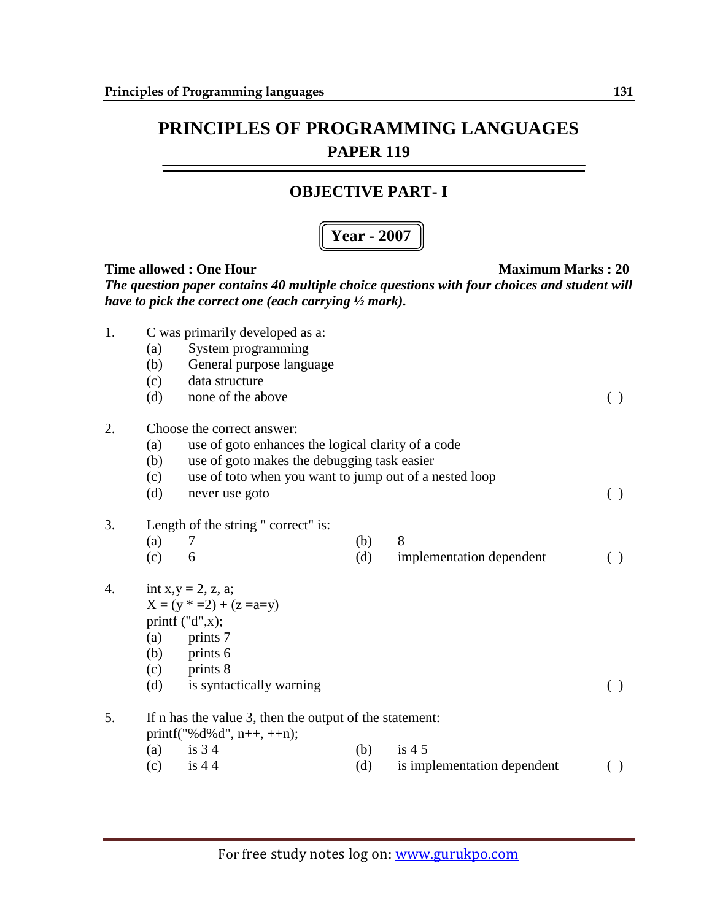# PRINCIPLES OF PROGRAMMING LANGUAGES

## PAPER 119

## OBJECTIVE PART- I

**Year - 2007**

**Time allowed : One Hour** **Maximum Marks : 20**

***The question paper contains 40 multiple choice questions with four choices and student will have to pick the correct one (each carrying ½ mark).***

1. C was primarily developed as a:
   - (a) System programming
   - (b) General purpose language
   - (c) data structure
   - (d) none of the above ( )

2. Choose the correct answer:
   - (a) use of goto enhances the logical clarity of a code
   - (b) use of goto makes the debugging task easier
   - (c) use of toto when you want to jump out of a nested loop
   - (d) never use goto ( )

3. Length of the string " correct" is:
   - (a) 7 (b) 8
   - (c) 6 (d) implementation dependent ( )

4. int x,y = 2, z, a;
   X = (y * =2) + (z =a=y)
   printf ("d",x);
   - (a) prints 7
   - (b) prints 6
   - (c) prints 8
   - (d) is syntactically warning ( )

5. If n has the value 3, then the output of the statement:
   printf("%d%d", n++, ++n);
   - (a) is 3 4 (b) is 4 5
   - (c) is 4 4 (d) is implementation dependent ( )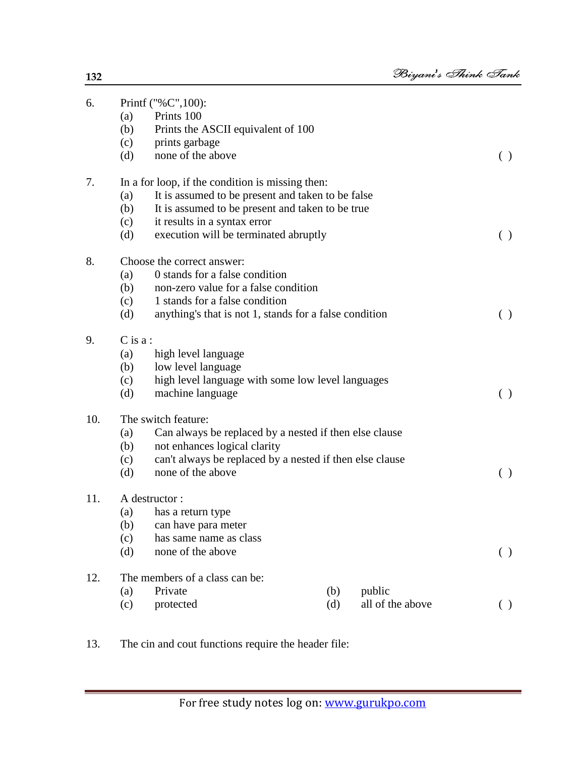6. Printf ("%C",100):
   (a) Prints 100
   (b) Prints the ASCII equivalent of 100
   (c) prints garbage
   (d) none of the above ( )

7. In a for loop, if the condition is missing then:
   (a) It is assumed to be present and taken to be false
   (b) It is assumed to be present and taken to be true
   (c) it results in a syntax error
   (d) execution will be terminated abruptly ( )

8. Choose the correct answer:
   (a) 0 stands for a false condition
   (b) non-zero value for a false condition
   (c) 1 stands for a false condition
   (d) anything's that is not 1, stands for a false condition ( )

9. C is a :
   (a) high level language
   (b) low level language
   (c) high level language with some low level languages
   (d) machine language ( )

10. The switch feature:
    (a) Can always be replaced by a nested if then else clause
    (b) not enhances logical clarity
    (c) can't always be replaced by a nested if then else clause
    (d) none of the above ( )

11. A destructor :
    (a) has a return type
    (b) can have para meter
    (c) has same name as class
    (d) none of the above ( )

12. The members of a class can be:
    (a) Private (b) public
    (c) protected (d) all of the above ( )

13. The cin and cout functions require the header file: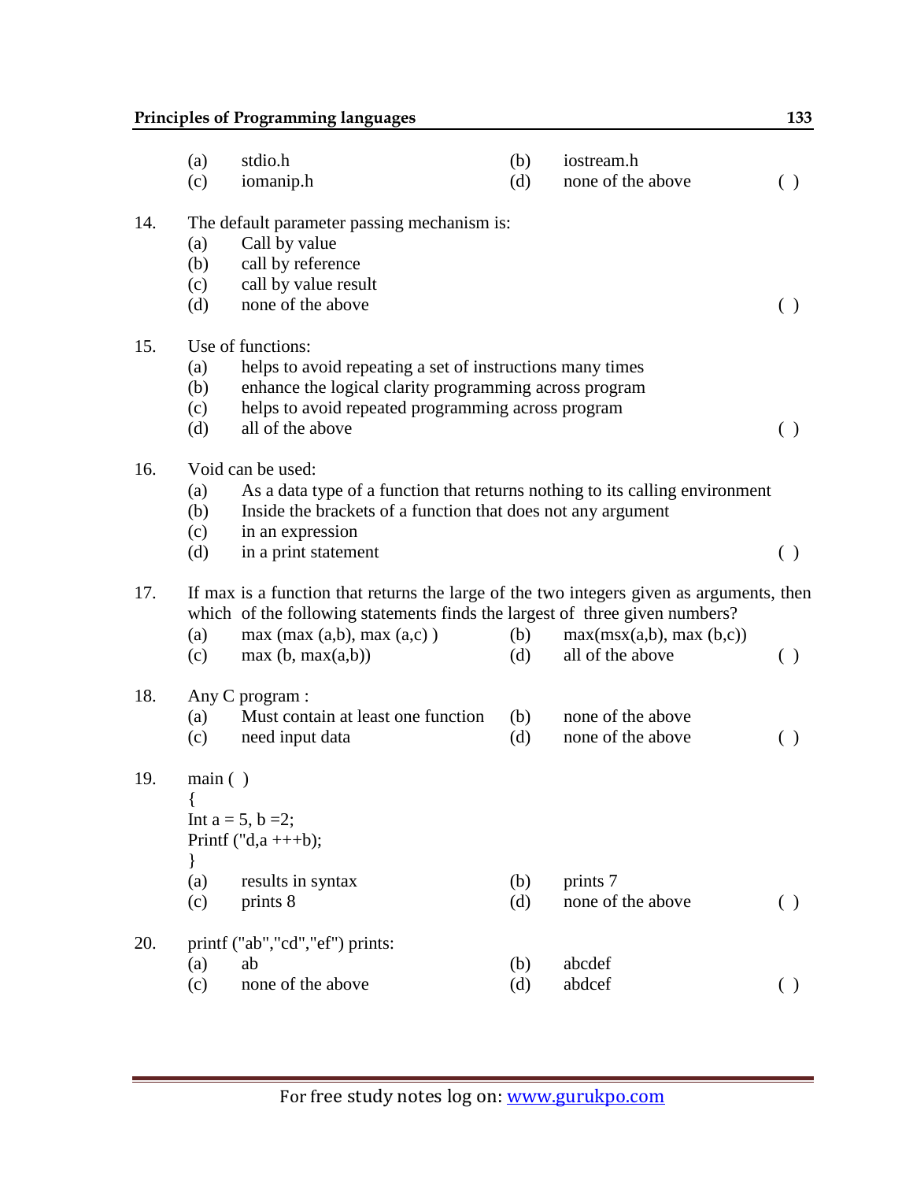(a) stdio.h (b) iostream.h
(c) iomanip.h (d) none of the above ( )

14. The default parameter passing mechanism is:
    (a) Call by value
    (b) call by reference
    (c) call by value result
    (d) none of the above ( )

15. Use of functions:
    (a) helps to avoid repeating a set of instructions many times
    (b) enhance the logical clarity programming across program
    (c) helps to avoid repeated programming across program
    (d) all of the above ( )

16. Void can be used:
    (a) As a data type of a function that returns nothing to its calling environment
    (b) Inside the brackets of a function that does not any argument
    (c) in an expression
    (d) in a print statement ( )

17. If max is a function that returns the large of the two integers given as arguments, then which of the following statements finds the largest of three given numbers?
    (a) max (max (a,b), max (a,c) ) (b) max(msx(a,b), max (b,c))
    (c) max (b, max(a,b)) (d) all of the above ( )

18. Any C program :
    (a) Must contain at least one function (b) none of the above
    (c) need input data (d) none of the above ( )

19.
```
main ( )
{
Int a = 5, b =2;
Printf ("d,a +++b);
}
```
    (a) results in syntax (b) prints 7
    (c) prints 8 (d) none of the above ( )

20. printf ("ab","cd","ef") prints:
    (a) ab (b) abcdef
    (c) none of the above (d) abdcef ( )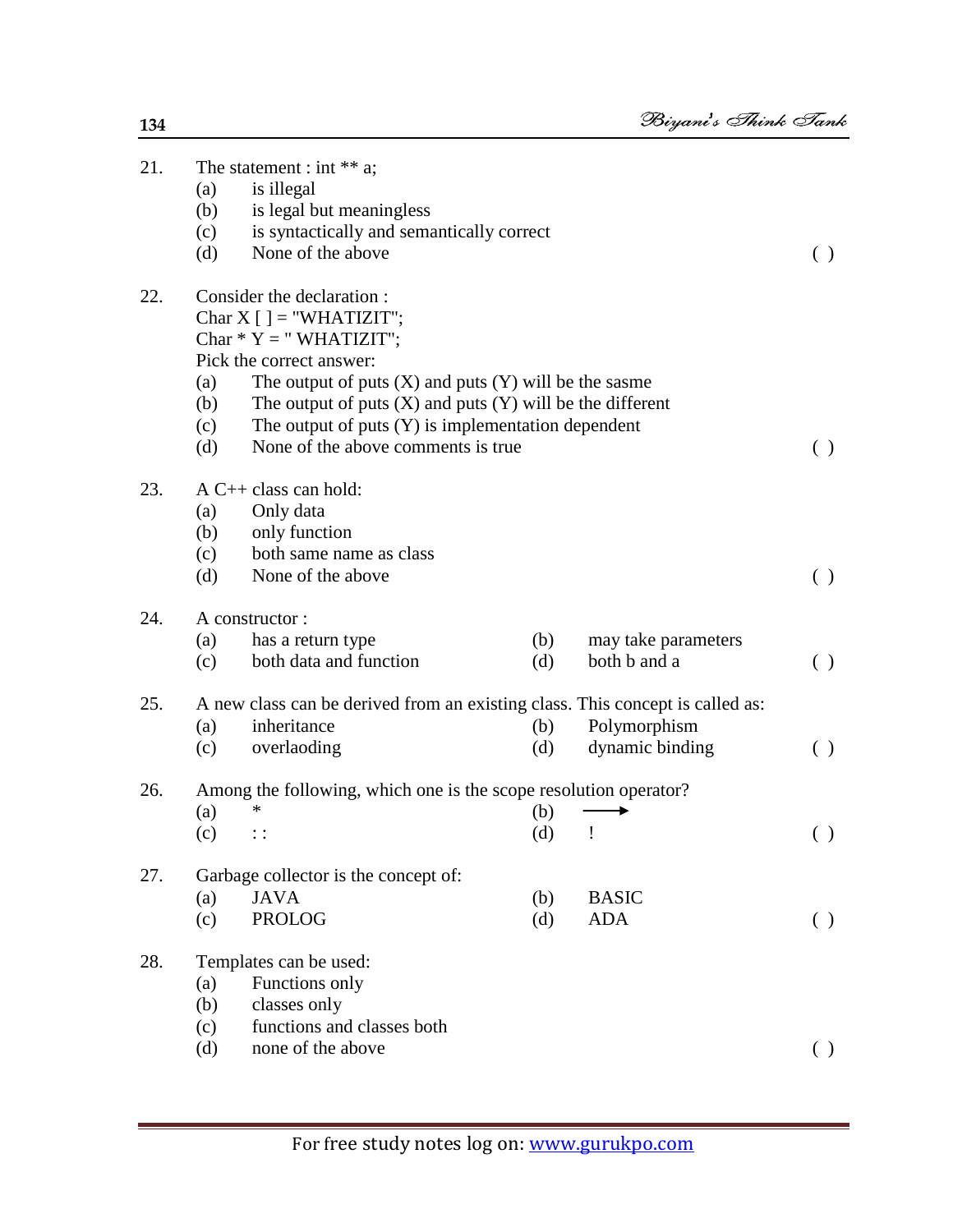21. The statement : int ** a;
    (a) is illegal
    (b) is legal but meaningless
    (c) is syntactically and semantically correct
    (d) None of the above ( )

22. Consider the declaration :
    Char X [ ] = "WHATIZIT";
    Char * Y = " WHATIZIT";
    Pick the correct answer:
    (a) The output of puts (X) and puts (Y) will be the sasme
    (b) The output of puts (X) and puts (Y) will be the different
    (c) The output of puts (Y) is implementation dependent
    (d) None of the above comments is true ( )

23. A C++ class can hold:
    (a) Only data
    (b) only function
    (c) both same name as class
    (d) None of the above ( )

24. A constructor :
    (a) has a return type (b) may take parameters
    (c) both data and function (d) both b and a ( )

25. A new class can be derived from an existing class. This concept is called as:
    (a) inheritance (b) Polymorphism
    (c) overlaoding (d) dynamic binding ( )

26. Among the following, which one is the scope resolution operator?
    (a) * (b) →
    (c) : : (d) ! ( )

27. Garbage collector is the concept of:
    (a) JAVA (b) BASIC
    (c) PROLOG (d) ADA ( )

28. Templates can be used:
    (a) Functions only
    (b) classes only
    (c) functions and classes both
    (d) none of the above ( )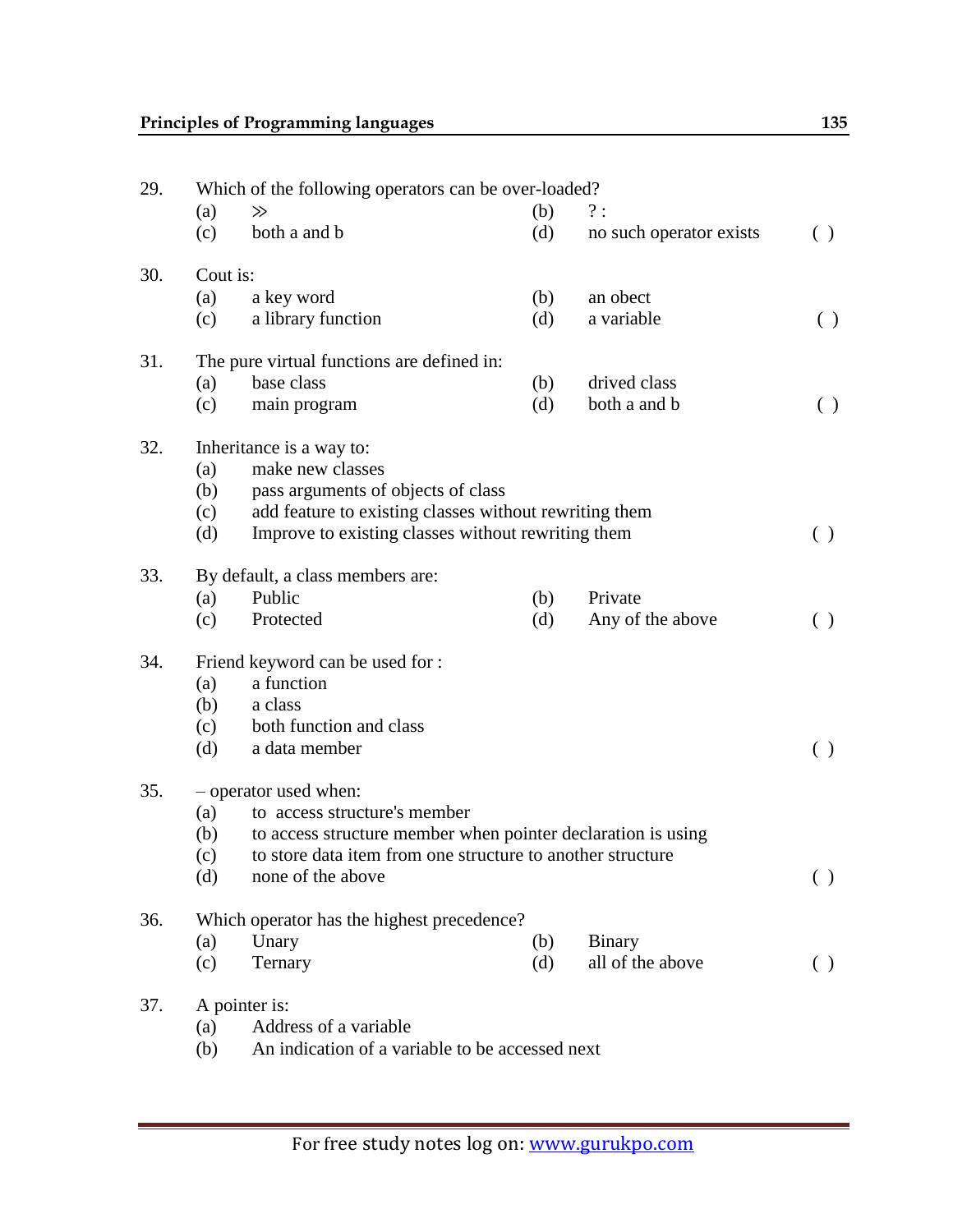29. Which of the following operators can be over-loaded?
    (a) ≫ (b) ? :
    (c) both a and b (d) no such operator exists ( )

30. Cout is:
    (a) a key word (b) an obect
    (c) a library function (d) a variable ( )

31. The pure virtual functions are defined in:
    (a) base class (b) drived class
    (c) main program (d) both a and b ( )

32. Inheritance is a way to:
    (a) make new classes
    (b) pass arguments of objects of class
    (c) add feature to existing classes without rewriting them
    (d) Improve to existing classes without rewriting them ( )

33. By default, a class members are:
    (a) Public (b) Private
    (c) Protected (d) Any of the above ( )

34. Friend keyword can be used for :
    (a) a function
    (b) a class
    (c) both function and class
    (d) a data member ( )

35. – operator used when:
    (a) to access structure's member
    (b) to access structure member when pointer declaration is using
    (c) to store data item from one structure to another structure
    (d) none of the above ( )

36. Which operator has the highest precedence?
    (a) Unary (b) Binary
    (c) Ternary (d) all of the above ( )

37. A pointer is:
    (a) Address of a variable
    (b) An indication of a variable to be accessed next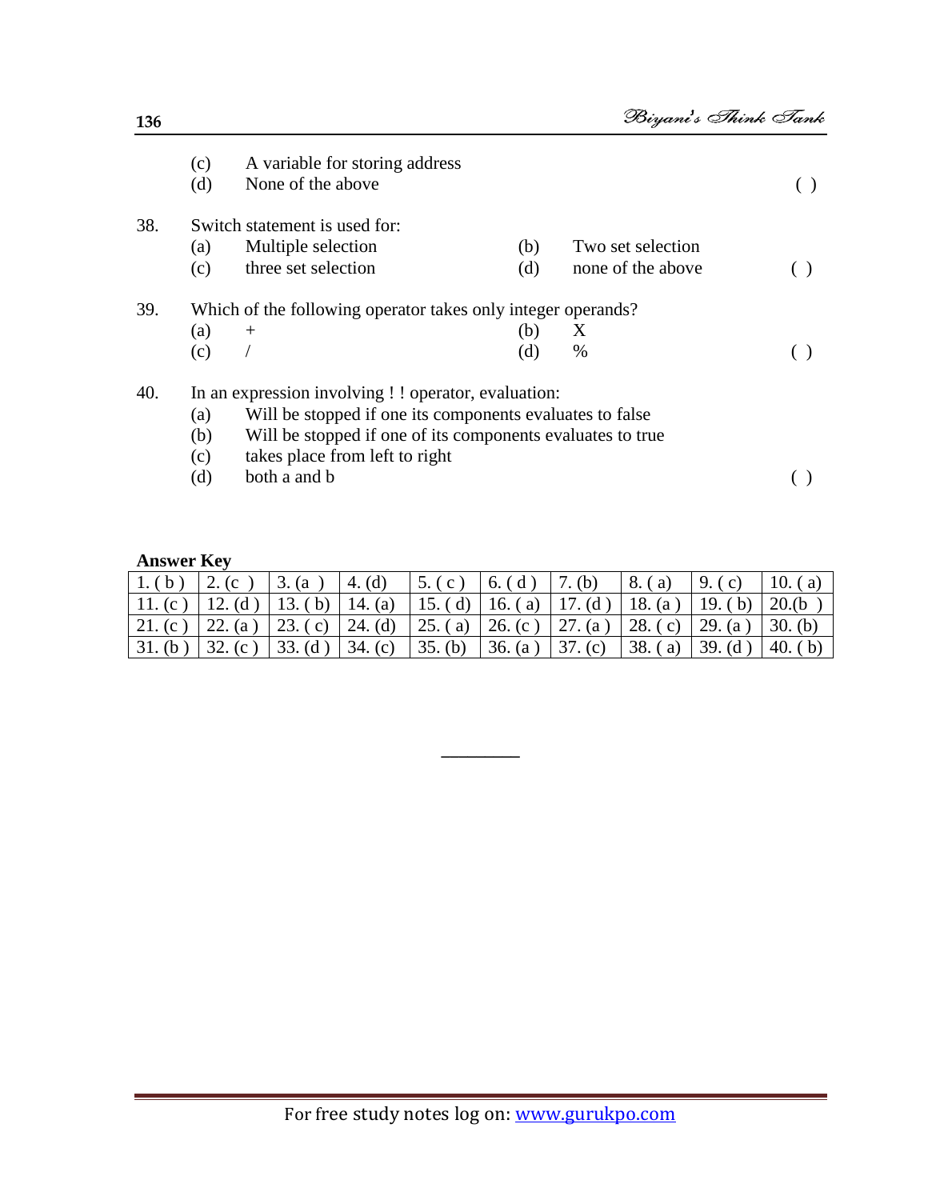(c) A variable for storing address

(d) None of the above ( )

38. Switch statement is used for:

(a) Multiple selection (b) Two set selection

(c) three set selection (d) none of the above ( )

39. Which of the following operator takes only integer operands?

(a) + (b) X

(c) / (d) % ( )

40. In an expression involving ! ! operator, evaluation:

(a) Will be stopped if one its components evaluates to false

(b) Will be stopped if one of its components evaluates to true

(c) takes place from left to right

(d) both a and b ( )

**Answer Key**

| 1. ( b ) | 2. (c ) | 3. (a ) | 4. (d) | 5. ( c ) | 6. ( d ) | 7. (b) | 8. ( a) | 9. ( c) | 10. ( a) |
|---|---|---|---|---|---|---|---|---|---|
| 11. (c ) | 12. (d ) | 13. ( b) | 14. (a) | 15. ( d) | 16. ( a) | 17. (d ) | 18. (a ) | 19. ( b) | 20.(b ) |
| 21. (c ) | 22. (a ) | 23. ( c) | 24. (d) | 25. ( a) | 26. (c ) | 27. (a ) | 28. ( c) | 29. (a ) | 30. (b) |
| 31. (b ) | 32. (c ) | 33. (d ) | 34. (c) | 35. (b) | 36. (a ) | 37. (c) | 38. ( a) | 39. (d ) | 40. ( b) |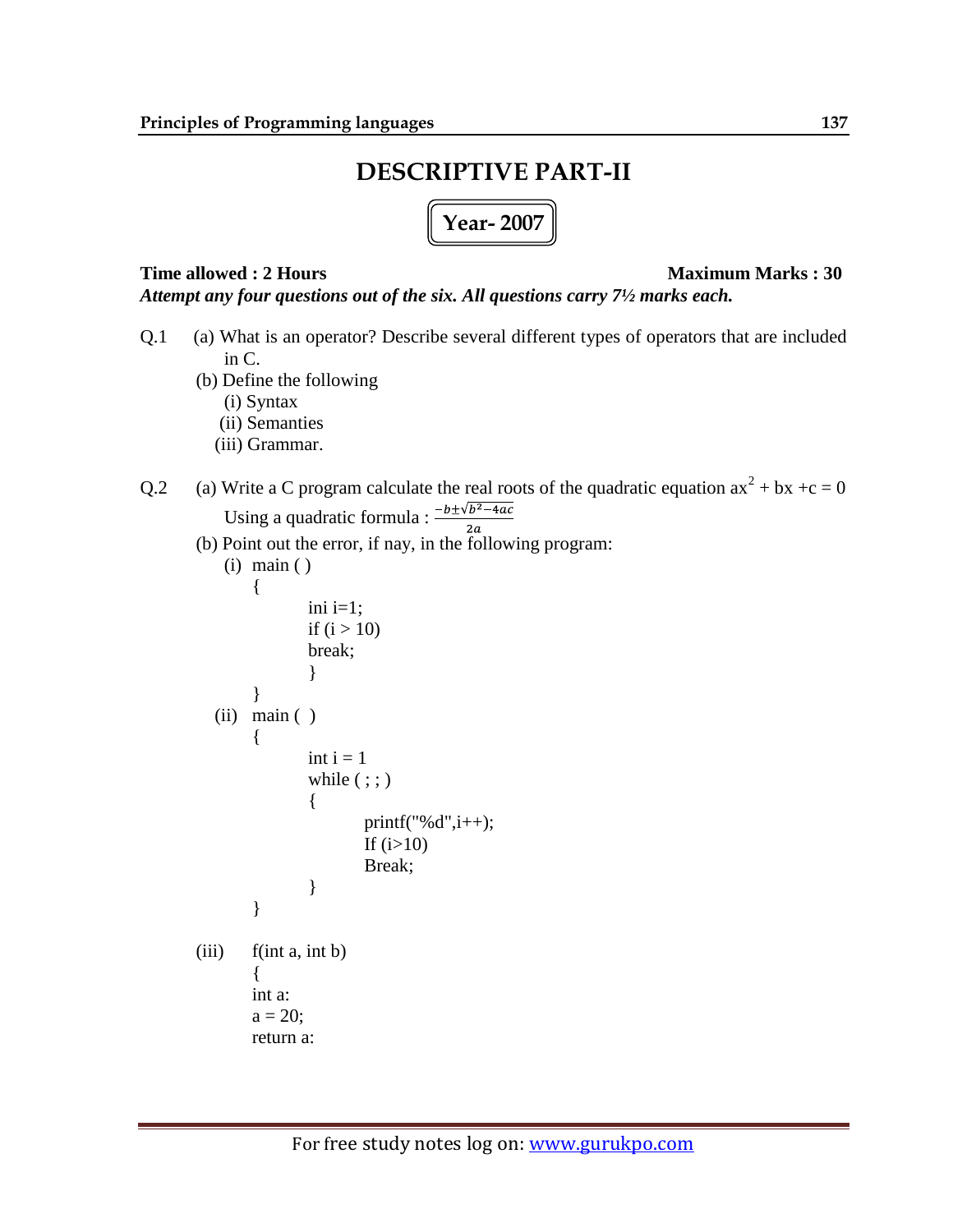# DESCRIPTIVE PART-II

## Year- 2007

**Time allowed : 2 Hours** **Maximum Marks : 30**

***Attempt any four questions out of the six. All questions carry 7½ marks each.***

Q.1 (a) What is an operator? Describe several different types of operators that are included in C.

(b) Define the following
   (i) Syntax
   (ii) Semanties
   (iii) Grammar.

Q.2 (a) Write a C program calculate the real roots of the quadratic equation $ax^2 + bx + c = 0$ Using a quadratic formula : $\frac{-b \pm \sqrt{b^2-4ac}}{2a}$

(b) Point out the error, if nay, in the following program:

(i)
```
main ( )
{
        ini i=1;
        if (i > 10)
        break;
        }
}
```

(ii)
```
main (  )
{
        int i = 1
        while ( ; ; )
        {
                printf("%d",i++);
                If (i>10)
                Break;
        }
}
```

(iii)
```
f(int a, int b)
{
int a:
a = 20;
return a:
```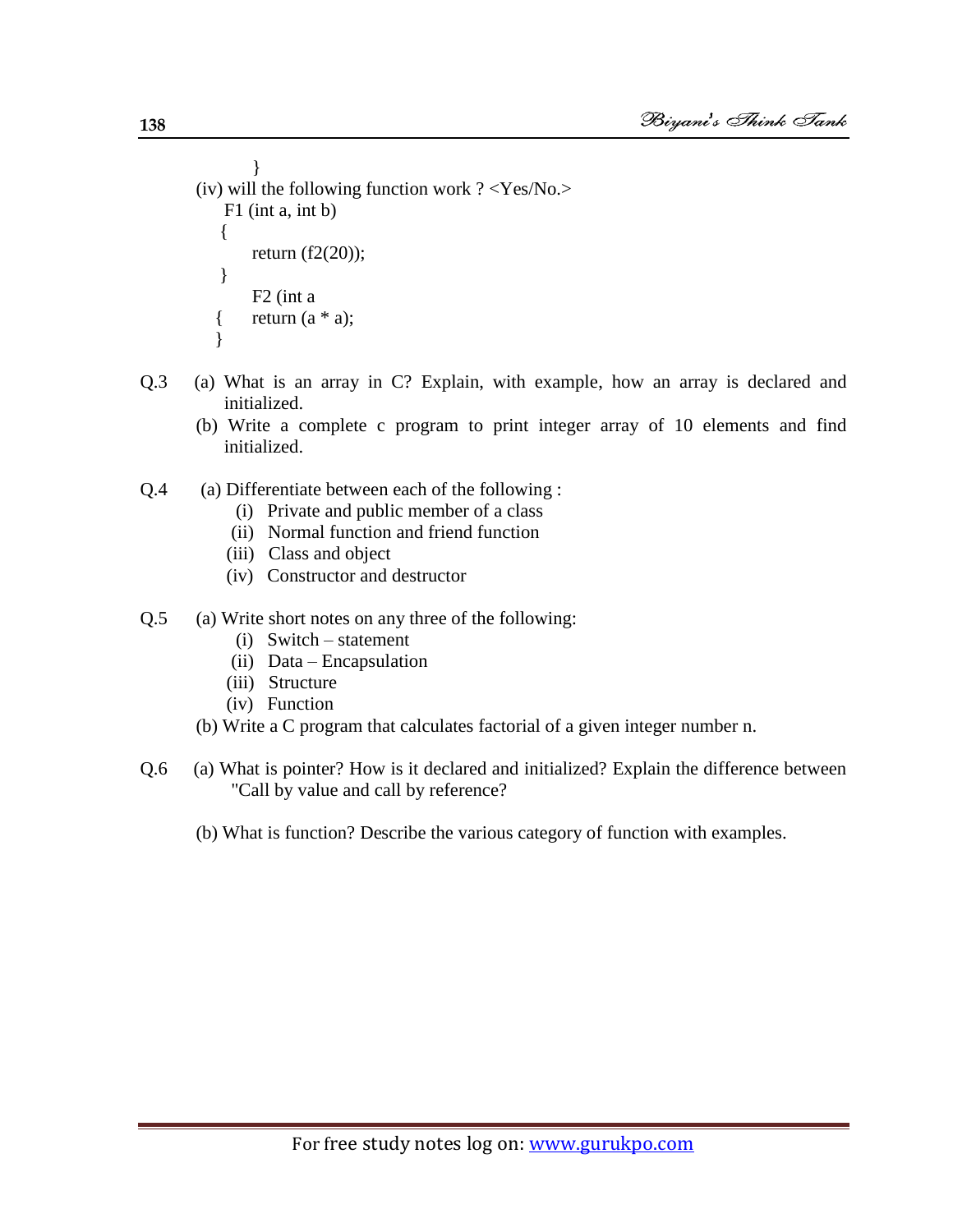```
        }
```

(iv) will the following function work ? <Yes/No.>

```
F1 (int a, int b)
{
    return (f2(20));
}
    F2 (int a
{   return (a * a);
}
```

Q.3 (a) What is an array in C? Explain, with example, how an array is declared and initialized.

(b) Write a complete c program to print integer array of 10 elements and find initialized.

Q.4 (a) Differentiate between each of the following :

(i) Private and public member of a class
(ii) Normal function and friend function
(iii) Class and object
(iv) Constructor and destructor

Q.5 (a) Write short notes on any three of the following:

(i) Switch – statement
(ii) Data – Encapsulation
(iii) Structure
(iv) Function

(b) Write a C program that calculates factorial of a given integer number n.

Q.6 (a) What is pointer? How is it declared and initialized? Explain the difference between "Call by value and call by reference?

(b) What is function? Describe the various category of function with examples.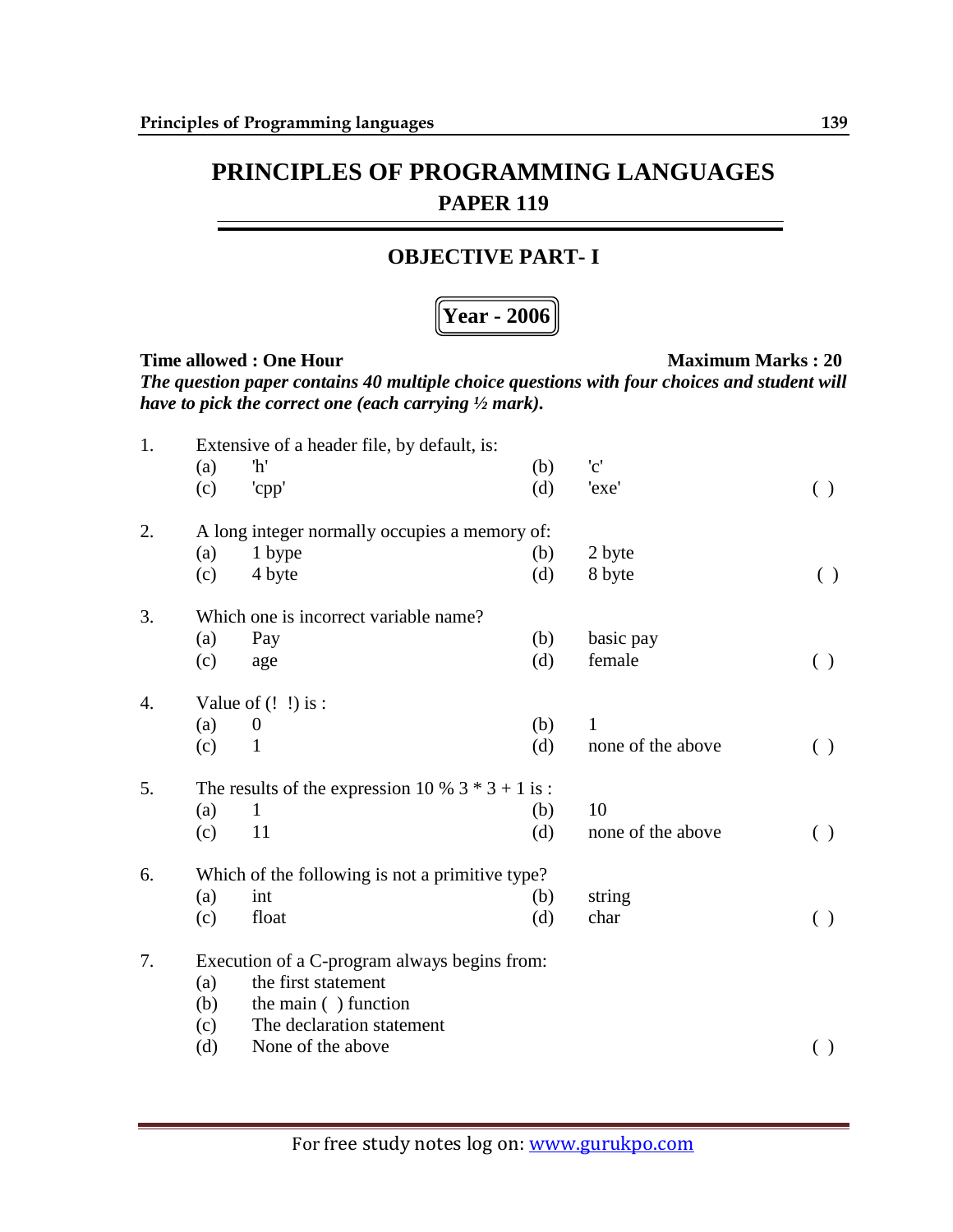# PRINCIPLES OF PROGRAMMING LANGUAGES

## PAPER 119

### OBJECTIVE PART- I

**Year - 2006**

**Time allowed : One Hour** **Maximum Marks : 20**

***The question paper contains 40 multiple choice questions with four choices and student will have to pick the correct one (each carrying ½ mark).***

1. Extensive of a header file, by default, is:
   (a) 'h' (b) 'c'
   (c) 'cpp' (d) 'exe' ( )

2. A long integer normally occupies a memory of:
   (a) 1 bype (b) 2 byte
   (c) 4 byte (d) 8 byte ( )

3. Which one is incorrect variable name?
   (a) Pay (b) basic pay
   (c) age (d) female ( )

4. Value of (! !) is :
   (a) 0 (b) 1
   (c) 1 (d) none of the above ( )

5. The results of the expression 10 % 3 * 3 + 1 is :
   (a) 1 (b) 10
   (c) 11 (d) none of the above ( )

6. Which of the following is not a primitive type?
   (a) int (b) string
   (c) float (d) char ( )

7. Execution of a C-program always begins from:
   (a) the first statement
   (b) the main ( ) function
   (c) The declaration statement
   (d) None of the above ( )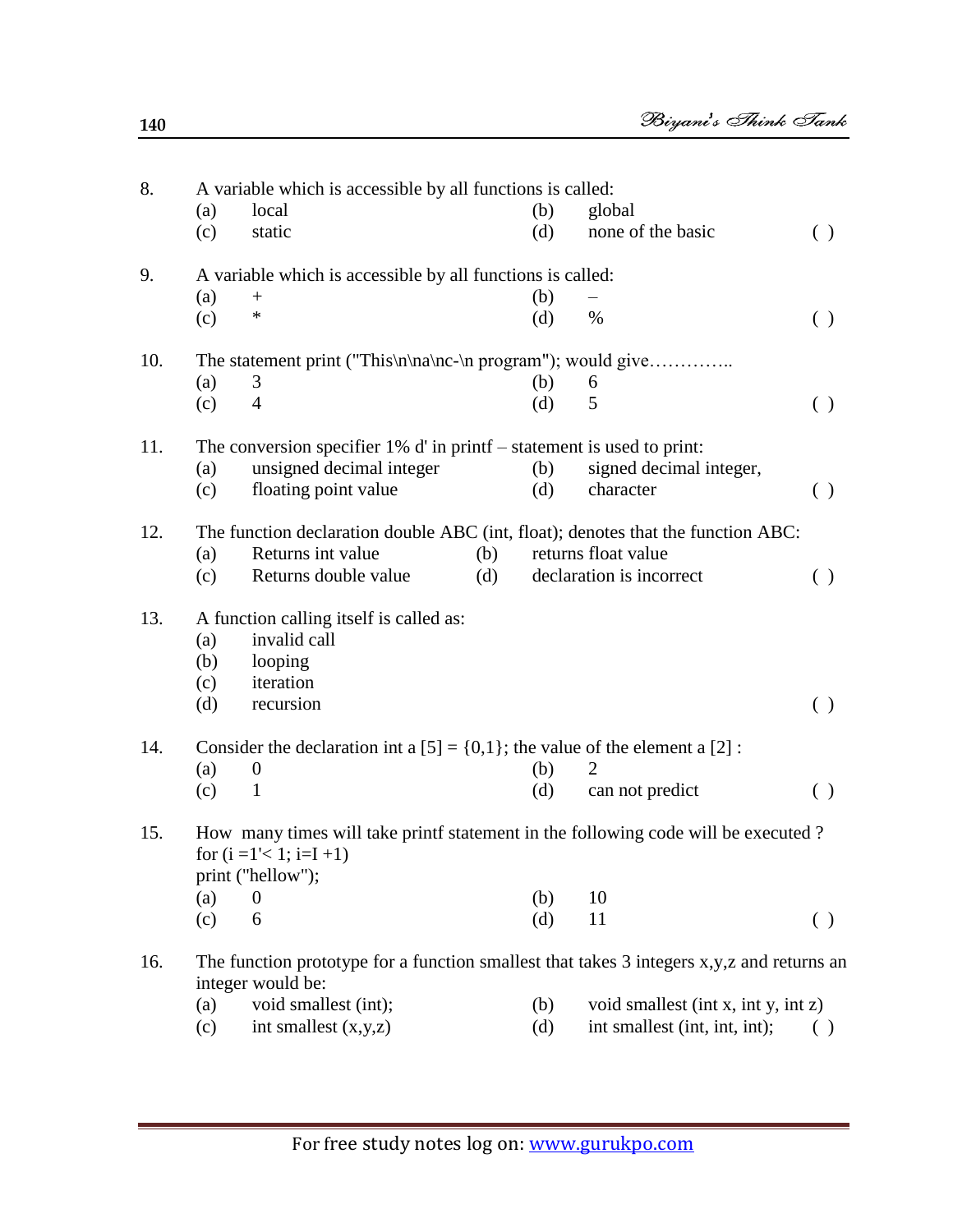8. A variable which is accessible by all functions is called:
   (a) local (b) global
   (c) static (d) none of the basic ( )

9. A variable which is accessible by all functions is called:
   (a) + (b) –
   (c) * (d) % ( )

10. The statement print ("This\n\na\nc-\n program"); would give…………..
    (a) 3 (b) 6
    (c) 4 (d) 5 ( )

11. The conversion specifier 1% d' in printf – statement is used to print:
    (a) unsigned decimal integer (b) signed decimal integer,
    (c) floating point value (d) character ( )

12. The function declaration double ABC (int, float); denotes that the function ABC:
    (a) Returns int value (b) returns float value
    (c) Returns double value (d) declaration is incorrect ( )

13. A function calling itself is called as:
    (a) invalid call
    (b) looping
    (c) iteration
    (d) recursion ( )

14. Consider the declaration int a [5] = {0,1}; the value of the element a [2] :
    (a) 0 (b) 2
    (c) 1 (d) can not predict ( )

15. How many times will take printf statement in the following code will be executed ?
    for (i =1'< 1; i=I +1)
    print ("hellow");
    (a) 0 (b) 10
    (c) 6 (d) 11 ( )

16. The function prototype for a function smallest that takes 3 integers x,y,z and returns an integer would be:
    (a) void smallest (int); (b) void smallest (int x, int y, int z)
    (c) int smallest (x,y,z) (d) int smallest (int, int, int); ( )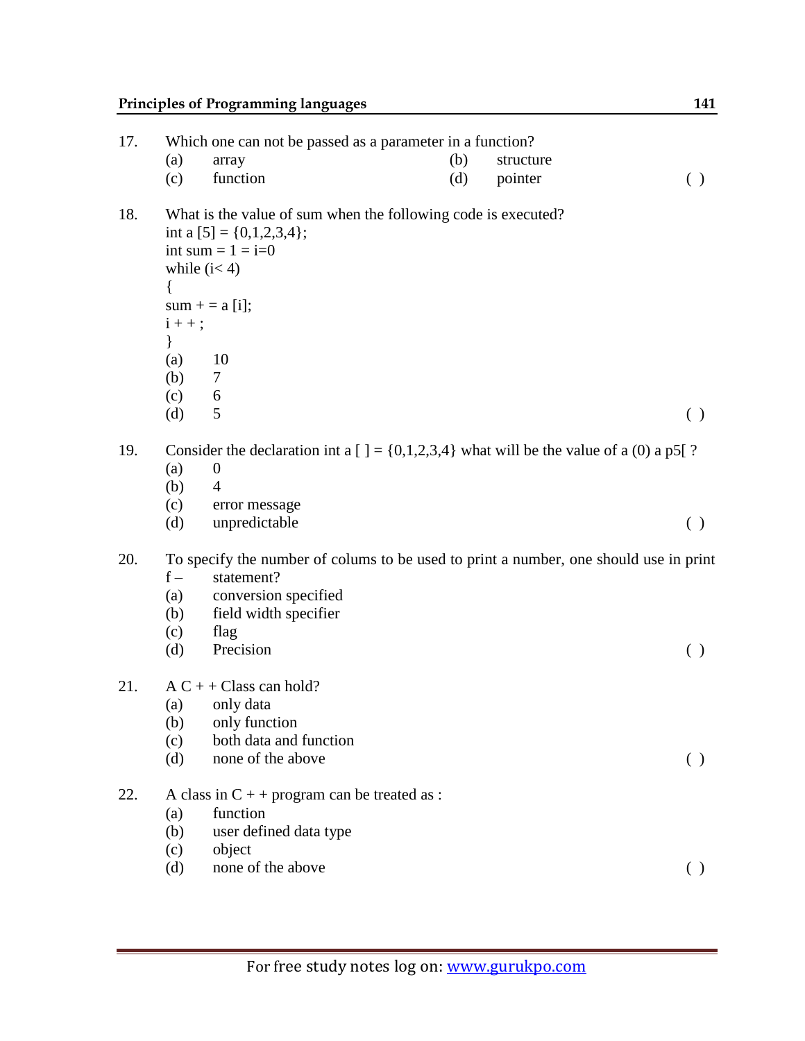17. Which one can not be passed as a parameter in a function?
    (a) array (b) structure
    (c) function (d) pointer ( )

18. What is the value of sum when the following code is executed?

```
int a [5] = {0,1,2,3,4};
int sum = 1 = i=0
while (i< 4)
{
sum + = a [i];
i + + ;
}
```

    (a) 10
    (b) 7
    (c) 6
    (d) 5 ( )

19. Consider the declaration int a [ ] = {0,1,2,3,4} what will be the value of a (0) a p5[ ?
    (a) 0
    (b) 4
    (c) error message
    (d) unpredictable ( )

20. To specify the number of colums to be used to print a number, one should use in print f – statement?
    (a) conversion specified
    (b) field width specifier
    (c) flag
    (d) Precision ( )

21. A C + + Class can hold?
    (a) only data
    (b) only function
    (c) both data and function
    (d) none of the above ( )

22. A class in C + + program can be treated as :
    (a) function
    (b) user defined data type
    (c) object
    (d) none of the above ( )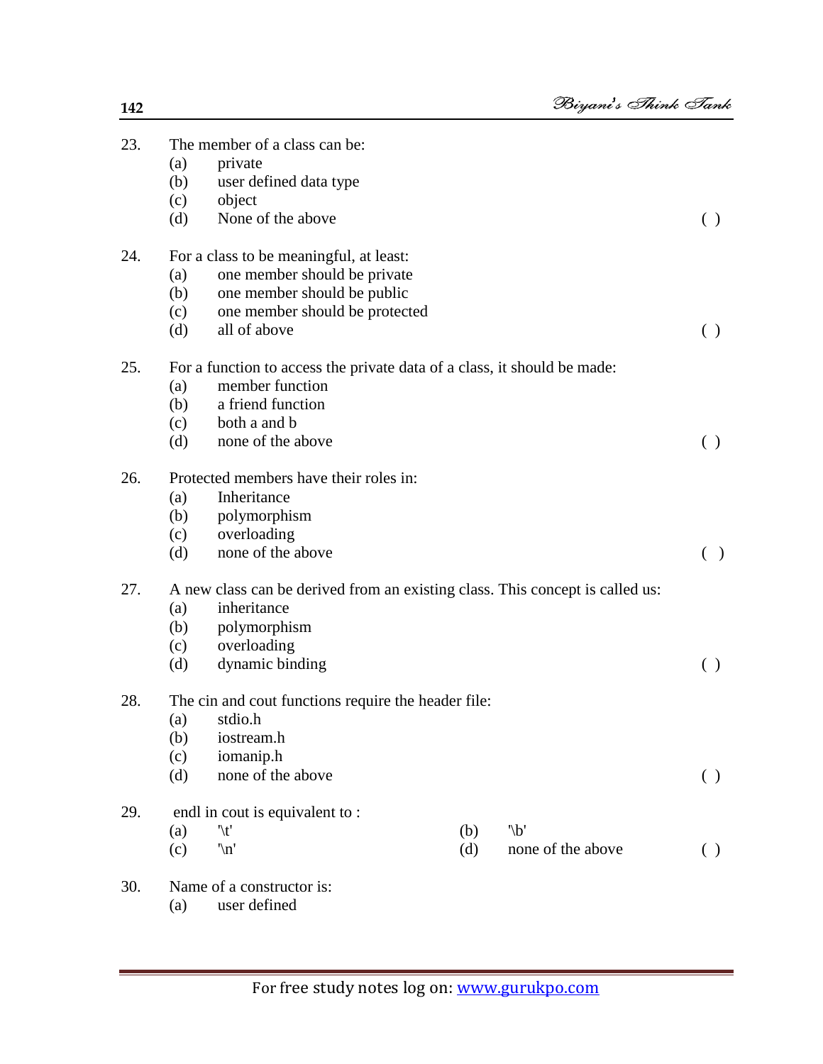23. The member of a class can be:
    (a) private
    (b) user defined data type
    (c) object
    (d) None of the above ( )

24. For a class to be meaningful, at least:
    (a) one member should be private
    (b) one member should be public
    (c) one member should be protected
    (d) all of above ( )

25. For a function to access the private data of a class, it should be made:
    (a) member function
    (b) a friend function
    (c) both a and b
    (d) none of the above ( )

26. Protected members have their roles in:
    (a) Inheritance
    (b) polymorphism
    (c) overloading
    (d) none of the above ( )

27. A new class can be derived from an existing class. This concept is called us:
    (a) inheritance
    (b) polymorphism
    (c) overloading
    (d) dynamic binding ( )

28. The cin and cout functions require the header file:
    (a) stdio.h
    (b) iostream.h
    (c) iomanip.h
    (d) none of the above ( )

29. endl in cout is equivalent to :
    (a) '\t' (b) '\b'
    (c) '\n' (d) none of the above ( )

30. Name of a constructor is:
    (a) user defined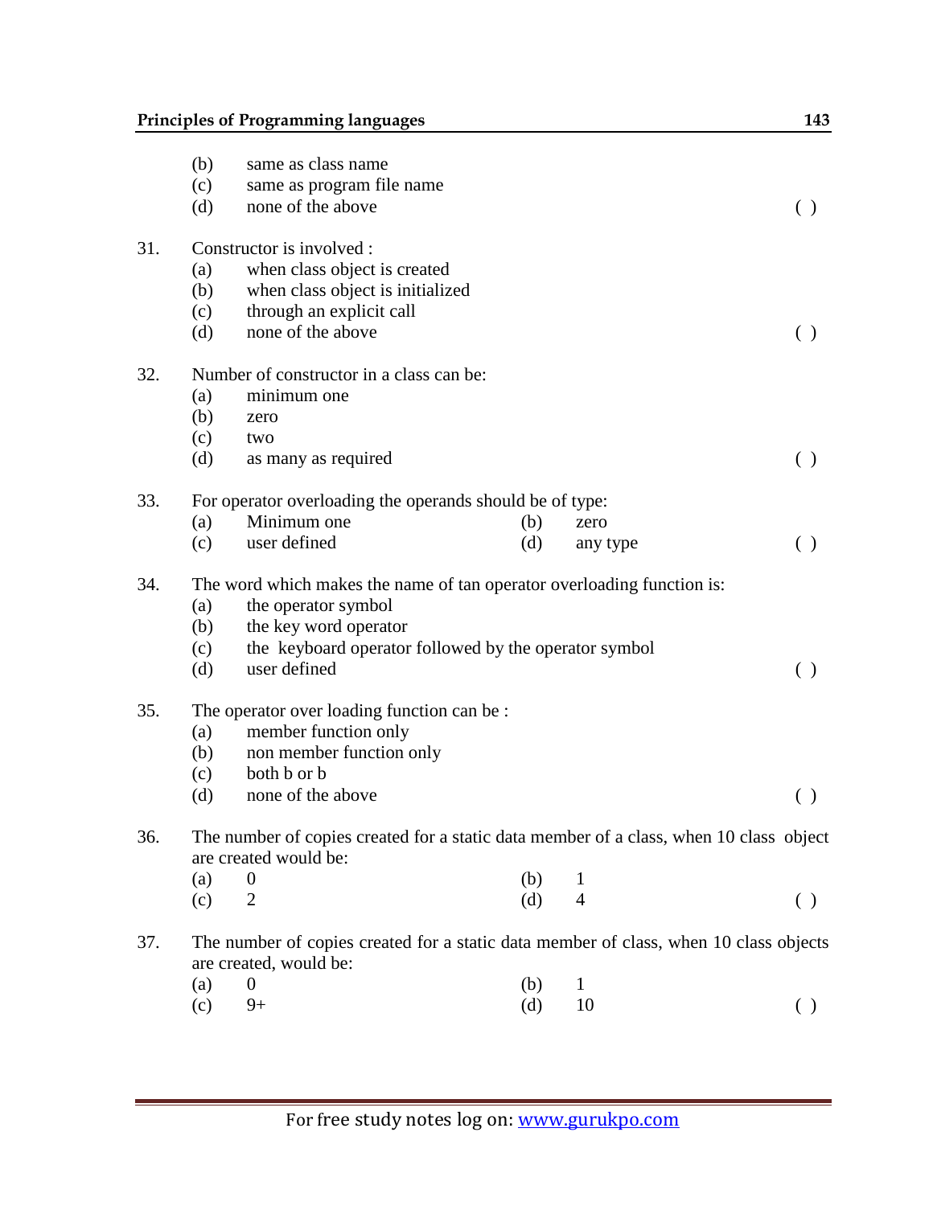(b) same as class name
(c) same as program file name
(d) none of the above ( )

31. Constructor is involved :
   (a) when class object is created
   (b) when class object is initialized
   (c) through an explicit call
   (d) none of the above ( )

32. Number of constructor in a class can be:
   (a) minimum one
   (b) zero
   (c) two
   (d) as many as required ( )

33. For operator overloading the operands should be of type:
   (a) Minimum one (b) zero
   (c) user defined (d) any type ( )

34. The word which makes the name of tan operator overloading function is:
   (a) the operator symbol
   (b) the key word operator
   (c) the keyboard operator followed by the operator symbol
   (d) user defined ( )

35. The operator over loading function can be :
   (a) member function only
   (b) non member function only
   (c) both b or b
   (d) none of the above ( )

36. The number of copies created for a static data member of a class, when 10 class object are created would be:
   (a) 0 (b) 1
   (c) 2 (d) 4 ( )

37. The number of copies created for a static data member of class, when 10 class objects are created, would be:
   (a) 0 (b) 1
   (c) 9+ (d) 10 ( )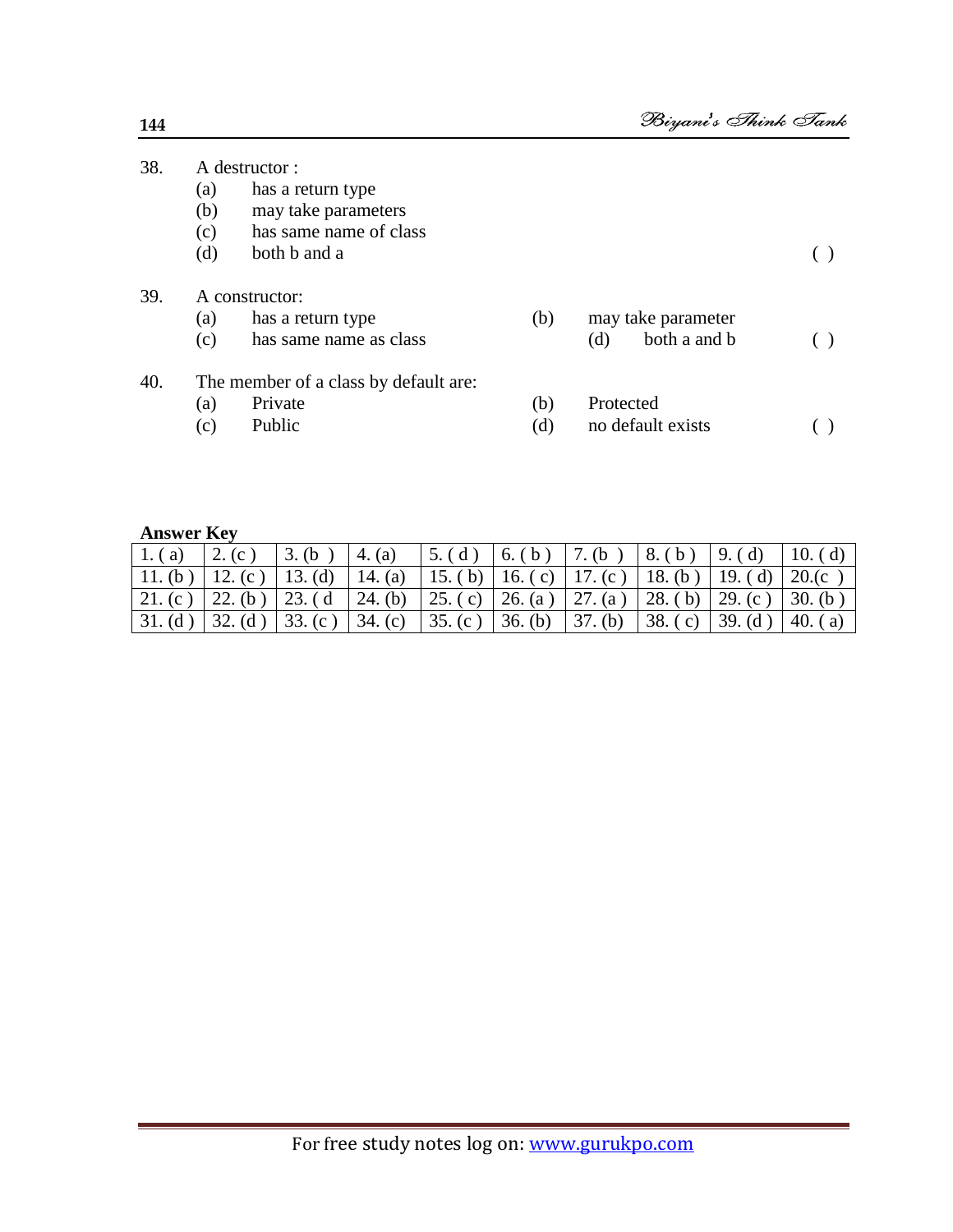38. A destructor :
    (a) has a return type
    (b) may take parameters
    (c) has same name of class
    (d) both b and a ( )

39. A constructor:
    (a) has a return type
    (b) may take parameter
    (c) has same name as class
    (d) both a and b ( )

40. The member of a class by default are:
    (a) Private
    (b) Protected
    (c) Public
    (d) no default exists ( )

**Answer Key**

| 1. ( a) | 2. (c ) | 3. (b ) | 4. (a) | 5. ( d ) | 6. ( b ) | 7. (b ) | 8. ( b ) | 9. ( d) | 10. ( d) |
|---|---|---|---|---|---|---|---|---|---|
| 11. (b ) | 12. (c ) | 13. (d) | 14. (a) | 15. ( b) | 16. ( c) | 17. (c ) | 18. (b ) | 19. ( d) | 20.(c ) |
| 21. (c ) | 22. (b ) | 23. ( d | 24. (b) | 25. ( c) | 26. (a ) | 27. (a ) | 28. ( b) | 29. (c ) | 30. (b ) |
| 31. (d ) | 32. (d ) | 33. (c ) | 34. (c) | 35. (c ) | 36. (b) | 37. (b) | 38. ( c) | 39. (d ) | 40. ( a) |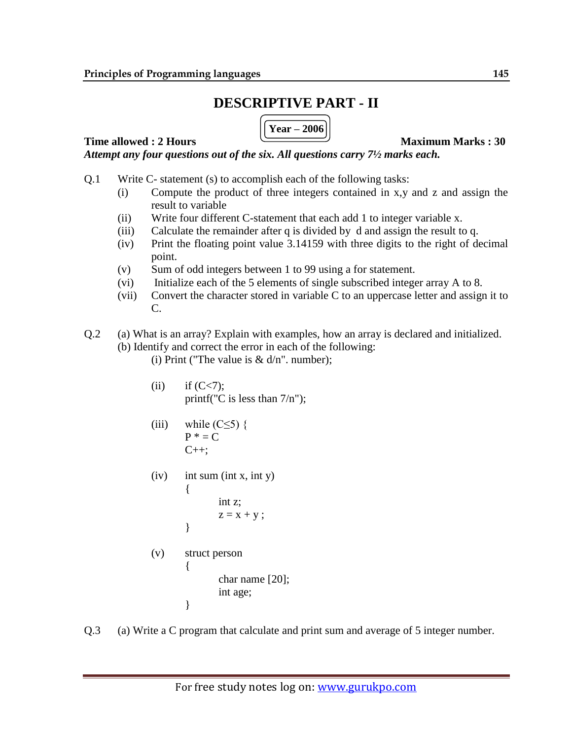# DESCRIPTIVE PART - II

**Year – 2006**

**Time allowed : 2 Hours** **Maximum Marks : 30**

***Attempt any four questions out of the six. All questions carry 7½ marks each.***

Q.1 Write C- statement (s) to accomplish each of the following tasks:

(i) Compute the product of three integers contained in x,y and z and assign the result to variable

(ii) Write four different C-statement that each add 1 to integer variable x.

(iii) Calculate the remainder after q is divided by d and assign the result to q.

(iv) Print the floating point value 3.14159 with three digits to the right of decimal point.

(v) Sum of odd integers between 1 to 99 using a for statement.

(vi) Initialize each of the 5 elements of single subscribed integer array A to 8.

(vii) Convert the character stored in variable C to an uppercase letter and assign it to C.

Q.2 (a) What is an array? Explain with examples, how an array is declared and initialized.

(b) Identify and correct the error in each of the following:

(i) Print ("The value is & d/n". number);

(ii)
```
if (C<7);
printf("C is less than 7/n");
```

(iii)
```
while (C≤5) {
P * = C
C++;
```

(iv)
```
int sum (int x, int y)
{
    int z;
    z = x + y ;
}
```

(v)
```
struct person
{
    char name [20];
    int age;
}
```

Q.3 (a) Write a C program that calculate and print sum and average of 5 integer number.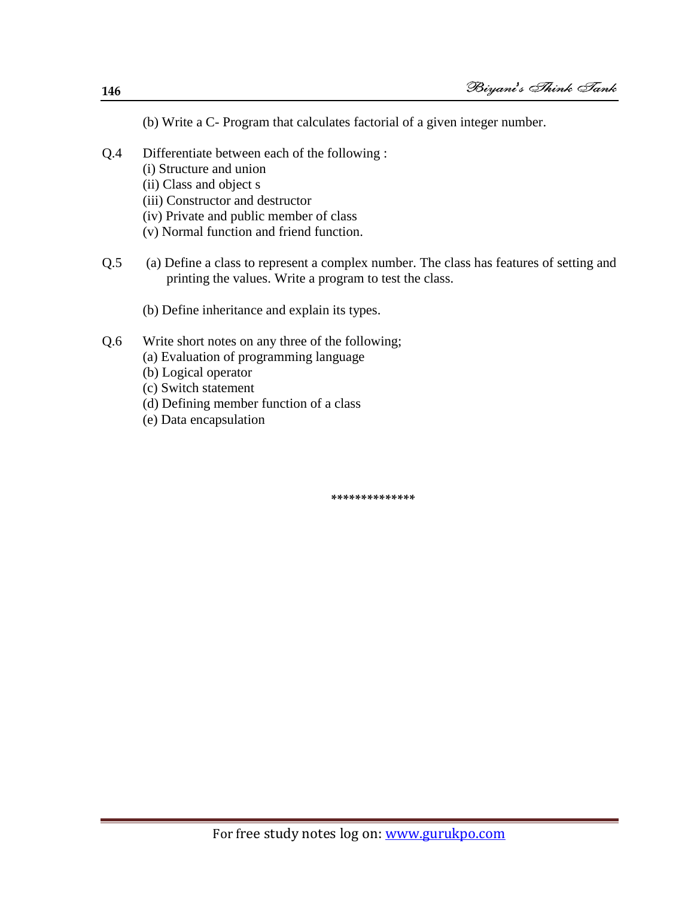(b) Write a C- Program that calculates factorial of a given integer number.

Q.4 Differentiate between each of the following :

(i) Structure and union

(ii) Class and object s

(iii) Constructor and destructor

(iv) Private and public member of class

(v) Normal function and friend function.

Q.5 (a) Define a class to represent a complex number. The class has features of setting and printing the values. Write a program to test the class.

(b) Define inheritance and explain its types.

Q.6 Write short notes on any three of the following;

(a) Evaluation of programming language

(b) Logical operator

(c) Switch statement

(d) Defining member function of a class

(e) Data encapsulation

*************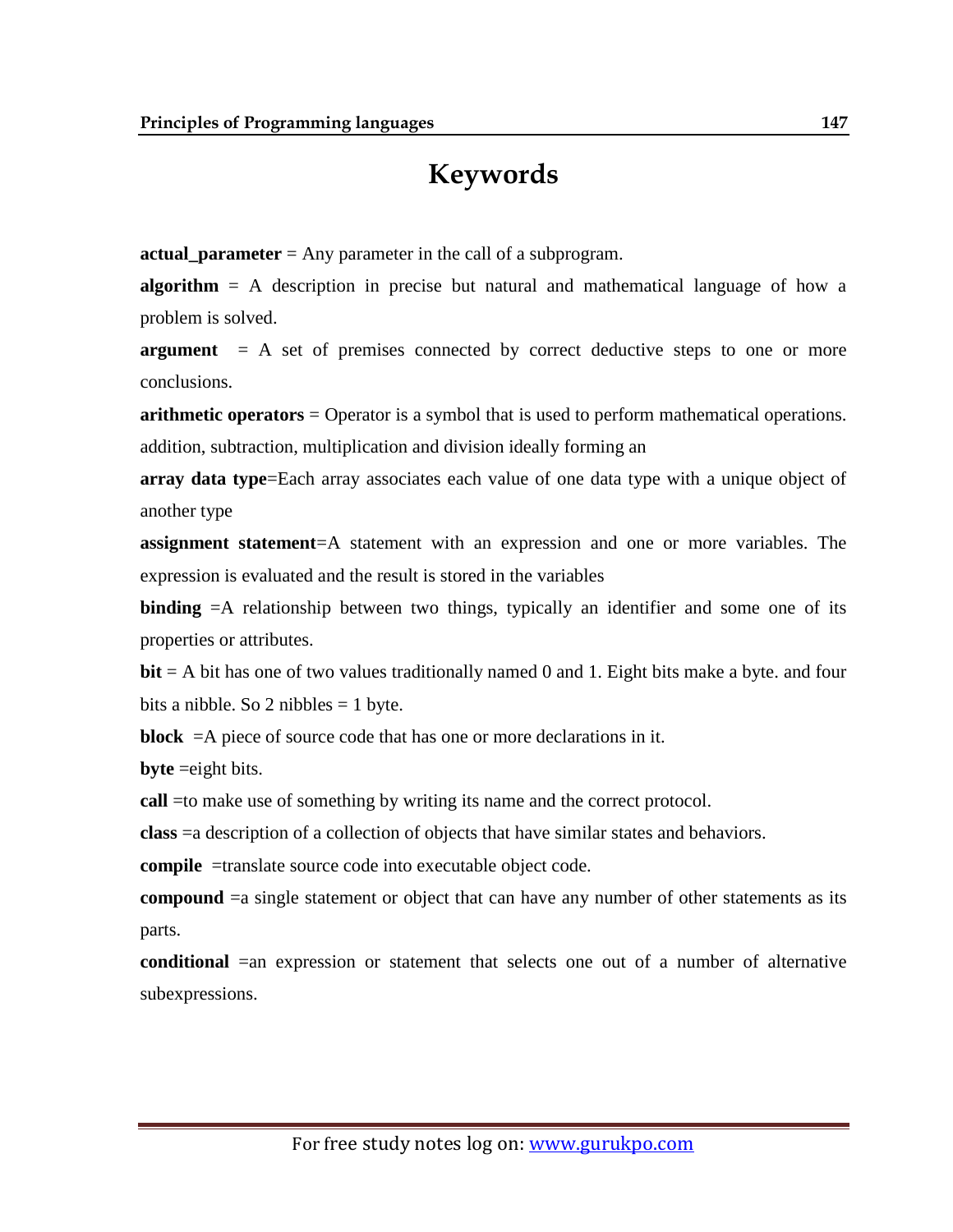# Keywords

**actual_parameter** = Any parameter in the call of a subprogram.

**algorithm** = A description in precise but natural and mathematical language of how a problem is solved.

**argument** = A set of premises connected by correct deductive steps to one or more conclusions.

**arithmetic operators** = Operator is a symbol that is used to perform mathematical operations. addition, subtraction, multiplication and division ideally forming an

**array data type**=Each array associates each value of one data type with a unique object of another type

**assignment statement**=A statement with an expression and one or more variables. The expression is evaluated and the result is stored in the variables

**binding** =A relationship between two things, typically an identifier and some one of its properties or attributes.

**bit** = A bit has one of two values traditionally named 0 and 1. Eight bits make a byte. and four bits a nibble. So 2 nibbles = 1 byte.

**block** =A piece of source code that has one or more declarations in it.

**byte** =eight bits.

**call** =to make use of something by writing its name and the correct protocol.

**class** =a description of a collection of objects that have similar states and behaviors.

**compile** =translate source code into executable object code.

**compound** =a single statement or object that can have any number of other statements as its parts.

**conditional** =an expression or statement that selects one out of a number of alternative subexpressions.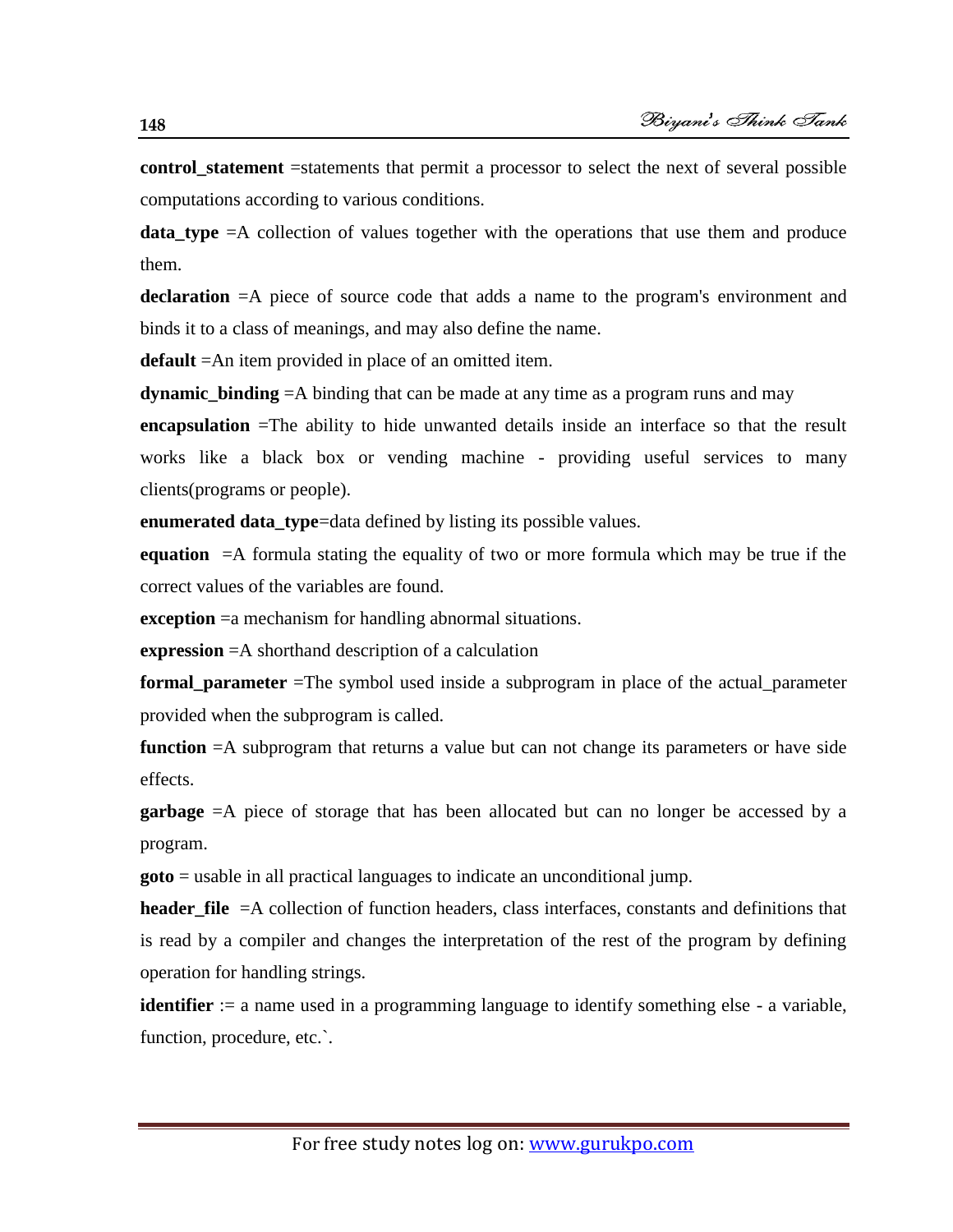**control_statement** =statements that permit a processor to select the next of several possible computations according to various conditions.

**data_type** =A collection of values together with the operations that use them and produce them.

**declaration** =A piece of source code that adds a name to the program's environment and binds it to a class of meanings, and may also define the name.

**default** =An item provided in place of an omitted item.

**dynamic_binding** =A binding that can be made at any time as a program runs and may

**encapsulation** =The ability to hide unwanted details inside an interface so that the result works like a black box or vending machine - providing useful services to many clients(programs or people).

**enumerated data_type**=data defined by listing its possible values.

**equation** =A formula stating the equality of two or more formula which may be true if the correct values of the variables are found.

**exception** =a mechanism for handling abnormal situations.

**expression** =A shorthand description of a calculation

**formal_parameter** =The symbol used inside a subprogram in place of the actual_parameter provided when the subprogram is called.

**function** =A subprogram that returns a value but can not change its parameters or have side effects.

**garbage** =A piece of storage that has been allocated but can no longer be accessed by a program.

**goto** = usable in all practical languages to indicate an unconditional jump.

**header_file** =A collection of function headers, class interfaces, constants and definitions that is read by a compiler and changes the interpretation of the rest of the program by defining operation for handling strings.

**identifier** := a name used in a programming language to identify something else - a variable, function, procedure, etc.`.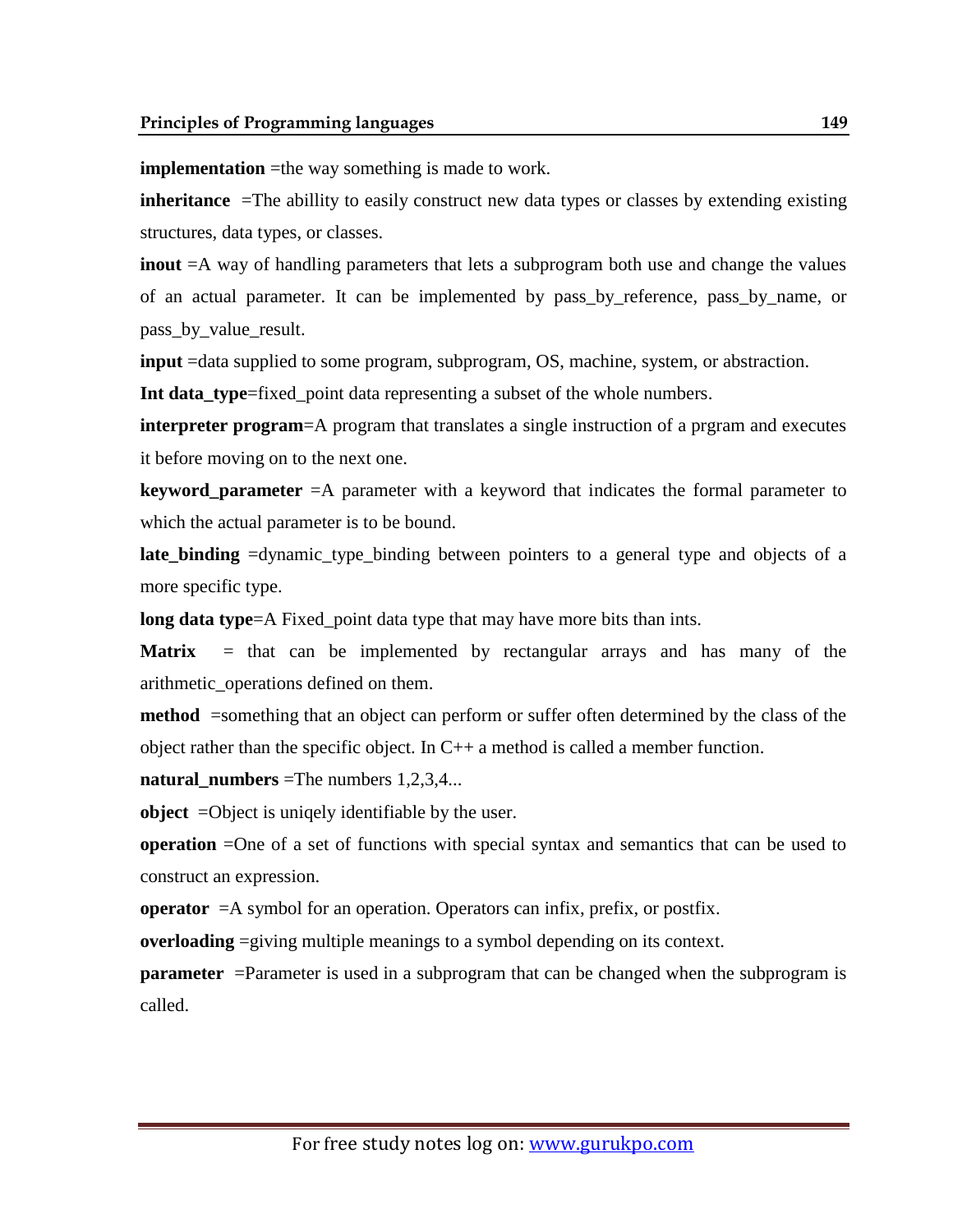**implementation** =the way something is made to work.

**inheritance** =The abillity to easily construct new data types or classes by extending existing structures, data types, or classes.

**inout** =A way of handling parameters that lets a subprogram both use and change the values of an actual parameter. It can be implemented by pass_by_reference, pass_by_name, or pass_by_value_result.

**input** =data supplied to some program, subprogram, OS, machine, system, or abstraction.

**Int data_type**=fixed_point data representing a subset of the whole numbers.

**interpreter program**=A program that translates a single instruction of a prgram and executes it before moving on to the next one.

**keyword_parameter** =A parameter with a keyword that indicates the formal parameter to which the actual parameter is to be bound.

**late_binding** =dynamic_type_binding between pointers to a general type and objects of a more specific type.

**long data type**=A Fixed_point data type that may have more bits than ints.

**Matrix** = that can be implemented by rectangular arrays and has many of the arithmetic_operations defined on them.

**method** =something that an object can perform or suffer often determined by the class of the object rather than the specific object. In C++ a method is called a member function.

**natural_numbers** =The numbers 1,2,3,4...

**object** =Object is uniqely identifiable by the user.

**operation** =One of a set of functions with special syntax and semantics that can be used to construct an expression.

**operator** =A symbol for an operation. Operators can infix, prefix, or postfix.

**overloading** =giving multiple meanings to a symbol depending on its context.

**parameter** =Parameter is used in a subprogram that can be changed when the subprogram is called.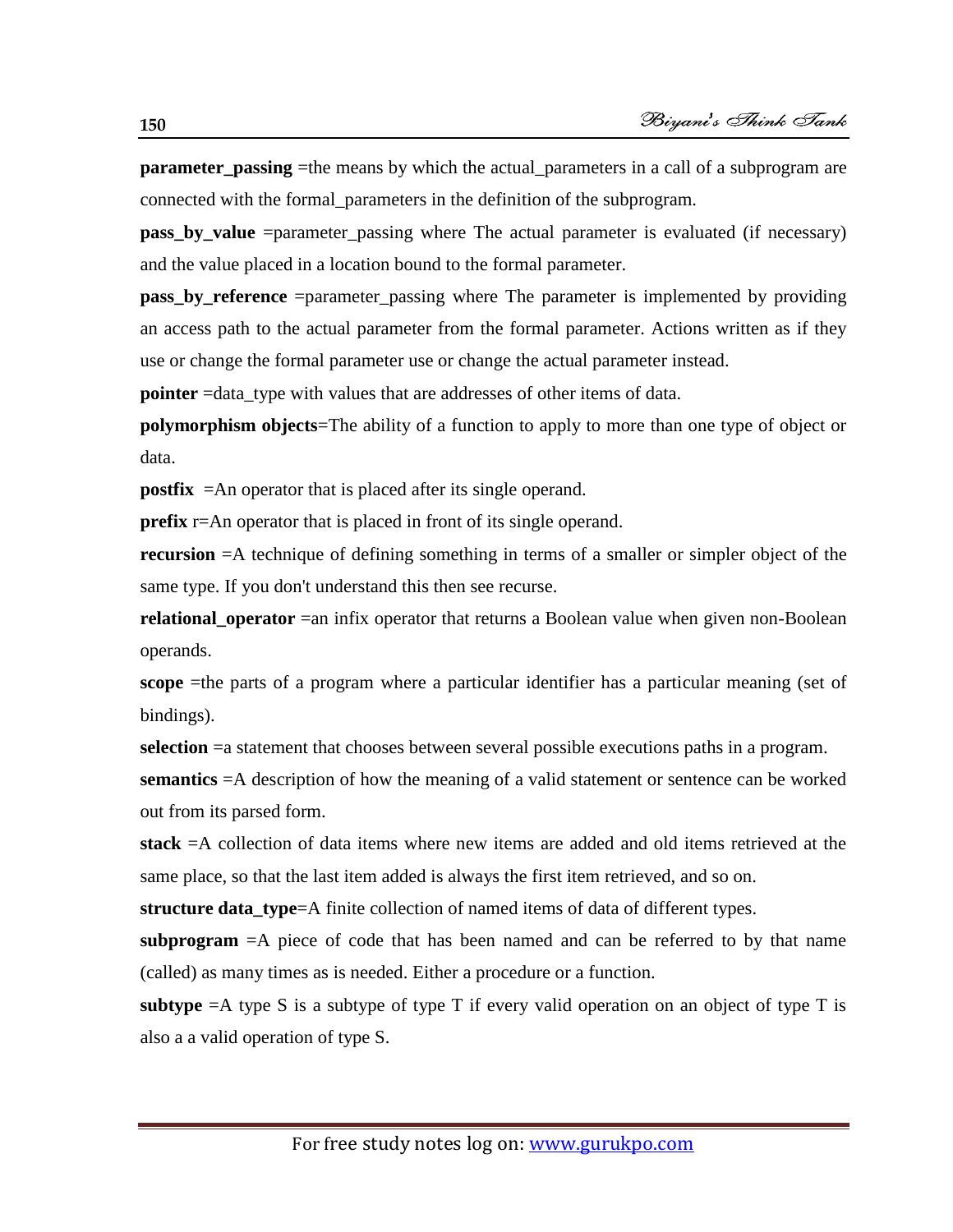**parameter_passing** =the means by which the actual_parameters in a call of a subprogram are connected with the formal_parameters in the definition of the subprogram.

**pass_by_value** =parameter_passing where The actual parameter is evaluated (if necessary) and the value placed in a location bound to the formal parameter.

**pass_by_reference** =parameter_passing where The parameter is implemented by providing an access path to the actual parameter from the formal parameter. Actions written as if they use or change the formal parameter use or change the actual parameter instead.

**pointer** =data_type with values that are addresses of other items of data.

**polymorphism objects**=The ability of a function to apply to more than one type of object or data.

**postfix** =An operator that is placed after its single operand.

**prefix** r=An operator that is placed in front of its single operand.

**recursion** =A technique of defining something in terms of a smaller or simpler object of the same type. If you don't understand this then see recurse.

**relational_operator** =an infix operator that returns a Boolean value when given non-Boolean operands.

**scope** =the parts of a program where a particular identifier has a particular meaning (set of bindings).

**selection** =a statement that chooses between several possible executions paths in a program.

**semantics** =A description of how the meaning of a valid statement or sentence can be worked out from its parsed form.

**stack** =A collection of data items where new items are added and old items retrieved at the same place, so that the last item added is always the first item retrieved, and so on.

**structure data_type**=A finite collection of named items of data of different types.

**subprogram** =A piece of code that has been named and can be referred to by that name (called) as many times as is needed. Either a procedure or a function.

**subtype** =A type S is a subtype of type T if every valid operation on an object of type T is also a a valid operation of type S.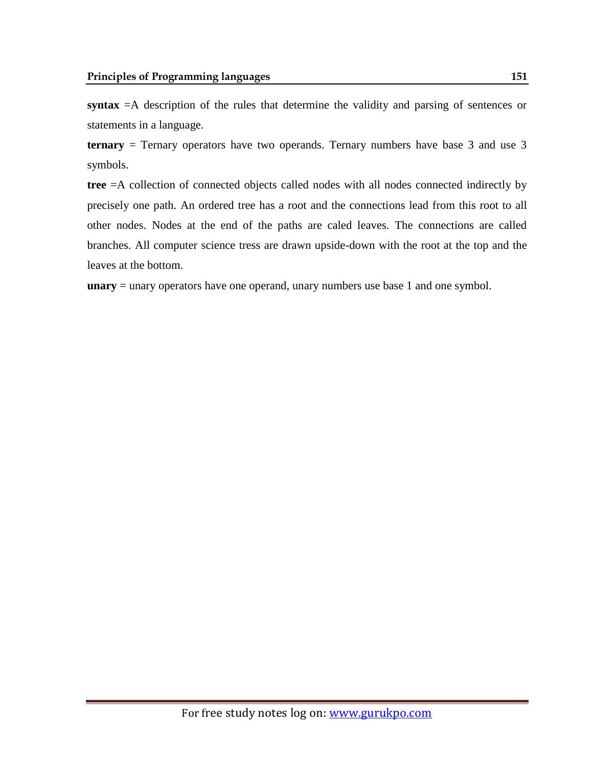**syntax** =A description of the rules that determine the validity and parsing of sentences or statements in a language.

**ternary** = Ternary operators have two operands. Ternary numbers have base 3 and use 3 symbols.

**tree** =A collection of connected objects called nodes with all nodes connected indirectly by precisely one path. An ordered tree has a root and the connections lead from this root to all other nodes. Nodes at the end of the paths are caled leaves. The connections are called branches. All computer science tress are drawn upside-down with the root at the top and the leaves at the bottom.

**unary** = unary operators have one operand, unary numbers use base 1 and one symbol.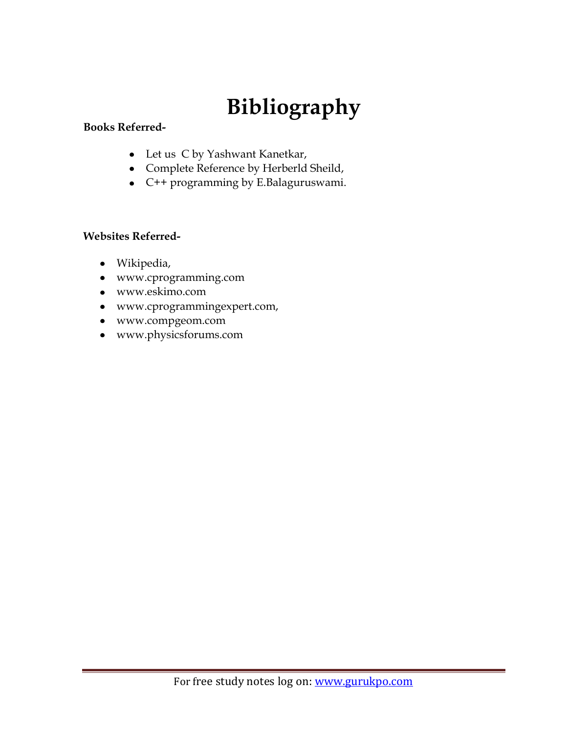# Bibliography

**Books Referred-**

- Let us C by Yashwant Kanetkar,
- Complete Reference by Herberld Sheild,
- C++ programming by E.Balaguruswami.

**Websites Referred-**

- Wikipedia,
- www.cprogramming.com
- www.eskimo.com
- www.cprogrammingexpert.com,
- www.compgeom.com
- www.physicsforums.com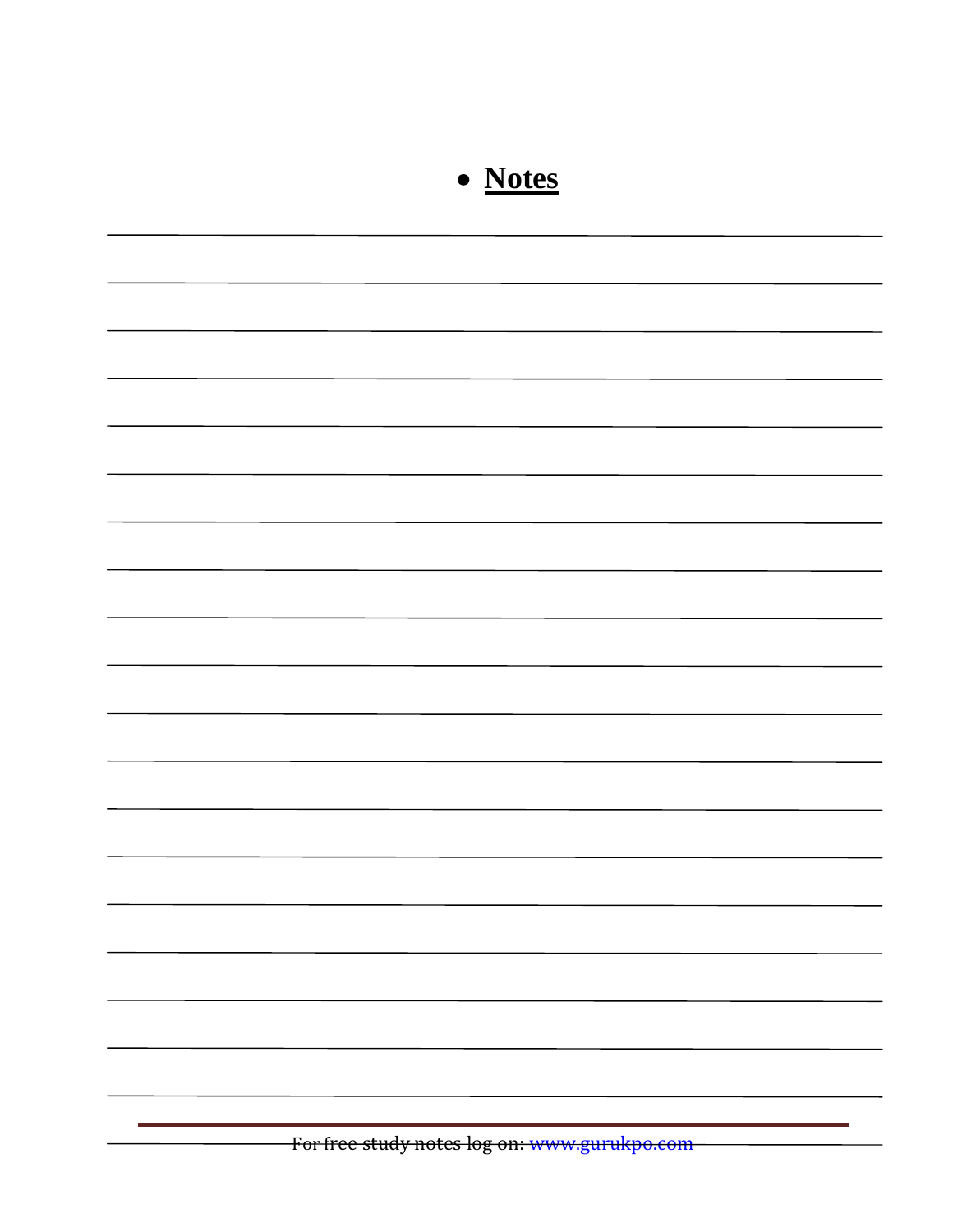- **Notes**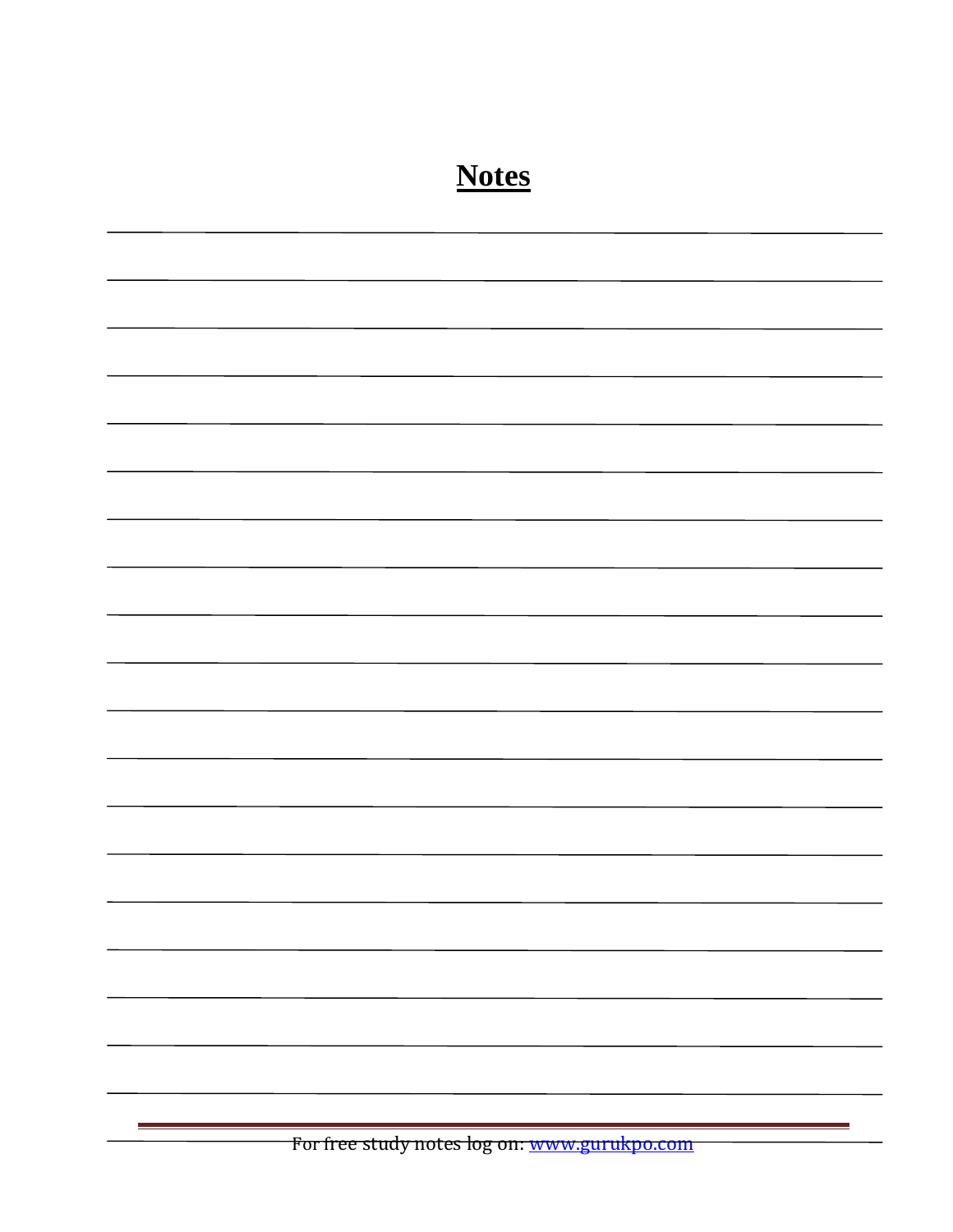# Notes